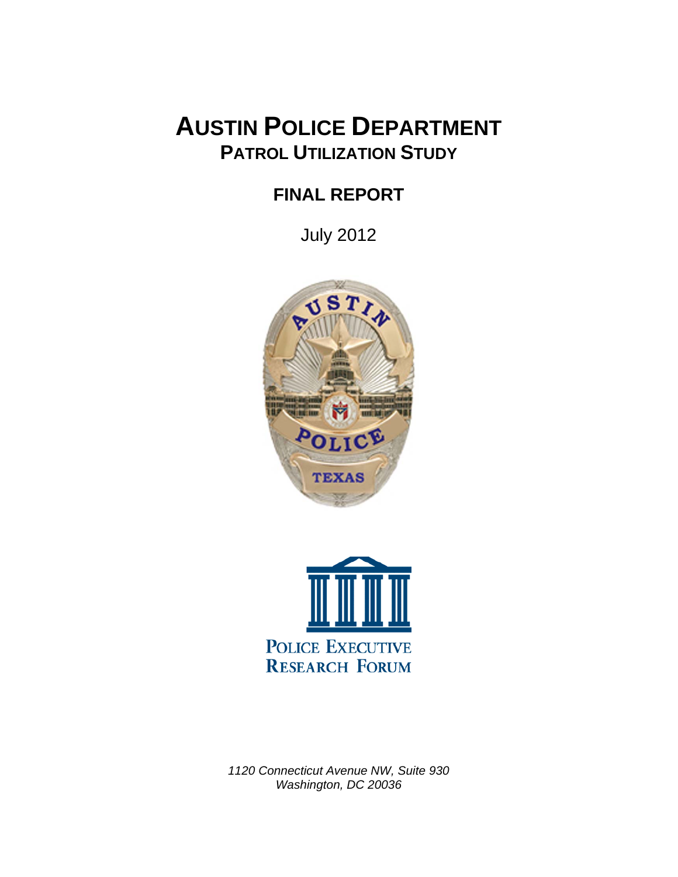# AUSTIN POLICE DEPARTMENT

## PATROL UTILIZATION STUDY

## FINAL REPORT

July 2012

POLICE EXECUTIVE RESEARCH FORUM

*1120 Connecticut Avenue NW, Suite 930*
*Washington, DC 20036*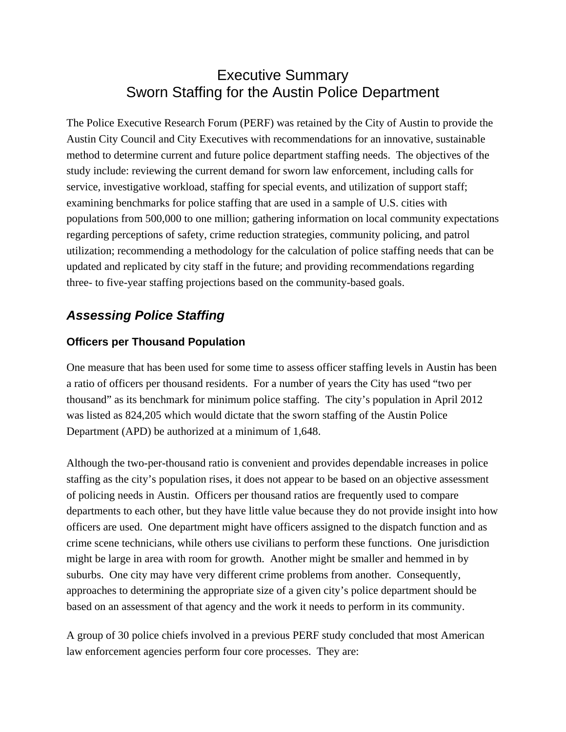# Executive Summary
# Sworn Staffing for the Austin Police Department

The Police Executive Research Forum (PERF) was retained by the City of Austin to provide the Austin City Council and City Executives with recommendations for an innovative, sustainable method to determine current and future police department staffing needs. The objectives of the study include: reviewing the current demand for sworn law enforcement, including calls for service, investigative workload, staffing for special events, and utilization of support staff; examining benchmarks for police staffing that are used in a sample of U.S. cities with populations from 500,000 to one million; gathering information on local community expectations regarding perceptions of safety, crime reduction strategies, community policing, and patrol utilization; recommending a methodology for the calculation of police staffing needs that can be updated and replicated by city staff in the future; and providing recommendations regarding three- to five-year staffing projections based on the community-based goals.

## *Assessing Police Staffing*

### Officers per Thousand Population

One measure that has been used for some time to assess officer staffing levels in Austin has been a ratio of officers per thousand residents. For a number of years the City has used "two per thousand" as its benchmark for minimum police staffing. The city's population in April 2012 was listed as 824,205 which would dictate that the sworn staffing of the Austin Police Department (APD) be authorized at a minimum of 1,648.

Although the two-per-thousand ratio is convenient and provides dependable increases in police staffing as the city's population rises, it does not appear to be based on an objective assessment of policing needs in Austin. Officers per thousand ratios are frequently used to compare departments to each other, but they have little value because they do not provide insight into how officers are used. One department might have officers assigned to the dispatch function and as crime scene technicians, while others use civilians to perform these functions. One jurisdiction might be large in area with room for growth. Another might be smaller and hemmed in by suburbs. One city may have very different crime problems from another. Consequently, approaches to determining the appropriate size of a given city's police department should be based on an assessment of that agency and the work it needs to perform in its community.

A group of 30 police chiefs involved in a previous PERF study concluded that most American law enforcement agencies perform four core processes. They are: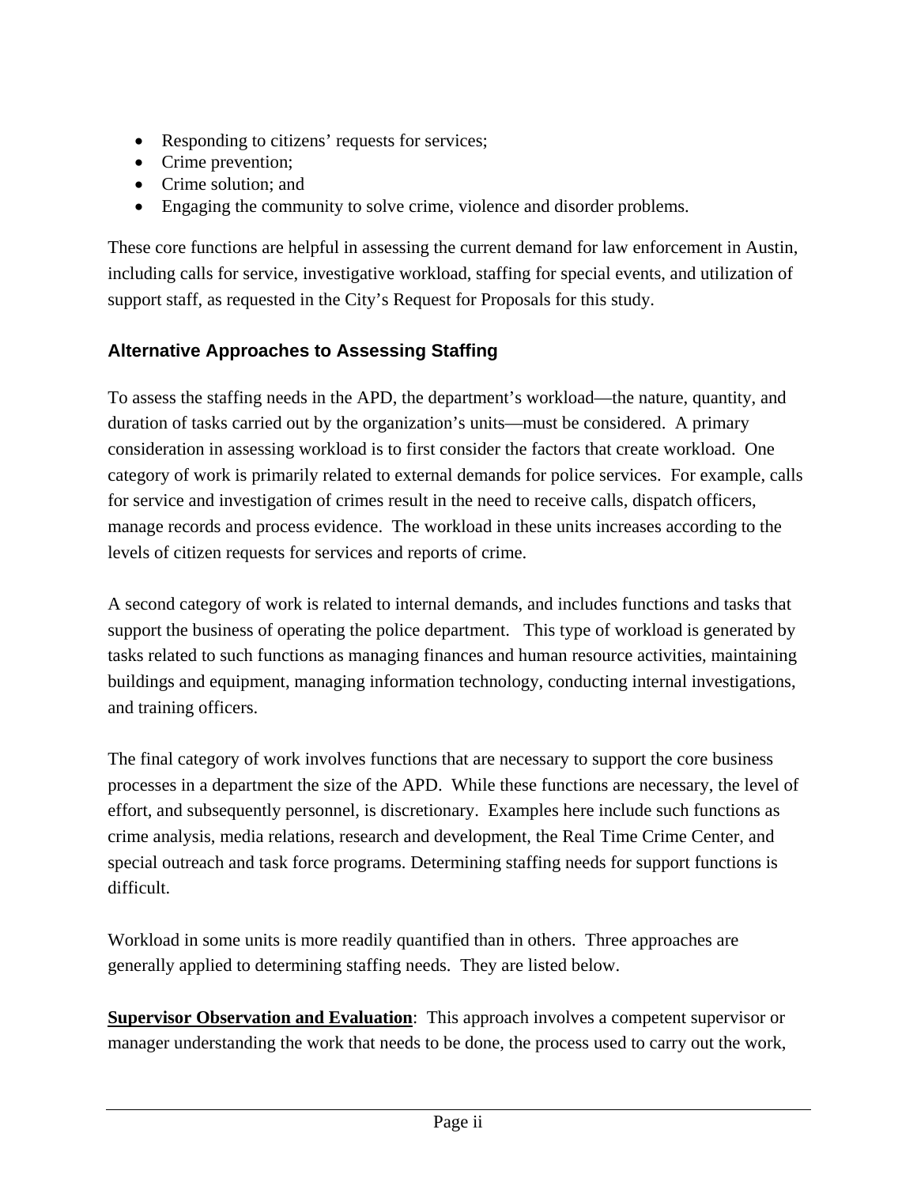- Responding to citizens' requests for services;
- Crime prevention;
- Crime solution; and
- Engaging the community to solve crime, violence and disorder problems.

These core functions are helpful in assessing the current demand for law enforcement in Austin, including calls for service, investigative workload, staffing for special events, and utilization of support staff, as requested in the City's Request for Proposals for this study.

### Alternative Approaches to Assessing Staffing

To assess the staffing needs in the APD, the department's workload—the nature, quantity, and duration of tasks carried out by the organization's units—must be considered. A primary consideration in assessing workload is to first consider the factors that create workload. One category of work is primarily related to external demands for police services. For example, calls for service and investigation of crimes result in the need to receive calls, dispatch officers, manage records and process evidence. The workload in these units increases according to the levels of citizen requests for services and reports of crime.

A second category of work is related to internal demands, and includes functions and tasks that support the business of operating the police department. This type of workload is generated by tasks related to such functions as managing finances and human resource activities, maintaining buildings and equipment, managing information technology, conducting internal investigations, and training officers.

The final category of work involves functions that are necessary to support the core business processes in a department the size of the APD. While these functions are necessary, the level of effort, and subsequently personnel, is discretionary. Examples here include such functions as crime analysis, media relations, research and development, the Real Time Crime Center, and special outreach and task force programs. Determining staffing needs for support functions is difficult.

Workload in some units is more readily quantified than in others. Three approaches are generally applied to determining staffing needs. They are listed below.

**Supervisor Observation and Evaluation**: This approach involves a competent supervisor or manager understanding the work that needs to be done, the process used to carry out the work,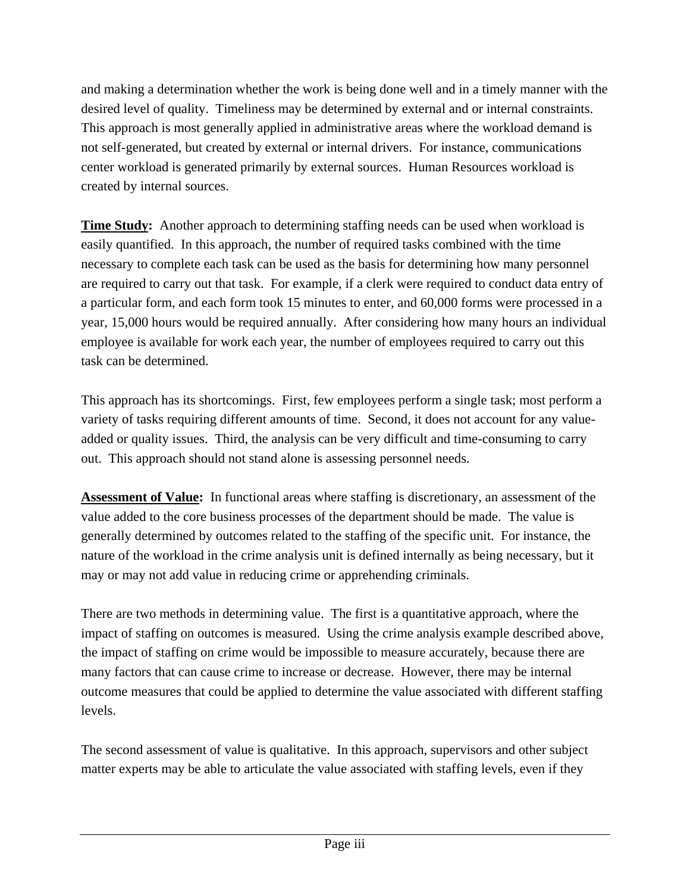and making a determination whether the work is being done well and in a timely manner with the desired level of quality. Timeliness may be determined by external and or internal constraints. This approach is most generally applied in administrative areas where the workload demand is not self-generated, but created by external or internal drivers. For instance, communications center workload is generated primarily by external sources. Human Resources workload is created by internal sources.

**Time Study:** Another approach to determining staffing needs can be used when workload is easily quantified. In this approach, the number of required tasks combined with the time necessary to complete each task can be used as the basis for determining how many personnel are required to carry out that task. For example, if a clerk were required to conduct data entry of a particular form, and each form took 15 minutes to enter, and 60,000 forms were processed in a year, 15,000 hours would be required annually. After considering how many hours an individual employee is available for work each year, the number of employees required to carry out this task can be determined.

This approach has its shortcomings. First, few employees perform a single task; most perform a variety of tasks requiring different amounts of time. Second, it does not account for any value-added or quality issues. Third, the analysis can be very difficult and time-consuming to carry out. This approach should not stand alone is assessing personnel needs.

**Assessment of Value:** In functional areas where staffing is discretionary, an assessment of the value added to the core business processes of the department should be made. The value is generally determined by outcomes related to the staffing of the specific unit. For instance, the nature of the workload in the crime analysis unit is defined internally as being necessary, but it may or may not add value in reducing crime or apprehending criminals.

There are two methods in determining value. The first is a quantitative approach, where the impact of staffing on outcomes is measured. Using the crime analysis example described above, the impact of staffing on crime would be impossible to measure accurately, because there are many factors that can cause crime to increase or decrease. However, there may be internal outcome measures that could be applied to determine the value associated with different staffing levels.

The second assessment of value is qualitative. In this approach, supervisors and other subject matter experts may be able to articulate the value associated with staffing levels, even if they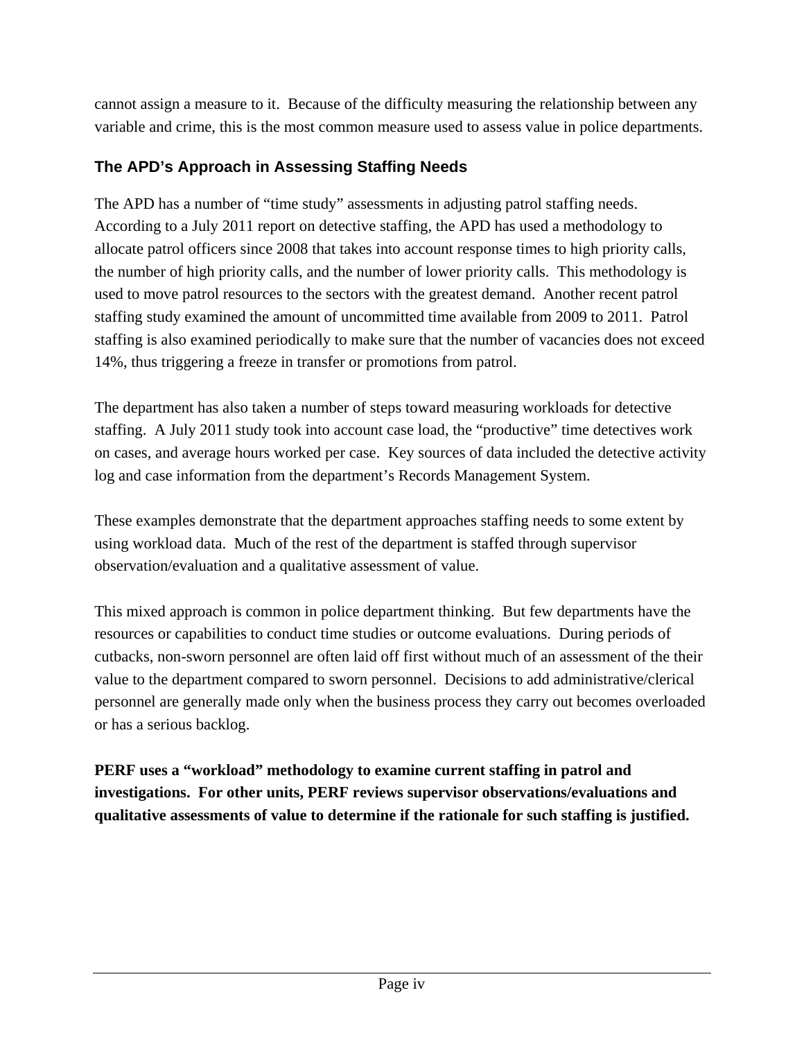cannot assign a measure to it. Because of the difficulty measuring the relationship between any variable and crime, this is the most common measure used to assess value in police departments.

## The APD's Approach in Assessing Staffing Needs

The APD has a number of "time study" assessments in adjusting patrol staffing needs. According to a July 2011 report on detective staffing, the APD has used a methodology to allocate patrol officers since 2008 that takes into account response times to high priority calls, the number of high priority calls, and the number of lower priority calls. This methodology is used to move patrol resources to the sectors with the greatest demand. Another recent patrol staffing study examined the amount of uncommitted time available from 2009 to 2011. Patrol staffing is also examined periodically to make sure that the number of vacancies does not exceed 14%, thus triggering a freeze in transfer or promotions from patrol.

The department has also taken a number of steps toward measuring workloads for detective staffing. A July 2011 study took into account case load, the "productive" time detectives work on cases, and average hours worked per case. Key sources of data included the detective activity log and case information from the department's Records Management System.

These examples demonstrate that the department approaches staffing needs to some extent by using workload data. Much of the rest of the department is staffed through supervisor observation/evaluation and a qualitative assessment of value.

This mixed approach is common in police department thinking. But few departments have the resources or capabilities to conduct time studies or outcome evaluations. During periods of cutbacks, non-sworn personnel are often laid off first without much of an assessment of the their value to the department compared to sworn personnel. Decisions to add administrative/clerical personnel are generally made only when the business process they carry out becomes overloaded or has a serious backlog.

**PERF uses a "workload" methodology to examine current staffing in patrol and investigations. For other units, PERF reviews supervisor observations/evaluations and qualitative assessments of value to determine if the rationale for such staffing is justified.**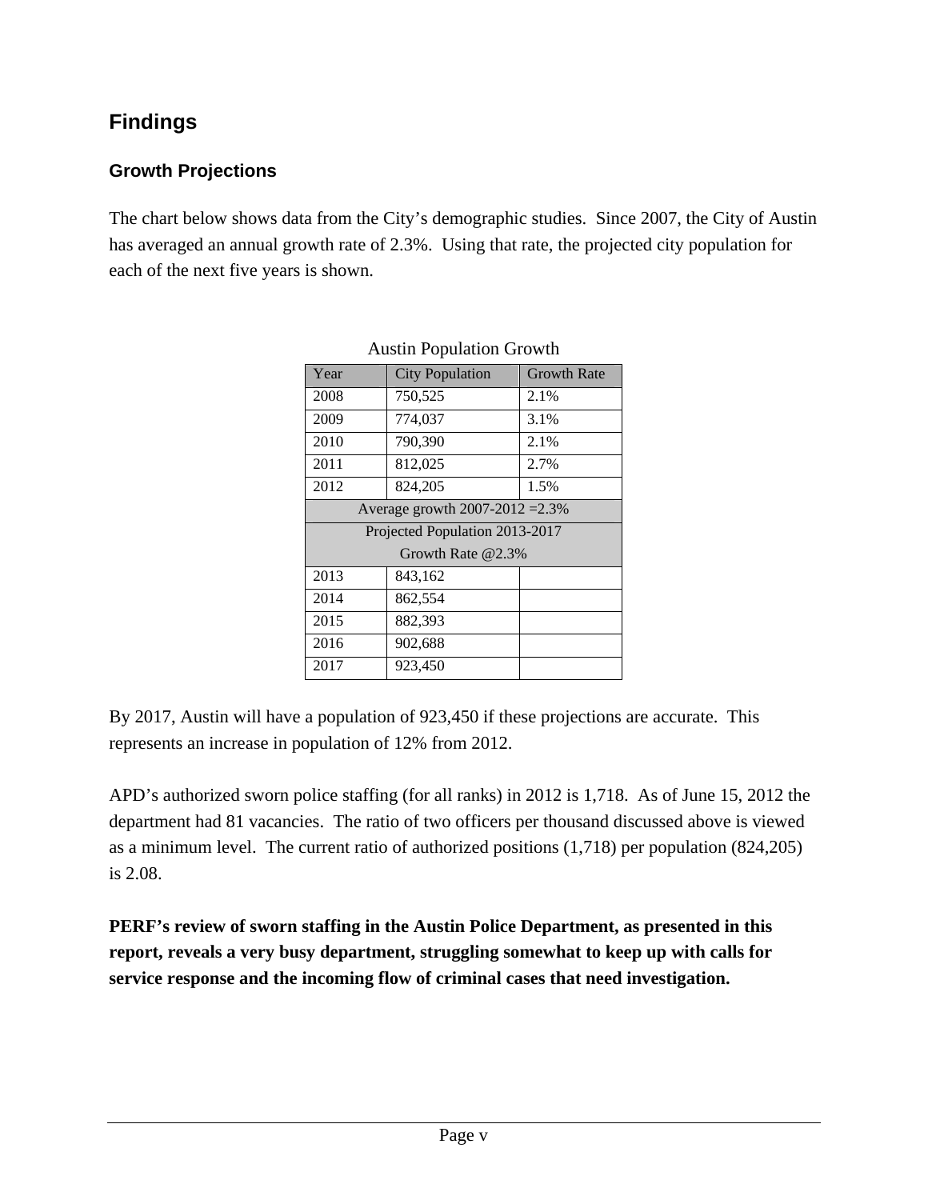# Findings

## Growth Projections

The chart below shows data from the City's demographic studies. Since 2007, the City of Austin has averaged an annual growth rate of 2.3%. Using that rate, the projected city population for each of the next five years is shown.

Austin Population Growth

| Year | City Population | Growth Rate |
|---|---|---|
| 2008 | 750,525 | 2.1% |
| 2009 | 774,037 | 3.1% |
| 2010 | 790,390 | 2.1% |
| 2011 | 812,025 | 2.7% |
| 2012 | 824,205 | 1.5% |
| Average growth 2007-2012 =2.3% | | |
| Projected Population 2013-2017 Growth Rate @2.3% | | |
| 2013 | 843,162 | |
| 2014 | 862,554 | |
| 2015 | 882,393 | |
| 2016 | 902,688 | |
| 2017 | 923,450 | |

By 2017, Austin will have a population of 923,450 if these projections are accurate. This represents an increase in population of 12% from 2012.

APD's authorized sworn police staffing (for all ranks) in 2012 is 1,718. As of June 15, 2012 the department had 81 vacancies. The ratio of two officers per thousand discussed above is viewed as a minimum level. The current ratio of authorized positions (1,718) per population (824,205) is 2.08.

**PERF's review of sworn staffing in the Austin Police Department, as presented in this report, reveals a very busy department, struggling somewhat to keep up with calls for service response and the incoming flow of criminal cases that need investigation.**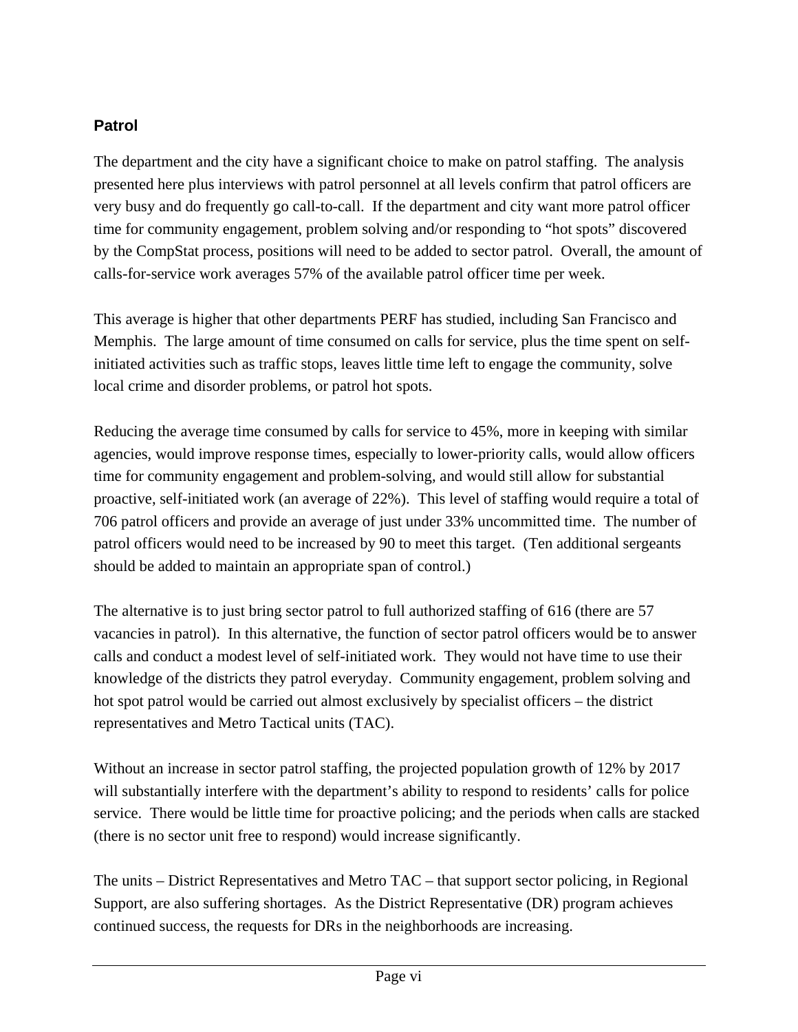## Patrol

The department and the city have a significant choice to make on patrol staffing. The analysis presented here plus interviews with patrol personnel at all levels confirm that patrol officers are very busy and do frequently go call-to-call. If the department and city want more patrol officer time for community engagement, problem solving and/or responding to "hot spots" discovered by the CompStat process, positions will need to be added to sector patrol. Overall, the amount of calls-for-service work averages 57% of the available patrol officer time per week.

This average is higher that other departments PERF has studied, including San Francisco and Memphis. The large amount of time consumed on calls for service, plus the time spent on self-initiated activities such as traffic stops, leaves little time left to engage the community, solve local crime and disorder problems, or patrol hot spots.

Reducing the average time consumed by calls for service to 45%, more in keeping with similar agencies, would improve response times, especially to lower-priority calls, would allow officers time for community engagement and problem-solving, and would still allow for substantial proactive, self-initiated work (an average of 22%). This level of staffing would require a total of 706 patrol officers and provide an average of just under 33% uncommitted time. The number of patrol officers would need to be increased by 90 to meet this target. (Ten additional sergeants should be added to maintain an appropriate span of control.)

The alternative is to just bring sector patrol to full authorized staffing of 616 (there are 57 vacancies in patrol). In this alternative, the function of sector patrol officers would be to answer calls and conduct a modest level of self-initiated work. They would not have time to use their knowledge of the districts they patrol everyday. Community engagement, problem solving and hot spot patrol would be carried out almost exclusively by specialist officers – the district representatives and Metro Tactical units (TAC).

Without an increase in sector patrol staffing, the projected population growth of 12% by 2017 will substantially interfere with the department's ability to respond to residents' calls for police service. There would be little time for proactive policing; and the periods when calls are stacked (there is no sector unit free to respond) would increase significantly.

The units – District Representatives and Metro TAC – that support sector policing, in Regional Support, are also suffering shortages. As the District Representative (DR) program achieves continued success, the requests for DRs in the neighborhoods are increasing.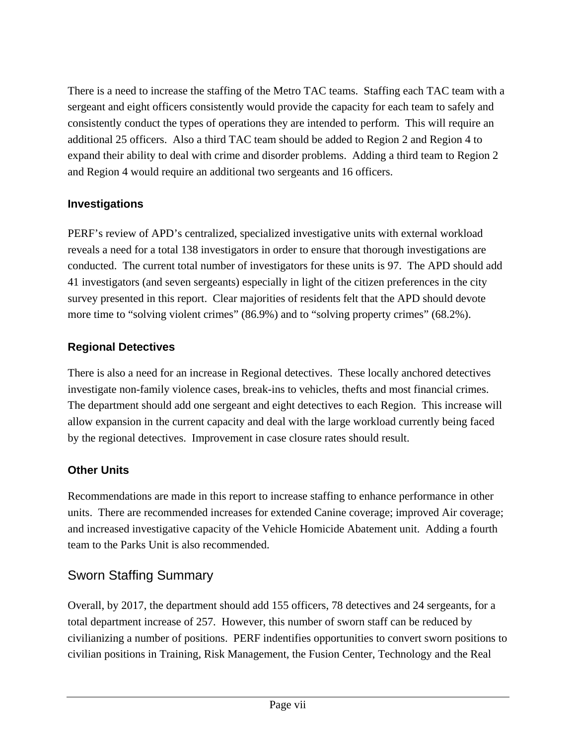There is a need to increase the staffing of the Metro TAC teams. Staffing each TAC team with a sergeant and eight officers consistently would provide the capacity for each team to safely and consistently conduct the types of operations they are intended to perform. This will require an additional 25 officers. Also a third TAC team should be added to Region 2 and Region 4 to expand their ability to deal with crime and disorder problems. Adding a third team to Region 2 and Region 4 would require an additional two sergeants and 16 officers.

### Investigations

PERF's review of APD's centralized, specialized investigative units with external workload reveals a need for a total 138 investigators in order to ensure that thorough investigations are conducted. The current total number of investigators for these units is 97. The APD should add 41 investigators (and seven sergeants) especially in light of the citizen preferences in the city survey presented in this report. Clear majorities of residents felt that the APD should devote more time to "solving violent crimes" (86.9%) and to "solving property crimes" (68.2%).

### Regional Detectives

There is also a need for an increase in Regional detectives. These locally anchored detectives investigate non-family violence cases, break-ins to vehicles, thefts and most financial crimes. The department should add one sergeant and eight detectives to each Region. This increase will allow expansion in the current capacity and deal with the large workload currently being faced by the regional detectives. Improvement in case closure rates should result.

### Other Units

Recommendations are made in this report to increase staffing to enhance performance in other units. There are recommended increases for extended Canine coverage; improved Air coverage; and increased investigative capacity of the Vehicle Homicide Abatement unit. Adding a fourth team to the Parks Unit is also recommended.

## Sworn Staffing Summary

Overall, by 2017, the department should add 155 officers, 78 detectives and 24 sergeants, for a total department increase of 257. However, this number of sworn staff can be reduced by civilianizing a number of positions. PERF indentifies opportunities to convert sworn positions to civilian positions in Training, Risk Management, the Fusion Center, Technology and the Real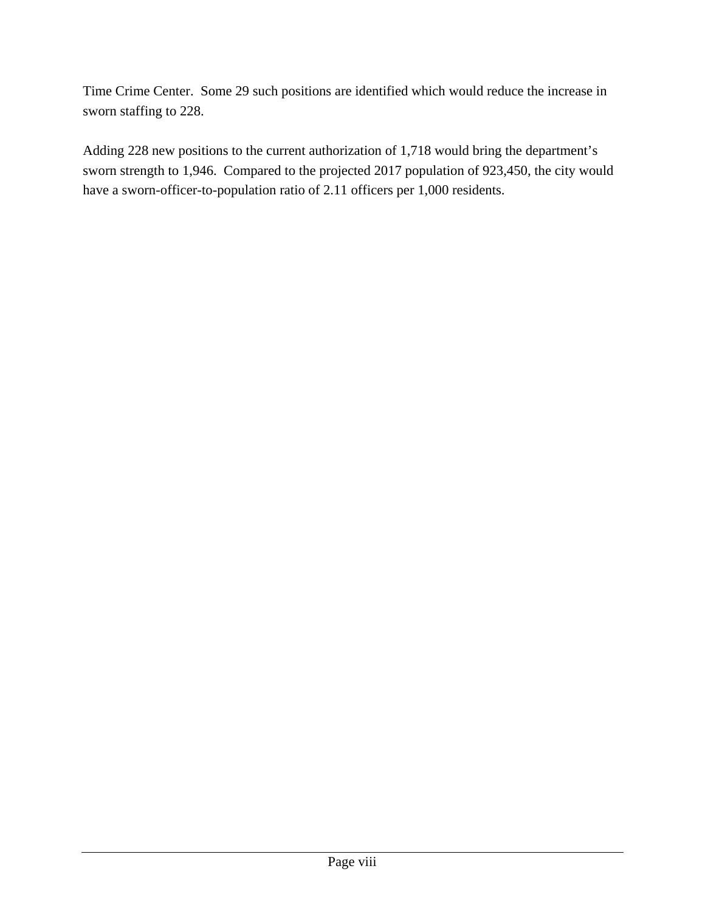Time Crime Center.  Some 29 such positions are identified which would reduce the increase in sworn staffing to 228.

Adding 228 new positions to the current authorization of 1,718 would bring the department's sworn strength to 1,946.  Compared to the projected 2017 population of 923,450, the city would have a sworn-officer-to-population ratio of 2.11 officers per 1,000 residents.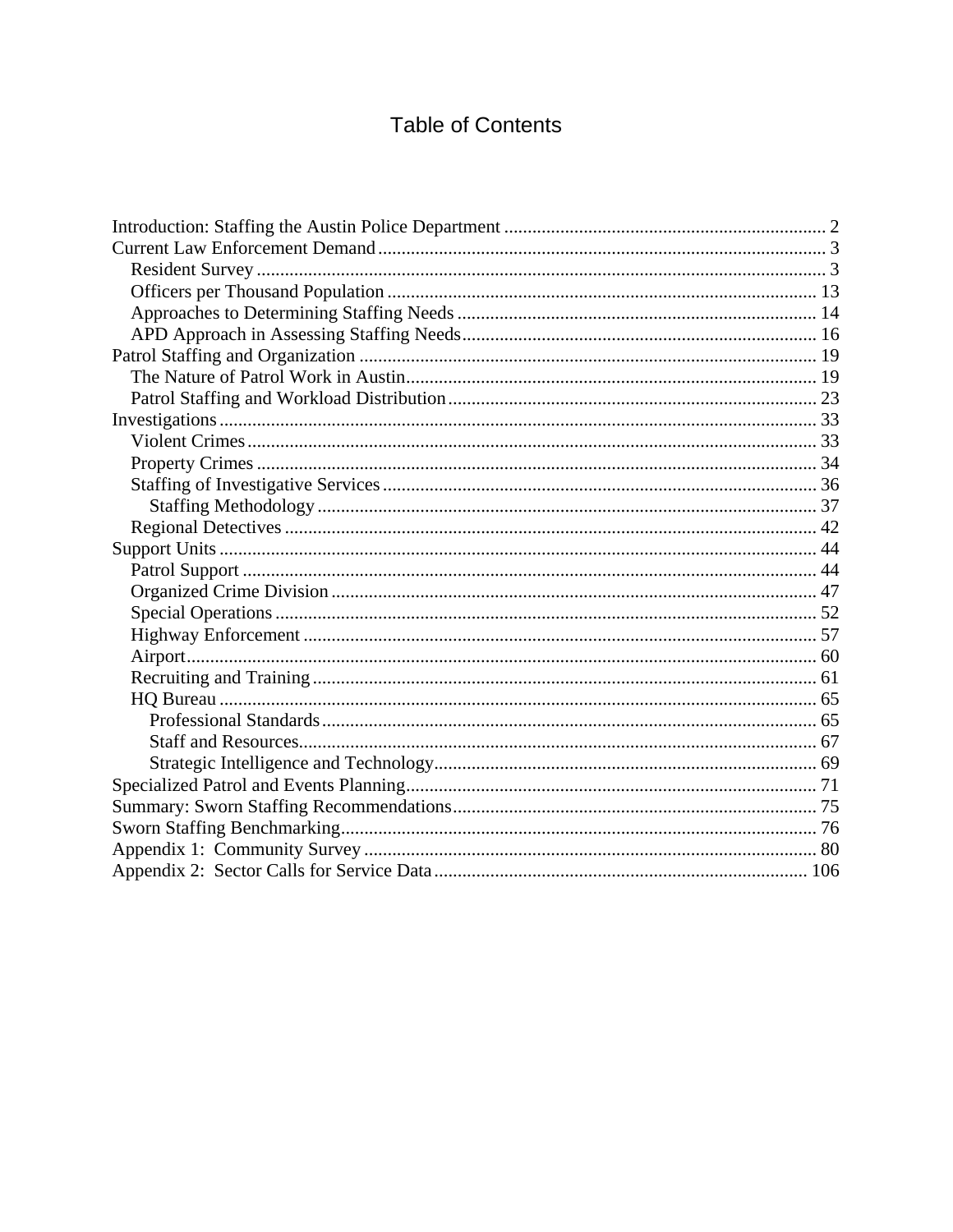# Table of Contents

- Introduction: Staffing the Austin Police Department ..................................................................... 2
- Current Law Enforcement Demand ................................................................................................ 3
  - Resident Survey ........................................................................................................................ 3
  - Officers per Thousand Population .......................................................................................... 13
  - Approaches to Determining Staffing Needs ............................................................................ 14
  - APD Approach in Assessing Staffing Needs ........................................................................... 16
- Patrol Staffing and Organization .................................................................................................. 19
  - The Nature of Patrol Work in Austin ...................................................................................... 19
  - Patrol Staffing and Workload Distribution .............................................................................. 23
- Investigations ................................................................................................................................ 33
  - Violent Crimes ......................................................................................................................... 33
  - Property Crimes ....................................................................................................................... 34
  - Staffing of Investigative Services ............................................................................................ 36
    - Staffing Methodology .......................................................................................................... 37
  - Regional Detectives ................................................................................................................. 42
- Support Units ................................................................................................................................ 44
  - Patrol Support .......................................................................................................................... 44
  - Organized Crime Division ....................................................................................................... 47
  - Special Operations ................................................................................................................... 52
  - Highway Enforcement ............................................................................................................. 57
  - Airport ...................................................................................................................................... 60
  - Recruiting and Training ........................................................................................................... 61
  - HQ Bureau ............................................................................................................................... 65
    - Professional Standards ......................................................................................................... 65
    - Staff and Resources .............................................................................................................. 67
    - Strategic Intelligence and Technology ................................................................................. 69
- Specialized Patrol and Events Planning ........................................................................................ 71
- Summary: Sworn Staffing Recommendations ............................................................................. 75
- Sworn Staffing Benchmarking ...................................................................................................... 76
- Appendix 1: Community Survey ................................................................................................. 80
- Appendix 2: Sector Calls for Service Data ................................................................................ 106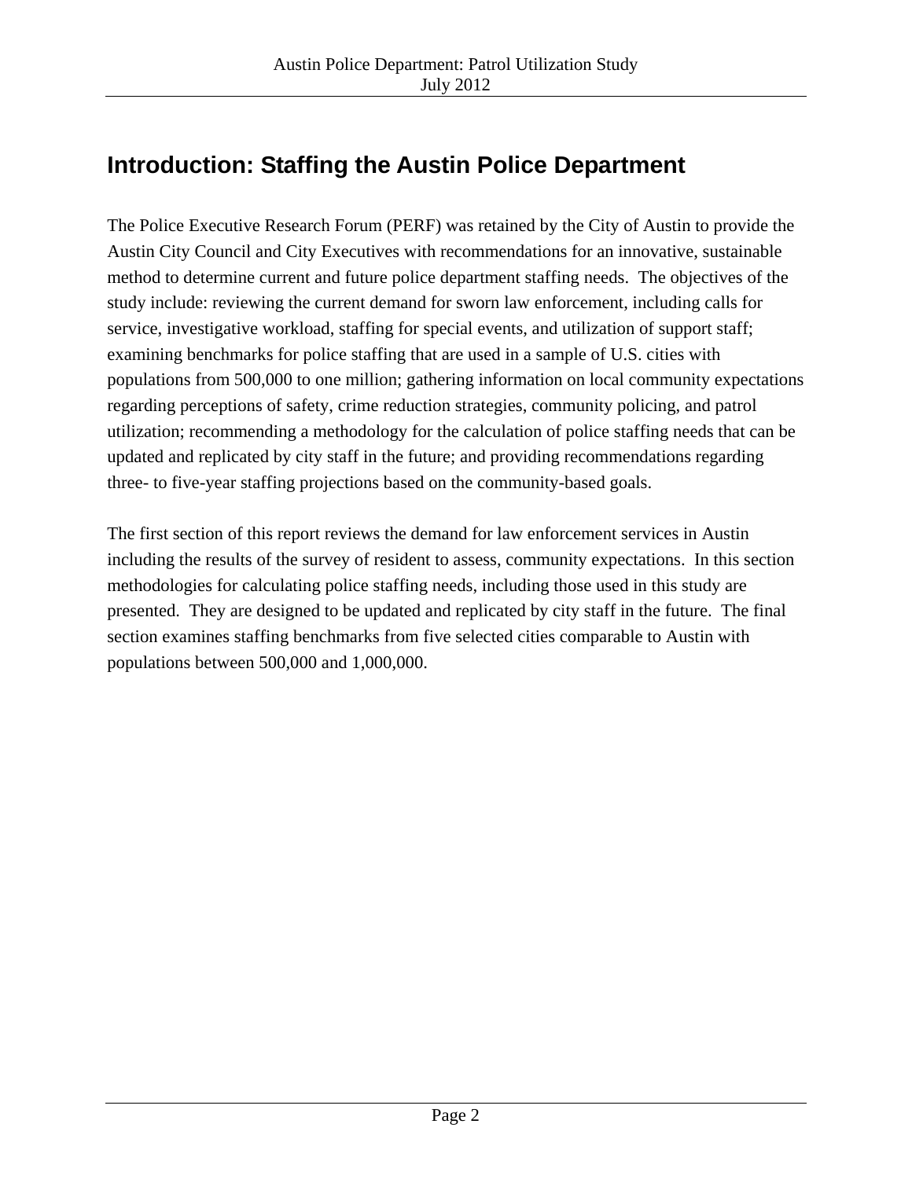## Introduction: Staffing the Austin Police Department

The Police Executive Research Forum (PERF) was retained by the City of Austin to provide the Austin City Council and City Executives with recommendations for an innovative, sustainable method to determine current and future police department staffing needs. The objectives of the study include: reviewing the current demand for sworn law enforcement, including calls for service, investigative workload, staffing for special events, and utilization of support staff; examining benchmarks for police staffing that are used in a sample of U.S. cities with populations from 500,000 to one million; gathering information on local community expectations regarding perceptions of safety, crime reduction strategies, community policing, and patrol utilization; recommending a methodology for the calculation of police staffing needs that can be updated and replicated by city staff in the future; and providing recommendations regarding three- to five-year staffing projections based on the community-based goals.

The first section of this report reviews the demand for law enforcement services in Austin including the results of the survey of resident to assess, community expectations. In this section methodologies for calculating police staffing needs, including those used in this study are presented. They are designed to be updated and replicated by city staff in the future. The final section examines staffing benchmarks from five selected cities comparable to Austin with populations between 500,000 and 1,000,000.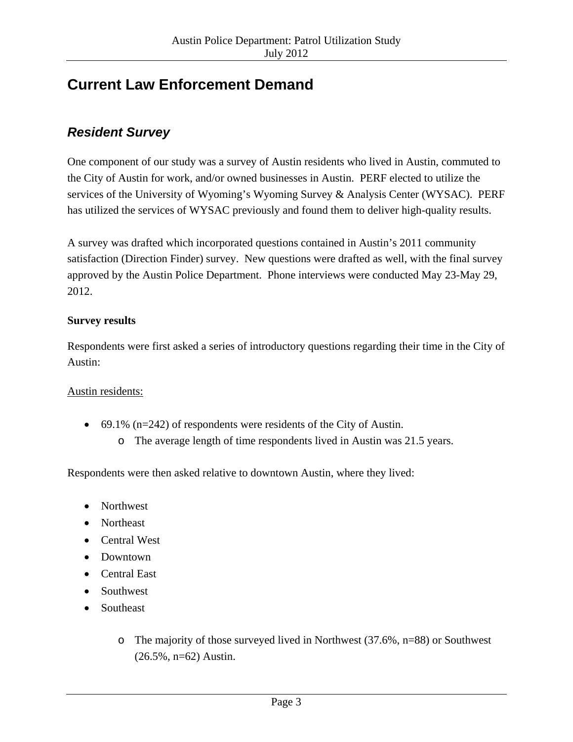# Current Law Enforcement Demand

## *Resident Survey*

One component of our study was a survey of Austin residents who lived in Austin, commuted to the City of Austin for work, and/or owned businesses in Austin. PERF elected to utilize the services of the University of Wyoming's Wyoming Survey & Analysis Center (WYSAC). PERF has utilized the services of WYSAC previously and found them to deliver high-quality results.

A survey was drafted which incorporated questions contained in Austin's 2011 community satisfaction (Direction Finder) survey. New questions were drafted as well, with the final survey approved by the Austin Police Department. Phone interviews were conducted May 23-May 29, 2012.

**Survey results**

Respondents were first asked a series of introductory questions regarding their time in the City of Austin:

<u>Austin residents:</u>

- 69.1% (n=242) of respondents were residents of the City of Austin.
  - The average length of time respondents lived in Austin was 21.5 years.

Respondents were then asked relative to downtown Austin, where they lived:

- Northwest
- Northeast
- Central West
- Downtown
- Central East
- Southwest
- Southeast
  - The majority of those surveyed lived in Northwest (37.6%, n=88) or Southwest (26.5%, n=62) Austin.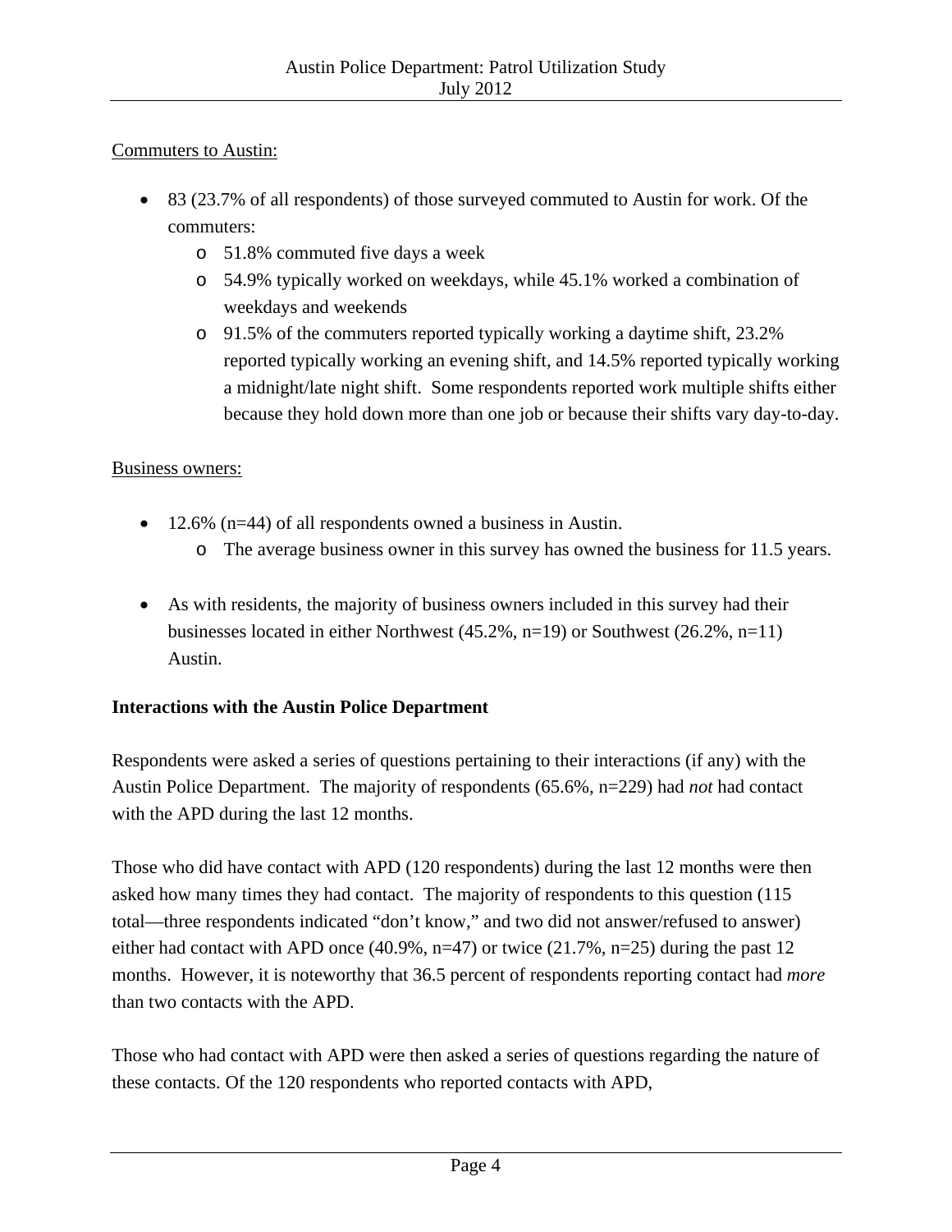Commuters to Austin:

- 83 (23.7% of all respondents) of those surveyed commuted to Austin for work. Of the commuters:
  - 51.8% commuted five days a week
  - 54.9% typically worked on weekdays, while 45.1% worked a combination of weekdays and weekends
  - 91.5% of the commuters reported typically working a daytime shift, 23.2% reported typically working an evening shift, and 14.5% reported typically working a midnight/late night shift. Some respondents reported work multiple shifts either because they hold down more than one job or because their shifts vary day-to-day.

Business owners:

- 12.6% (n=44) of all respondents owned a business in Austin.
  - The average business owner in this survey has owned the business for 11.5 years.

- As with residents, the majority of business owners included in this survey had their businesses located in either Northwest (45.2%, n=19) or Southwest (26.2%, n=11) Austin.

**Interactions with the Austin Police Department**

Respondents were asked a series of questions pertaining to their interactions (if any) with the Austin Police Department. The majority of respondents (65.6%, n=229) had *not* had contact with the APD during the last 12 months.

Those who did have contact with APD (120 respondents) during the last 12 months were then asked how many times they had contact. The majority of respondents to this question (115 total—three respondents indicated "don't know," and two did not answer/refused to answer) either had contact with APD once (40.9%, n=47) or twice (21.7%, n=25) during the past 12 months. However, it is noteworthy that 36.5 percent of respondents reporting contact had *more* than two contacts with the APD.

Those who had contact with APD were then asked a series of questions regarding the nature of these contacts. Of the 120 respondents who reported contacts with APD,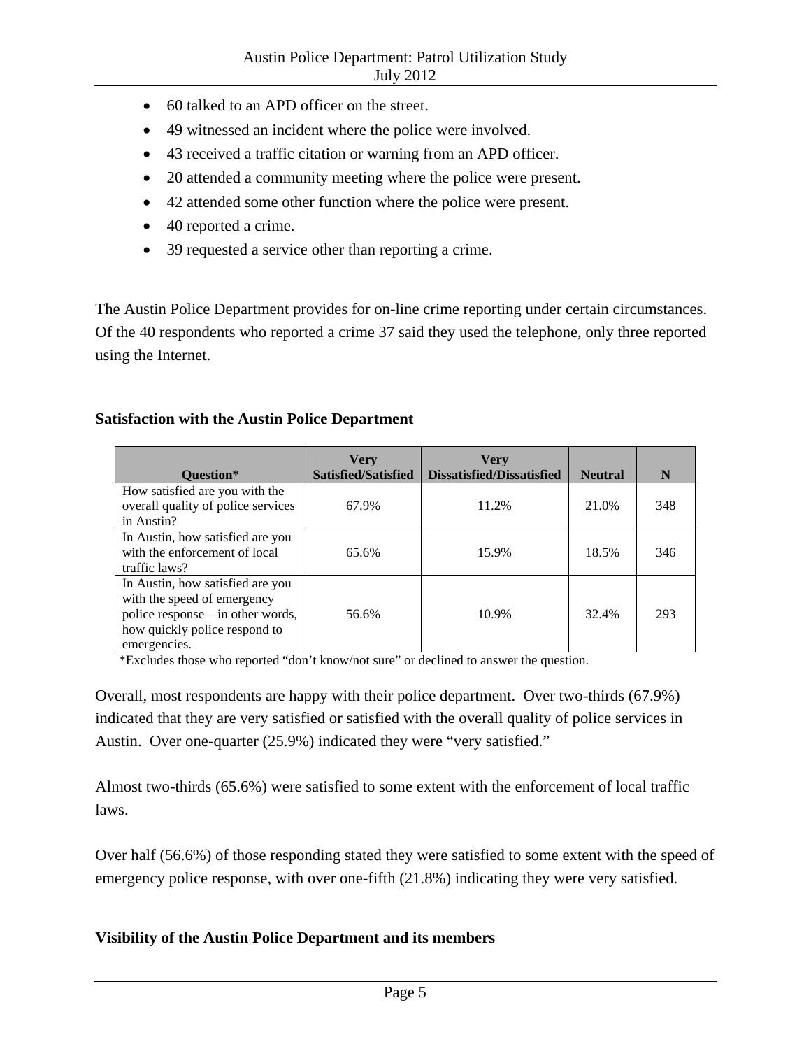- 60 talked to an APD officer on the street.
- 49 witnessed an incident where the police were involved.
- 43 received a traffic citation or warning from an APD officer.
- 20 attended a community meeting where the police were present.
- 42 attended some other function where the police were present.
- 40 reported a crime.
- 39 requested a service other than reporting a crime.

The Austin Police Department provides for on-line crime reporting under certain circumstances. Of the 40 respondents who reported a crime 37 said they used the telephone, only three reported using the Internet.

**Satisfaction with the Austin Police Department**

| Question* | Very Satisfied/Satisfied | Very Dissatisfied/Dissatisfied | Neutral | N |
|---|---|---|---|---|
| How satisfied are you with the overall quality of police services in Austin? | 67.9% | 11.2% | 21.0% | 348 |
| In Austin, how satisfied are you with the enforcement of local traffic laws? | 65.6% | 15.9% | 18.5% | 346 |
| In Austin, how satisfied are you with the speed of emergency police response—in other words, how quickly police respond to emergencies. | 56.6% | 10.9% | 32.4% | 293 |

*Excludes those who reported "don't know/not sure" or declined to answer the question.

Overall, most respondents are happy with their police department. Over two-thirds (67.9%) indicated that they are very satisfied or satisfied with the overall quality of police services in Austin. Over one-quarter (25.9%) indicated they were "very satisfied."

Almost two-thirds (65.6%) were satisfied to some extent with the enforcement of local traffic laws.

Over half (56.6%) of those responding stated they were satisfied to some extent with the speed of emergency police response, with over one-fifth (21.8%) indicating they were very satisfied.

**Visibility of the Austin Police Department and its members**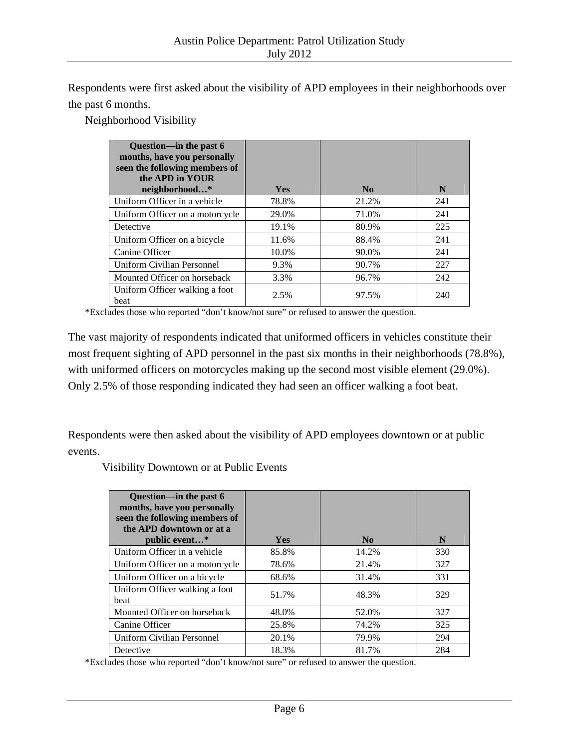Respondents were first asked about the visibility of APD employees in their neighborhoods over the past 6 months.

Neighborhood Visibility

| Question—in the past 6 months, have you personally seen the following members of the APD in YOUR neighborhood…* | Yes | No | N |
|---|---|---|---|
| Uniform Officer in a vehicle | 78.8% | 21.2% | 241 |
| Uniform Officer on a motorcycle | 29.0% | 71.0% | 241 |
| Detective | 19.1% | 80.9% | 225 |
| Uniform Officer on a bicycle | 11.6% | 88.4% | 241 |
| Canine Officer | 10.0% | 90.0% | 241 |
| Uniform Civilian Personnel | 9.3% | 90.7% | 227 |
| Mounted Officer on horseback | 3.3% | 96.7% | 242 |
| Uniform Officer walking a foot beat | 2.5% | 97.5% | 240 |

*Excludes those who reported "don't know/not sure" or refused to answer the question.

The vast majority of respondents indicated that uniformed officers in vehicles constitute their most frequent sighting of APD personnel in the past six months in their neighborhoods (78.8%), with uniformed officers on motorcycles making up the second most visible element (29.0%). Only 2.5% of those responding indicated they had seen an officer walking a foot beat.

Respondents were then asked about the visibility of APD employees downtown or at public events.

Visibility Downtown or at Public Events

| Question—in the past 6 months, have you personally seen the following members of the APD downtown or at a public event…* | Yes | No | N |
|---|---|---|---|
| Uniform Officer in a vehicle | 85.8% | 14.2% | 330 |
| Uniform Officer on a motorcycle | 78.6% | 21.4% | 327 |
| Uniform Officer on a bicycle | 68.6% | 31.4% | 331 |
| Uniform Officer walking a foot beat | 51.7% | 48.3% | 329 |
| Mounted Officer on horseback | 48.0% | 52.0% | 327 |
| Canine Officer | 25.8% | 74.2% | 325 |
| Uniform Civilian Personnel | 20.1% | 79.9% | 294 |
| Detective | 18.3% | 81.7% | 284 |

*Excludes those who reported "don't know/not sure" or refused to answer the question.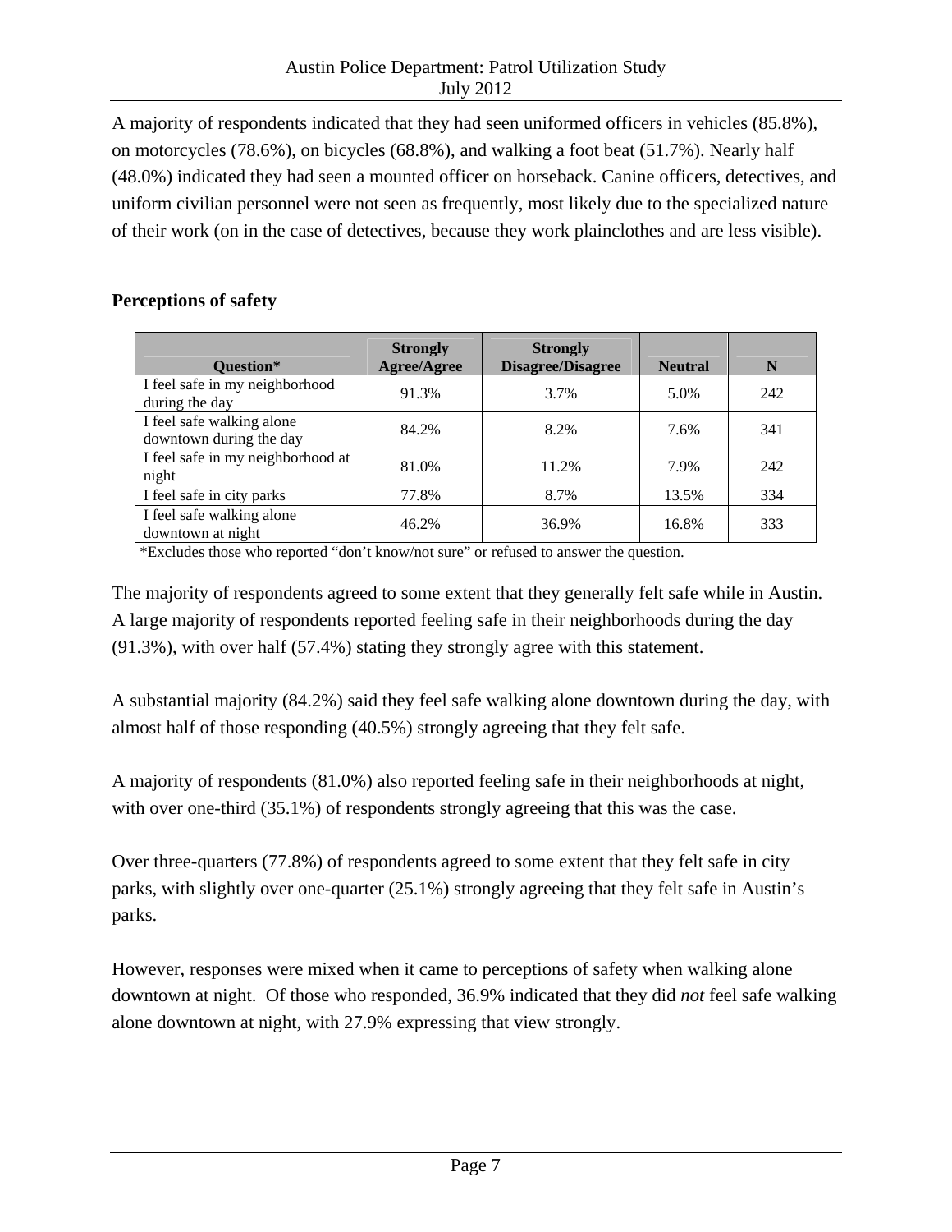A majority of respondents indicated that they had seen uniformed officers in vehicles (85.8%), on motorcycles (78.6%), on bicycles (68.8%), and walking a foot beat (51.7%). Nearly half (48.0%) indicated they had seen a mounted officer on horseback. Canine officers, detectives, and uniform civilian personnel were not seen as frequently, most likely due to the specialized nature of their work (on in the case of detectives, because they work plainclothes and are less visible).

**Perceptions of safety**

| Question* | Strongly Agree/Agree | Strongly Disagree/Disagree | Neutral | N |
|---|---|---|---|---|
| I feel safe in my neighborhood during the day | 91.3% | 3.7% | 5.0% | 242 |
| I feel safe walking alone downtown during the day | 84.2% | 8.2% | 7.6% | 341 |
| I feel safe in my neighborhood at night | 81.0% | 11.2% | 7.9% | 242 |
| I feel safe in city parks | 77.8% | 8.7% | 13.5% | 334 |
| I feel safe walking alone downtown at night | 46.2% | 36.9% | 16.8% | 333 |

*Excludes those who reported "don't know/not sure" or refused to answer the question.

The majority of respondents agreed to some extent that they generally felt safe while in Austin. A large majority of respondents reported feeling safe in their neighborhoods during the day (91.3%), with over half (57.4%) stating they strongly agree with this statement.

A substantial majority (84.2%) said they feel safe walking alone downtown during the day, with almost half of those responding (40.5%) strongly agreeing that they felt safe.

A majority of respondents (81.0%) also reported feeling safe in their neighborhoods at night, with over one-third (35.1%) of respondents strongly agreeing that this was the case.

Over three-quarters (77.8%) of respondents agreed to some extent that they felt safe in city parks, with slightly over one-quarter (25.1%) strongly agreeing that they felt safe in Austin's parks.

However, responses were mixed when it came to perceptions of safety when walking alone downtown at night. Of those who responded, 36.9% indicated that they did *not* feel safe walking alone downtown at night, with 27.9% expressing that view strongly.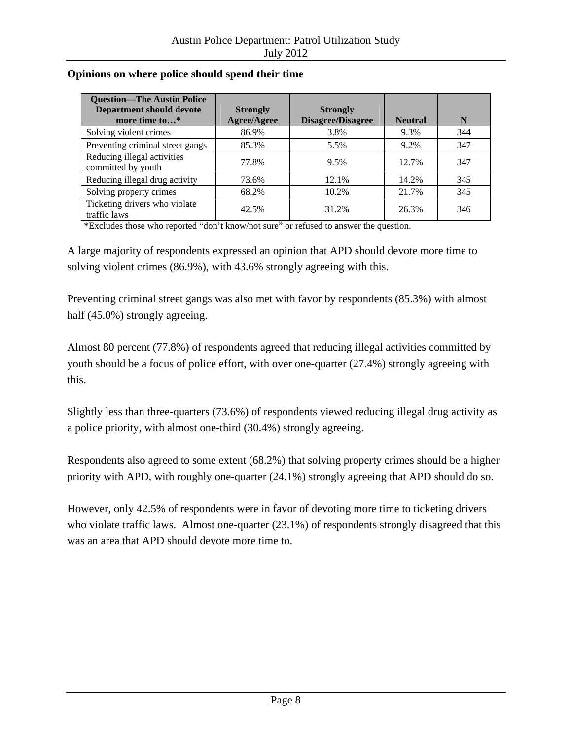**Opinions on where police should spend their time**

| Question—The Austin Police Department should devote more time to…* | Strongly Agree/Agree | Strongly Disagree/Disagree | Neutral | N |
|---|---|---|---|---|
| Solving violent crimes | 86.9% | 3.8% | 9.3% | 344 |
| Preventing criminal street gangs | 85.3% | 5.5% | 9.2% | 347 |
| Reducing illegal activities committed by youth | 77.8% | 9.5% | 12.7% | 347 |
| Reducing illegal drug activity | 73.6% | 12.1% | 14.2% | 345 |
| Solving property crimes | 68.2% | 10.2% | 21.7% | 345 |
| Ticketing drivers who violate traffic laws | 42.5% | 31.2% | 26.3% | 346 |

*Excludes those who reported "don't know/not sure" or refused to answer the question.

A large majority of respondents expressed an opinion that APD should devote more time to solving violent crimes (86.9%), with 43.6% strongly agreeing with this.

Preventing criminal street gangs was also met with favor by respondents (85.3%) with almost half (45.0%) strongly agreeing.

Almost 80 percent (77.8%) of respondents agreed that reducing illegal activities committed by youth should be a focus of police effort, with over one-quarter (27.4%) strongly agreeing with this.

Slightly less than three-quarters (73.6%) of respondents viewed reducing illegal drug activity as a police priority, with almost one-third (30.4%) strongly agreeing.

Respondents also agreed to some extent (68.2%) that solving property crimes should be a higher priority with APD, with roughly one-quarter (24.1%) strongly agreeing that APD should do so.

However, only 42.5% of respondents were in favor of devoting more time to ticketing drivers who violate traffic laws. Almost one-quarter (23.1%) of respondents strongly disagreed that this was an area that APD should devote more time to.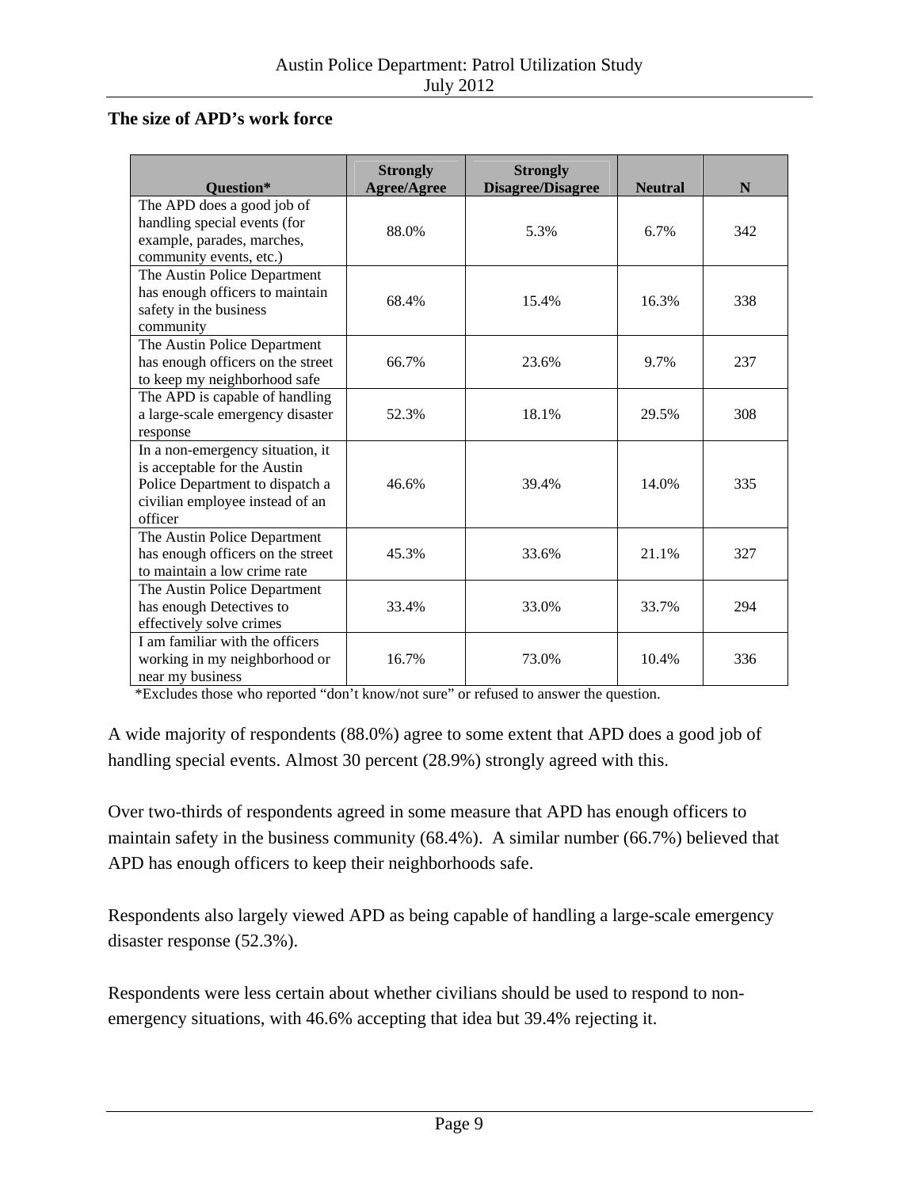**The size of APD's work force**

| Question* | Strongly Agree/Agree | Strongly Disagree/Disagree | Neutral | N |
|---|---|---|---|---|
| The APD does a good job of handling special events (for example, parades, marches, community events, etc.) | 88.0% | 5.3% | 6.7% | 342 |
| The Austin Police Department has enough officers to maintain safety in the business community | 68.4% | 15.4% | 16.3% | 338 |
| The Austin Police Department has enough officers on the street to keep my neighborhood safe | 66.7% | 23.6% | 9.7% | 237 |
| The APD is capable of handling a large-scale emergency disaster response | 52.3% | 18.1% | 29.5% | 308 |
| In a non-emergency situation, it is acceptable for the Austin Police Department to dispatch a civilian employee instead of an officer | 46.6% | 39.4% | 14.0% | 335 |
| The Austin Police Department has enough officers on the street to maintain a low crime rate | 45.3% | 33.6% | 21.1% | 327 |
| The Austin Police Department has enough Detectives to effectively solve crimes | 33.4% | 33.0% | 33.7% | 294 |
| I am familiar with the officers working in my neighborhood or near my business | 16.7% | 73.0% | 10.4% | 336 |

*Excludes those who reported "don't know/not sure" or refused to answer the question.

A wide majority of respondents (88.0%) agree to some extent that APD does a good job of handling special events. Almost 30 percent (28.9%) strongly agreed with this.

Over two-thirds of respondents agreed in some measure that APD has enough officers to maintain safety in the business community (68.4%). A similar number (66.7%) believed that APD has enough officers to keep their neighborhoods safe.

Respondents also largely viewed APD as being capable of handling a large-scale emergency disaster response (52.3%).

Respondents were less certain about whether civilians should be used to respond to non-emergency situations, with 46.6% accepting that idea but 39.4% rejecting it.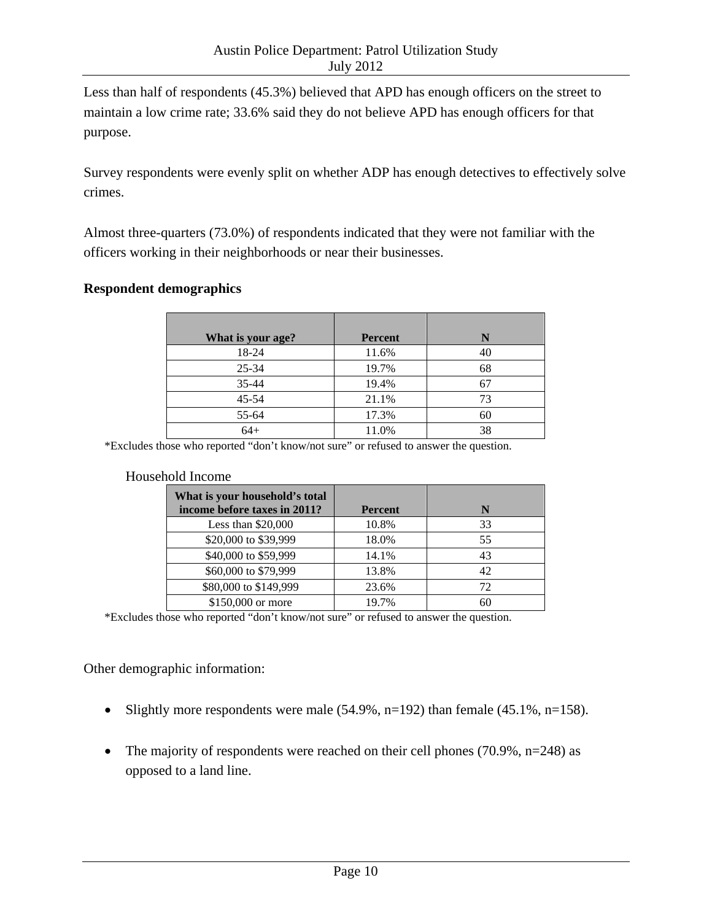Less than half of respondents (45.3%) believed that APD has enough officers on the street to maintain a low crime rate; 33.6% said they do not believe APD has enough officers for that purpose.

Survey respondents were evenly split on whether ADP has enough detectives to effectively solve crimes.

Almost three-quarters (73.0%) of respondents indicated that they were not familiar with the officers working in their neighborhoods or near their businesses.

**Respondent demographics**

| What is your age? | Percent | N |
|---|---|---|
| 18-24 | 11.6% | 40 |
| 25-34 | 19.7% | 68 |
| 35-44 | 19.4% | 67 |
| 45-54 | 21.1% | 73 |
| 55-64 | 17.3% | 60 |
| 64+ | 11.0% | 38 |

*Excludes those who reported “don’t know/not sure” or refused to answer the question.

Household Income

| What is your household’s total income before taxes in 2011? | Percent | N |
|---|---|---|
| Less than $20,000 | 10.8% | 33 |
| $20,000 to $39,999 | 18.0% | 55 |
| $40,000 to $59,999 | 14.1% | 43 |
| $60,000 to $79,999 | 13.8% | 42 |
| $80,000 to $149,999 | 23.6% | 72 |
| $150,000 or more | 19.7% | 60 |

*Excludes those who reported “don’t know/not sure” or refused to answer the question.

Other demographic information:

- Slightly more respondents were male (54.9%, n=192) than female (45.1%, n=158).
- The majority of respondents were reached on their cell phones (70.9%, n=248) as opposed to a land line.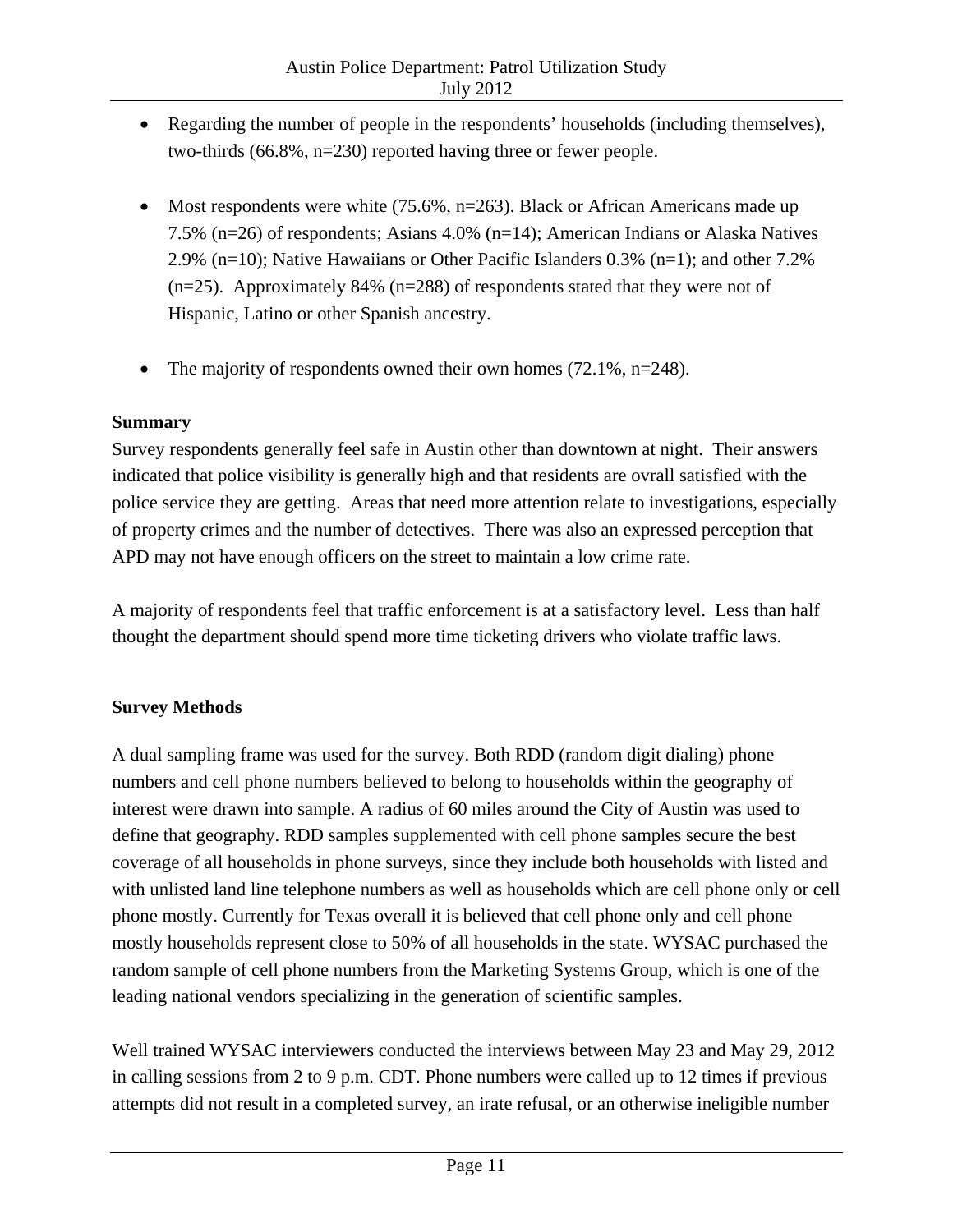- Regarding the number of people in the respondents' households (including themselves), two-thirds (66.8%, n=230) reported having three or fewer people.

- Most respondents were white (75.6%, n=263). Black or African Americans made up 7.5% (n=26) of respondents; Asians 4.0% (n=14); American Indians or Alaska Natives 2.9% (n=10); Native Hawaiians or Other Pacific Islanders 0.3% (n=1); and other 7.2% (n=25). Approximately 84% (n=288) of respondents stated that they were not of Hispanic, Latino or other Spanish ancestry.

- The majority of respondents owned their own homes (72.1%, n=248).

**Summary**

Survey respondents generally feel safe in Austin other than downtown at night. Their answers indicated that police visibility is generally high and that residents are ovrall satisfied with the police service they are getting. Areas that need more attention relate to investigations, especially of property crimes and the number of detectives. There was also an expressed perception that APD may not have enough officers on the street to maintain a low crime rate.

A majority of respondents feel that traffic enforcement is at a satisfactory level. Less than half thought the department should spend more time ticketing drivers who violate traffic laws.

**Survey Methods**

A dual sampling frame was used for the survey. Both RDD (random digit dialing) phone numbers and cell phone numbers believed to belong to households within the geography of interest were drawn into sample. A radius of 60 miles around the City of Austin was used to define that geography. RDD samples supplemented with cell phone samples secure the best coverage of all households in phone surveys, since they include both households with listed and with unlisted land line telephone numbers as well as households which are cell phone only or cell phone mostly. Currently for Texas overall it is believed that cell phone only and cell phone mostly households represent close to 50% of all households in the state. WYSAC purchased the random sample of cell phone numbers from the Marketing Systems Group, which is one of the leading national vendors specializing in the generation of scientific samples.

Well trained WYSAC interviewers conducted the interviews between May 23 and May 29, 2012 in calling sessions from 2 to 9 p.m. CDT. Phone numbers were called up to 12 times if previous attempts did not result in a completed survey, an irate refusal, or an otherwise ineligible number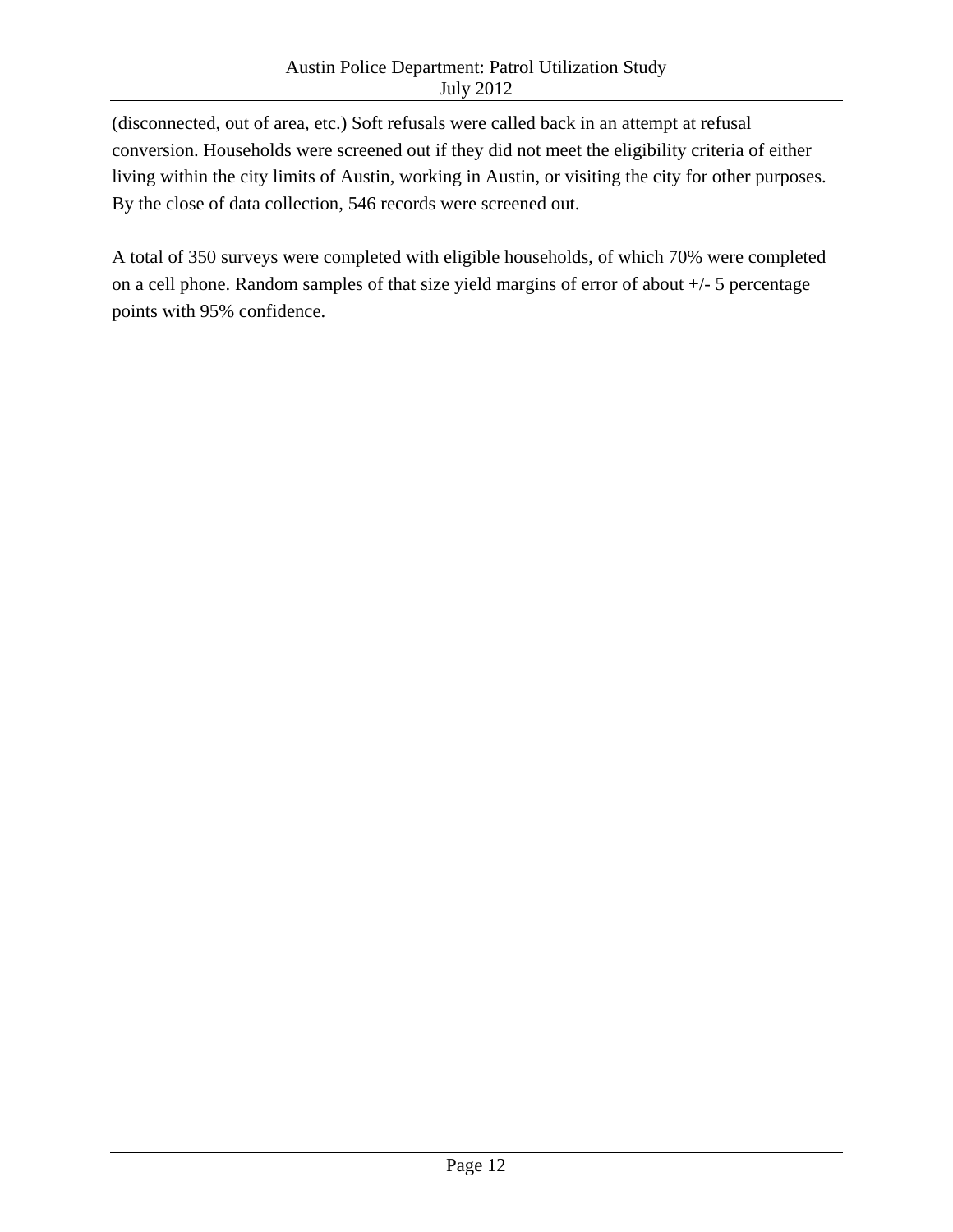(disconnected, out of area, etc.) Soft refusals were called back in an attempt at refusal conversion. Households were screened out if they did not meet the eligibility criteria of either living within the city limits of Austin, working in Austin, or visiting the city for other purposes. By the close of data collection, 546 records were screened out.

A total of 350 surveys were completed with eligible households, of which 70% were completed on a cell phone. Random samples of that size yield margins of error of about +/- 5 percentage points with 95% confidence.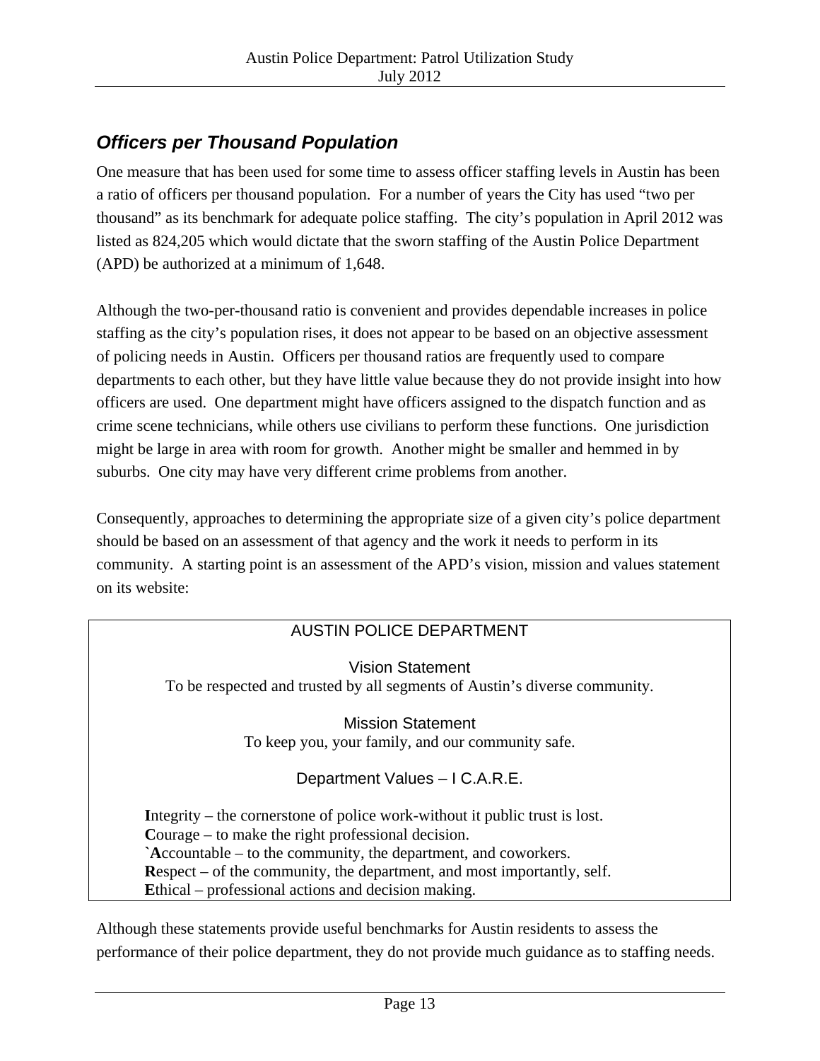## *Officers per Thousand Population*

One measure that has been used for some time to assess officer staffing levels in Austin has been a ratio of officers per thousand population. For a number of years the City has used "two per thousand" as its benchmark for adequate police staffing. The city's population in April 2012 was listed as 824,205 which would dictate that the sworn staffing of the Austin Police Department (APD) be authorized at a minimum of 1,648.

Although the two-per-thousand ratio is convenient and provides dependable increases in police staffing as the city's population rises, it does not appear to be based on an objective assessment of policing needs in Austin. Officers per thousand ratios are frequently used to compare departments to each other, but they have little value because they do not provide insight into how officers are used. One department might have officers assigned to the dispatch function and as crime scene technicians, while others use civilians to perform these functions. One jurisdiction might be large in area with room for growth. Another might be smaller and hemmed in by suburbs. One city may have very different crime problems from another.

Consequently, approaches to determining the appropriate size of a given city's police department should be based on an assessment of that agency and the work it needs to perform in its community. A starting point is an assessment of the APD's vision, mission and values statement on its website:

> AUSTIN POLICE DEPARTMENT
>
> Vision Statement
> To be respected and trusted by all segments of Austin's diverse community.
>
> Mission Statement
> To keep you, your family, and our community safe.
>
> Department Values – I C.A.R.E.
>
> **I**ntegrity – the cornerstone of police work-without it public trust is lost.
> **C**ourage – to make the right professional decision.
> `**A**ccountable – to the community, the department, and coworkers.
> **R**espect – of the community, the department, and most importantly, self.
> **E**thical – professional actions and decision making.

Although these statements provide useful benchmarks for Austin residents to assess the performance of their police department, they do not provide much guidance as to staffing needs.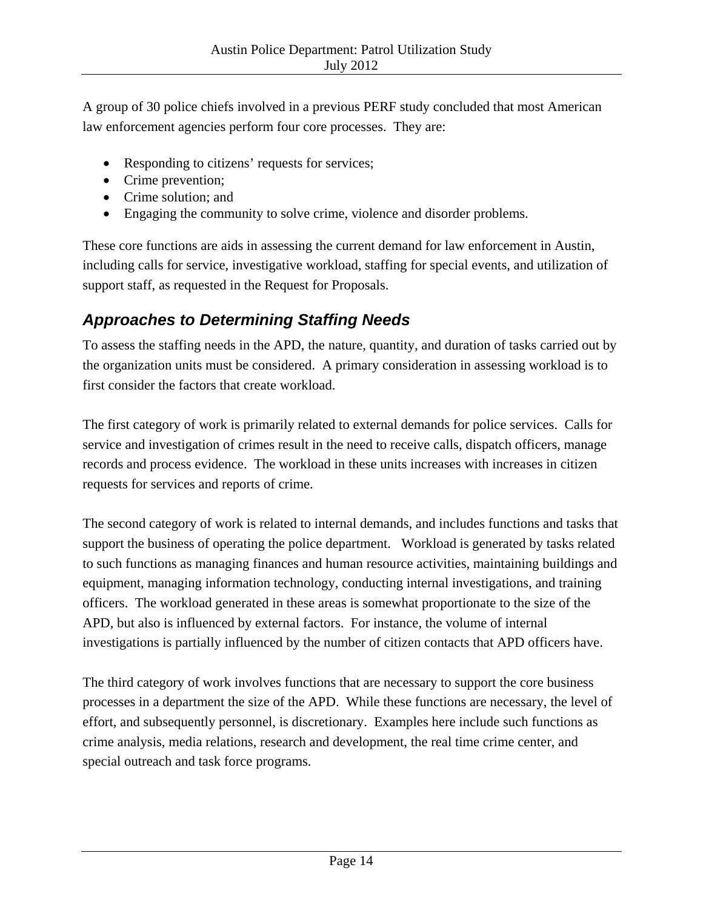A group of 30 police chiefs involved in a previous PERF study concluded that most American law enforcement agencies perform four core processes. They are:

- Responding to citizens' requests for services;
- Crime prevention;
- Crime solution; and
- Engaging the community to solve crime, violence and disorder problems.

These core functions are aids in assessing the current demand for law enforcement in Austin, including calls for service, investigative workload, staffing for special events, and utilization of support staff, as requested in the Request for Proposals.

## *Approaches to Determining Staffing Needs*

To assess the staffing needs in the APD, the nature, quantity, and duration of tasks carried out by the organization units must be considered. A primary consideration in assessing workload is to first consider the factors that create workload.

The first category of work is primarily related to external demands for police services. Calls for service and investigation of crimes result in the need to receive calls, dispatch officers, manage records and process evidence. The workload in these units increases with increases in citizen requests for services and reports of crime.

The second category of work is related to internal demands, and includes functions and tasks that support the business of operating the police department. Workload is generated by tasks related to such functions as managing finances and human resource activities, maintaining buildings and equipment, managing information technology, conducting internal investigations, and training officers. The workload generated in these areas is somewhat proportionate to the size of the APD, but also is influenced by external factors. For instance, the volume of internal investigations is partially influenced by the number of citizen contacts that APD officers have.

The third category of work involves functions that are necessary to support the core business processes in a department the size of the APD. While these functions are necessary, the level of effort, and subsequently personnel, is discretionary. Examples here include such functions as crime analysis, media relations, research and development, the real time crime center, and special outreach and task force programs.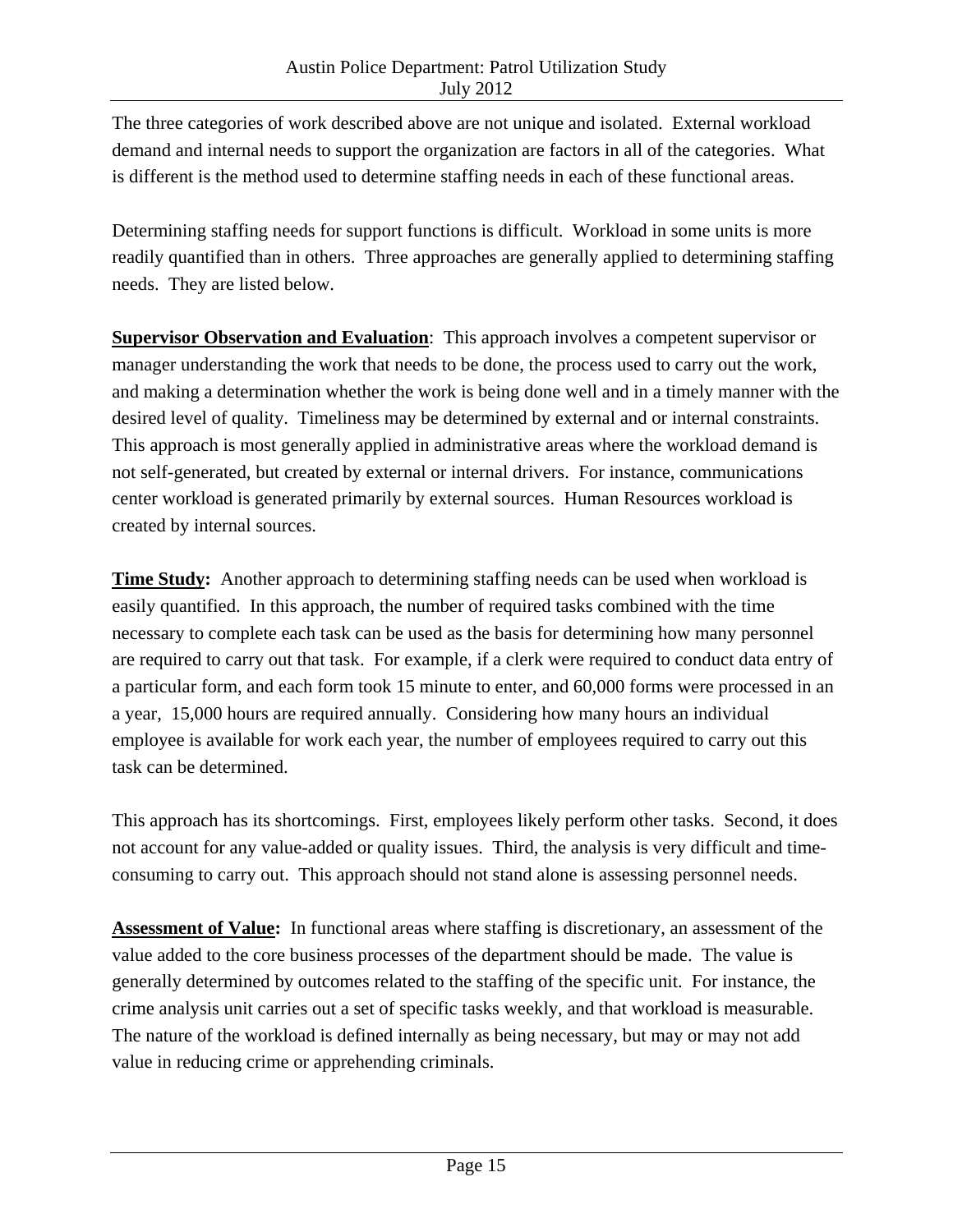The three categories of work described above are not unique and isolated. External workload demand and internal needs to support the organization are factors in all of the categories. What is different is the method used to determine staffing needs in each of these functional areas.

Determining staffing needs for support functions is difficult. Workload in some units is more readily quantified than in others. Three approaches are generally applied to determining staffing needs. They are listed below.

**Supervisor Observation and Evaluation**: This approach involves a competent supervisor or manager understanding the work that needs to be done, the process used to carry out the work, and making a determination whether the work is being done well and in a timely manner with the desired level of quality. Timeliness may be determined by external and or internal constraints. This approach is most generally applied in administrative areas where the workload demand is not self-generated, but created by external or internal drivers. For instance, communications center workload is generated primarily by external sources. Human Resources workload is created by internal sources.

**Time Study:** Another approach to determining staffing needs can be used when workload is easily quantified. In this approach, the number of required tasks combined with the time necessary to complete each task can be used as the basis for determining how many personnel are required to carry out that task. For example, if a clerk were required to conduct data entry of a particular form, and each form took 15 minute to enter, and 60,000 forms were processed in an a year, 15,000 hours are required annually. Considering how many hours an individual employee is available for work each year, the number of employees required to carry out this task can be determined.

This approach has its shortcomings. First, employees likely perform other tasks. Second, it does not account for any value-added or quality issues. Third, the analysis is very difficult and time-consuming to carry out. This approach should not stand alone is assessing personnel needs.

**Assessment of Value:** In functional areas where staffing is discretionary, an assessment of the value added to the core business processes of the department should be made. The value is generally determined by outcomes related to the staffing of the specific unit. For instance, the crime analysis unit carries out a set of specific tasks weekly, and that workload is measurable. The nature of the workload is defined internally as being necessary, but may or may not add value in reducing crime or apprehending criminals.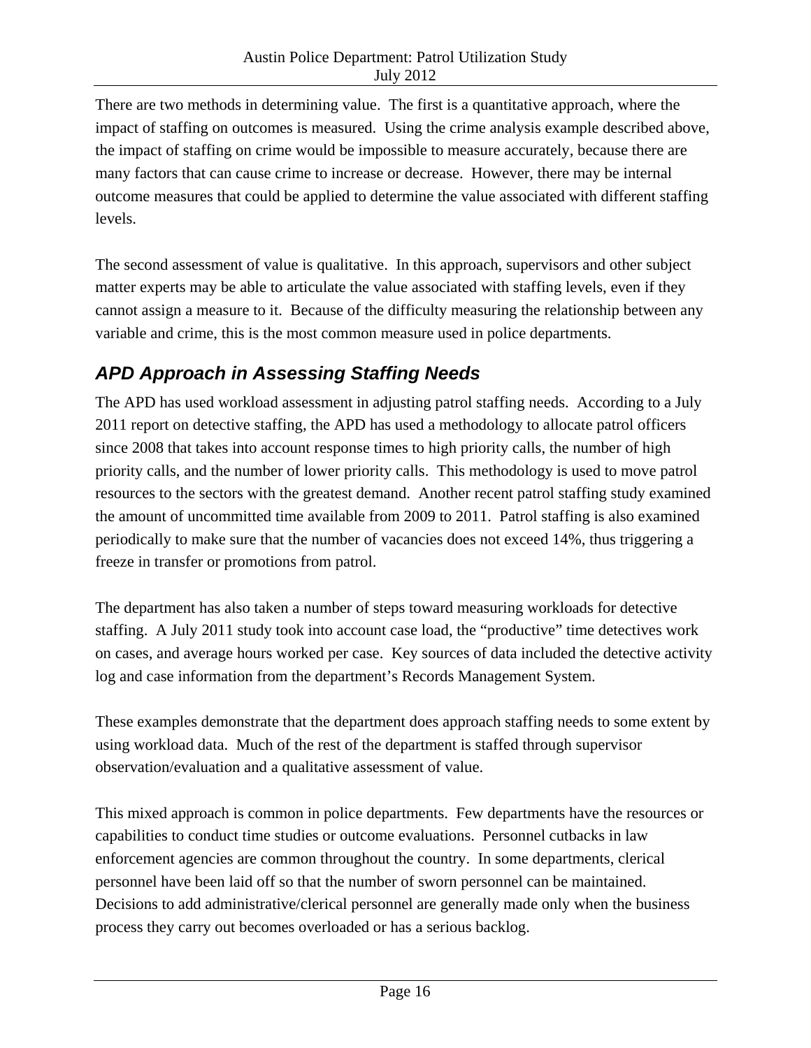There are two methods in determining value. The first is a quantitative approach, where the impact of staffing on outcomes is measured. Using the crime analysis example described above, the impact of staffing on crime would be impossible to measure accurately, because there are many factors that can cause crime to increase or decrease. However, there may be internal outcome measures that could be applied to determine the value associated with different staffing levels.

The second assessment of value is qualitative. In this approach, supervisors and other subject matter experts may be able to articulate the value associated with staffing levels, even if they cannot assign a measure to it. Because of the difficulty measuring the relationship between any variable and crime, this is the most common measure used in police departments.

## *APD Approach in Assessing Staffing Needs*

The APD has used workload assessment in adjusting patrol staffing needs. According to a July 2011 report on detective staffing, the APD has used a methodology to allocate patrol officers since 2008 that takes into account response times to high priority calls, the number of high priority calls, and the number of lower priority calls. This methodology is used to move patrol resources to the sectors with the greatest demand. Another recent patrol staffing study examined the amount of uncommitted time available from 2009 to 2011. Patrol staffing is also examined periodically to make sure that the number of vacancies does not exceed 14%, thus triggering a freeze in transfer or promotions from patrol.

The department has also taken a number of steps toward measuring workloads for detective staffing. A July 2011 study took into account case load, the "productive" time detectives work on cases, and average hours worked per case. Key sources of data included the detective activity log and case information from the department's Records Management System.

These examples demonstrate that the department does approach staffing needs to some extent by using workload data. Much of the rest of the department is staffed through supervisor observation/evaluation and a qualitative assessment of value.

This mixed approach is common in police departments. Few departments have the resources or capabilities to conduct time studies or outcome evaluations. Personnel cutbacks in law enforcement agencies are common throughout the country. In some departments, clerical personnel have been laid off so that the number of sworn personnel can be maintained. Decisions to add administrative/clerical personnel are generally made only when the business process they carry out becomes overloaded or has a serious backlog.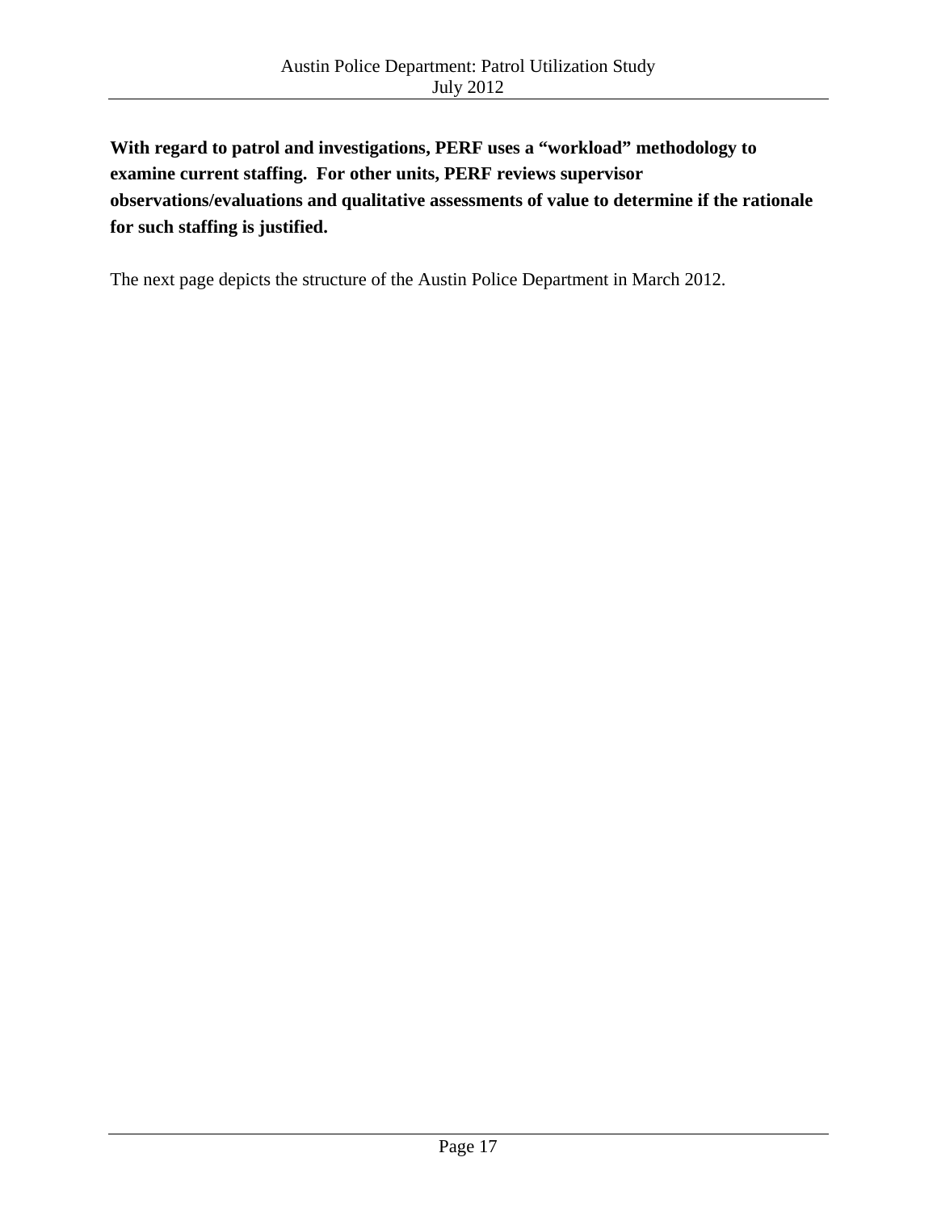**With regard to patrol and investigations, PERF uses a "workload" methodology to examine current staffing. For other units, PERF reviews supervisor observations/evaluations and qualitative assessments of value to determine if the rationale for such staffing is justified.**

The next page depicts the structure of the Austin Police Department in March 2012.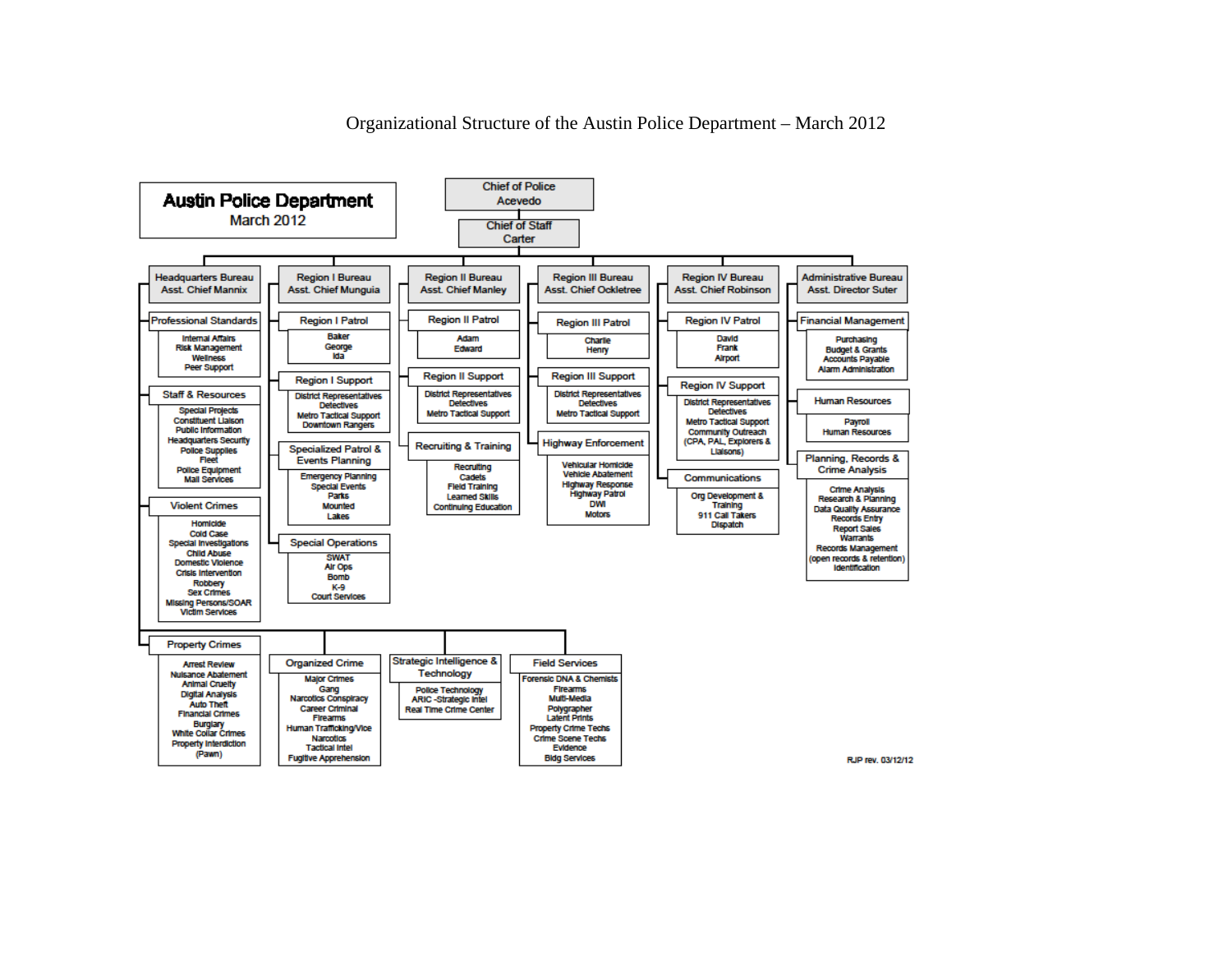# Organizational Structure of the Austin Police Department – March 2012

**Austin Police Department**
March 2012

**Chief of Police**
Acevedo

**Chief of Staff**
Carter

## Headquarters Bureau
Asst. Chief Mannix

- **Professional Standards**
  - Internal Affairs
  - Risk Management
  - Wellness
  - Peer Support
- **Staff & Resources**
  - Special Projects
  - Constituent Liaison
  - Public Information
  - Headquarters Security
  - Police Supplies
  - Fleet
  - Police Equipment
  - Mail Services
- **Violent Crimes**
  - Homicide
  - Cold Case
  - Special Investigations
  - Child Abuse
  - Domestic Violence
  - Crisis Intervention
  - Robbery
  - Sex Crimes
  - Missing Persons/SOAR
  - Victim Services
- **Property Crimes**
  - Arrest Review
  - Nuisance Abatement
  - Animal Cruelty
  - Digital Analysis
  - Auto Theft
  - Financial Crimes
  - Burglary
  - White Collar Crimes
  - Property Interdiction (Pawn)
- **Organized Crime**
  - Major Crimes
  - Gang
  - Narcotics Conspiracy
  - Career Criminal
  - Firearms
  - Human Trafficking/Vice
  - Narcotics
  - Tactical Intel
  - Fugitive Apprehension
- **Strategic Intelligence & Technology**
  - Police Technology
  - ARIC -Strategic Intel
  - Real Time Crime Center
- **Field Services**
  - Forensic DNA & Chemists
  - Firearms
  - Multi-Media
  - Polygrapher
  - Latent Prints
  - Property Crime Techs
  - Crime Scene Techs
  - Evidence
  - Bldg Services

## Region I Bureau
Asst. Chief Munguia

- **Region I Patrol**
  - Baker
  - George
  - Ida
- **Region I Support**
  - District Representatives
  - Detectives
  - Metro Tactical Support
  - Downtown Rangers
- **Specialized Patrol & Events Planning**
  - Emergency Planning
  - Special Events
  - Parks
  - Mounted
  - Lakes
- **Special Operations**
  - SWAT
  - Air Ops
  - Bomb
  - K-9
  - Court Services

## Region II Bureau
Asst. Chief Manley

- **Region II Patrol**
  - Adam
  - Edward
- **Region II Support**
  - District Representatives
  - Detectives
  - Metro Tactical Support
- **Recruiting & Training**
  - Recruiting
  - Cadets
  - Field Training
  - Learned Skills
  - Continuing Education

## Region III Bureau
Asst. Chief Ockletree

- **Region III Patrol**
  - Charlie
  - Henry
- **Region III Support**
  - District Representatives
  - Detectives
  - Metro Tactical Support
- **Highway Enforcement**
  - Vehicular Homicide
  - Vehicle Abatement
  - Highway Response
  - Highway Patrol
  - DWI
  - Motors

## Region IV Bureau
Asst. Chief Robinson

- **Region IV Patrol**
  - David
  - Frank
  - Airport
- **Region IV Support**
  - District Representatives
  - Detectives
  - Metro Tactical Support
  - Community Outreach (CPA, PAL, Explorers & Liaisons)
- **Communications**
  - Org Development & Training
  - 911 Call Takers
  - Dispatch

## Administrative Bureau
Asst. Director Suter

- **Financial Management**
  - Purchasing
  - Budget & Grants
  - Accounts Payable
  - Alarm Administration
- **Human Resources**
  - Payroll
  - Human Resources
- **Planning, Records & Crime Analysis**
  - Crime Analysis
  - Research & Planning
  - Data Quality Assurance
  - Records Entry
  - Report Sales
  - Warrants
  - Records Management (open records & retention)
  - Identification

RJP rev. 03/12/12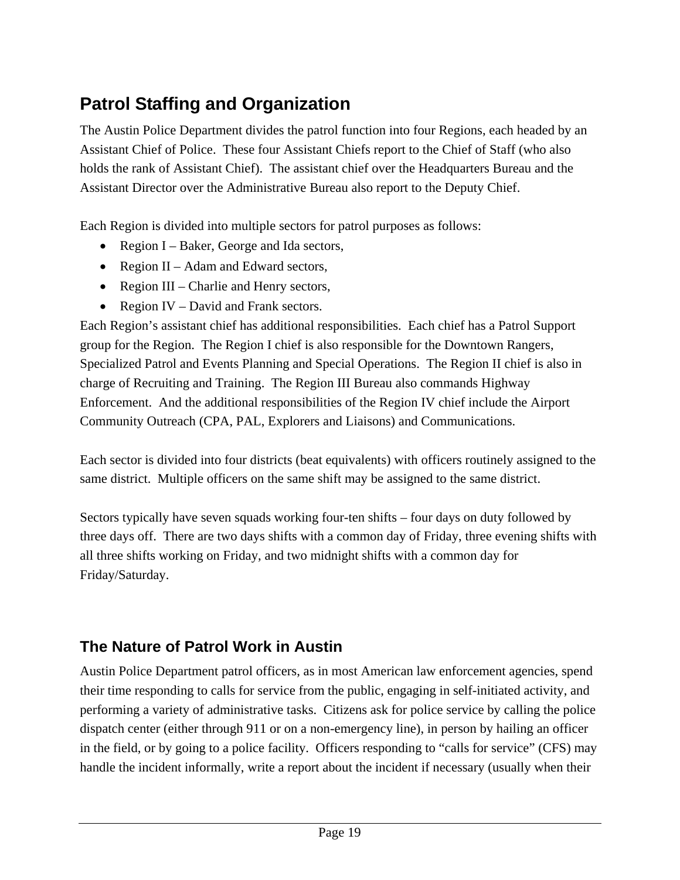## Patrol Staffing and Organization

The Austin Police Department divides the patrol function into four Regions, each headed by an Assistant Chief of Police. These four Assistant Chiefs report to the Chief of Staff (who also holds the rank of Assistant Chief). The assistant chief over the Headquarters Bureau and the Assistant Director over the Administrative Bureau also report to the Deputy Chief.

Each Region is divided into multiple sectors for patrol purposes as follows:

- Region I – Baker, George and Ida sectors,
- Region II – Adam and Edward sectors,
- Region III – Charlie and Henry sectors,
- Region IV – David and Frank sectors.

Each Region's assistant chief has additional responsibilities. Each chief has a Patrol Support group for the Region. The Region I chief is also responsible for the Downtown Rangers, Specialized Patrol and Events Planning and Special Operations. The Region II chief is also in charge of Recruiting and Training. The Region III Bureau also commands Highway Enforcement. And the additional responsibilities of the Region IV chief include the Airport Community Outreach (CPA, PAL, Explorers and Liaisons) and Communications.

Each sector is divided into four districts (beat equivalents) with officers routinely assigned to the same district. Multiple officers on the same shift may be assigned to the same district.

Sectors typically have seven squads working four-ten shifts – four days on duty followed by three days off. There are two days shifts with a common day of Friday, three evening shifts with all three shifts working on Friday, and two midnight shifts with a common day for Friday/Saturday.

## The Nature of Patrol Work in Austin

Austin Police Department patrol officers, as in most American law enforcement agencies, spend their time responding to calls for service from the public, engaging in self-initiated activity, and performing a variety of administrative tasks. Citizens ask for police service by calling the police dispatch center (either through 911 or on a non-emergency line), in person by hailing an officer in the field, or by going to a police facility. Officers responding to "calls for service" (CFS) may handle the incident informally, write a report about the incident if necessary (usually when their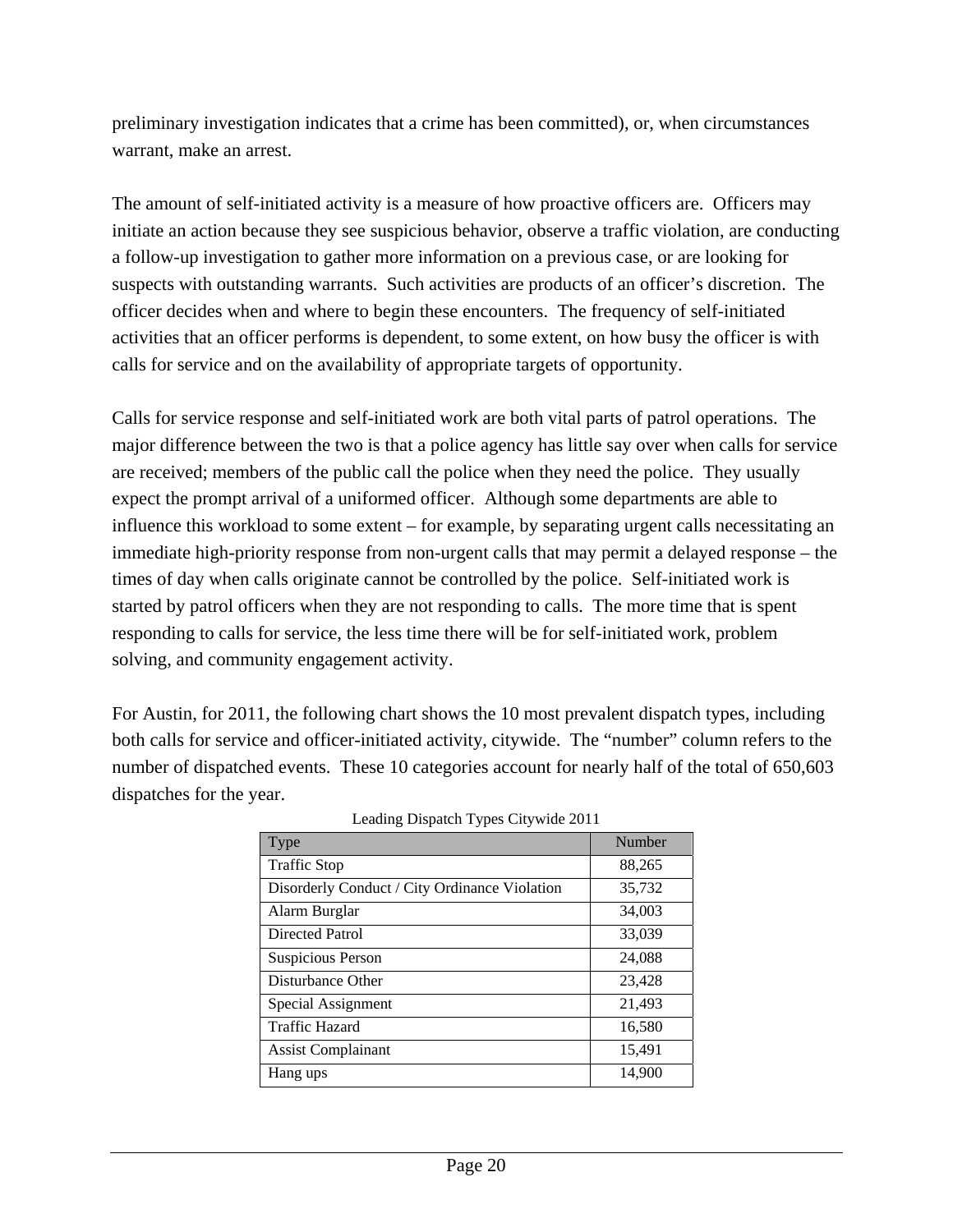preliminary investigation indicates that a crime has been committed), or, when circumstances warrant, make an arrest.

The amount of self-initiated activity is a measure of how proactive officers are. Officers may initiate an action because they see suspicious behavior, observe a traffic violation, are conducting a follow-up investigation to gather more information on a previous case, or are looking for suspects with outstanding warrants. Such activities are products of an officer's discretion. The officer decides when and where to begin these encounters. The frequency of self-initiated activities that an officer performs is dependent, to some extent, on how busy the officer is with calls for service and on the availability of appropriate targets of opportunity.

Calls for service response and self-initiated work are both vital parts of patrol operations. The major difference between the two is that a police agency has little say over when calls for service are received; members of the public call the police when they need the police. They usually expect the prompt arrival of a uniformed officer. Although some departments are able to influence this workload to some extent – for example, by separating urgent calls necessitating an immediate high-priority response from non-urgent calls that may permit a delayed response – the times of day when calls originate cannot be controlled by the police. Self-initiated work is started by patrol officers when they are not responding to calls. The more time that is spent responding to calls for service, the less time there will be for self-initiated work, problem solving, and community engagement activity.

For Austin, for 2011, the following chart shows the 10 most prevalent dispatch types, including both calls for service and officer-initiated activity, citywide. The "number" column refers to the number of dispatched events. These 10 categories account for nearly half of the total of 650,603 dispatches for the year.

Leading Dispatch Types Citywide 2011

| Type | Number |
|---|---|
| Traffic Stop | 88,265 |
| Disorderly Conduct / City Ordinance Violation | 35,732 |
| Alarm Burglar | 34,003 |
| Directed Patrol | 33,039 |
| Suspicious Person | 24,088 |
| Disturbance Other | 23,428 |
| Special Assignment | 21,493 |
| Traffic Hazard | 16,580 |
| Assist Complainant | 15,491 |
| Hang ups | 14,900 |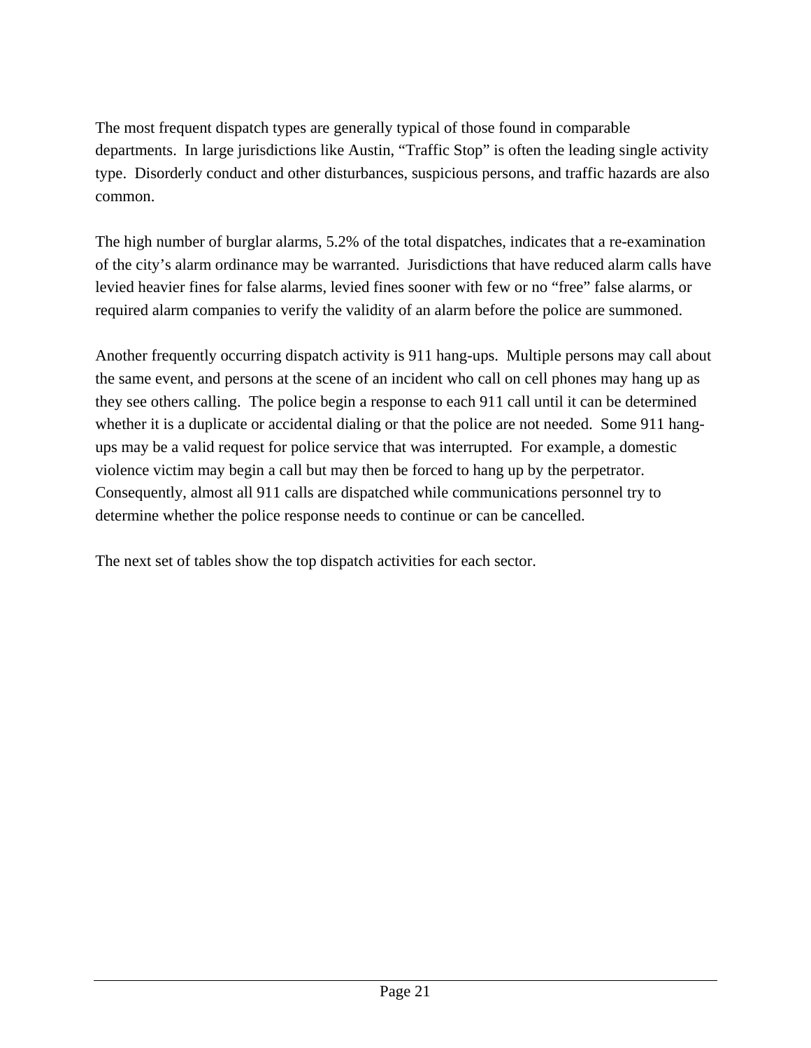The most frequent dispatch types are generally typical of those found in comparable departments. In large jurisdictions like Austin, "Traffic Stop" is often the leading single activity type. Disorderly conduct and other disturbances, suspicious persons, and traffic hazards are also common.

The high number of burglar alarms, 5.2% of the total dispatches, indicates that a re-examination of the city's alarm ordinance may be warranted. Jurisdictions that have reduced alarm calls have levied heavier fines for false alarms, levied fines sooner with few or no "free" false alarms, or required alarm companies to verify the validity of an alarm before the police are summoned.

Another frequently occurring dispatch activity is 911 hang-ups. Multiple persons may call about the same event, and persons at the scene of an incident who call on cell phones may hang up as they see others calling. The police begin a response to each 911 call until it can be determined whether it is a duplicate or accidental dialing or that the police are not needed. Some 911 hang-ups may be a valid request for police service that was interrupted. For example, a domestic violence victim may begin a call but may then be forced to hang up by the perpetrator. Consequently, almost all 911 calls are dispatched while communications personnel try to determine whether the police response needs to continue or can be cancelled.

The next set of tables show the top dispatch activities for each sector.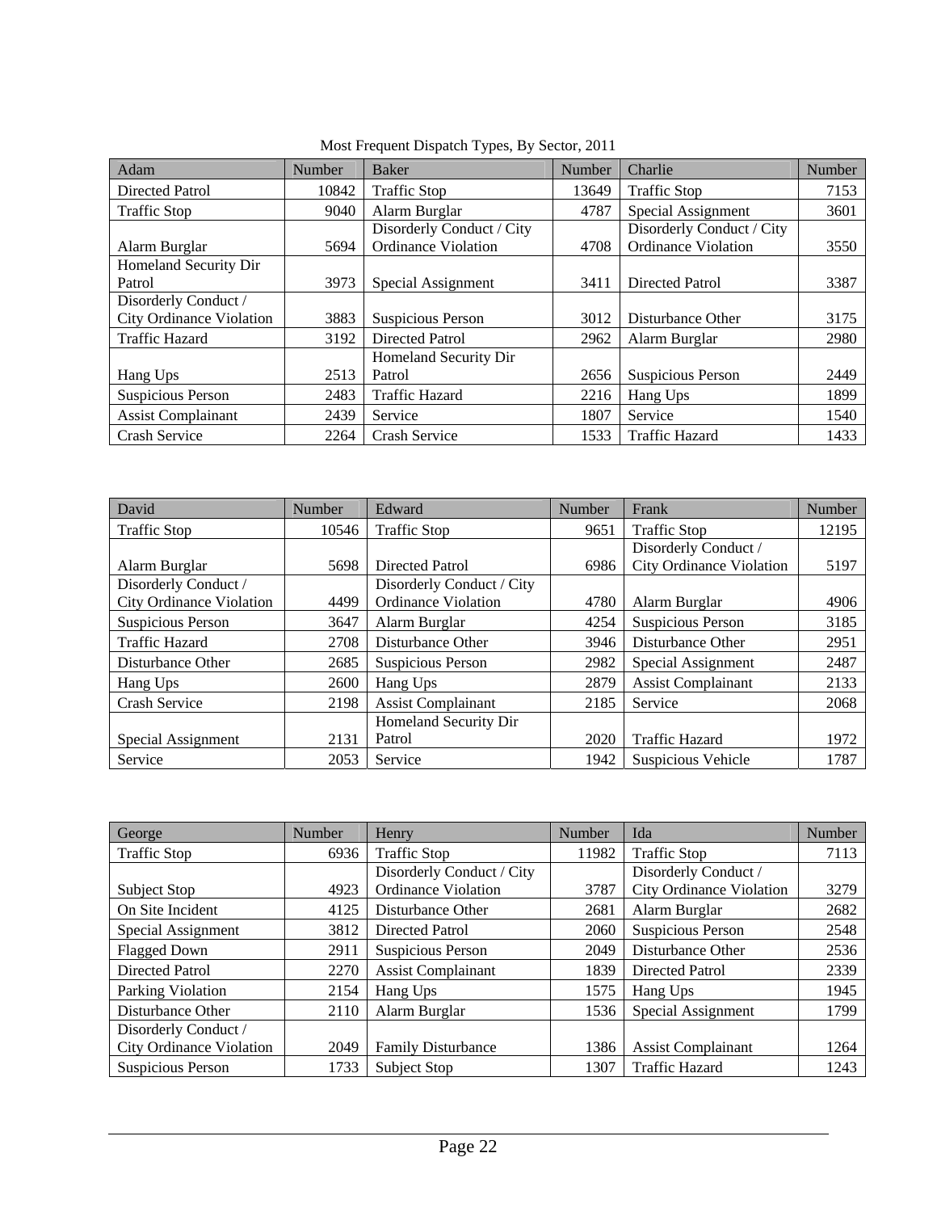Most Frequent Dispatch Types, By Sector, 2011

| Adam | Number | Baker | Number | Charlie | Number |
|---|---|---|---|---|---|
| Directed Patrol | 10842 | Traffic Stop | 13649 | Traffic Stop | 7153 |
| Traffic Stop | 9040 | Alarm Burglar | 4787 | Special Assignment | 3601 |
| Alarm Burglar | 5694 | Disorderly Conduct / City Ordinance Violation | 4708 | Disorderly Conduct / City Ordinance Violation | 3550 |
| Homeland Security Dir Patrol | 3973 | Special Assignment | 3411 | Directed Patrol | 3387 |
| Disorderly Conduct / City Ordinance Violation | 3883 | Suspicious Person | 3012 | Disturbance Other | 3175 |
| Traffic Hazard | 3192 | Directed Patrol | 2962 | Alarm Burglar | 2980 |
| Hang Ups | 2513 | Homeland Security Dir Patrol | 2656 | Suspicious Person | 2449 |
| Suspicious Person | 2483 | Traffic Hazard | 2216 | Hang Ups | 1899 |
| Assist Complainant | 2439 | Service | 1807 | Service | 1540 |
| Crash Service | 2264 | Crash Service | 1533 | Traffic Hazard | 1433 |

| David | Number | Edward | Number | Frank | Number |
|---|---|---|---|---|---|
| Traffic Stop | 10546 | Traffic Stop | 9651 | Traffic Stop | 12195 |
| Alarm Burglar | 5698 | Directed Patrol | 6986 | Disorderly Conduct / City Ordinance Violation | 5197 |
| Disorderly Conduct / City Ordinance Violation | 4499 | Disorderly Conduct / City Ordinance Violation | 4780 | Alarm Burglar | 4906 |
| Suspicious Person | 3647 | Alarm Burglar | 4254 | Suspicious Person | 3185 |
| Traffic Hazard | 2708 | Disturbance Other | 3946 | Disturbance Other | 2951 |
| Disturbance Other | 2685 | Suspicious Person | 2982 | Special Assignment | 2487 |
| Hang Ups | 2600 | Hang Ups | 2879 | Assist Complainant | 2133 |
| Crash Service | 2198 | Assist Complainant | 2185 | Service | 2068 |
| Special Assignment | 2131 | Homeland Security Dir Patrol | 2020 | Traffic Hazard | 1972 |
| Service | 2053 | Service | 1942 | Suspicious Vehicle | 1787 |

| George | Number | Henry | Number | Ida | Number |
|---|---|---|---|---|---|
| Traffic Stop | 6936 | Traffic Stop | 11982 | Traffic Stop | 7113 |
| Subject Stop | 4923 | Disorderly Conduct / City Ordinance Violation | 3787 | Disorderly Conduct / City Ordinance Violation | 3279 |
| On Site Incident | 4125 | Disturbance Other | 2681 | Alarm Burglar | 2682 |
| Special Assignment | 3812 | Directed Patrol | 2060 | Suspicious Person | 2548 |
| Flagged Down | 2911 | Suspicious Person | 2049 | Disturbance Other | 2536 |
| Directed Patrol | 2270 | Assist Complainant | 1839 | Directed Patrol | 2339 |
| Parking Violation | 2154 | Hang Ups | 1575 | Hang Ups | 1945 |
| Disturbance Other | 2110 | Alarm Burglar | 1536 | Special Assignment | 1799 |
| Disorderly Conduct / City Ordinance Violation | 2049 | Family Disturbance | 1386 | Assist Complainant | 1264 |
| Suspicious Person | 1733 | Subject Stop | 1307 | Traffic Hazard | 1243 |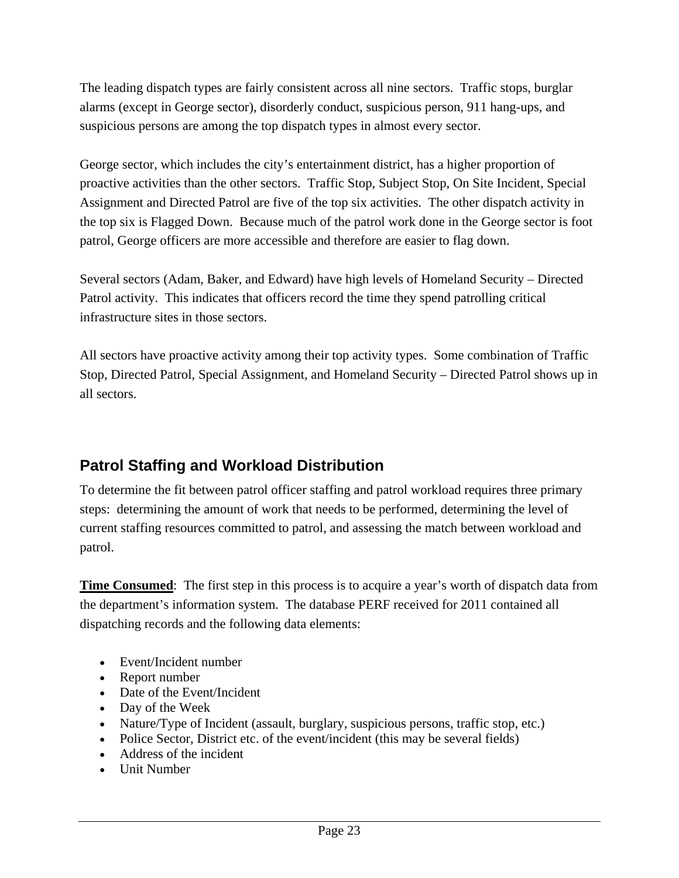The leading dispatch types are fairly consistent across all nine sectors. Traffic stops, burglar alarms (except in George sector), disorderly conduct, suspicious person, 911 hang-ups, and suspicious persons are among the top dispatch types in almost every sector.

George sector, which includes the city's entertainment district, has a higher proportion of proactive activities than the other sectors. Traffic Stop, Subject Stop, On Site Incident, Special Assignment and Directed Patrol are five of the top six activities. The other dispatch activity in the top six is Flagged Down. Because much of the patrol work done in the George sector is foot patrol, George officers are more accessible and therefore are easier to flag down.

Several sectors (Adam, Baker, and Edward) have high levels of Homeland Security – Directed Patrol activity. This indicates that officers record the time they spend patrolling critical infrastructure sites in those sectors.

All sectors have proactive activity among their top activity types. Some combination of Traffic Stop, Directed Patrol, Special Assignment, and Homeland Security – Directed Patrol shows up in all sectors.

## Patrol Staffing and Workload Distribution

To determine the fit between patrol officer staffing and patrol workload requires three primary steps: determining the amount of work that needs to be performed, determining the level of current staffing resources committed to patrol, and assessing the match between workload and patrol.

**Time Consumed**: The first step in this process is to acquire a year's worth of dispatch data from the department's information system. The database PERF received for 2011 contained all dispatching records and the following data elements:

- Event/Incident number
- Report number
- Date of the Event/Incident
- Day of the Week
- Nature/Type of Incident (assault, burglary, suspicious persons, traffic stop, etc.)
- Police Sector, District etc. of the event/incident (this may be several fields)
- Address of the incident
- Unit Number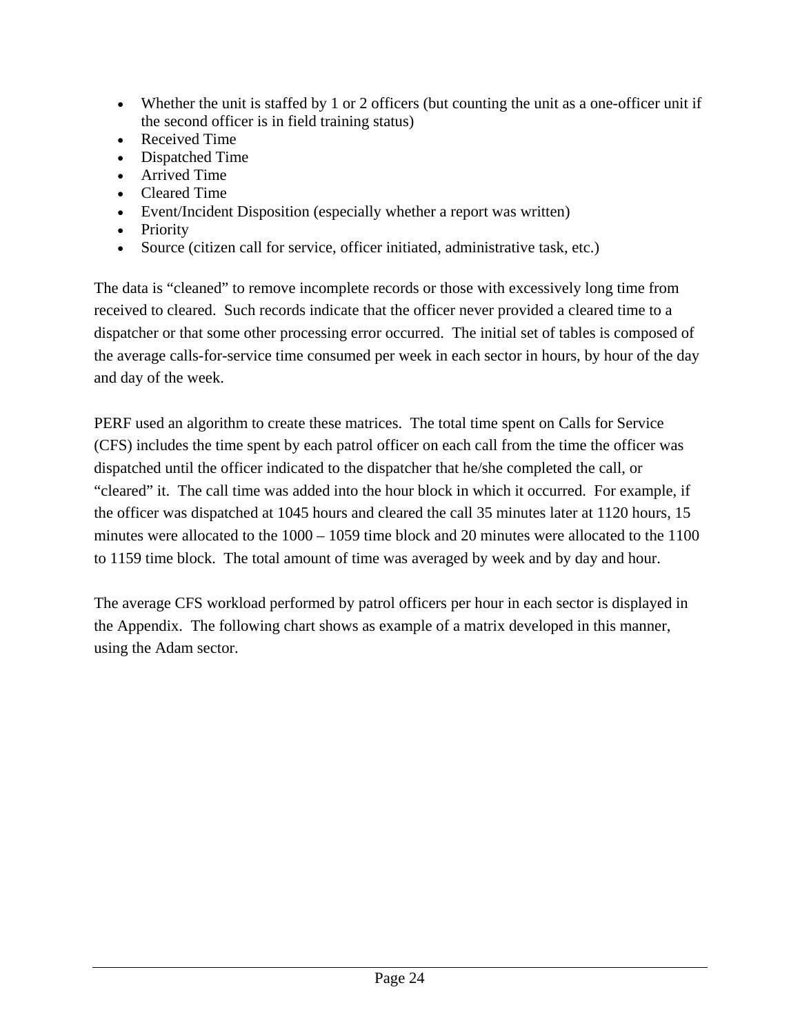- Whether the unit is staffed by 1 or 2 officers (but counting the unit as a one-officer unit if the second officer is in field training status)
- Received Time
- Dispatched Time
- Arrived Time
- Cleared Time
- Event/Incident Disposition (especially whether a report was written)
- Priority
- Source (citizen call for service, officer initiated, administrative task, etc.)

The data is “cleaned” to remove incomplete records or those with excessively long time from received to cleared. Such records indicate that the officer never provided a cleared time to a dispatcher or that some other processing error occurred. The initial set of tables is composed of the average calls-for-service time consumed per week in each sector in hours, by hour of the day and day of the week.

PERF used an algorithm to create these matrices. The total time spent on Calls for Service (CFS) includes the time spent by each patrol officer on each call from the time the officer was dispatched until the officer indicated to the dispatcher that he/she completed the call, or “cleared” it. The call time was added into the hour block in which it occurred. For example, if the officer was dispatched at 1045 hours and cleared the call 35 minutes later at 1120 hours, 15 minutes were allocated to the 1000 – 1059 time block and 20 minutes were allocated to the 1100 to 1159 time block. The total amount of time was averaged by week and by day and hour.

The average CFS workload performed by patrol officers per hour in each sector is displayed in the Appendix. The following chart shows as example of a matrix developed in this manner, using the Adam sector.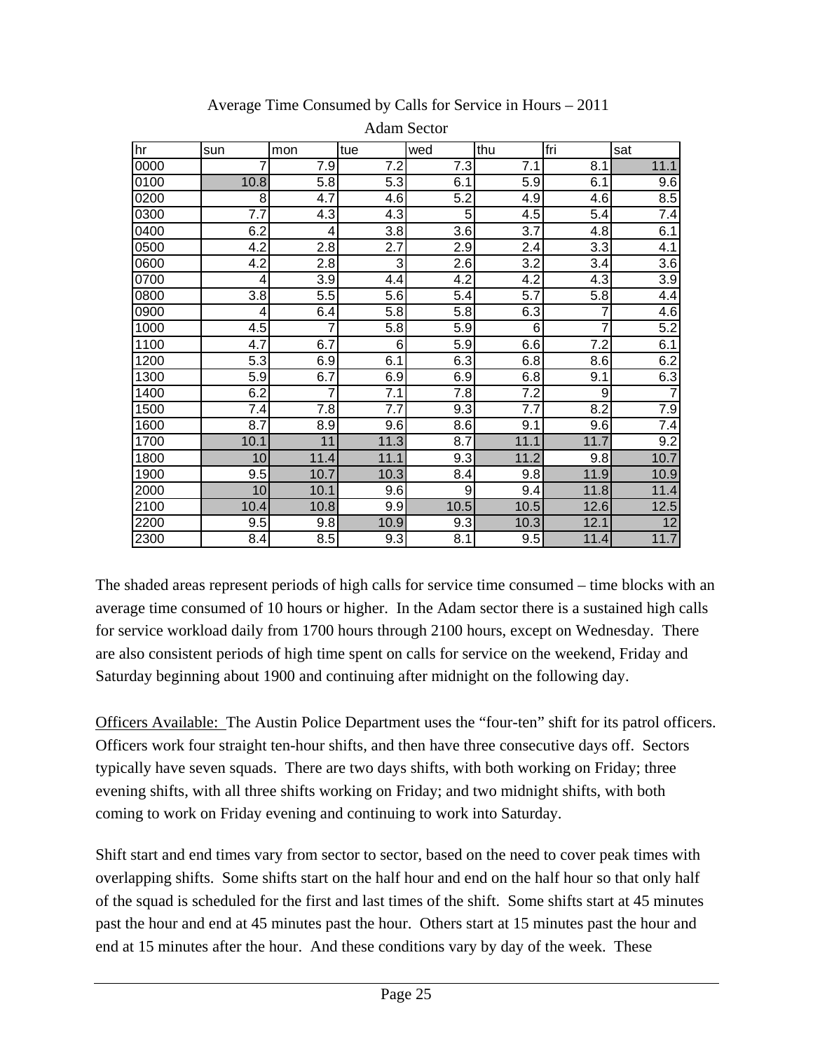Average Time Consumed by Calls for Service in Hours – 2011

Adam Sector

| hr | sun | mon | tue | wed | thu | fri | sat |
|---|---|---|---|---|---|---|---|
| 0000 | 7 | 7.9 | 7.2 | 7.3 | 7.1 | 8.1 | 11.1 |
| 0100 | 10.8 | 5.8 | 5.3 | 6.1 | 5.9 | 6.1 | 9.6 |
| 0200 | 8 | 4.7 | 4.6 | 5.2 | 4.9 | 4.6 | 8.5 |
| 0300 | 7.7 | 4.3 | 4.3 | 5 | 4.5 | 5.4 | 7.4 |
| 0400 | 6.2 | 4 | 3.8 | 3.6 | 3.7 | 4.8 | 6.1 |
| 0500 | 4.2 | 2.8 | 2.7 | 2.9 | 2.4 | 3.3 | 4.1 |
| 0600 | 4.2 | 2.8 | 3 | 2.6 | 3.2 | 3.4 | 3.6 |
| 0700 | 4 | 3.9 | 4.4 | 4.2 | 4.2 | 4.3 | 3.9 |
| 0800 | 3.8 | 5.5 | 5.6 | 5.4 | 5.7 | 5.8 | 4.4 |
| 0900 | 4 | 6.4 | 5.8 | 5.8 | 6.3 | 7 | 4.6 |
| 1000 | 4.5 | 7 | 5.8 | 5.9 | 6 | 7 | 5.2 |
| 1100 | 4.7 | 6.7 | 6 | 5.9 | 6.6 | 7.2 | 6.1 |
| 1200 | 5.3 | 6.9 | 6.1 | 6.3 | 6.8 | 8.6 | 6.2 |
| 1300 | 5.9 | 6.7 | 6.9 | 6.9 | 6.8 | 9.1 | 6.3 |
| 1400 | 6.2 | 7 | 7.1 | 7.8 | 7.2 | 9 | 7 |
| 1500 | 7.4 | 7.8 | 7.7 | 9.3 | 7.7 | 8.2 | 7.9 |
| 1600 | 8.7 | 8.9 | 9.6 | 8.6 | 9.1 | 9.6 | 7.4 |
| 1700 | 10.1 | 11 | 11.3 | 8.7 | 11.1 | 11.7 | 9.2 |
| 1800 | 10 | 11.4 | 11.1 | 9.3 | 11.2 | 9.8 | 10.7 |
| 1900 | 9.5 | 10.7 | 10.3 | 8.4 | 9.8 | 11.9 | 10.9 |
| 2000 | 10 | 10.1 | 9.6 | 9 | 9.4 | 11.8 | 11.4 |
| 2100 | 10.4 | 10.8 | 9.9 | 10.5 | 10.5 | 12.6 | 12.5 |
| 2200 | 9.5 | 9.8 | 10.9 | 9.3 | 10.3 | 12.1 | 12 |
| 2300 | 8.4 | 8.5 | 9.3 | 8.1 | 9.5 | 11.4 | 11.7 |

The shaded areas represent periods of high calls for service time consumed – time blocks with an average time consumed of 10 hours or higher. In the Adam sector there is a sustained high calls for service workload daily from 1700 hours through 2100 hours, except on Wednesday. There are also consistent periods of high time spent on calls for service on the weekend, Friday and Saturday beginning about 1900 and continuing after midnight on the following day.

Officers Available: The Austin Police Department uses the "four-ten" shift for its patrol officers. Officers work four straight ten-hour shifts, and then have three consecutive days off. Sectors typically have seven squads. There are two days shifts, with both working on Friday; three evening shifts, with all three shifts working on Friday; and two midnight shifts, with both coming to work on Friday evening and continuing to work into Saturday.

Shift start and end times vary from sector to sector, based on the need to cover peak times with overlapping shifts. Some shifts start on the half hour and end on the half hour so that only half of the squad is scheduled for the first and last times of the shift. Some shifts start at 45 minutes past the hour and end at 45 minutes past the hour. Others start at 15 minutes past the hour and end at 15 minutes after the hour. And these conditions vary by day of the week. These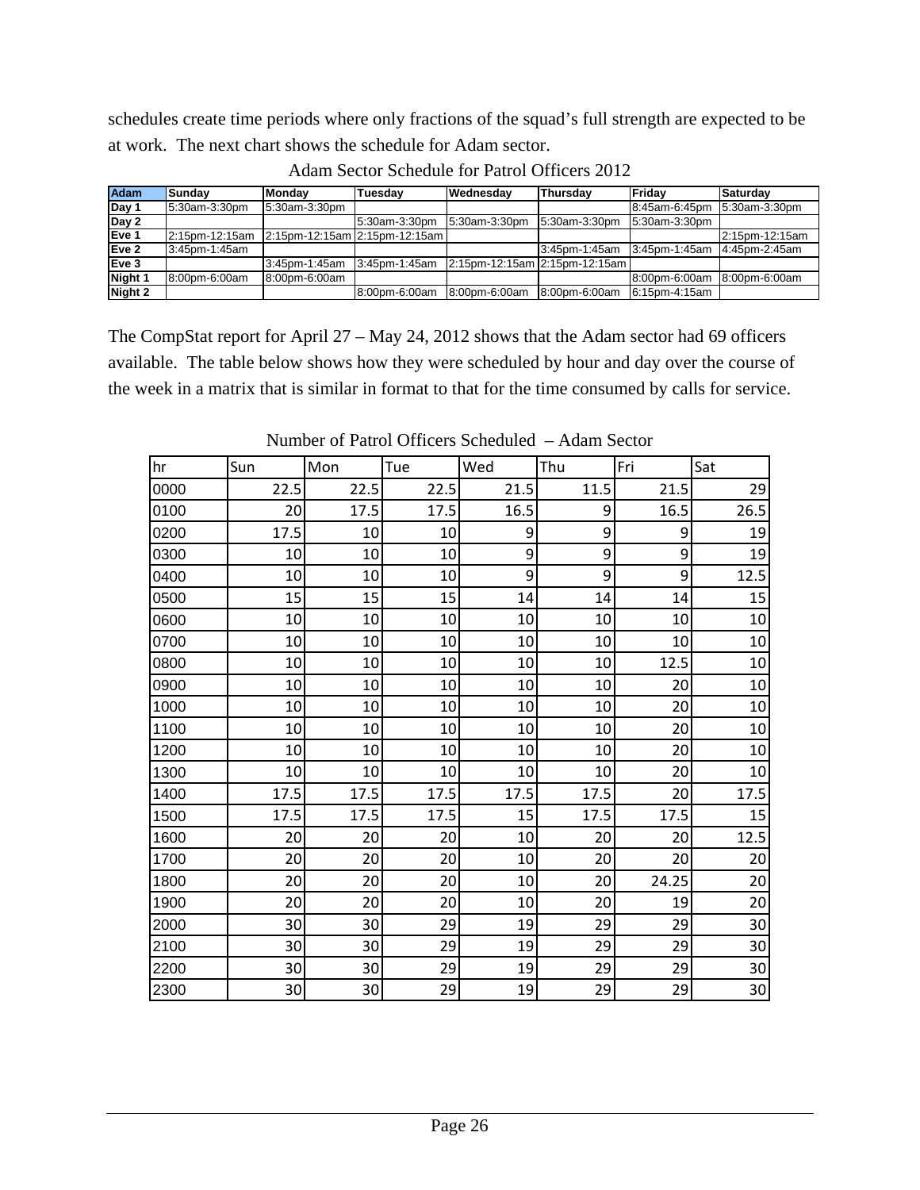schedules create time periods where only fractions of the squad's full strength are expected to be at work. The next chart shows the schedule for Adam sector.

Adam Sector Schedule for Patrol Officers 2012

| Adam | Sunday | Monday | Tuesday | Wednesday | Thursday | Friday | Saturday |
|---|---|---|---|---|---|---|---|
| Day 1 | 5:30am-3:30pm | 5:30am-3:30pm | | | | 8:45am-6:45pm | 5:30am-3:30pm |
| Day 2 | | | 5:30am-3:30pm | 5:30am-3:30pm | 5:30am-3:30pm | 5:30am-3:30pm | |
| Eve 1 | 2:15pm-12:15am | 2:15pm-12:15am | 2:15pm-12:15am | | | | 2:15pm-12:15am |
| Eve 2 | 3:45pm-1:45am | | | | 3:45pm-1:45am | 3:45pm-1:45am | 4:45pm-2:45am |
| Eve 3 | | 3:45pm-1:45am | 3:45pm-1:45am | 2:15pm-12:15am | 2:15pm-12:15am | | |
| Night 1 | 8:00pm-6:00am | 8:00pm-6:00am | | | | 8:00pm-6:00am | 8:00pm-6:00am |
| Night 2 | | | 8:00pm-6:00am | 8:00pm-6:00am | 8:00pm-6:00am | 6:15pm-4:15am | |

The CompStat report for April 27 – May 24, 2012 shows that the Adam sector had 69 officers available. The table below shows how they were scheduled by hour and day over the course of the week in a matrix that is similar in format to that for the time consumed by calls for service.

Number of Patrol Officers Scheduled – Adam Sector

| hr | Sun | Mon | Tue | Wed | Thu | Fri | Sat |
|---|---|---|---|---|---|---|---|
| 0000 | 22.5 | 22.5 | 22.5 | 21.5 | 11.5 | 21.5 | 29 |
| 0100 | 20 | 17.5 | 17.5 | 16.5 | 9 | 16.5 | 26.5 |
| 0200 | 17.5 | 10 | 10 | 9 | 9 | 9 | 19 |
| 0300 | 10 | 10 | 10 | 9 | 9 | 9 | 19 |
| 0400 | 10 | 10 | 10 | 9 | 9 | 9 | 12.5 |
| 0500 | 15 | 15 | 15 | 14 | 14 | 14 | 15 |
| 0600 | 10 | 10 | 10 | 10 | 10 | 10 | 10 |
| 0700 | 10 | 10 | 10 | 10 | 10 | 10 | 10 |
| 0800 | 10 | 10 | 10 | 10 | 10 | 12.5 | 10 |
| 0900 | 10 | 10 | 10 | 10 | 10 | 20 | 10 |
| 1000 | 10 | 10 | 10 | 10 | 10 | 20 | 10 |
| 1100 | 10 | 10 | 10 | 10 | 10 | 20 | 10 |
| 1200 | 10 | 10 | 10 | 10 | 10 | 20 | 10 |
| 1300 | 10 | 10 | 10 | 10 | 10 | 20 | 10 |
| 1400 | 17.5 | 17.5 | 17.5 | 17.5 | 17.5 | 20 | 17.5 |
| 1500 | 17.5 | 17.5 | 17.5 | 15 | 17.5 | 17.5 | 15 |
| 1600 | 20 | 20 | 20 | 10 | 20 | 20 | 12.5 |
| 1700 | 20 | 20 | 20 | 10 | 20 | 20 | 20 |
| 1800 | 20 | 20 | 20 | 10 | 20 | 24.25 | 20 |
| 1900 | 20 | 20 | 20 | 10 | 20 | 19 | 20 |
| 2000 | 30 | 30 | 29 | 19 | 29 | 29 | 30 |
| 2100 | 30 | 30 | 29 | 19 | 29 | 29 | 30 |
| 2200 | 30 | 30 | 29 | 19 | 29 | 29 | 30 |
| 2300 | 30 | 30 | 29 | 19 | 29 | 29 | 30 |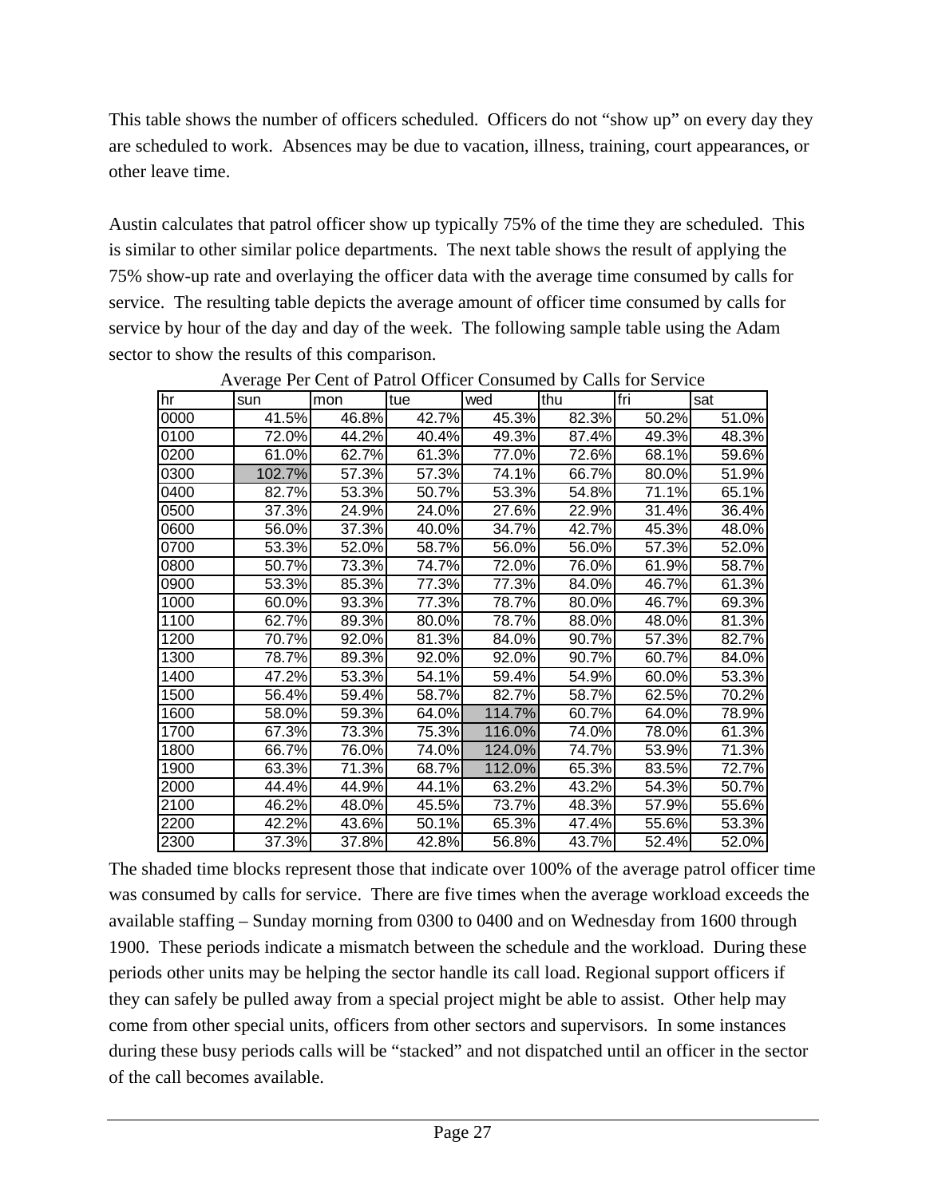This table shows the number of officers scheduled. Officers do not "show up" on every day they are scheduled to work. Absences may be due to vacation, illness, training, court appearances, or other leave time.

Austin calculates that patrol officer show up typically 75% of the time they are scheduled. This is similar to other similar police departments. The next table shows the result of applying the 75% show-up rate and overlaying the officer data with the average time consumed by calls for service. The resulting table depicts the average amount of officer time consumed by calls for service by hour of the day and day of the week. The following sample table using the Adam sector to show the results of this comparison.

Average Per Cent of Patrol Officer Consumed by Calls for Service

| hr | sun | mon | tue | wed | thu | fri | sat |
|---|---|---|---|---|---|---|---|
| 0000 | 41.5% | 46.8% | 42.7% | 45.3% | 82.3% | 50.2% | 51.0% |
| 0100 | 72.0% | 44.2% | 40.4% | 49.3% | 87.4% | 49.3% | 48.3% |
| 0200 | 61.0% | 62.7% | 61.3% | 77.0% | 72.6% | 68.1% | 59.6% |
| 0300 | 102.7% | 57.3% | 57.3% | 74.1% | 66.7% | 80.0% | 51.9% |
| 0400 | 82.7% | 53.3% | 50.7% | 53.3% | 54.8% | 71.1% | 65.1% |
| 0500 | 37.3% | 24.9% | 24.0% | 27.6% | 22.9% | 31.4% | 36.4% |
| 0600 | 56.0% | 37.3% | 40.0% | 34.7% | 42.7% | 45.3% | 48.0% |
| 0700 | 53.3% | 52.0% | 58.7% | 56.0% | 56.0% | 57.3% | 52.0% |
| 0800 | 50.7% | 73.3% | 74.7% | 72.0% | 76.0% | 61.9% | 58.7% |
| 0900 | 53.3% | 85.3% | 77.3% | 77.3% | 84.0% | 46.7% | 61.3% |
| 1000 | 60.0% | 93.3% | 77.3% | 78.7% | 80.0% | 46.7% | 69.3% |
| 1100 | 62.7% | 89.3% | 80.0% | 78.7% | 88.0% | 48.0% | 81.3% |
| 1200 | 70.7% | 92.0% | 81.3% | 84.0% | 90.7% | 57.3% | 82.7% |
| 1300 | 78.7% | 89.3% | 92.0% | 92.0% | 90.7% | 60.7% | 84.0% |
| 1400 | 47.2% | 53.3% | 54.1% | 59.4% | 54.9% | 60.0% | 53.3% |
| 1500 | 56.4% | 59.4% | 58.7% | 82.7% | 58.7% | 62.5% | 70.2% |
| 1600 | 58.0% | 59.3% | 64.0% | 114.7% | 60.7% | 64.0% | 78.9% |
| 1700 | 67.3% | 73.3% | 75.3% | 116.0% | 74.0% | 78.0% | 61.3% |
| 1800 | 66.7% | 76.0% | 74.0% | 124.0% | 74.7% | 53.9% | 71.3% |
| 1900 | 63.3% | 71.3% | 68.7% | 112.0% | 65.3% | 83.5% | 72.7% |
| 2000 | 44.4% | 44.9% | 44.1% | 63.2% | 43.2% | 54.3% | 50.7% |
| 2100 | 46.2% | 48.0% | 45.5% | 73.7% | 48.3% | 57.9% | 55.6% |
| 2200 | 42.2% | 43.6% | 50.1% | 65.3% | 47.4% | 55.6% | 53.3% |
| 2300 | 37.3% | 37.8% | 42.8% | 56.8% | 43.7% | 52.4% | 52.0% |

The shaded time blocks represent those that indicate over 100% of the average patrol officer time was consumed by calls for service. There are five times when the average workload exceeds the available staffing – Sunday morning from 0300 to 0400 and on Wednesday from 1600 through 1900. These periods indicate a mismatch between the schedule and the workload. During these periods other units may be helping the sector handle its call load. Regional support officers if they can safely be pulled away from a special project might be able to assist. Other help may come from other special units, officers from other sectors and supervisors. In some instances during these busy periods calls will be "stacked" and not dispatched until an officer in the sector of the call becomes available.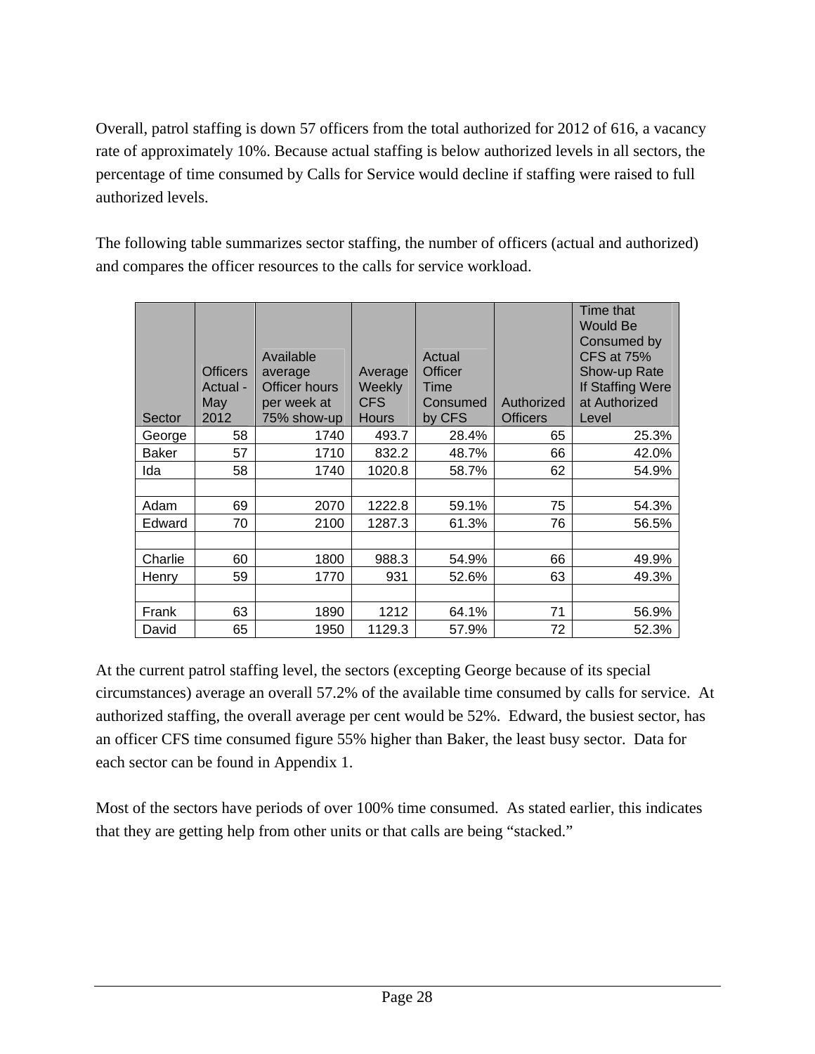Overall, patrol staffing is down 57 officers from the total authorized for 2012 of 616, a vacancy rate of approximately 10%. Because actual staffing is below authorized levels in all sectors, the percentage of time consumed by Calls for Service would decline if staffing were raised to full authorized levels.

The following table summarizes sector staffing, the number of officers (actual and authorized) and compares the officer resources to the calls for service workload.

| Sector | Officers Actual - May 2012 | Available average Officer hours per week at 75% show-up | Average Weekly CFS Hours | Actual Officer Time Consumed by CFS | Authorized Officers | Time that Would Be Consumed by CFS at 75% Show-up Rate If Staffing Were at Authorized Level |
|---|---|---|---|---|---|---|
| George | 58 | 1740 | 493.7 | 28.4% | 65 | 25.3% |
| Baker | 57 | 1710 | 832.2 | 48.7% | 66 | 42.0% |
| Ida | 58 | 1740 | 1020.8 | 58.7% | 62 | 54.9% |
| | | | | | | |
| Adam | 69 | 2070 | 1222.8 | 59.1% | 75 | 54.3% |
| Edward | 70 | 2100 | 1287.3 | 61.3% | 76 | 56.5% |
| | | | | | | |
| Charlie | 60 | 1800 | 988.3 | 54.9% | 66 | 49.9% |
| Henry | 59 | 1770 | 931 | 52.6% | 63 | 49.3% |
| | | | | | | |
| Frank | 63 | 1890 | 1212 | 64.1% | 71 | 56.9% |
| David | 65 | 1950 | 1129.3 | 57.9% | 72 | 52.3% |

At the current patrol staffing level, the sectors (excepting George because of its special circumstances) average an overall 57.2% of the available time consumed by calls for service. At authorized staffing, the overall average per cent would be 52%. Edward, the busiest sector, has an officer CFS time consumed figure 55% higher than Baker, the least busy sector. Data for each sector can be found in Appendix 1.

Most of the sectors have periods of over 100% time consumed. As stated earlier, this indicates that they are getting help from other units or that calls are being "stacked."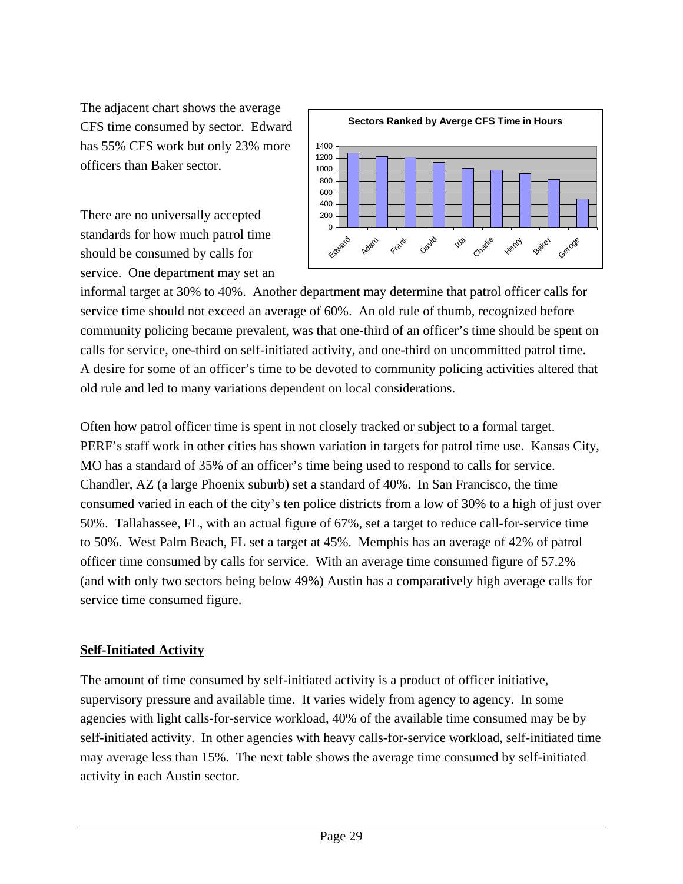The adjacent chart shows the average CFS time consumed by sector. Edward has 55% CFS work but only 23% more officers than Baker sector.

**Sectors Ranked by Averge CFS Time in Hours**

There are no universally accepted standards for how much patrol time should be consumed by calls for service. One department may set an informal target at 30% to 40%. Another department may determine that patrol officer calls for service time should not exceed an average of 60%. An old rule of thumb, recognized before community policing became prevalent, was that one-third of an officer's time should be spent on calls for service, one-third on self-initiated activity, and one-third on uncommitted patrol time. A desire for some of an officer's time to be devoted to community policing activities altered that old rule and led to many variations dependent on local considerations.

Often how patrol officer time is spent in not closely tracked or subject to a formal target. PERF's staff work in other cities has shown variation in targets for patrol time use. Kansas City, MO has a standard of 35% of an officer's time being used to respond to calls for service. Chandler, AZ (a large Phoenix suburb) set a standard of 40%. In San Francisco, the time consumed varied in each of the city's ten police districts from a low of 30% to a high of just over 50%. Tallahassee, FL, with an actual figure of 67%, set a target to reduce call-for-service time to 50%. West Palm Beach, FL set a target at 45%. Memphis has an average of 42% of patrol officer time consumed by calls for service. With an average time consumed figure of 57.2% (and with only two sectors being below 49%) Austin has a comparatively high average calls for service time consumed figure.

## Self-Initiated Activity

The amount of time consumed by self-initiated activity is a product of officer initiative, supervisory pressure and available time. It varies widely from agency to agency. In some agencies with light calls-for-service workload, 40% of the available time consumed may be by self-initiated activity. In other agencies with heavy calls-for-service workload, self-initiated time may average less than 15%. The next table shows the average time consumed by self-initiated activity in each Austin sector.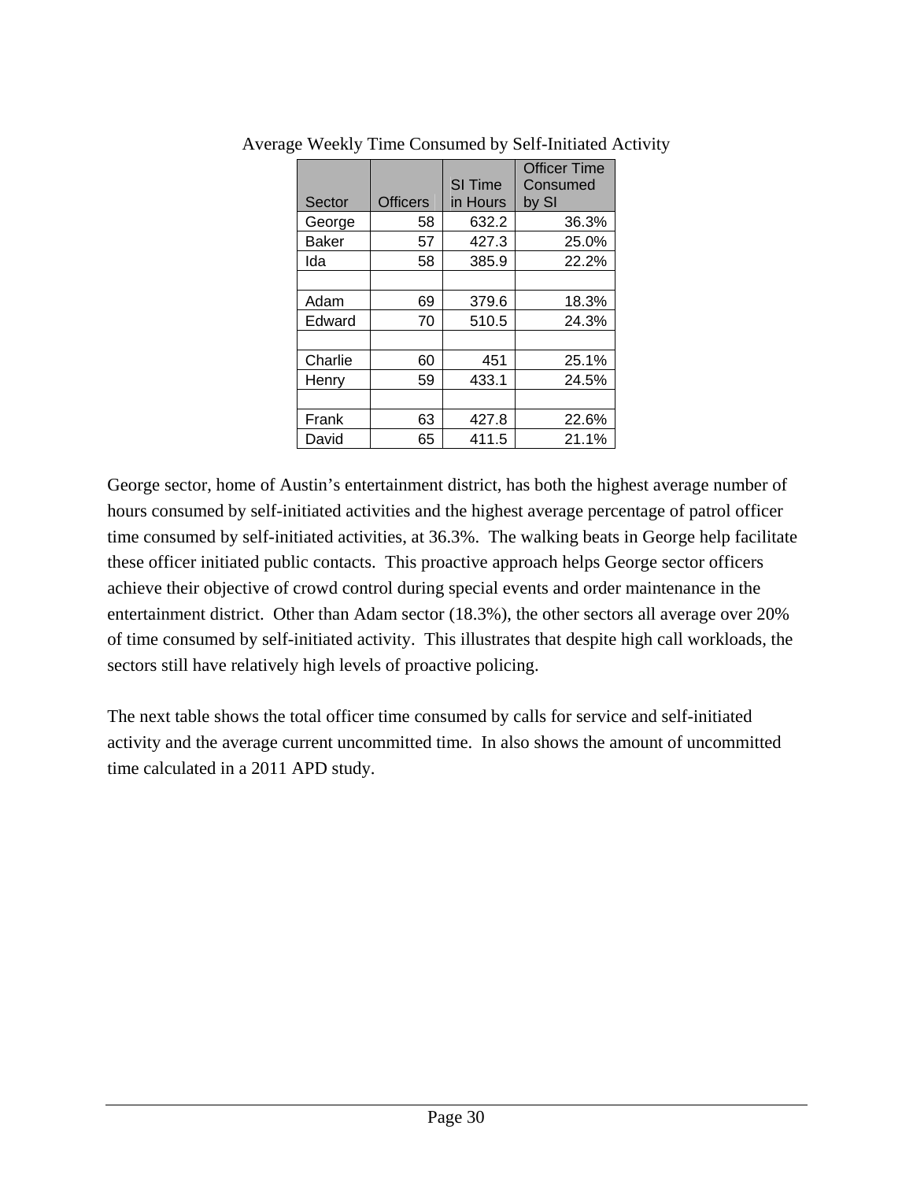Average Weekly Time Consumed by Self-Initiated Activity

| Sector | Officers | SI Time in Hours | Officer Time Consumed by SI |
|---|---|---|---|
| George | 58 | 632.2 | 36.3% |
| Baker | 57 | 427.3 | 25.0% |
| Ida | 58 | 385.9 | 22.2% |
| | | | |
| Adam | 69 | 379.6 | 18.3% |
| Edward | 70 | 510.5 | 24.3% |
| | | | |
| Charlie | 60 | 451 | 25.1% |
| Henry | 59 | 433.1 | 24.5% |
| | | | |
| Frank | 63 | 427.8 | 22.6% |
| David | 65 | 411.5 | 21.1% |

George sector, home of Austin's entertainment district, has both the highest average number of hours consumed by self-initiated activities and the highest average percentage of patrol officer time consumed by self-initiated activities, at 36.3%. The walking beats in George help facilitate these officer initiated public contacts. This proactive approach helps George sector officers achieve their objective of crowd control during special events and order maintenance in the entertainment district. Other than Adam sector (18.3%), the other sectors all average over 20% of time consumed by self-initiated activity. This illustrates that despite high call workloads, the sectors still have relatively high levels of proactive policing.

The next table shows the total officer time consumed by calls for service and self-initiated activity and the average current uncommitted time. In also shows the amount of uncommitted time calculated in a 2011 APD study.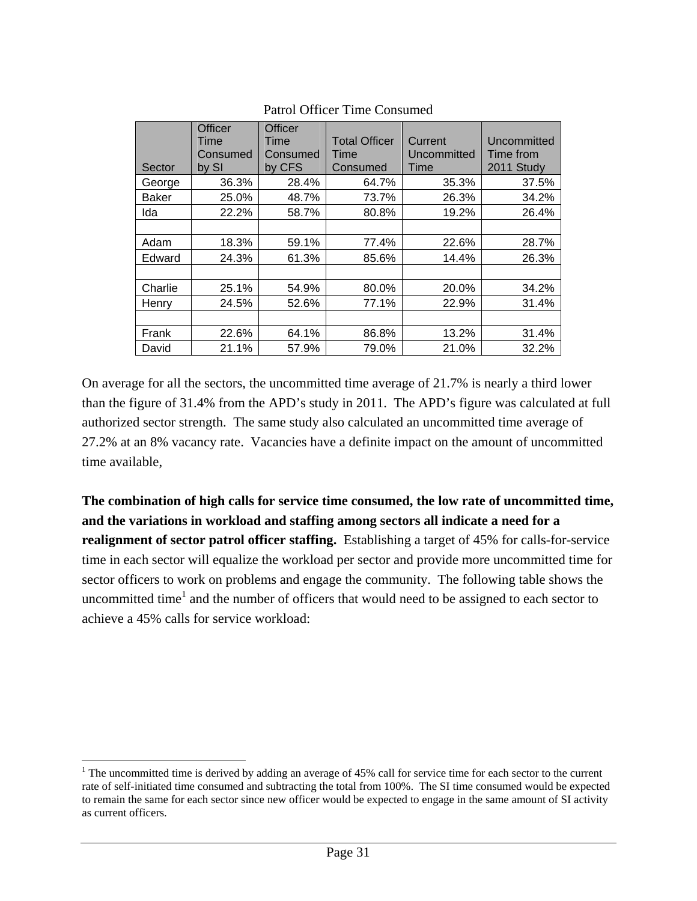Patrol Officer Time Consumed

| Sector | Officer Time Consumed by SI | Officer Time Consumed by CFS | Total Officer Time Consumed | Current Uncommitted Time | Uncommitted Time from 2011 Study |
|---|---|---|---|---|---|
| George | 36.3% | 28.4% | 64.7% | 35.3% | 37.5% |
| Baker | 25.0% | 48.7% | 73.7% | 26.3% | 34.2% |
| Ida | 22.2% | 58.7% | 80.8% | 19.2% | 26.4% |
| | | | | | |
| Adam | 18.3% | 59.1% | 77.4% | 22.6% | 28.7% |
| Edward | 24.3% | 61.3% | 85.6% | 14.4% | 26.3% |
| | | | | | |
| Charlie | 25.1% | 54.9% | 80.0% | 20.0% | 34.2% |
| Henry | 24.5% | 52.6% | 77.1% | 22.9% | 31.4% |
| | | | | | |
| Frank | 22.6% | 64.1% | 86.8% | 13.2% | 31.4% |
| David | 21.1% | 57.9% | 79.0% | 21.0% | 32.2% |

On average for all the sectors, the uncommitted time average of 21.7% is nearly a third lower than the figure of 31.4% from the APD's study in 2011. The APD's figure was calculated at full authorized sector strength. The same study also calculated an uncommitted time average of 27.2% at an 8% vacancy rate. Vacancies have a definite impact on the amount of uncommitted time available,

**The combination of high calls for service time consumed, the low rate of uncommitted time, and the variations in workload and staffing among sectors all indicate a need for a realignment of sector patrol officer staffing.** Establishing a target of 45% for calls-for-service time in each sector will equalize the workload per sector and provide more uncommitted time for sector officers to work on problems and engage the community. The following table shows the uncommitted time[1] and the number of officers that would need to be assigned to each sector to achieve a 45% calls for service workload:

[1] The uncommitted time is derived by adding an average of 45% call for service time for each sector to the current rate of self-initiated time consumed and subtracting the total from 100%. The SI time consumed would be expected to remain the same for each sector since new officer would be expected to engage in the same amount of SI activity as current officers.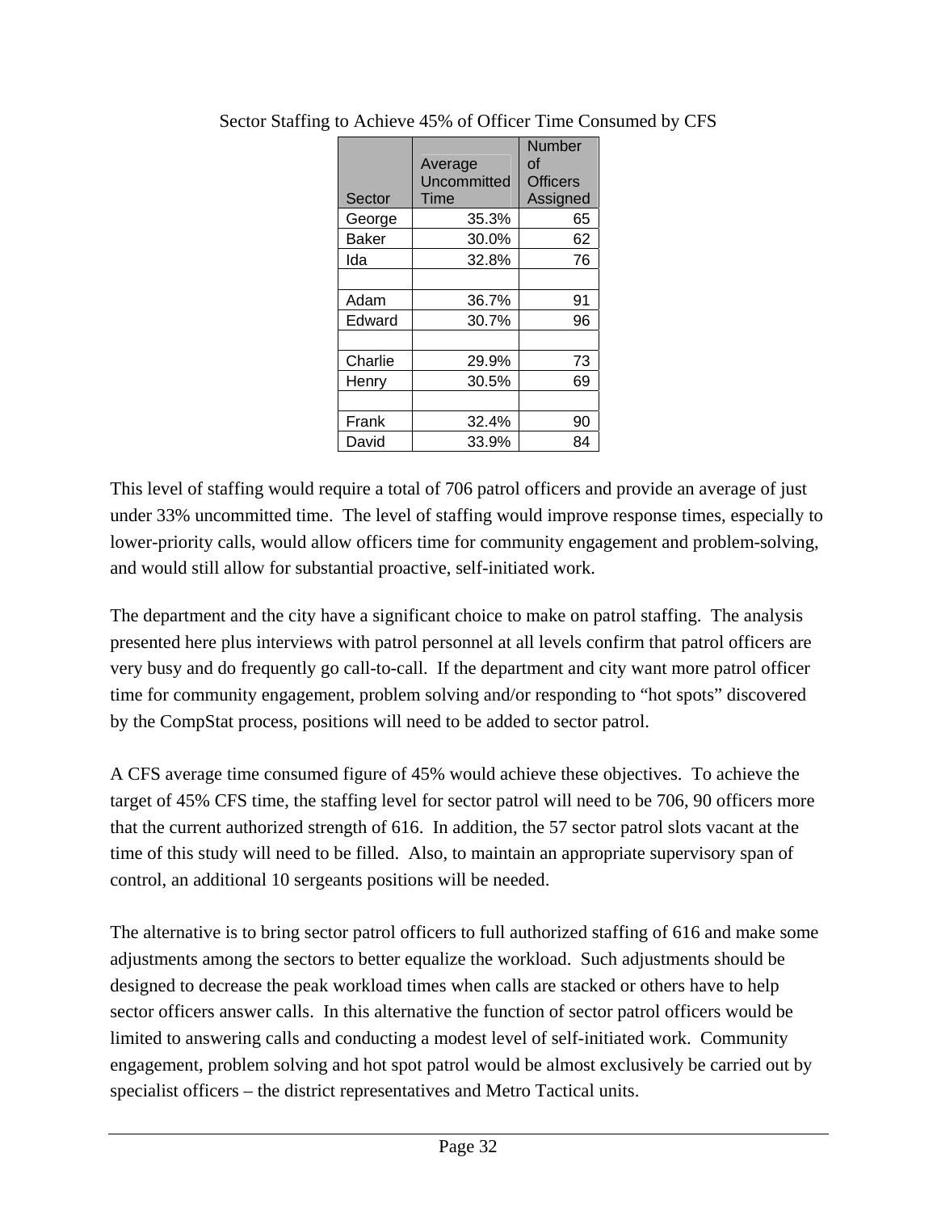Sector Staffing to Achieve 45% of Officer Time Consumed by CFS

| Sector | Average Uncommitted Time | Number of Officers Assigned |
|---|---|---|
| George | 35.3% | 65 |
| Baker | 30.0% | 62 |
| Ida | 32.8% | 76 |
| | | |
| Adam | 36.7% | 91 |
| Edward | 30.7% | 96 |
| | | |
| Charlie | 29.9% | 73 |
| Henry | 30.5% | 69 |
| | | |
| Frank | 32.4% | 90 |
| David | 33.9% | 84 |

This level of staffing would require a total of 706 patrol officers and provide an average of just under 33% uncommitted time. The level of staffing would improve response times, especially to lower-priority calls, would allow officers time for community engagement and problem-solving, and would still allow for substantial proactive, self-initiated work.

The department and the city have a significant choice to make on patrol staffing. The analysis presented here plus interviews with patrol personnel at all levels confirm that patrol officers are very busy and do frequently go call-to-call. If the department and city want more patrol officer time for community engagement, problem solving and/or responding to "hot spots" discovered by the CompStat process, positions will need to be added to sector patrol.

A CFS average time consumed figure of 45% would achieve these objectives. To achieve the target of 45% CFS time, the staffing level for sector patrol will need to be 706, 90 officers more that the current authorized strength of 616. In addition, the 57 sector patrol slots vacant at the time of this study will need to be filled. Also, to maintain an appropriate supervisory span of control, an additional 10 sergeants positions will be needed.

The alternative is to bring sector patrol officers to full authorized staffing of 616 and make some adjustments among the sectors to better equalize the workload. Such adjustments should be designed to decrease the peak workload times when calls are stacked or others have to help sector officers answer calls. In this alternative the function of sector patrol officers would be limited to answering calls and conducting a modest level of self-initiated work. Community engagement, problem solving and hot spot patrol would be almost exclusively be carried out by specialist officers – the district representatives and Metro Tactical units.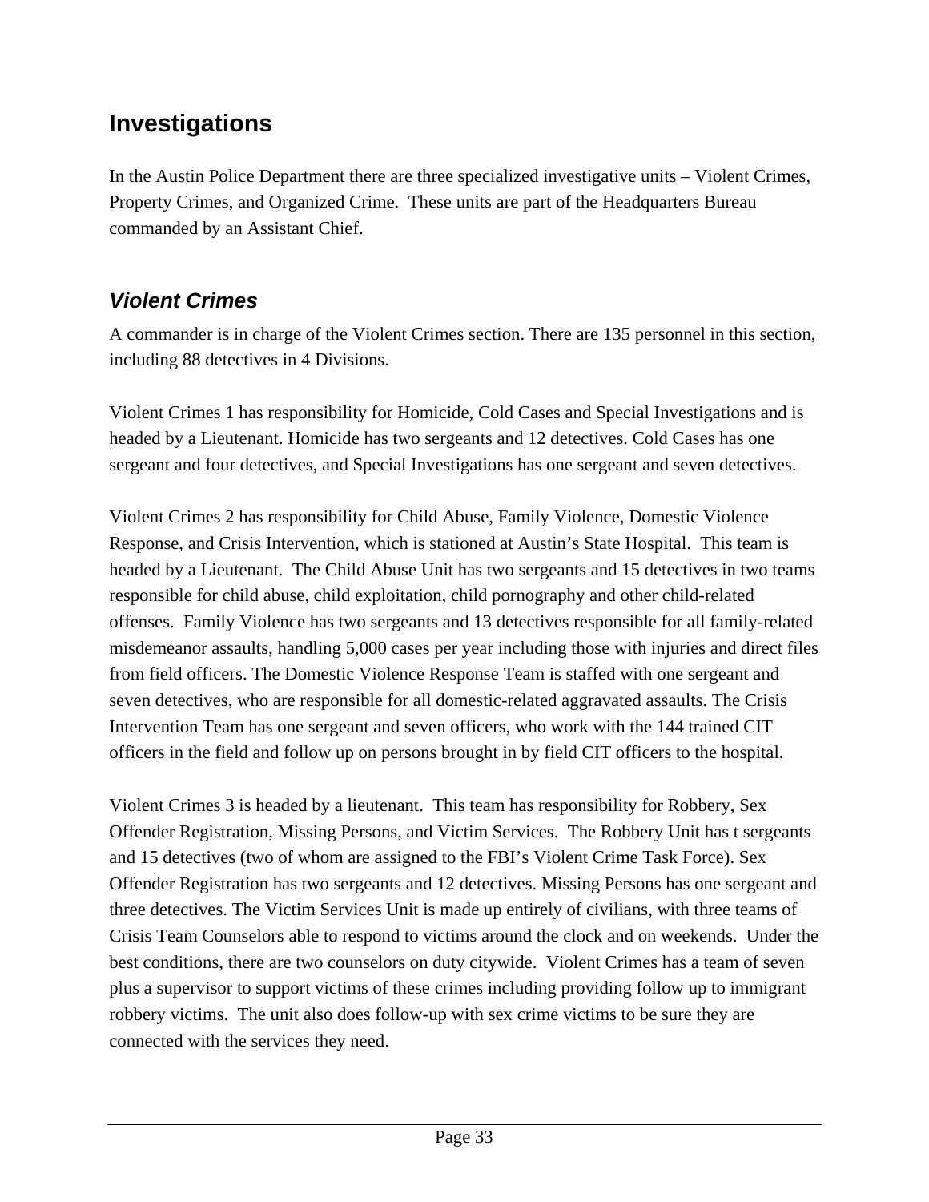## Investigations

In the Austin Police Department there are three specialized investigative units – Violent Crimes, Property Crimes, and Organized Crime. These units are part of the Headquarters Bureau commanded by an Assistant Chief.

### *Violent Crimes*

A commander is in charge of the Violent Crimes section. There are 135 personnel in this section, including 88 detectives in 4 Divisions.

Violent Crimes 1 has responsibility for Homicide, Cold Cases and Special Investigations and is headed by a Lieutenant. Homicide has two sergeants and 12 detectives. Cold Cases has one sergeant and four detectives, and Special Investigations has one sergeant and seven detectives.

Violent Crimes 2 has responsibility for Child Abuse, Family Violence, Domestic Violence Response, and Crisis Intervention, which is stationed at Austin's State Hospital. This team is headed by a Lieutenant. The Child Abuse Unit has two sergeants and 15 detectives in two teams responsible for child abuse, child exploitation, child pornography and other child-related offenses. Family Violence has two sergeants and 13 detectives responsible for all family-related misdemeanor assaults, handling 5,000 cases per year including those with injuries and direct files from field officers. The Domestic Violence Response Team is staffed with one sergeant and seven detectives, who are responsible for all domestic-related aggravated assaults. The Crisis Intervention Team has one sergeant and seven officers, who work with the 144 trained CIT officers in the field and follow up on persons brought in by field CIT officers to the hospital.

Violent Crimes 3 is headed by a lieutenant. This team has responsibility for Robbery, Sex Offender Registration, Missing Persons, and Victim Services. The Robbery Unit has t sergeants and 15 detectives (two of whom are assigned to the FBI's Violent Crime Task Force). Sex Offender Registration has two sergeants and 12 detectives. Missing Persons has one sergeant and three detectives. The Victim Services Unit is made up entirely of civilians, with three teams of Crisis Team Counselors able to respond to victims around the clock and on weekends. Under the best conditions, there are two counselors on duty citywide. Violent Crimes has a team of seven plus a supervisor to support victims of these crimes including providing follow up to immigrant robbery victims. The unit also does follow-up with sex crime victims to be sure they are connected with the services they need.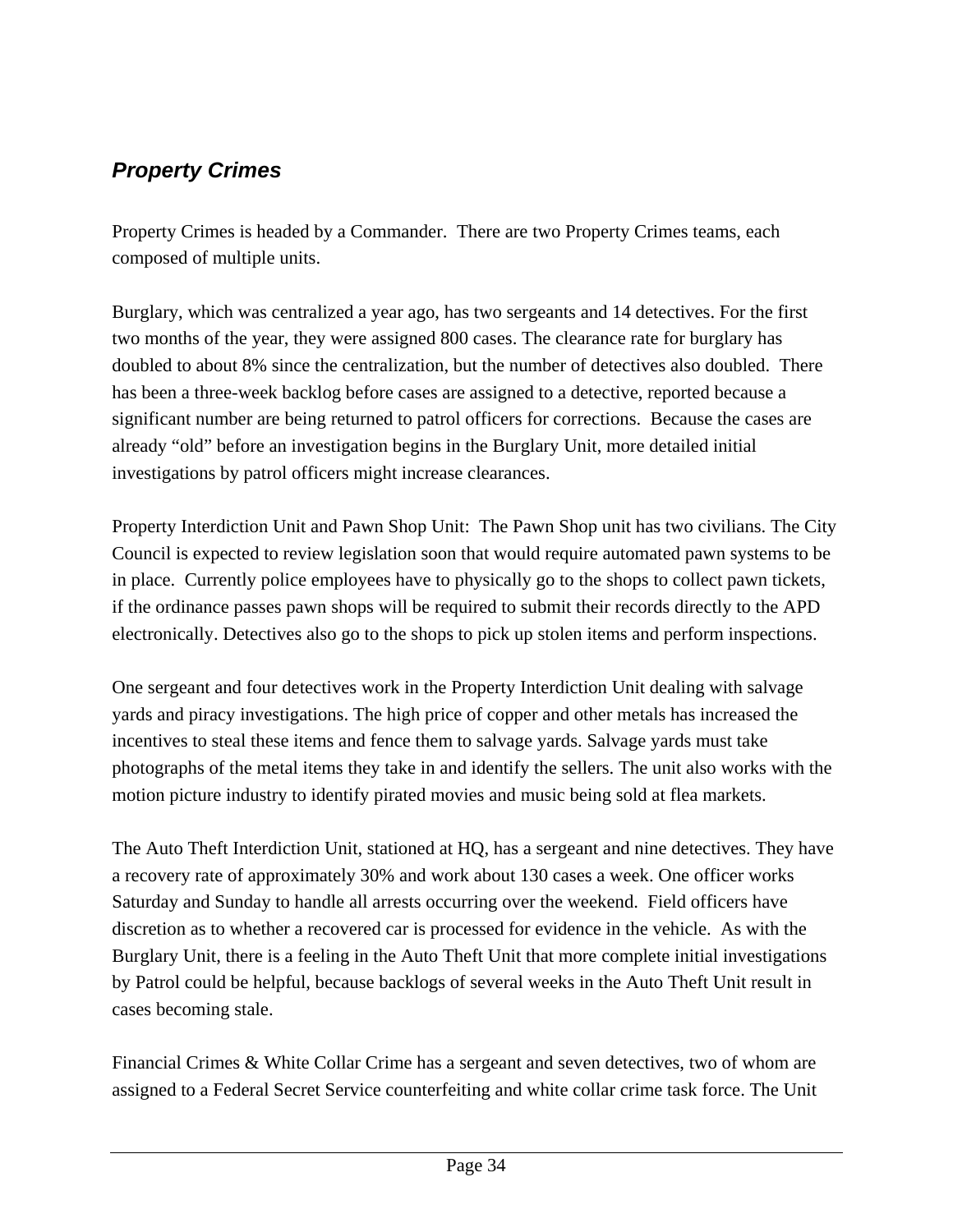### *Property Crimes*

Property Crimes is headed by a Commander. There are two Property Crimes teams, each composed of multiple units.

Burglary, which was centralized a year ago, has two sergeants and 14 detectives. For the first two months of the year, they were assigned 800 cases. The clearance rate for burglary has doubled to about 8% since the centralization, but the number of detectives also doubled. There has been a three-week backlog before cases are assigned to a detective, reported because a significant number are being returned to patrol officers for corrections. Because the cases are already "old" before an investigation begins in the Burglary Unit, more detailed initial investigations by patrol officers might increase clearances.

Property Interdiction Unit and Pawn Shop Unit: The Pawn Shop unit has two civilians. The City Council is expected to review legislation soon that would require automated pawn systems to be in place. Currently police employees have to physically go to the shops to collect pawn tickets, if the ordinance passes pawn shops will be required to submit their records directly to the APD electronically. Detectives also go to the shops to pick up stolen items and perform inspections.

One sergeant and four detectives work in the Property Interdiction Unit dealing with salvage yards and piracy investigations. The high price of copper and other metals has increased the incentives to steal these items and fence them to salvage yards. Salvage yards must take photographs of the metal items they take in and identify the sellers. The unit also works with the motion picture industry to identify pirated movies and music being sold at flea markets.

The Auto Theft Interdiction Unit, stationed at HQ, has a sergeant and nine detectives. They have a recovery rate of approximately 30% and work about 130 cases a week. One officer works Saturday and Sunday to handle all arrests occurring over the weekend. Field officers have discretion as to whether a recovered car is processed for evidence in the vehicle. As with the Burglary Unit, there is a feeling in the Auto Theft Unit that more complete initial investigations by Patrol could be helpful, because backlogs of several weeks in the Auto Theft Unit result in cases becoming stale.

Financial Crimes & White Collar Crime has a sergeant and seven detectives, two of whom are assigned to a Federal Secret Service counterfeiting and white collar crime task force. The Unit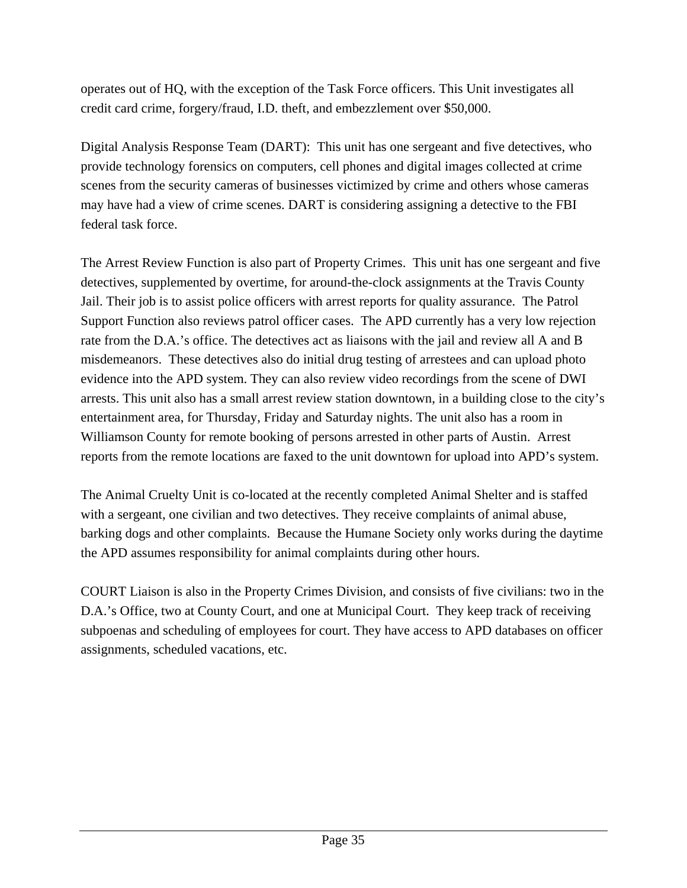operates out of HQ, with the exception of the Task Force officers. This Unit investigates all credit card crime, forgery/fraud, I.D. theft, and embezzlement over $50,000.

Digital Analysis Response Team (DART): This unit has one sergeant and five detectives, who provide technology forensics on computers, cell phones and digital images collected at crime scenes from the security cameras of businesses victimized by crime and others whose cameras may have had a view of crime scenes. DART is considering assigning a detective to the FBI federal task force.

The Arrest Review Function is also part of Property Crimes. This unit has one sergeant and five detectives, supplemented by overtime, for around-the-clock assignments at the Travis County Jail. Their job is to assist police officers with arrest reports for quality assurance. The Patrol Support Function also reviews patrol officer cases. The APD currently has a very low rejection rate from the D.A.'s office. The detectives act as liaisons with the jail and review all A and B misdemeanors. These detectives also do initial drug testing of arrestees and can upload photo evidence into the APD system. They can also review video recordings from the scene of DWI arrests. This unit also has a small arrest review station downtown, in a building close to the city's entertainment area, for Thursday, Friday and Saturday nights. The unit also has a room in Williamson County for remote booking of persons arrested in other parts of Austin. Arrest reports from the remote locations are faxed to the unit downtown for upload into APD's system.

The Animal Cruelty Unit is co-located at the recently completed Animal Shelter and is staffed with a sergeant, one civilian and two detectives. They receive complaints of animal abuse, barking dogs and other complaints. Because the Humane Society only works during the daytime the APD assumes responsibility for animal complaints during other hours.

COURT Liaison is also in the Property Crimes Division, and consists of five civilians: two in the D.A.'s Office, two at County Court, and one at Municipal Court. They keep track of receiving subpoenas and scheduling of employees for court. They have access to APD databases on officer assignments, scheduled vacations, etc.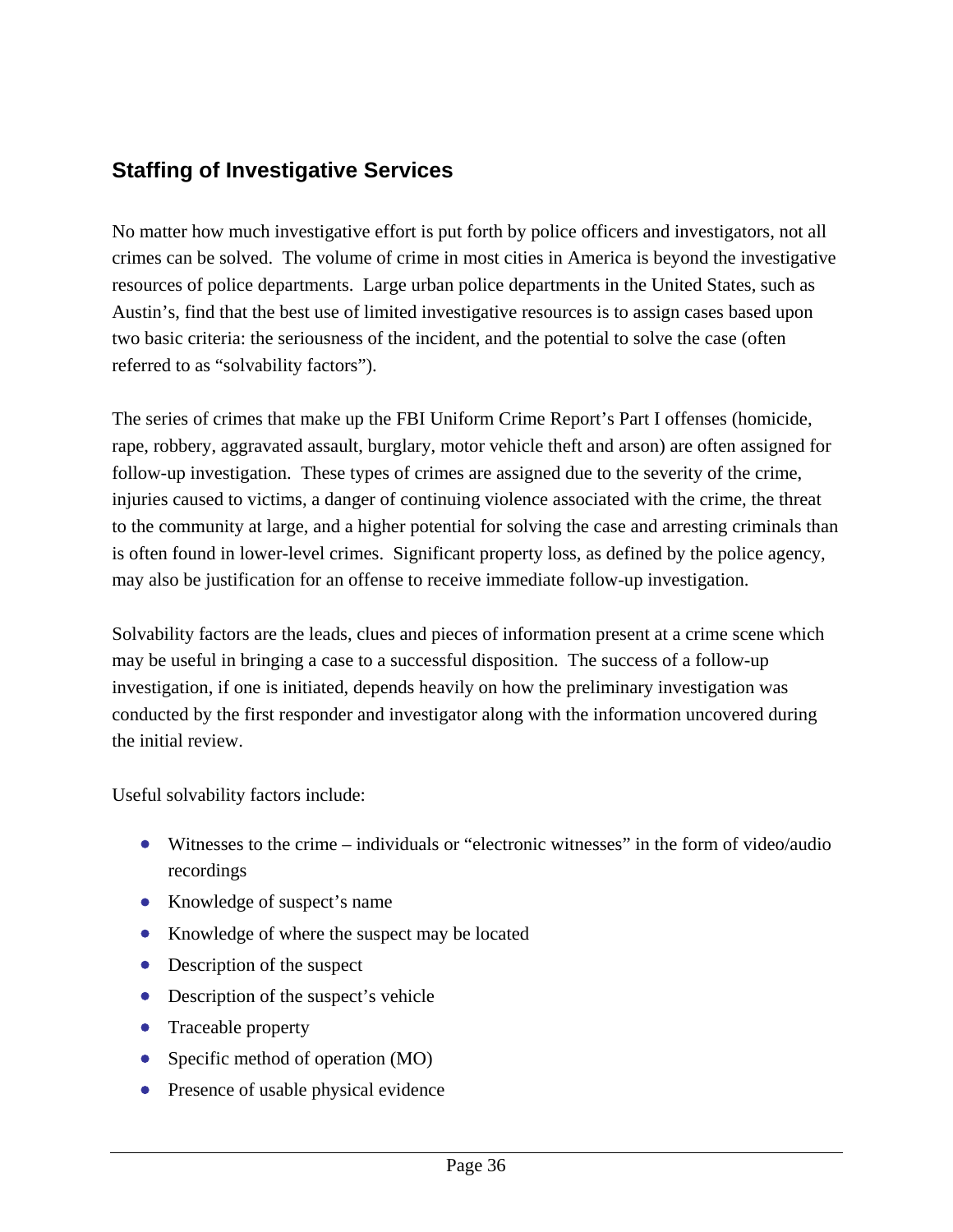## Staffing of Investigative Services

No matter how much investigative effort is put forth by police officers and investigators, not all crimes can be solved. The volume of crime in most cities in America is beyond the investigative resources of police departments. Large urban police departments in the United States, such as Austin's, find that the best use of limited investigative resources is to assign cases based upon two basic criteria: the seriousness of the incident, and the potential to solve the case (often referred to as "solvability factors").

The series of crimes that make up the FBI Uniform Crime Report's Part I offenses (homicide, rape, robbery, aggravated assault, burglary, motor vehicle theft and arson) are often assigned for follow-up investigation. These types of crimes are assigned due to the severity of the crime, injuries caused to victims, a danger of continuing violence associated with the crime, the threat to the community at large, and a higher potential for solving the case and arresting criminals than is often found in lower-level crimes. Significant property loss, as defined by the police agency, may also be justification for an offense to receive immediate follow-up investigation.

Solvability factors are the leads, clues and pieces of information present at a crime scene which may be useful in bringing a case to a successful disposition. The success of a follow-up investigation, if one is initiated, depends heavily on how the preliminary investigation was conducted by the first responder and investigator along with the information uncovered during the initial review.

Useful solvability factors include:

- Witnesses to the crime – individuals or "electronic witnesses" in the form of video/audio recordings
- Knowledge of suspect's name
- Knowledge of where the suspect may be located
- Description of the suspect
- Description of the suspect's vehicle
- Traceable property
- Specific method of operation (MO)
- Presence of usable physical evidence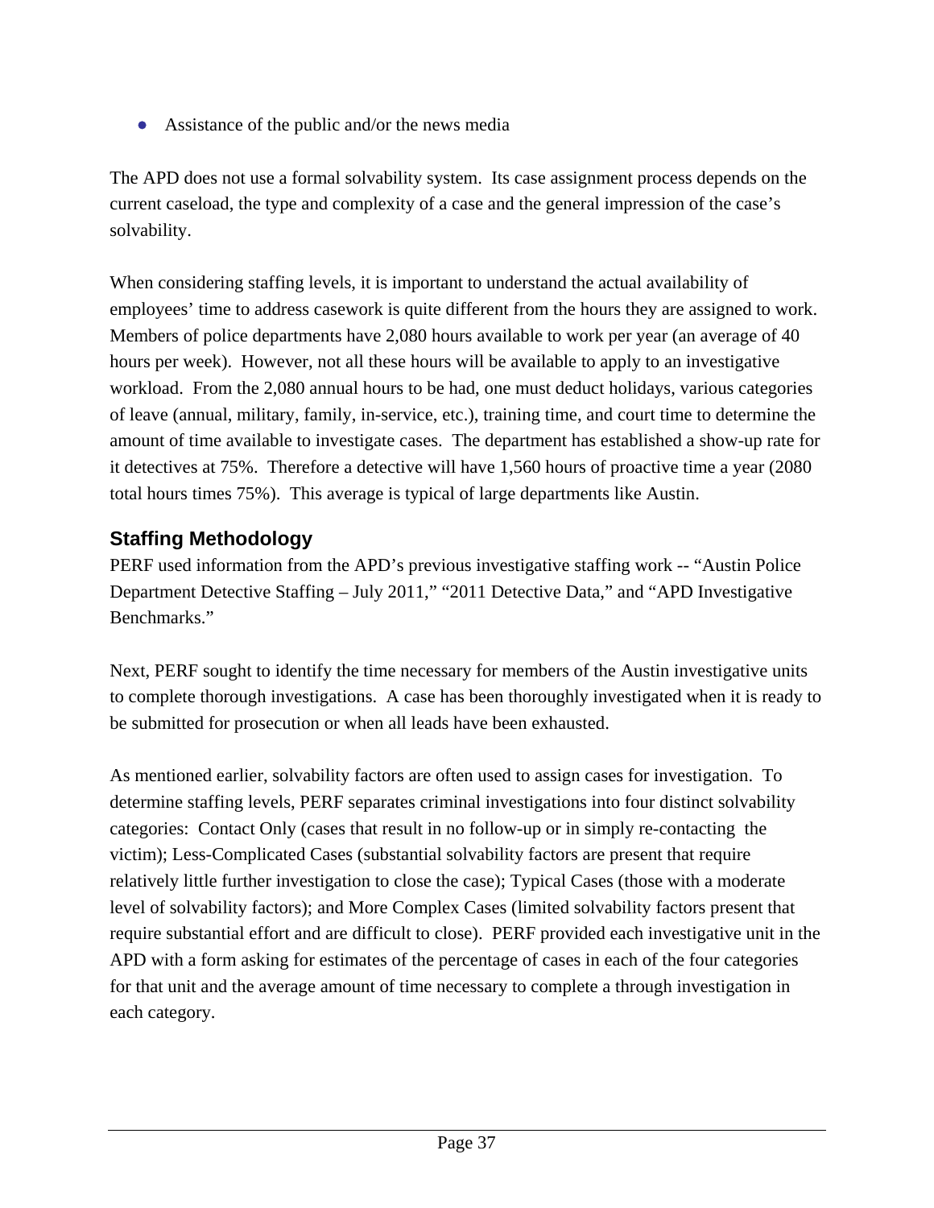- Assistance of the public and/or the news media

The APD does not use a formal solvability system. Its case assignment process depends on the current caseload, the type and complexity of a case and the general impression of the case's solvability.

When considering staffing levels, it is important to understand the actual availability of employees' time to address casework is quite different from the hours they are assigned to work. Members of police departments have 2,080 hours available to work per year (an average of 40 hours per week). However, not all these hours will be available to apply to an investigative workload. From the 2,080 annual hours to be had, one must deduct holidays, various categories of leave (annual, military, family, in-service, etc.), training time, and court time to determine the amount of time available to investigate cases. The department has established a show-up rate for it detectives at 75%. Therefore a detective will have 1,560 hours of proactive time a year (2080 total hours times 75%). This average is typical of large departments like Austin.

## Staffing Methodology

PERF used information from the APD's previous investigative staffing work -- "Austin Police Department Detective Staffing – July 2011," "2011 Detective Data," and "APD Investigative Benchmarks."

Next, PERF sought to identify the time necessary for members of the Austin investigative units to complete thorough investigations. A case has been thoroughly investigated when it is ready to be submitted for prosecution or when all leads have been exhausted.

As mentioned earlier, solvability factors are often used to assign cases for investigation. To determine staffing levels, PERF separates criminal investigations into four distinct solvability categories: Contact Only (cases that result in no follow-up or in simply re-contacting the victim); Less-Complicated Cases (substantial solvability factors are present that require relatively little further investigation to close the case); Typical Cases (those with a moderate level of solvability factors); and More Complex Cases (limited solvability factors present that require substantial effort and are difficult to close). PERF provided each investigative unit in the APD with a form asking for estimates of the percentage of cases in each of the four categories for that unit and the average amount of time necessary to complete a through investigation in each category.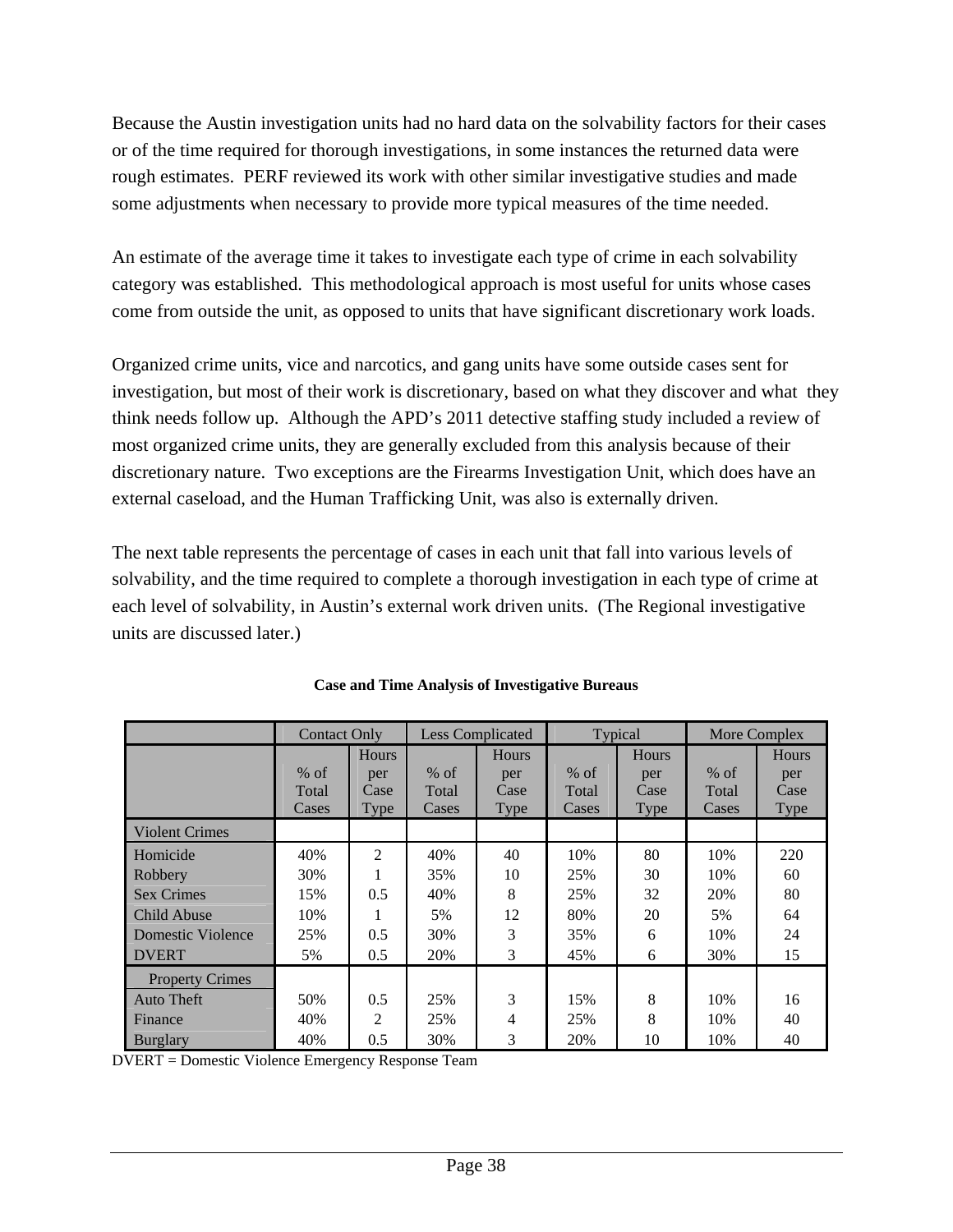Because the Austin investigation units had no hard data on the solvability factors for their cases or of the time required for thorough investigations, in some instances the returned data were rough estimates. PERF reviewed its work with other similar investigative studies and made some adjustments when necessary to provide more typical measures of the time needed.

An estimate of the average time it takes to investigate each type of crime in each solvability category was established. This methodological approach is most useful for units whose cases come from outside the unit, as opposed to units that have significant discretionary work loads.

Organized crime units, vice and narcotics, and gang units have some outside cases sent for investigation, but most of their work is discretionary, based on what they discover and what they think needs follow up. Although the APD's 2011 detective staffing study included a review of most organized crime units, they are generally excluded from this analysis because of their discretionary nature. Two exceptions are the Firearms Investigation Unit, which does have an external caseload, and the Human Trafficking Unit, was also is externally driven.

The next table represents the percentage of cases in each unit that fall into various levels of solvability, and the time required to complete a thorough investigation in each type of crime at each level of solvability, in Austin's external work driven units. (The Regional investigative units are discussed later.)

**Case and Time Analysis of Investigative Bureaus**

| | Contact Only | | Less Complicated | | Typical | | More Complex | |
|---|---|---|---|---|---|---|---|---|
| | % of Total Cases | Hours per Case Type | % of Total Cases | Hours per Case Type | % of Total Cases | Hours per Case Type | % of Total Cases | Hours per Case Type |
| Violent Crimes | | | | | | | | |
| Homicide | 40% | 2 | 40% | 40 | 10% | 80 | 10% | 220 |
| Robbery | 30% | 1 | 35% | 10 | 25% | 30 | 10% | 60 |
| Sex Crimes | 15% | 0.5 | 40% | 8 | 25% | 32 | 20% | 80 |
| Child Abuse | 10% | 1 | 5% | 12 | 80% | 20 | 5% | 64 |
| Domestic Violence | 25% | 0.5 | 30% | 3 | 35% | 6 | 10% | 24 |
| DVERT | 5% | 0.5 | 20% | 3 | 45% | 6 | 30% | 15 |
| Property Crimes | | | | | | | | |
| Auto Theft | 50% | 0.5 | 25% | 3 | 15% | 8 | 10% | 16 |
| Finance | 40% | 2 | 25% | 4 | 25% | 8 | 10% | 40 |
| Burglary | 40% | 0.5 | 30% | 3 | 20% | 10 | 10% | 40 |

DVERT = Domestic Violence Emergency Response Team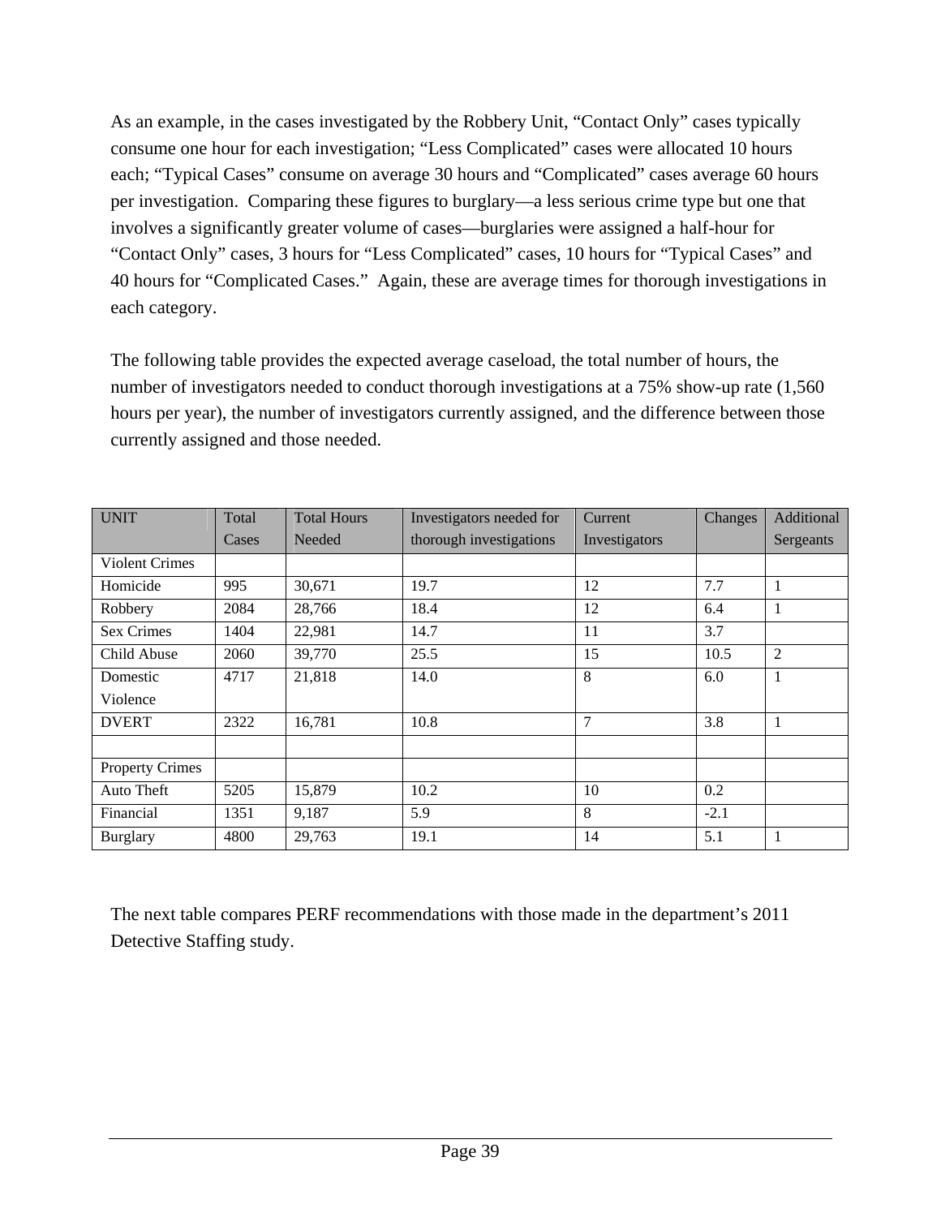As an example, in the cases investigated by the Robbery Unit, "Contact Only" cases typically consume one hour for each investigation; "Less Complicated" cases were allocated 10 hours each; "Typical Cases" consume on average 30 hours and "Complicated" cases average 60 hours per investigation. Comparing these figures to burglary—a less serious crime type but one that involves a significantly greater volume of cases—burglaries were assigned a half-hour for "Contact Only" cases, 3 hours for "Less Complicated" cases, 10 hours for "Typical Cases" and 40 hours for "Complicated Cases." Again, these are average times for thorough investigations in each category.

The following table provides the expected average caseload, the total number of hours, the number of investigators needed to conduct thorough investigations at a 75% show-up rate (1,560 hours per year), the number of investigators currently assigned, and the difference between those currently assigned and those needed.

| UNIT | Total Cases | Total Hours Needed | Investigators needed for thorough investigations | Current Investigators | Changes | Additional Sergeants |
|---|---|---|---|---|---|---|
| Violent Crimes | | | | | | |
| Homicide | 995 | 30,671 | 19.7 | 12 | 7.7 | 1 |
| Robbery | 2084 | 28,766 | 18.4 | 12 | 6.4 | 1 |
| Sex Crimes | 1404 | 22,981 | 14.7 | 11 | 3.7 | |
| Child Abuse | 2060 | 39,770 | 25.5 | 15 | 10.5 | 2 |
| Domestic Violence | 4717 | 21,818 | 14.0 | 8 | 6.0 | 1 |
| DVERT | 2322 | 16,781 | 10.8 | 7 | 3.8 | 1 |
| | | | | | | |
| Property Crimes | | | | | | |
| Auto Theft | 5205 | 15,879 | 10.2 | 10 | 0.2 | |
| Financial | 1351 | 9,187 | 5.9 | 8 | -2.1 | |
| Burglary | 4800 | 29,763 | 19.1 | 14 | 5.1 | 1 |

The next table compares PERF recommendations with those made in the department's 2011 Detective Staffing study.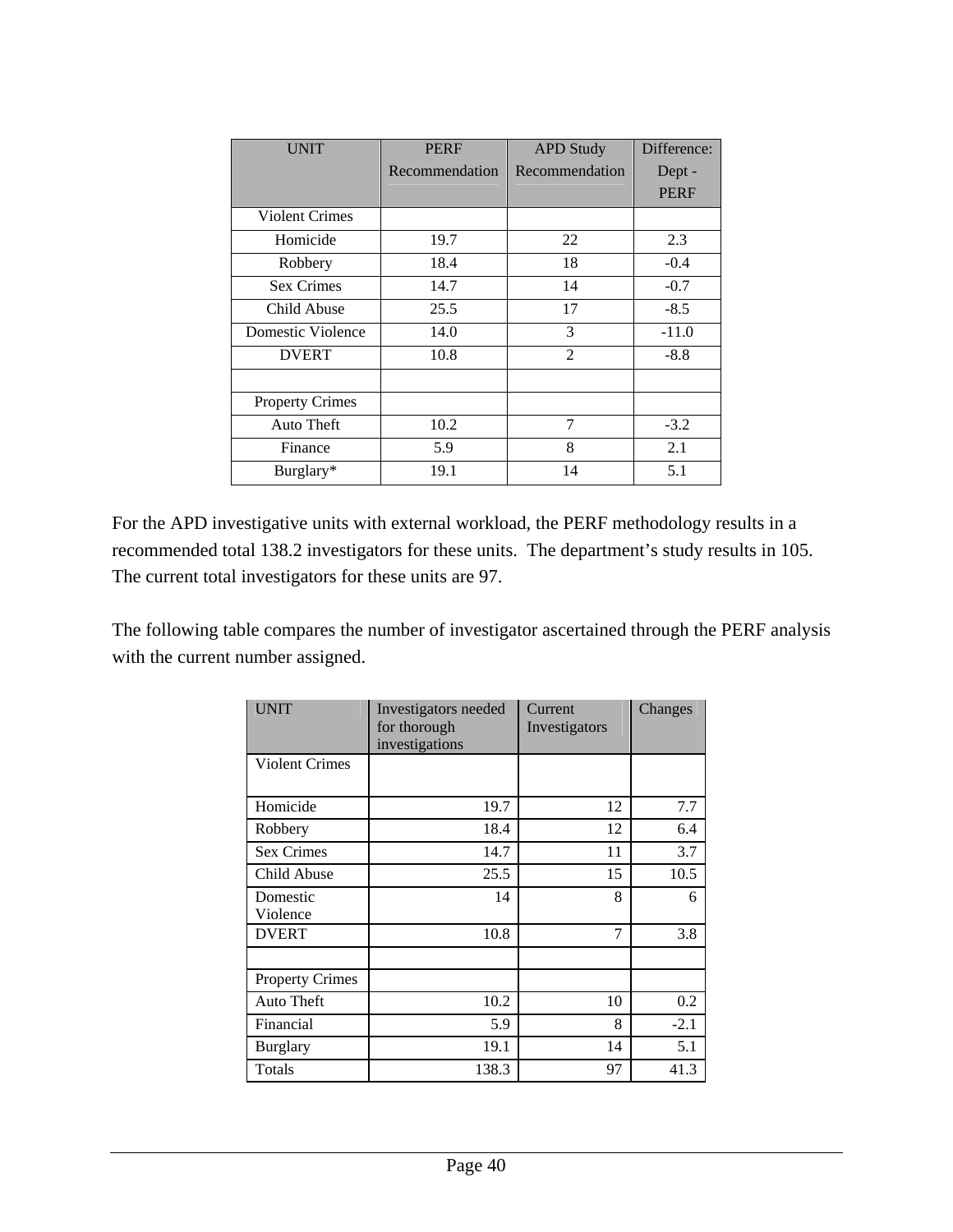| UNIT | PERF Recommendation | APD Study Recommendation | Difference: Dept - PERF |
|---|---|---|---|
| Violent Crimes | | | |
| Homicide | 19.7 | 22 | 2.3 |
| Robbery | 18.4 | 18 | -0.4 |
| Sex Crimes | 14.7 | 14 | -0.7 |
| Child Abuse | 25.5 | 17 | -8.5 |
| Domestic Violence | 14.0 | 3 | -11.0 |
| DVERT | 10.8 | 2 | -8.8 |
| | | | |
| Property Crimes | | | |
| Auto Theft | 10.2 | 7 | -3.2 |
| Finance | 5.9 | 8 | 2.1 |
| Burglary* | 19.1 | 14 | 5.1 |

For the APD investigative units with external workload, the PERF methodology results in a recommended total 138.2 investigators for these units. The department's study results in 105. The current total investigators for these units are 97.

The following table compares the number of investigator ascertained through the PERF analysis with the current number assigned.

| UNIT | Investigators needed for thorough investigations | Current Investigators | Changes |
|---|---|---|---|
| Violent Crimes | | | |
| Homicide | 19.7 | 12 | 7.7 |
| Robbery | 18.4 | 12 | 6.4 |
| Sex Crimes | 14.7 | 11 | 3.7 |
| Child Abuse | 25.5 | 15 | 10.5 |
| Domestic Violence | 14 | 8 | 6 |
| DVERT | 10.8 | 7 | 3.8 |
| | | | |
| Property Crimes | | | |
| Auto Theft | 10.2 | 10 | 0.2 |
| Financial | 5.9 | 8 | -2.1 |
| Burglary | 19.1 | 14 | 5.1 |
| Totals | 138.3 | 97 | 41.3 |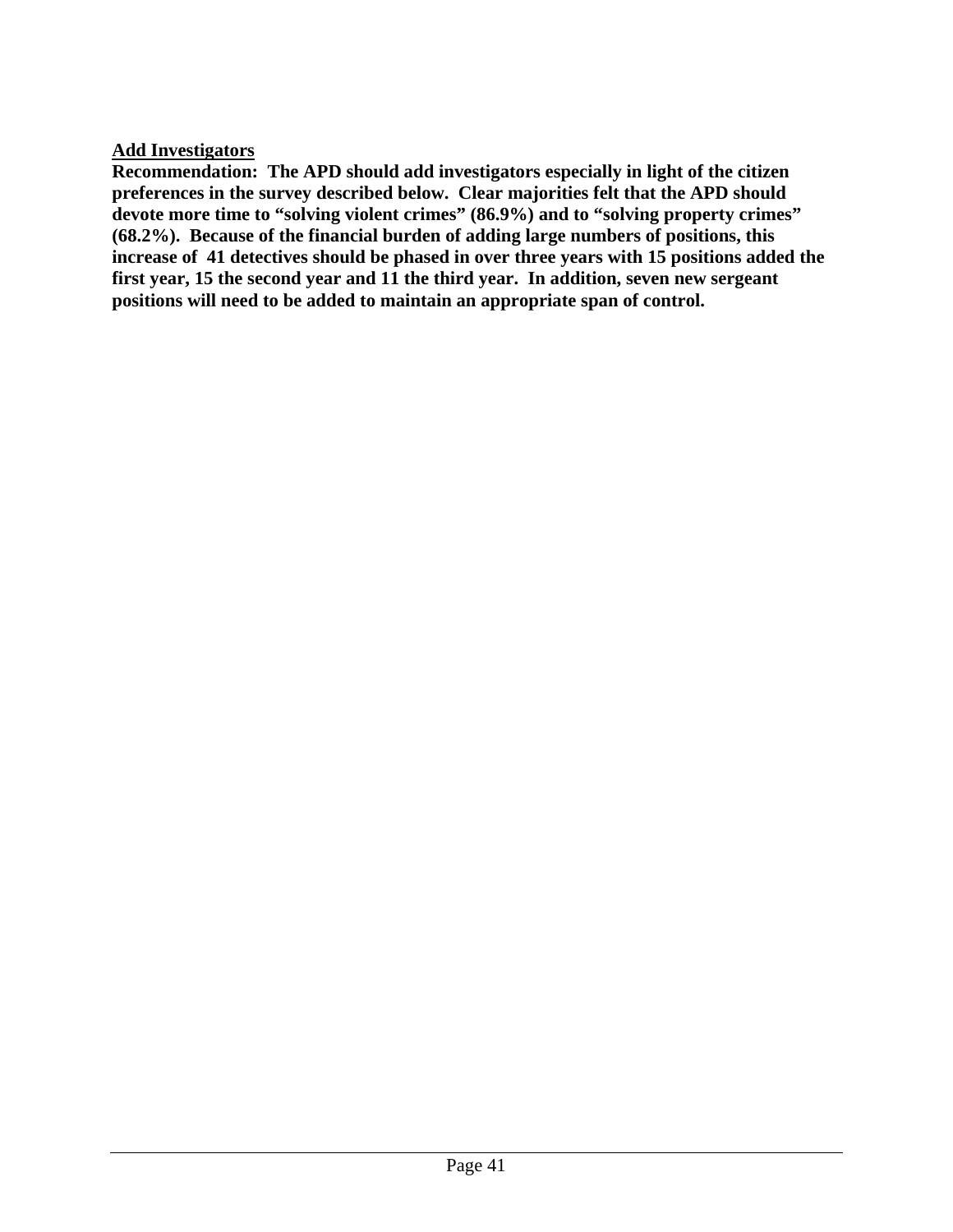<u>**Add Investigators**</u>

**Recommendation: The APD should add investigators especially in light of the citizen preferences in the survey described below. Clear majorities felt that the APD should devote more time to "solving violent crimes" (86.9%) and to "solving property crimes" (68.2%). Because of the financial burden of adding large numbers of positions, this increase of 41 detectives should be phased in over three years with 15 positions added the first year, 15 the second year and 11 the third year. In addition, seven new sergeant positions will need to be added to maintain an appropriate span of control.**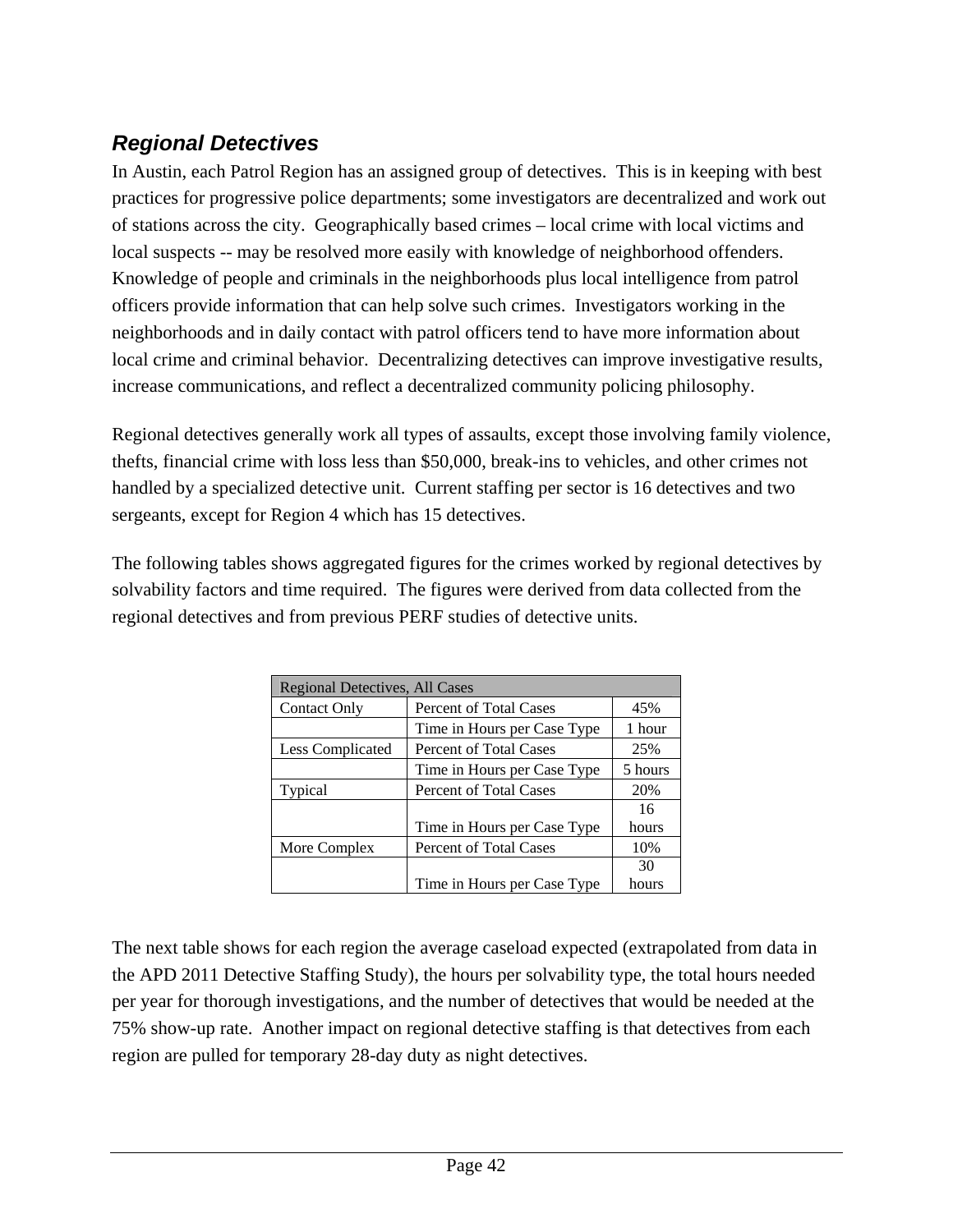### *Regional Detectives*

In Austin, each Patrol Region has an assigned group of detectives. This is in keeping with best practices for progressive police departments; some investigators are decentralized and work out of stations across the city. Geographically based crimes – local crime with local victims and local suspects -- may be resolved more easily with knowledge of neighborhood offenders. Knowledge of people and criminals in the neighborhoods plus local intelligence from patrol officers provide information that can help solve such crimes. Investigators working in the neighborhoods and in daily contact with patrol officers tend to have more information about local crime and criminal behavior. Decentralizing detectives can improve investigative results, increase communications, and reflect a decentralized community policing philosophy.

Regional detectives generally work all types of assaults, except those involving family violence, thefts, financial crime with loss less than $50,000, break-ins to vehicles, and other crimes not handled by a specialized detective unit. Current staffing per sector is 16 detectives and two sergeants, except for Region 4 which has 15 detectives.

The following tables shows aggregated figures for the crimes worked by regional detectives by solvability factors and time required. The figures were derived from data collected from the regional detectives and from previous PERF studies of detective units.

| Regional Detectives, All Cases | | |
|---|---|---|
| Contact Only | Percent of Total Cases | 45% |
| | Time in Hours per Case Type | 1 hour |
| Less Complicated | Percent of Total Cases | 25% |
| | Time in Hours per Case Type | 5 hours |
| Typical | Percent of Total Cases | 20% |
| | Time in Hours per Case Type | 16 hours |
| More Complex | Percent of Total Cases | 10% |
| | Time in Hours per Case Type | 30 hours |

The next table shows for each region the average caseload expected (extrapolated from data in the APD 2011 Detective Staffing Study), the hours per solvability type, the total hours needed per year for thorough investigations, and the number of detectives that would be needed at the 75% show-up rate. Another impact on regional detective staffing is that detectives from each region are pulled for temporary 28-day duty as night detectives.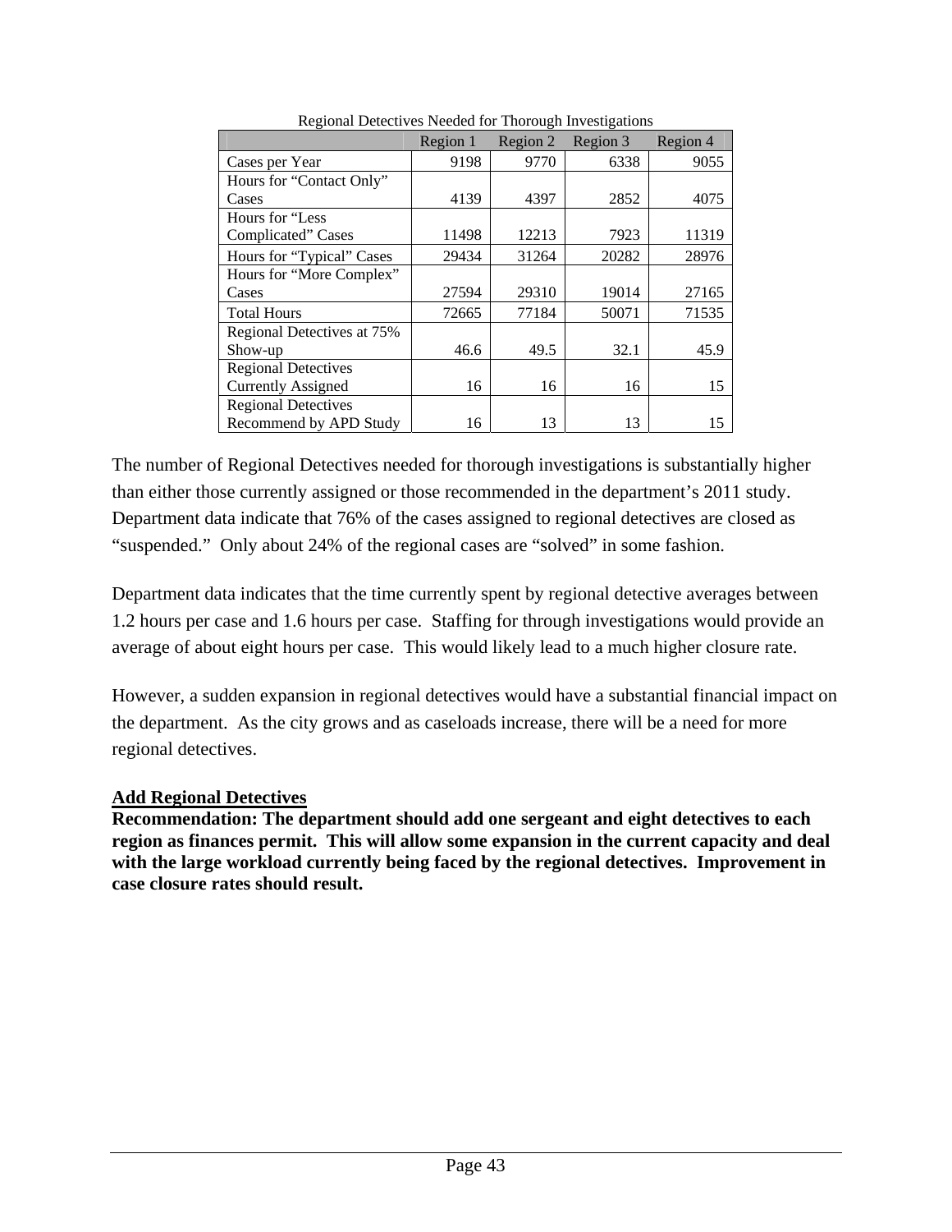Regional Detectives Needed for Thorough Investigations

| | Region 1 | Region 2 | Region 3 | Region 4 |
|---|---|---|---|---|
| Cases per Year | 9198 | 9770 | 6338 | 9055 |
| Hours for "Contact Only" Cases | 4139 | 4397 | 2852 | 4075 |
| Hours for "Less Complicated" Cases | 11498 | 12213 | 7923 | 11319 |
| Hours for "Typical" Cases | 29434 | 31264 | 20282 | 28976 |
| Hours for "More Complex" Cases | 27594 | 29310 | 19014 | 27165 |
| Total Hours | 72665 | 77184 | 50071 | 71535 |
| Regional Detectives at 75% Show-up | 46.6 | 49.5 | 32.1 | 45.9 |
| Regional Detectives Currently Assigned | 16 | 16 | 16 | 15 |
| Regional Detectives Recommend by APD Study | 16 | 13 | 13 | 15 |

The number of Regional Detectives needed for thorough investigations is substantially higher than either those currently assigned or those recommended in the department's 2011 study. Department data indicate that 76% of the cases assigned to regional detectives are closed as "suspended." Only about 24% of the regional cases are "solved" in some fashion.

Department data indicates that the time currently spent by regional detective averages between 1.2 hours per case and 1.6 hours per case. Staffing for through investigations would provide an average of about eight hours per case. This would likely lead to a much higher closure rate.

However, a sudden expansion in regional detectives would have a substantial financial impact on the department. As the city grows and as caseloads increase, there will be a need for more regional detectives.

**Add Regional Detectives**

**Recommendation: The department should add one sergeant and eight detectives to each region as finances permit. This will allow some expansion in the current capacity and deal with the large workload currently being faced by the regional detectives. Improvement in case closure rates should result.**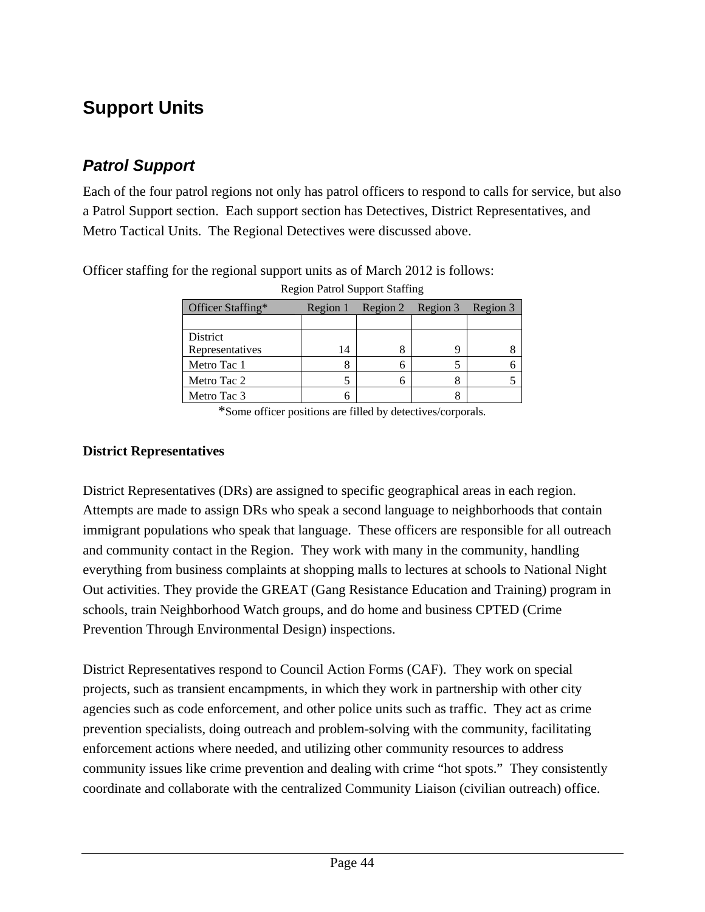# Support Units

## *Patrol Support*

Each of the four patrol regions not only has patrol officers to respond to calls for service, but also a Patrol Support section. Each support section has Detectives, District Representatives, and Metro Tactical Units. The Regional Detectives were discussed above.

Officer staffing for the regional support units as of March 2012 is follows:

Region Patrol Support Staffing

| Officer Staffing* | Region 1 | Region 2 | Region 3 | Region 3 |
|---|---|---|---|---|
| | | | | |
| District Representatives | 14 | 8 | 9 | 8 |
| Metro Tac 1 | 8 | 6 | 5 | 6 |
| Metro Tac 2 | 5 | 6 | 8 | 5 |
| Metro Tac 3 | 6 | | 8 | |

*Some officer positions are filled by detectives/corporals.

**District Representatives**

District Representatives (DRs) are assigned to specific geographical areas in each region. Attempts are made to assign DRs who speak a second language to neighborhoods that contain immigrant populations who speak that language. These officers are responsible for all outreach and community contact in the Region. They work with many in the community, handling everything from business complaints at shopping malls to lectures at schools to National Night Out activities. They provide the GREAT (Gang Resistance Education and Training) program in schools, train Neighborhood Watch groups, and do home and business CPTED (Crime Prevention Through Environmental Design) inspections.

District Representatives respond to Council Action Forms (CAF). They work on special projects, such as transient encampments, in which they work in partnership with other city agencies such as code enforcement, and other police units such as traffic. They act as crime prevention specialists, doing outreach and problem-solving with the community, facilitating enforcement actions where needed, and utilizing other community resources to address community issues like crime prevention and dealing with crime "hot spots." They consistently coordinate and collaborate with the centralized Community Liaison (civilian outreach) office.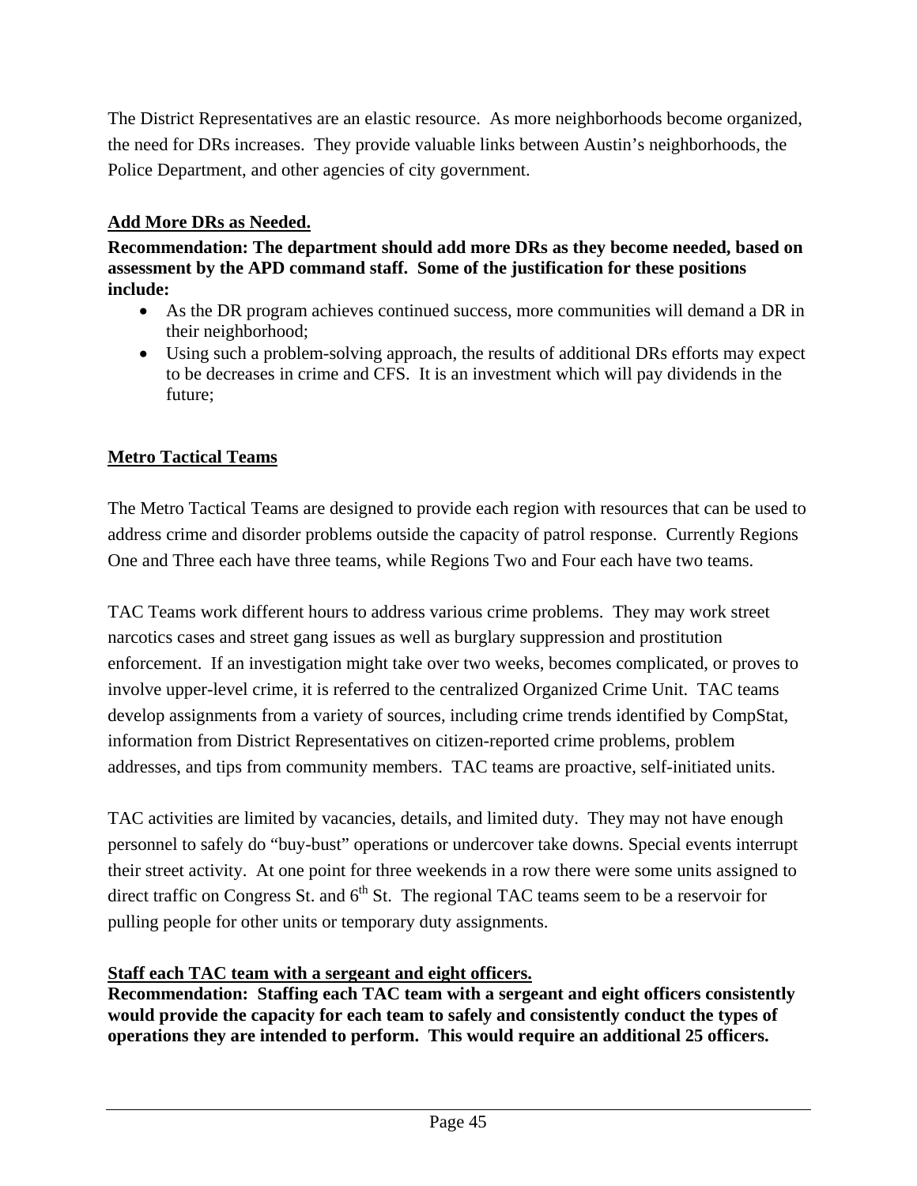The District Representatives are an elastic resource. As more neighborhoods become organized, the need for DRs increases. They provide valuable links between Austin's neighborhoods, the Police Department, and other agencies of city government.

**Add More DRs as Needed.**

**Recommendation: The department should add more DRs as they become needed, based on assessment by the APD command staff. Some of the justification for these positions include:**

- As the DR program achieves continued success, more communities will demand a DR in their neighborhood;
- Using such a problem-solving approach, the results of additional DRs efforts may expect to be decreases in crime and CFS. It is an investment which will pay dividends in the future;

## Metro Tactical Teams

The Metro Tactical Teams are designed to provide each region with resources that can be used to address crime and disorder problems outside the capacity of patrol response. Currently Regions One and Three each have three teams, while Regions Two and Four each have two teams.

TAC Teams work different hours to address various crime problems. They may work street narcotics cases and street gang issues as well as burglary suppression and prostitution enforcement. If an investigation might take over two weeks, becomes complicated, or proves to involve upper-level crime, it is referred to the centralized Organized Crime Unit. TAC teams develop assignments from a variety of sources, including crime trends identified by CompStat, information from District Representatives on citizen-reported crime problems, problem addresses, and tips from community members. TAC teams are proactive, self-initiated units.

TAC activities are limited by vacancies, details, and limited duty. They may not have enough personnel to safely do "buy-bust" operations or undercover take downs. Special events interrupt their street activity. At one point for three weekends in a row there were some units assigned to direct traffic on Congress St. and 6th St. The regional TAC teams seem to be a reservoir for pulling people for other units or temporary duty assignments.

**Staff each TAC team with a sergeant and eight officers.**

**Recommendation: Staffing each TAC team with a sergeant and eight officers consistently would provide the capacity for each team to safely and consistently conduct the types of operations they are intended to perform. This would require an additional 25 officers.**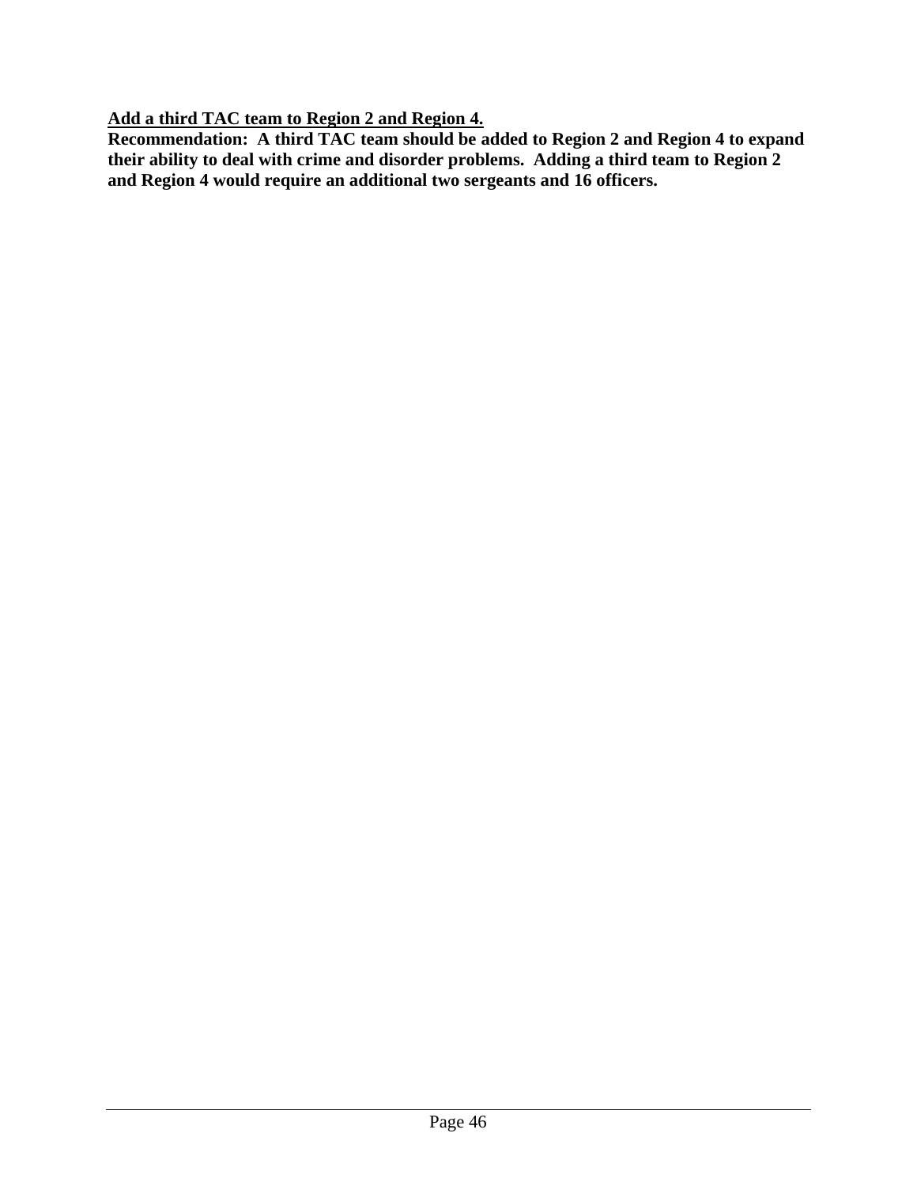**<u>Add a third TAC team to Region 2 and Region 4.</u>**

**Recommendation: A third TAC team should be added to Region 2 and Region 4 to expand their ability to deal with crime and disorder problems. Adding a third team to Region 2 and Region 4 would require an additional two sergeants and 16 officers.**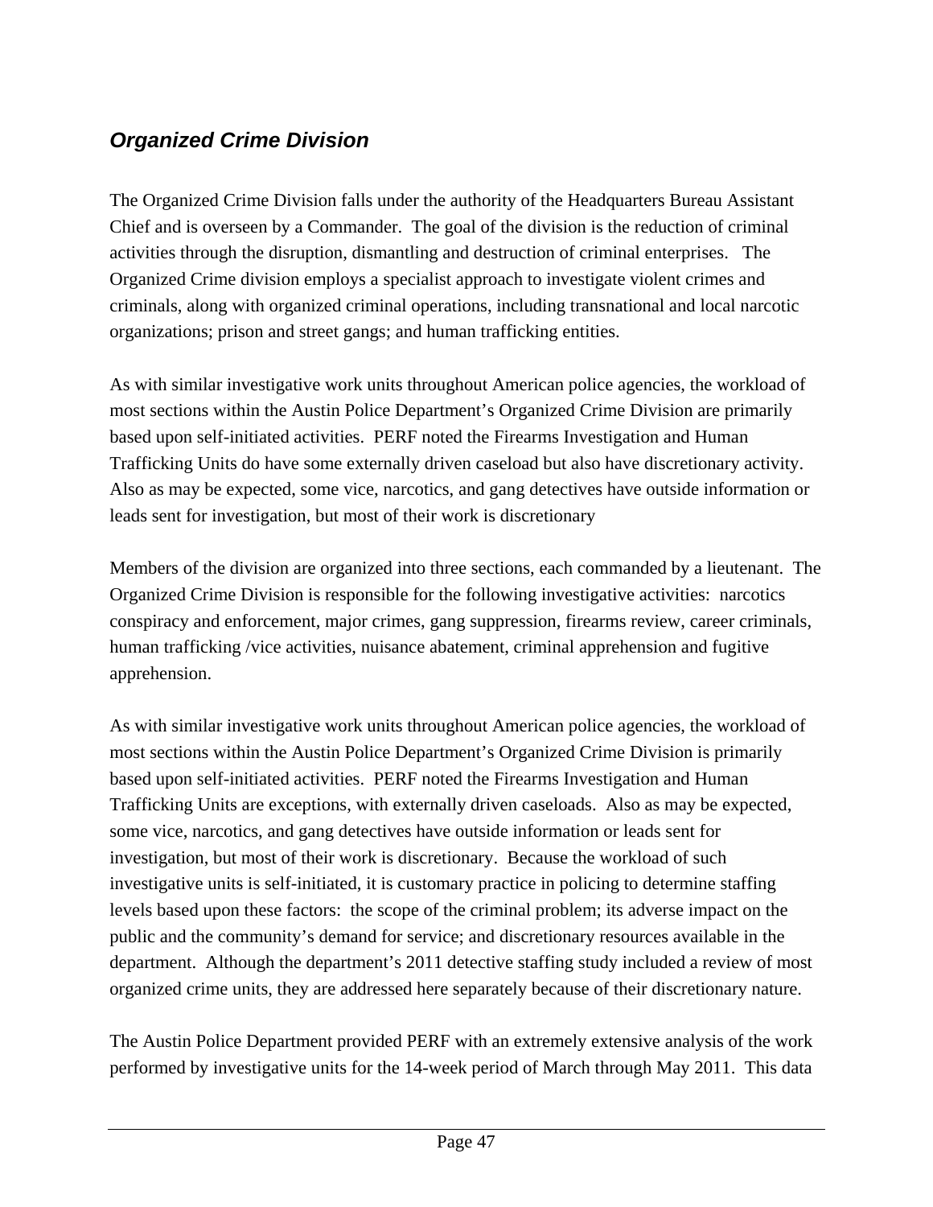## *Organized Crime Division*

The Organized Crime Division falls under the authority of the Headquarters Bureau Assistant Chief and is overseen by a Commander. The goal of the division is the reduction of criminal activities through the disruption, dismantling and destruction of criminal enterprises. The Organized Crime division employs a specialist approach to investigate violent crimes and criminals, along with organized criminal operations, including transnational and local narcotic organizations; prison and street gangs; and human trafficking entities.

As with similar investigative work units throughout American police agencies, the workload of most sections within the Austin Police Department's Organized Crime Division are primarily based upon self-initiated activities. PERF noted the Firearms Investigation and Human Trafficking Units do have some externally driven caseload but also have discretionary activity. Also as may be expected, some vice, narcotics, and gang detectives have outside information or leads sent for investigation, but most of their work is discretionary

Members of the division are organized into three sections, each commanded by a lieutenant. The Organized Crime Division is responsible for the following investigative activities: narcotics conspiracy and enforcement, major crimes, gang suppression, firearms review, career criminals, human trafficking /vice activities, nuisance abatement, criminal apprehension and fugitive apprehension.

As with similar investigative work units throughout American police agencies, the workload of most sections within the Austin Police Department's Organized Crime Division is primarily based upon self-initiated activities. PERF noted the Firearms Investigation and Human Trafficking Units are exceptions, with externally driven caseloads. Also as may be expected, some vice, narcotics, and gang detectives have outside information or leads sent for investigation, but most of their work is discretionary. Because the workload of such investigative units is self-initiated, it is customary practice in policing to determine staffing levels based upon these factors: the scope of the criminal problem; its adverse impact on the public and the community's demand for service; and discretionary resources available in the department. Although the department's 2011 detective staffing study included a review of most organized crime units, they are addressed here separately because of their discretionary nature.

The Austin Police Department provided PERF with an extremely extensive analysis of the work performed by investigative units for the 14-week period of March through May 2011. This data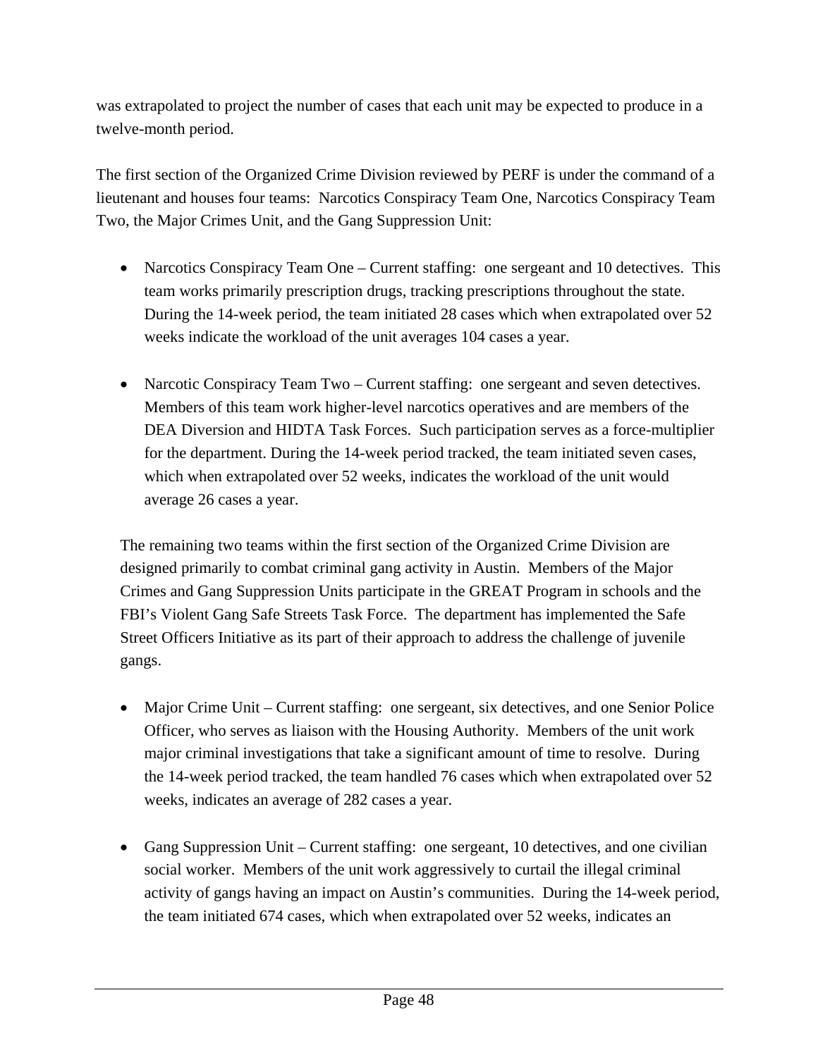was extrapolated to project the number of cases that each unit may be expected to produce in a twelve-month period.

The first section of the Organized Crime Division reviewed by PERF is under the command of a lieutenant and houses four teams: Narcotics Conspiracy Team One, Narcotics Conspiracy Team Two, the Major Crimes Unit, and the Gang Suppression Unit:

- Narcotics Conspiracy Team One – Current staffing: one sergeant and 10 detectives. This team works primarily prescription drugs, tracking prescriptions throughout the state. During the 14-week period, the team initiated 28 cases which when extrapolated over 52 weeks indicate the workload of the unit averages 104 cases a year.

- Narcotic Conspiracy Team Two – Current staffing: one sergeant and seven detectives. Members of this team work higher-level narcotics operatives and are members of the DEA Diversion and HIDTA Task Forces. Such participation serves as a force-multiplier for the department. During the 14-week period tracked, the team initiated seven cases, which when extrapolated over 52 weeks, indicates the workload of the unit would average 26 cases a year.

  The remaining two teams within the first section of the Organized Crime Division are designed primarily to combat criminal gang activity in Austin. Members of the Major Crimes and Gang Suppression Units participate in the GREAT Program in schools and the FBI's Violent Gang Safe Streets Task Force. The department has implemented the Safe Street Officers Initiative as its part of their approach to address the challenge of juvenile gangs.

- Major Crime Unit – Current staffing: one sergeant, six detectives, and one Senior Police Officer, who serves as liaison with the Housing Authority. Members of the unit work major criminal investigations that take a significant amount of time to resolve. During the 14-week period tracked, the team handled 76 cases which when extrapolated over 52 weeks, indicates an average of 282 cases a year.

- Gang Suppression Unit – Current staffing: one sergeant, 10 detectives, and one civilian social worker. Members of the unit work aggressively to curtail the illegal criminal activity of gangs having an impact on Austin's communities. During the 14-week period, the team initiated 674 cases, which when extrapolated over 52 weeks, indicates an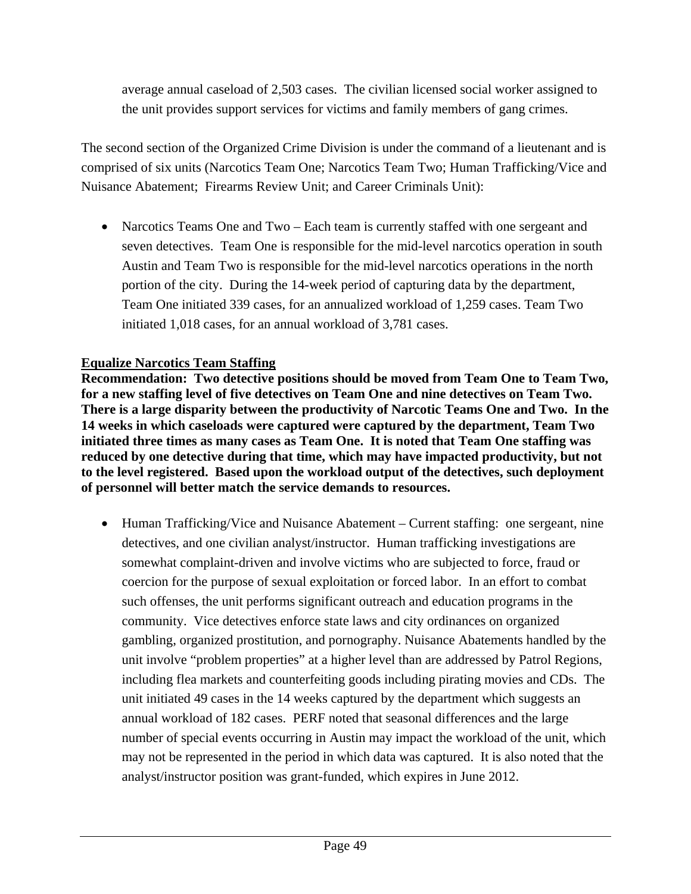average annual caseload of 2,503 cases. The civilian licensed social worker assigned to the unit provides support services for victims and family members of gang crimes.

The second section of the Organized Crime Division is under the command of a lieutenant and is comprised of six units (Narcotics Team One; Narcotics Team Two; Human Trafficking/Vice and Nuisance Abatement; Firearms Review Unit; and Career Criminals Unit):

- Narcotics Teams One and Two – Each team is currently staffed with one sergeant and seven detectives. Team One is responsible for the mid-level narcotics operation in south Austin and Team Two is responsible for the mid-level narcotics operations in the north portion of the city. During the 14-week period of capturing data by the department, Team One initiated 339 cases, for an annualized workload of 1,259 cases. Team Two initiated 1,018 cases, for an annual workload of 3,781 cases.

<u>**Equalize Narcotics Team Staffing**</u>

**Recommendation: Two detective positions should be moved from Team One to Team Two, for a new staffing level of five detectives on Team One and nine detectives on Team Two. There is a large disparity between the productivity of Narcotic Teams One and Two. In the 14 weeks in which caseloads were captured were captured by the department, Team Two initiated three times as many cases as Team One. It is noted that Team One staffing was reduced by one detective during that time, which may have impacted productivity, but not to the level registered. Based upon the workload output of the detectives, such deployment of personnel will better match the service demands to resources.**

- Human Trafficking/Vice and Nuisance Abatement – Current staffing: one sergeant, nine detectives, and one civilian analyst/instructor. Human trafficking investigations are somewhat complaint-driven and involve victims who are subjected to force, fraud or coercion for the purpose of sexual exploitation or forced labor. In an effort to combat such offenses, the unit performs significant outreach and education programs in the community. Vice detectives enforce state laws and city ordinances on organized gambling, organized prostitution, and pornography. Nuisance Abatements handled by the unit involve "problem properties" at a higher level than are addressed by Patrol Regions, including flea markets and counterfeiting goods including pirating movies and CDs. The unit initiated 49 cases in the 14 weeks captured by the department which suggests an annual workload of 182 cases. PERF noted that seasonal differences and the large number of special events occurring in Austin may impact the workload of the unit, which may not be represented in the period in which data was captured. It is also noted that the analyst/instructor position was grant-funded, which expires in June 2012.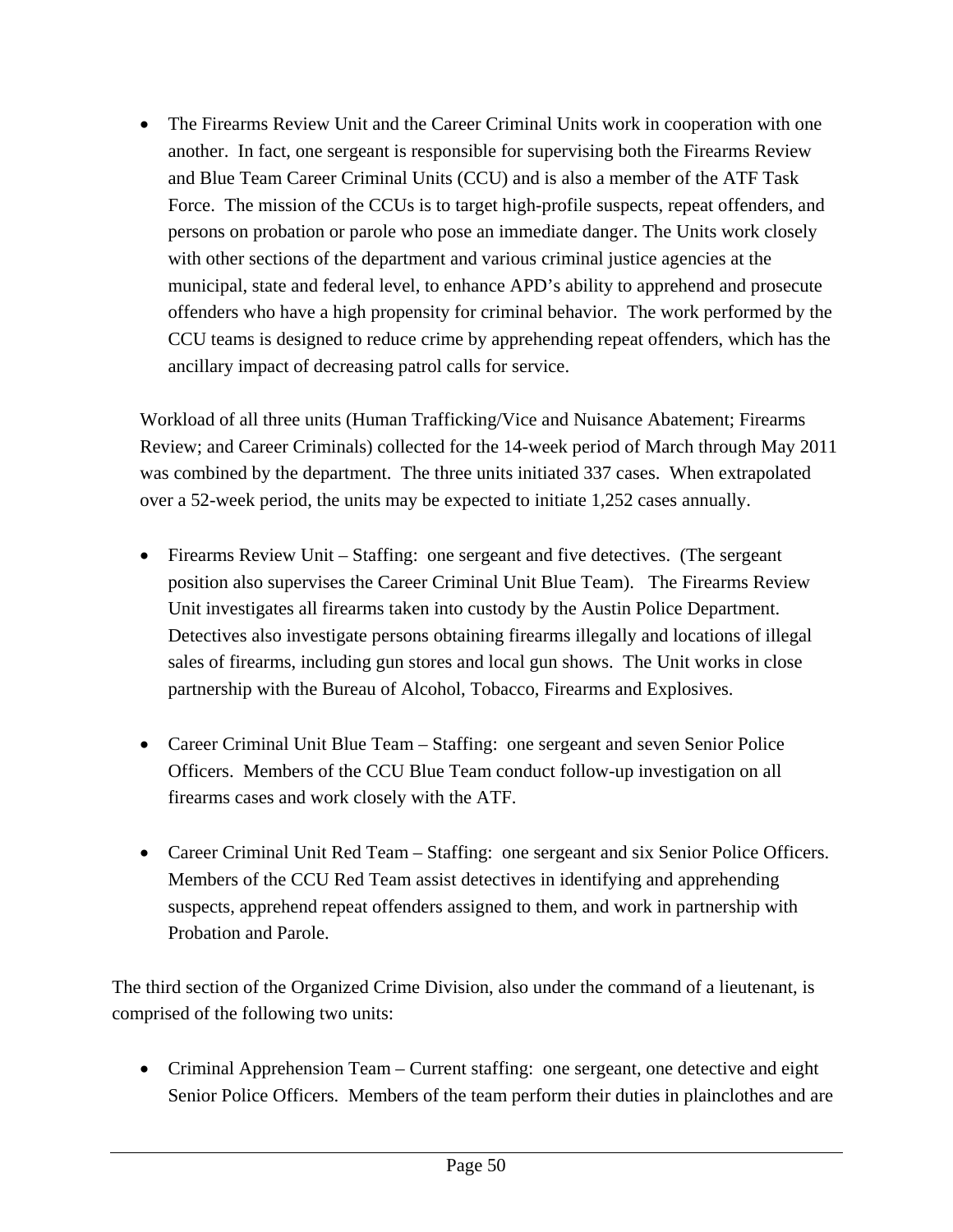- The Firearms Review Unit and the Career Criminal Units work in cooperation with one another. In fact, one sergeant is responsible for supervising both the Firearms Review and Blue Team Career Criminal Units (CCU) and is also a member of the ATF Task Force. The mission of the CCUs is to target high-profile suspects, repeat offenders, and persons on probation or parole who pose an immediate danger. The Units work closely with other sections of the department and various criminal justice agencies at the municipal, state and federal level, to enhance APD's ability to apprehend and prosecute offenders who have a high propensity for criminal behavior. The work performed by the CCU teams is designed to reduce crime by apprehending repeat offenders, which has the ancillary impact of decreasing patrol calls for service.

Workload of all three units (Human Trafficking/Vice and Nuisance Abatement; Firearms Review; and Career Criminals) collected for the 14-week period of March through May 2011 was combined by the department. The three units initiated 337 cases. When extrapolated over a 52-week period, the units may be expected to initiate 1,252 cases annually.

- Firearms Review Unit – Staffing: one sergeant and five detectives. (The sergeant position also supervises the Career Criminal Unit Blue Team). The Firearms Review Unit investigates all firearms taken into custody by the Austin Police Department. Detectives also investigate persons obtaining firearms illegally and locations of illegal sales of firearms, including gun stores and local gun shows. The Unit works in close partnership with the Bureau of Alcohol, Tobacco, Firearms and Explosives.

- Career Criminal Unit Blue Team – Staffing: one sergeant and seven Senior Police Officers. Members of the CCU Blue Team conduct follow-up investigation on all firearms cases and work closely with the ATF.

- Career Criminal Unit Red Team – Staffing: one sergeant and six Senior Police Officers. Members of the CCU Red Team assist detectives in identifying and apprehending suspects, apprehend repeat offenders assigned to them, and work in partnership with Probation and Parole.

The third section of the Organized Crime Division, also under the command of a lieutenant, is comprised of the following two units:

- Criminal Apprehension Team – Current staffing: one sergeant, one detective and eight Senior Police Officers. Members of the team perform their duties in plainclothes and are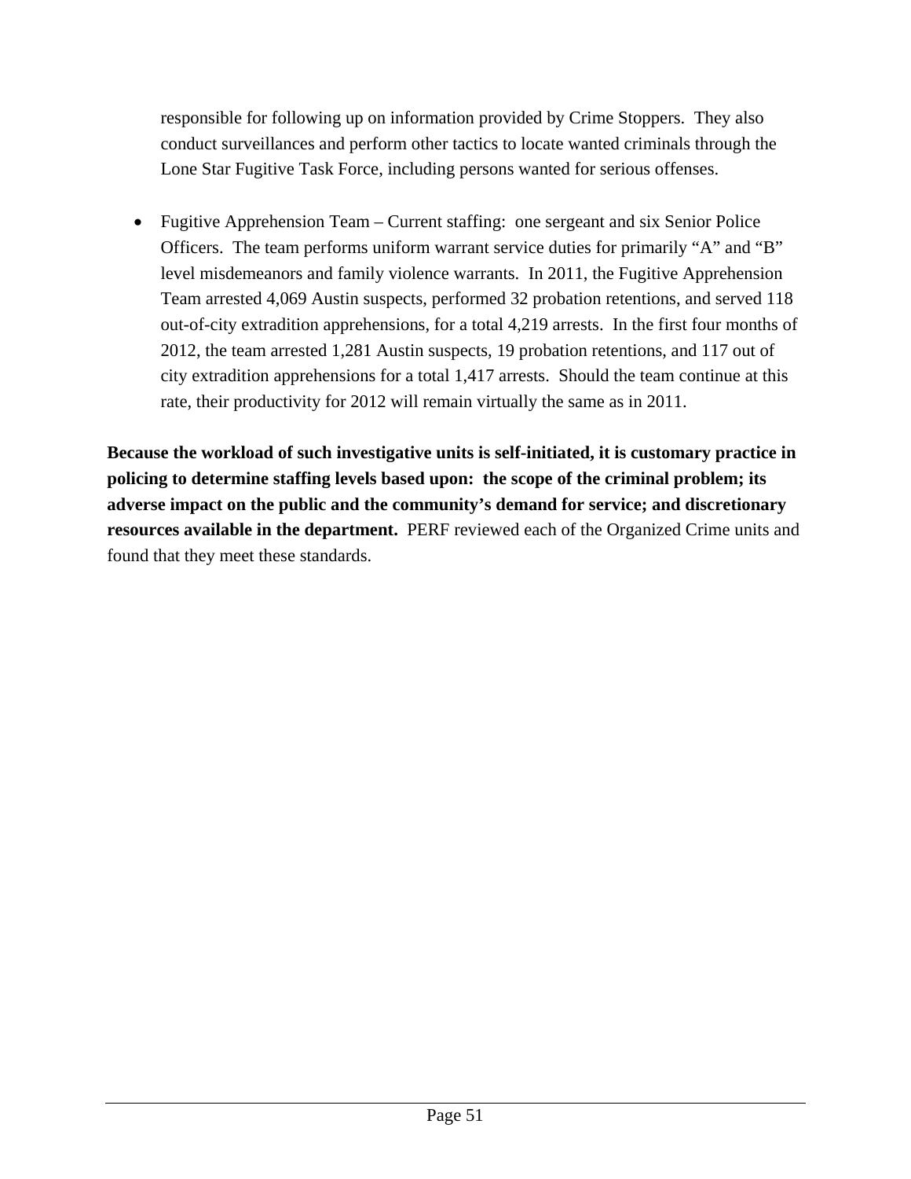responsible for following up on information provided by Crime Stoppers. They also conduct surveillances and perform other tactics to locate wanted criminals through the Lone Star Fugitive Task Force, including persons wanted for serious offenses.

- Fugitive Apprehension Team – Current staffing: one sergeant and six Senior Police Officers. The team performs uniform warrant service duties for primarily "A" and "B" level misdemeanors and family violence warrants. In 2011, the Fugitive Apprehension Team arrested 4,069 Austin suspects, performed 32 probation retentions, and served 118 out-of-city extradition apprehensions, for a total 4,219 arrests. In the first four months of 2012, the team arrested 1,281 Austin suspects, 19 probation retentions, and 117 out of city extradition apprehensions for a total 1,417 arrests. Should the team continue at this rate, their productivity for 2012 will remain virtually the same as in 2011.

**Because the workload of such investigative units is self-initiated, it is customary practice in policing to determine staffing levels based upon: the scope of the criminal problem; its adverse impact on the public and the community's demand for service; and discretionary resources available in the department.** PERF reviewed each of the Organized Crime units and found that they meet these standards.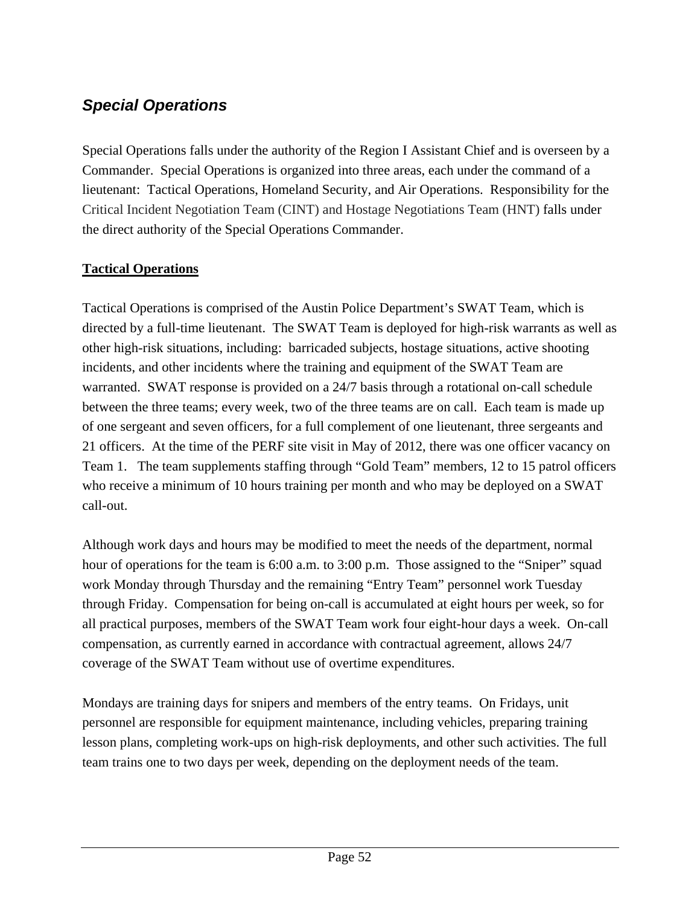## *Special Operations*

Special Operations falls under the authority of the Region I Assistant Chief and is overseen by a Commander. Special Operations is organized into three areas, each under the command of a lieutenant: Tactical Operations, Homeland Security, and Air Operations. Responsibility for the Critical Incident Negotiation Team (CINT) and Hostage Negotiations Team (HNT) falls under the direct authority of the Special Operations Commander.

### Tactical Operations

Tactical Operations is comprised of the Austin Police Department's SWAT Team, which is directed by a full-time lieutenant. The SWAT Team is deployed for high-risk warrants as well as other high-risk situations, including: barricaded subjects, hostage situations, active shooting incidents, and other incidents where the training and equipment of the SWAT Team are warranted. SWAT response is provided on a 24/7 basis through a rotational on-call schedule between the three teams; every week, two of the three teams are on call. Each team is made up of one sergeant and seven officers, for a full complement of one lieutenant, three sergeants and 21 officers. At the time of the PERF site visit in May of 2012, there was one officer vacancy on Team 1. The team supplements staffing through "Gold Team" members, 12 to 15 patrol officers who receive a minimum of 10 hours training per month and who may be deployed on a SWAT call-out.

Although work days and hours may be modified to meet the needs of the department, normal hour of operations for the team is 6:00 a.m. to 3:00 p.m. Those assigned to the "Sniper" squad work Monday through Thursday and the remaining "Entry Team" personnel work Tuesday through Friday. Compensation for being on-call is accumulated at eight hours per week, so for all practical purposes, members of the SWAT Team work four eight-hour days a week. On-call compensation, as currently earned in accordance with contractual agreement, allows 24/7 coverage of the SWAT Team without use of overtime expenditures.

Mondays are training days for snipers and members of the entry teams. On Fridays, unit personnel are responsible for equipment maintenance, including vehicles, preparing training lesson plans, completing work-ups on high-risk deployments, and other such activities. The full team trains one to two days per week, depending on the deployment needs of the team.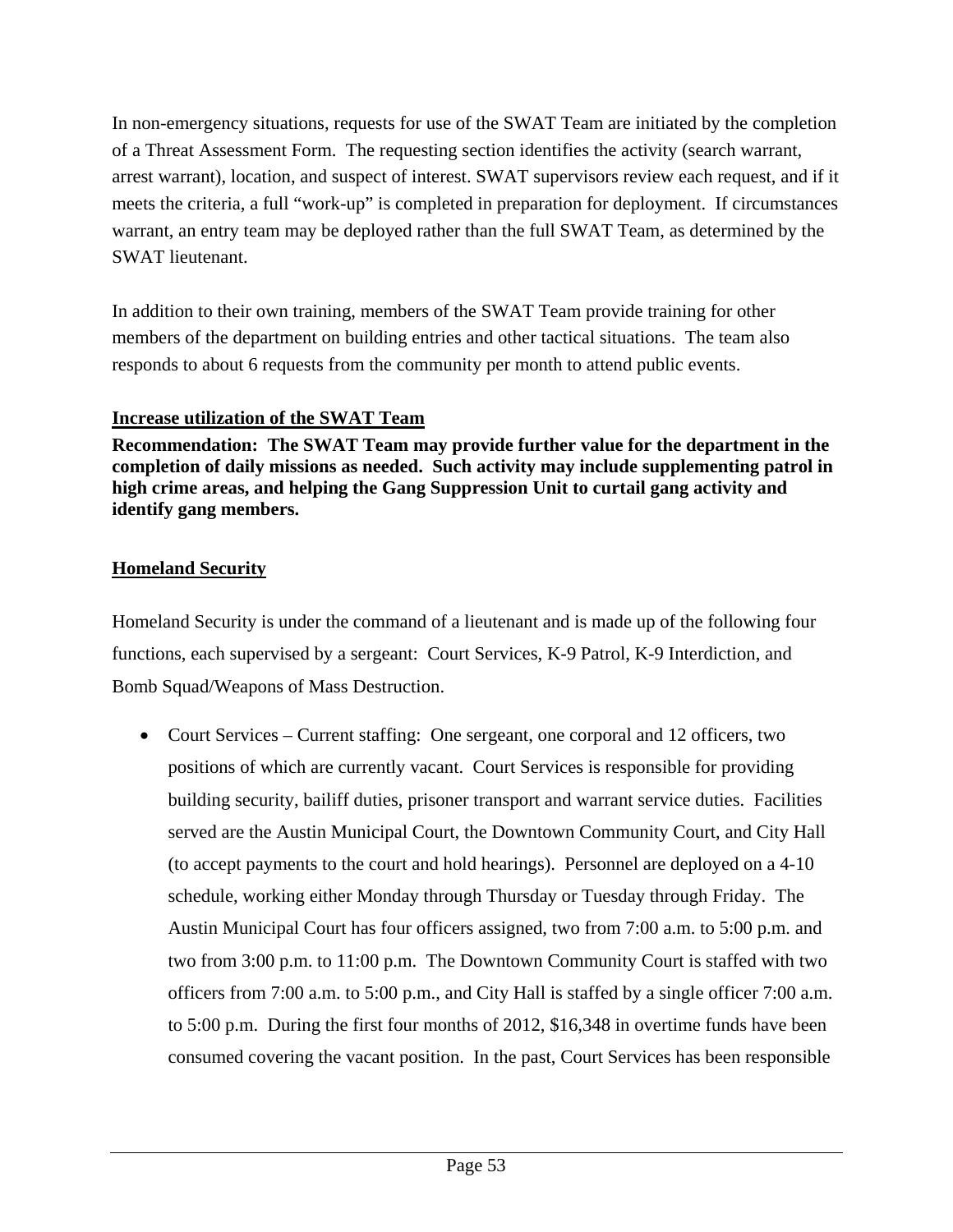In non-emergency situations, requests for use of the SWAT Team are initiated by the completion of a Threat Assessment Form. The requesting section identifies the activity (search warrant, arrest warrant), location, and suspect of interest. SWAT supervisors review each request, and if it meets the criteria, a full "work-up" is completed in preparation for deployment. If circumstances warrant, an entry team may be deployed rather than the full SWAT Team, as determined by the SWAT lieutenant.

In addition to their own training, members of the SWAT Team provide training for other members of the department on building entries and other tactical situations. The team also responds to about 6 requests from the community per month to attend public events.

**<u>Increase utilization of the SWAT Team</u>**

**Recommendation: The SWAT Team may provide further value for the department in the completion of daily missions as needed. Such activity may include supplementing patrol in high crime areas, and helping the Gang Suppression Unit to curtail gang activity and identify gang members.**

**<u>Homeland Security</u>**

Homeland Security is under the command of a lieutenant and is made up of the following four functions, each supervised by a sergeant: Court Services, K-9 Patrol, K-9 Interdiction, and Bomb Squad/Weapons of Mass Destruction.

- Court Services – Current staffing: One sergeant, one corporal and 12 officers, two positions of which are currently vacant. Court Services is responsible for providing building security, bailiff duties, prisoner transport and warrant service duties. Facilities served are the Austin Municipal Court, the Downtown Community Court, and City Hall (to accept payments to the court and hold hearings). Personnel are deployed on a 4-10 schedule, working either Monday through Thursday or Tuesday through Friday. The Austin Municipal Court has four officers assigned, two from 7:00 a.m. to 5:00 p.m. and two from 3:00 p.m. to 11:00 p.m. The Downtown Community Court is staffed with two officers from 7:00 a.m. to 5:00 p.m., and City Hall is staffed by a single officer 7:00 a.m. to 5:00 p.m. During the first four months of 2012, $16,348 in overtime funds have been consumed covering the vacant position. In the past, Court Services has been responsible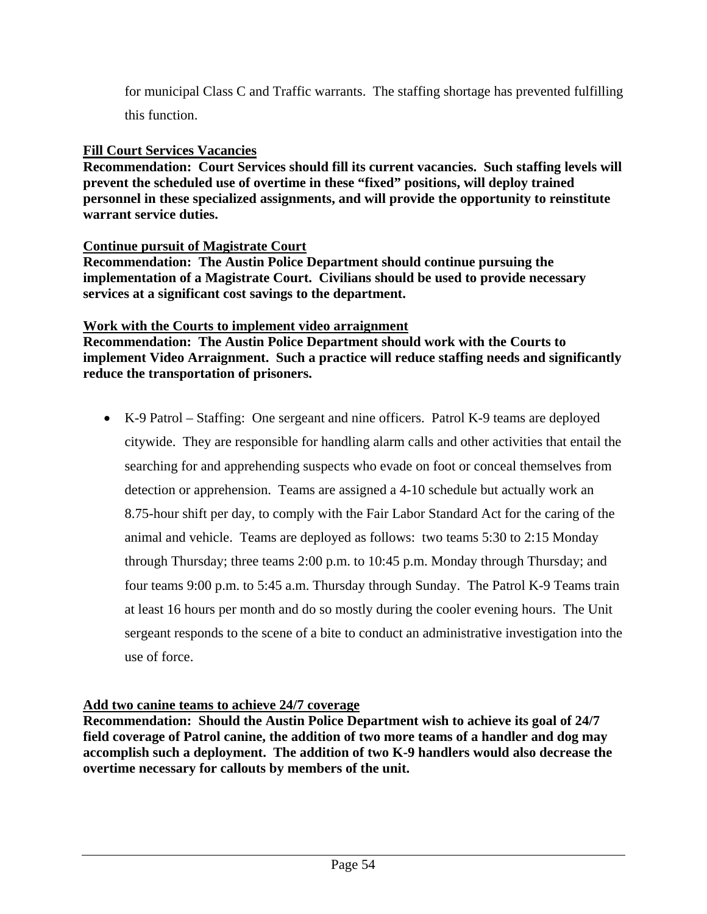for municipal Class C and Traffic warrants. The staffing shortage has prevented fulfilling this function.

**<u>Fill Court Services Vacancies</u>**
**Recommendation: Court Services should fill its current vacancies. Such staffing levels will prevent the scheduled use of overtime in these "fixed" positions, will deploy trained personnel in these specialized assignments, and will provide the opportunity to reinstitute warrant service duties.**

**<u>Continue pursuit of Magistrate Court</u>**
**Recommendation: The Austin Police Department should continue pursuing the implementation of a Magistrate Court. Civilians should be used to provide necessary services at a significant cost savings to the department.**

**<u>Work with the Courts to implement video arraignment</u>**
**Recommendation: The Austin Police Department should work with the Courts to implement Video Arraignment. Such a practice will reduce staffing needs and significantly reduce the transportation of prisoners.**

- K-9 Patrol – Staffing: One sergeant and nine officers. Patrol K-9 teams are deployed citywide. They are responsible for handling alarm calls and other activities that entail the searching for and apprehending suspects who evade on foot or conceal themselves from detection or apprehension. Teams are assigned a 4-10 schedule but actually work an 8.75-hour shift per day, to comply with the Fair Labor Standard Act for the caring of the animal and vehicle. Teams are deployed as follows: two teams 5:30 to 2:15 Monday through Thursday; three teams 2:00 p.m. to 10:45 p.m. Monday through Thursday; and four teams 9:00 p.m. to 5:45 a.m. Thursday through Sunday. The Patrol K-9 Teams train at least 16 hours per month and do so mostly during the cooler evening hours. The Unit sergeant responds to the scene of a bite to conduct an administrative investigation into the use of force.

**<u>Add two canine teams to achieve 24/7 coverage</u>**
**Recommendation: Should the Austin Police Department wish to achieve its goal of 24/7 field coverage of Patrol canine, the addition of two more teams of a handler and dog may accomplish such a deployment. The addition of two K-9 handlers would also decrease the overtime necessary for callouts by members of the unit.**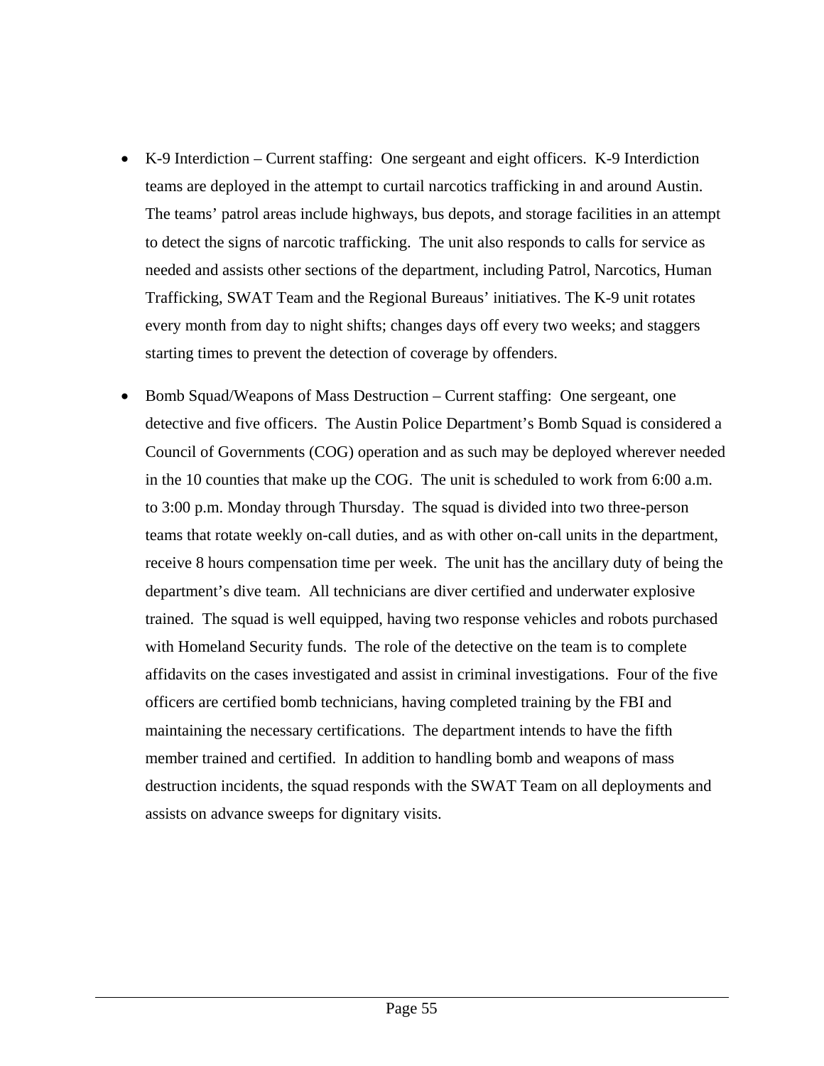- K-9 Interdiction – Current staffing:  One sergeant and eight officers.  K-9 Interdiction teams are deployed in the attempt to curtail narcotics trafficking in and around Austin.  The teams' patrol areas include highways, bus depots, and storage facilities in an attempt to detect the signs of narcotic trafficking.  The unit also responds to calls for service as needed and assists other sections of the department, including Patrol, Narcotics, Human Trafficking, SWAT Team and the Regional Bureaus' initiatives. The K-9 unit rotates every month from day to night shifts; changes days off every two weeks; and staggers starting times to prevent the detection of coverage by offenders.

- Bomb Squad/Weapons of Mass Destruction – Current staffing:  One sergeant, one detective and five officers.  The Austin Police Department's Bomb Squad is considered a Council of Governments (COG) operation and as such may be deployed wherever needed in the 10 counties that make up the COG.  The unit is scheduled to work from 6:00 a.m. to 3:00 p.m. Monday through Thursday.  The squad is divided into two three-person teams that rotate weekly on-call duties, and as with other on-call units in the department, receive 8 hours compensation time per week.  The unit has the ancillary duty of being the department's dive team.  All technicians are diver certified and underwater explosive trained.  The squad is well equipped, having two response vehicles and robots purchased with Homeland Security funds.  The role of the detective on the team is to complete affidavits on the cases investigated and assist in criminal investigations.  Four of the five officers are certified bomb technicians, having completed training by the FBI and maintaining the necessary certifications.  The department intends to have the fifth member trained and certified.  In addition to handling bomb and weapons of mass destruction incidents, the squad responds with the SWAT Team on all deployments and assists on advance sweeps for dignitary visits.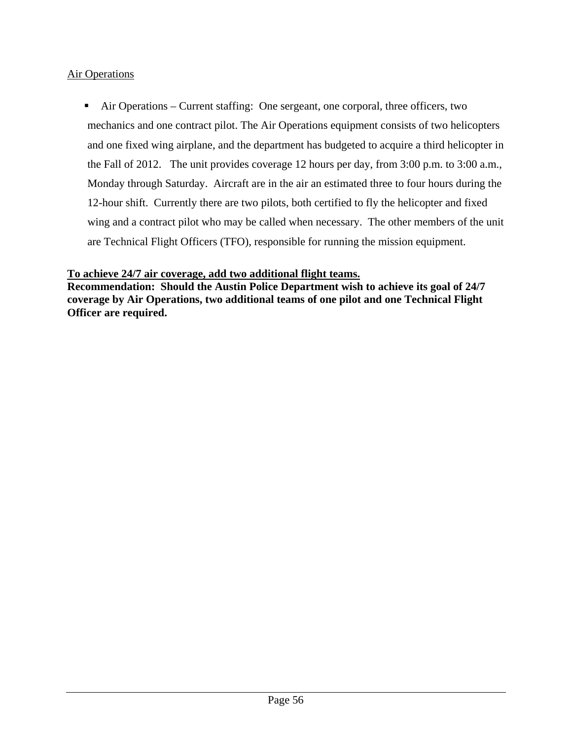Air Operations

- Air Operations – Current staffing: One sergeant, one corporal, three officers, two mechanics and one contract pilot. The Air Operations equipment consists of two helicopters and one fixed wing airplane, and the department has budgeted to acquire a third helicopter in the Fall of 2012. The unit provides coverage 12 hours per day, from 3:00 p.m. to 3:00 a.m., Monday through Saturday. Aircraft are in the air an estimated three to four hours during the 12-hour shift. Currently there are two pilots, both certified to fly the helicopter and fixed wing and a contract pilot who may be called when necessary. The other members of the unit are Technical Flight Officers (TFO), responsible for running the mission equipment.

**To achieve 24/7 air coverage, add two additional flight teams.**
**Recommendation: Should the Austin Police Department wish to achieve its goal of 24/7 coverage by Air Operations, two additional teams of one pilot and one Technical Flight Officer are required.**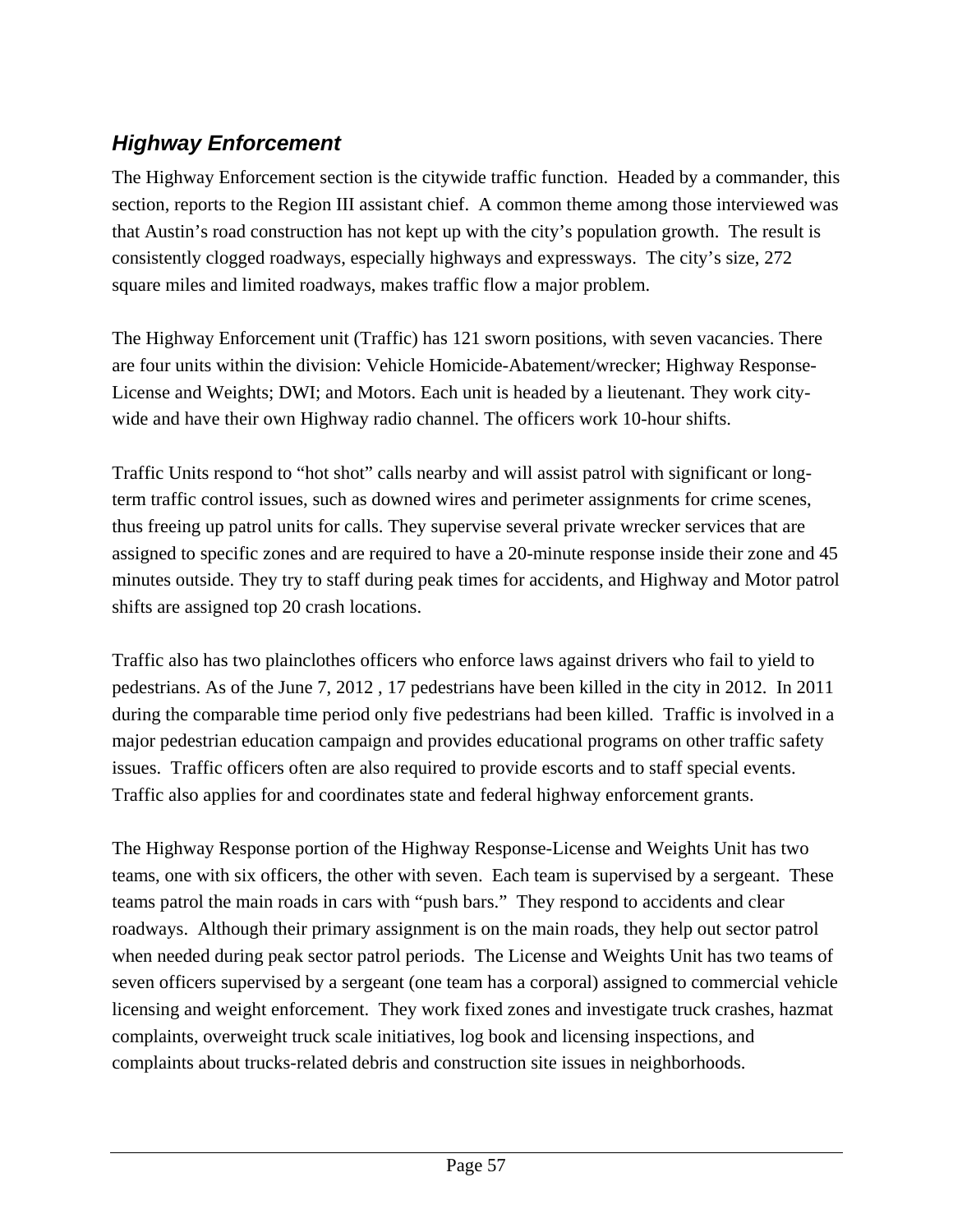### *Highway Enforcement*

The Highway Enforcement section is the citywide traffic function. Headed by a commander, this section, reports to the Region III assistant chief. A common theme among those interviewed was that Austin's road construction has not kept up with the city's population growth. The result is consistently clogged roadways, especially highways and expressways. The city's size, 272 square miles and limited roadways, makes traffic flow a major problem.

The Highway Enforcement unit (Traffic) has 121 sworn positions, with seven vacancies. There are four units within the division: Vehicle Homicide-Abatement/wrecker; Highway Response-License and Weights; DWI; and Motors. Each unit is headed by a lieutenant. They work city-wide and have their own Highway radio channel. The officers work 10-hour shifts.

Traffic Units respond to "hot shot" calls nearby and will assist patrol with significant or long-term traffic control issues, such as downed wires and perimeter assignments for crime scenes, thus freeing up patrol units for calls. They supervise several private wrecker services that are assigned to specific zones and are required to have a 20-minute response inside their zone and 45 minutes outside. They try to staff during peak times for accidents, and Highway and Motor patrol shifts are assigned top 20 crash locations.

Traffic also has two plainclothes officers who enforce laws against drivers who fail to yield to pedestrians. As of the June 7, 2012 , 17 pedestrians have been killed in the city in 2012. In 2011 during the comparable time period only five pedestrians had been killed. Traffic is involved in a major pedestrian education campaign and provides educational programs on other traffic safety issues. Traffic officers often are also required to provide escorts and to staff special events. Traffic also applies for and coordinates state and federal highway enforcement grants.

The Highway Response portion of the Highway Response-License and Weights Unit has two teams, one with six officers, the other with seven. Each team is supervised by a sergeant. These teams patrol the main roads in cars with "push bars." They respond to accidents and clear roadways. Although their primary assignment is on the main roads, they help out sector patrol when needed during peak sector patrol periods. The License and Weights Unit has two teams of seven officers supervised by a sergeant (one team has a corporal) assigned to commercial vehicle licensing and weight enforcement. They work fixed zones and investigate truck crashes, hazmat complaints, overweight truck scale initiatives, log book and licensing inspections, and complaints about trucks-related debris and construction site issues in neighborhoods.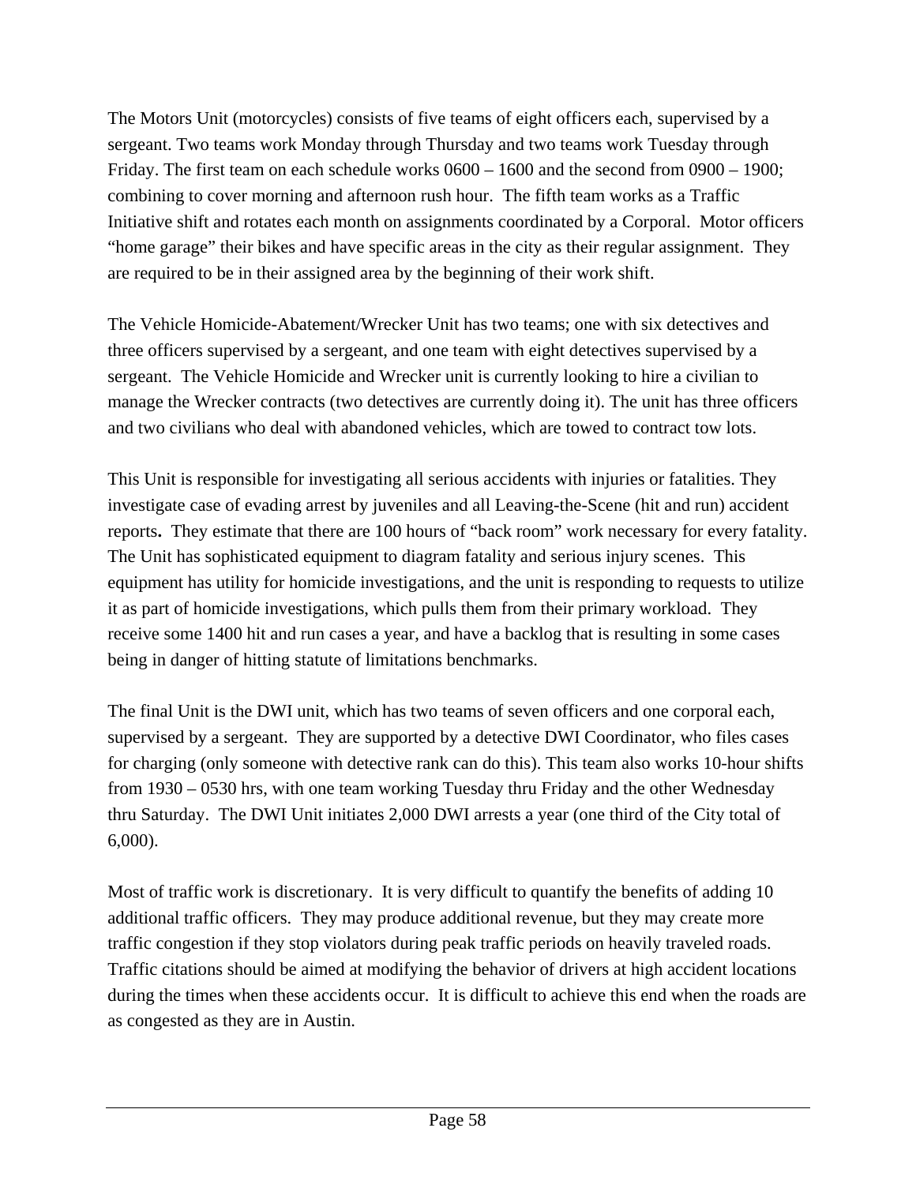The Motors Unit (motorcycles) consists of five teams of eight officers each, supervised by a sergeant. Two teams work Monday through Thursday and two teams work Tuesday through Friday. The first team on each schedule works 0600 – 1600 and the second from 0900 – 1900; combining to cover morning and afternoon rush hour. The fifth team works as a Traffic Initiative shift and rotates each month on assignments coordinated by a Corporal. Motor officers "home garage" their bikes and have specific areas in the city as their regular assignment. They are required to be in their assigned area by the beginning of their work shift.

The Vehicle Homicide-Abatement/Wrecker Unit has two teams; one with six detectives and three officers supervised by a sergeant, and one team with eight detectives supervised by a sergeant. The Vehicle Homicide and Wrecker unit is currently looking to hire a civilian to manage the Wrecker contracts (two detectives are currently doing it). The unit has three officers and two civilians who deal with abandoned vehicles, which are towed to contract tow lots.

This Unit is responsible for investigating all serious accidents with injuries or fatalities. They investigate case of evading arrest by juveniles and all Leaving-the-Scene (hit and run) accident reports**.** They estimate that there are 100 hours of "back room" work necessary for every fatality. The Unit has sophisticated equipment to diagram fatality and serious injury scenes. This equipment has utility for homicide investigations, and the unit is responding to requests to utilize it as part of homicide investigations, which pulls them from their primary workload. They receive some 1400 hit and run cases a year, and have a backlog that is resulting in some cases being in danger of hitting statute of limitations benchmarks.

The final Unit is the DWI unit, which has two teams of seven officers and one corporal each, supervised by a sergeant. They are supported by a detective DWI Coordinator, who files cases for charging (only someone with detective rank can do this). This team also works 10-hour shifts from 1930 – 0530 hrs, with one team working Tuesday thru Friday and the other Wednesday thru Saturday. The DWI Unit initiates 2,000 DWI arrests a year (one third of the City total of 6,000).

Most of traffic work is discretionary. It is very difficult to quantify the benefits of adding 10 additional traffic officers. They may produce additional revenue, but they may create more traffic congestion if they stop violators during peak traffic periods on heavily traveled roads. Traffic citations should be aimed at modifying the behavior of drivers at high accident locations during the times when these accidents occur. It is difficult to achieve this end when the roads are as congested as they are in Austin.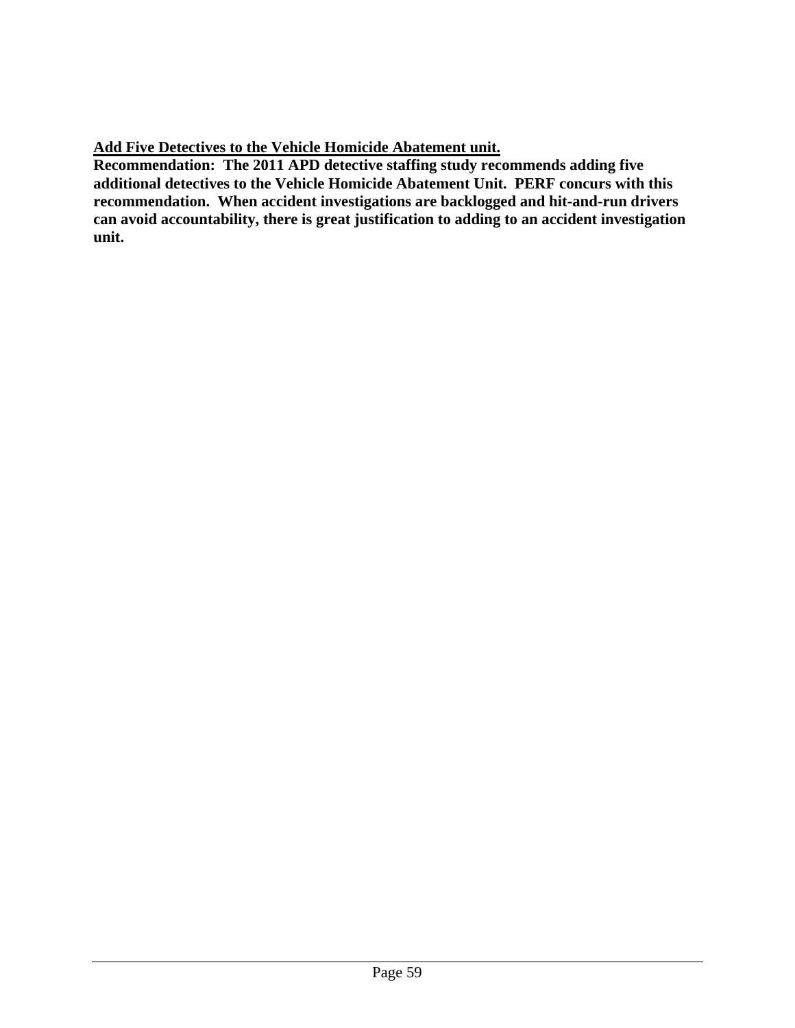**<u>Add Five Detectives to the Vehicle Homicide Abatement unit.</u>**

**Recommendation: The 2011 APD detective staffing study recommends adding five additional detectives to the Vehicle Homicide Abatement Unit. PERF concurs with this recommendation. When accident investigations are backlogged and hit-and-run drivers can avoid accountability, there is great justification to adding to an accident investigation unit.**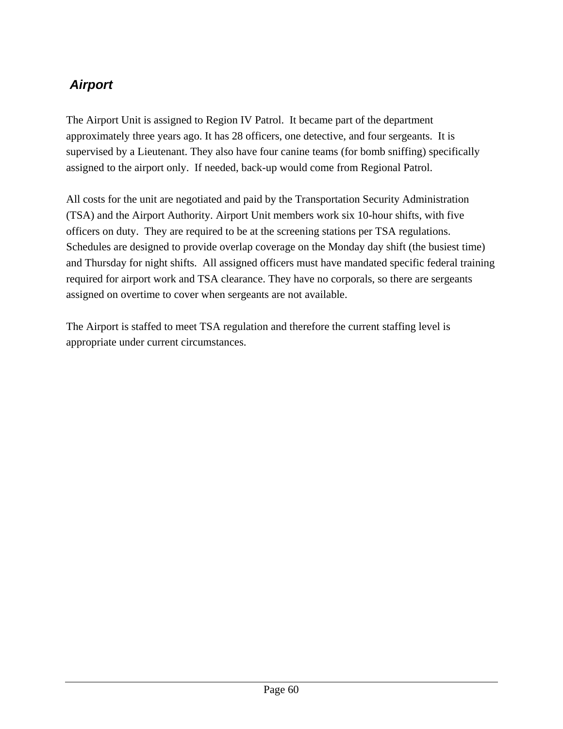### *Airport*

The Airport Unit is assigned to Region IV Patrol. It became part of the department approximately three years ago. It has 28 officers, one detective, and four sergeants. It is supervised by a Lieutenant. They also have four canine teams (for bomb sniffing) specifically assigned to the airport only. If needed, back-up would come from Regional Patrol.

All costs for the unit are negotiated and paid by the Transportation Security Administration (TSA) and the Airport Authority. Airport Unit members work six 10-hour shifts, with five officers on duty. They are required to be at the screening stations per TSA regulations. Schedules are designed to provide overlap coverage on the Monday day shift (the busiest time) and Thursday for night shifts. All assigned officers must have mandated specific federal training required for airport work and TSA clearance. They have no corporals, so there are sergeants assigned on overtime to cover when sergeants are not available.

The Airport is staffed to meet TSA regulation and therefore the current staffing level is appropriate under current circumstances.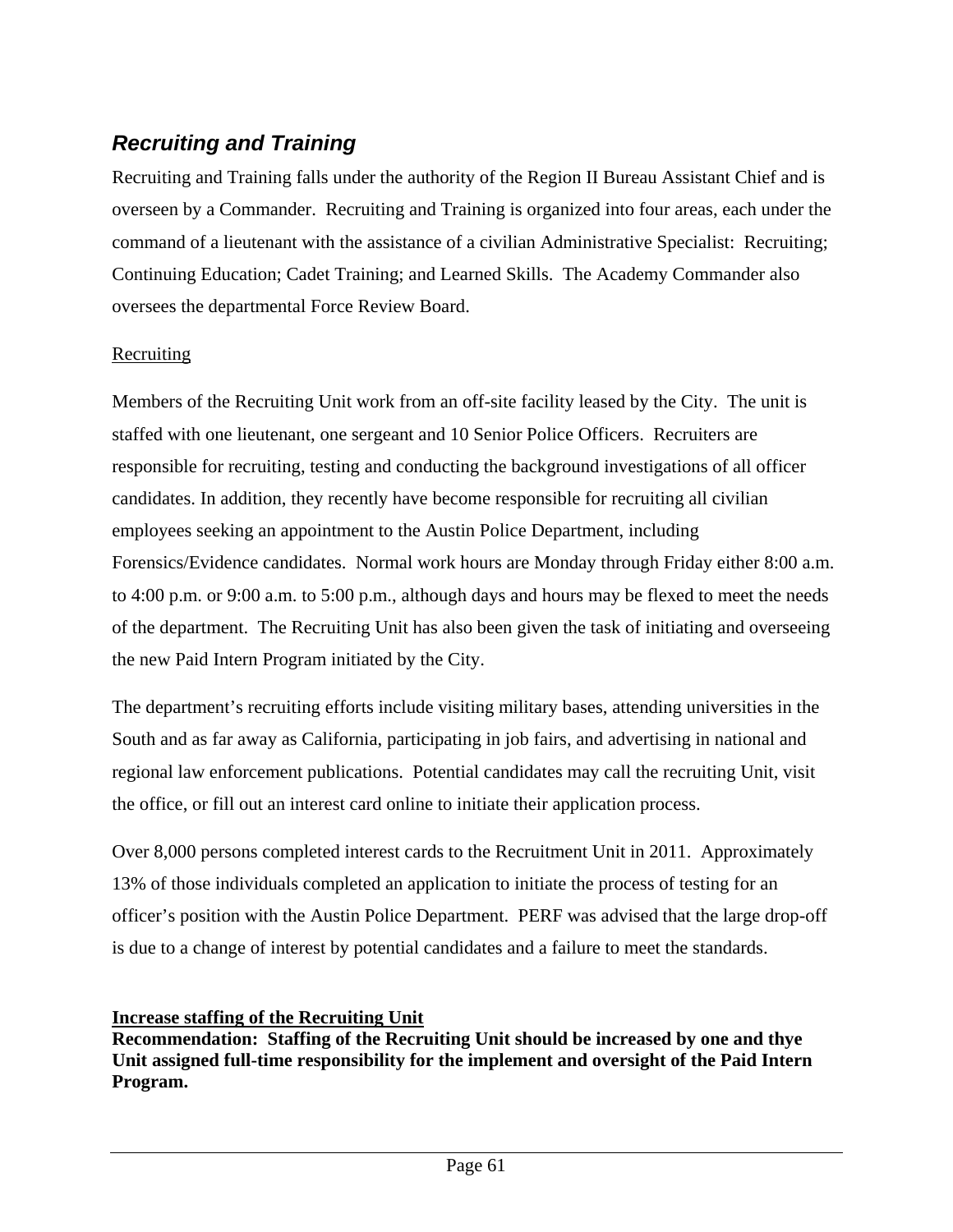## *Recruiting and Training*

Recruiting and Training falls under the authority of the Region II Bureau Assistant Chief and is overseen by a Commander. Recruiting and Training is organized into four areas, each under the command of a lieutenant with the assistance of a civilian Administrative Specialist: Recruiting; Continuing Education; Cadet Training; and Learned Skills. The Academy Commander also oversees the departmental Force Review Board.

<u>Recruiting</u>

Members of the Recruiting Unit work from an off-site facility leased by the City. The unit is staffed with one lieutenant, one sergeant and 10 Senior Police Officers. Recruiters are responsible for recruiting, testing and conducting the background investigations of all officer candidates. In addition, they recently have become responsible for recruiting all civilian employees seeking an appointment to the Austin Police Department, including Forensics/Evidence candidates. Normal work hours are Monday through Friday either 8:00 a.m. to 4:00 p.m. or 9:00 a.m. to 5:00 p.m., although days and hours may be flexed to meet the needs of the department. The Recruiting Unit has also been given the task of initiating and overseeing the new Paid Intern Program initiated by the City.

The department's recruiting efforts include visiting military bases, attending universities in the South and as far away as California, participating in job fairs, and advertising in national and regional law enforcement publications. Potential candidates may call the recruiting Unit, visit the office, or fill out an interest card online to initiate their application process.

Over 8,000 persons completed interest cards to the Recruitment Unit in 2011. Approximately 13% of those individuals completed an application to initiate the process of testing for an officer's position with the Austin Police Department. PERF was advised that the large drop-off is due to a change of interest by potential candidates and a failure to meet the standards.

**<u>Increase staffing of the Recruiting Unit</u>**
**Recommendation: Staffing of the Recruiting Unit should be increased by one and thye Unit assigned full-time responsibility for the implement and oversight of the Paid Intern Program.**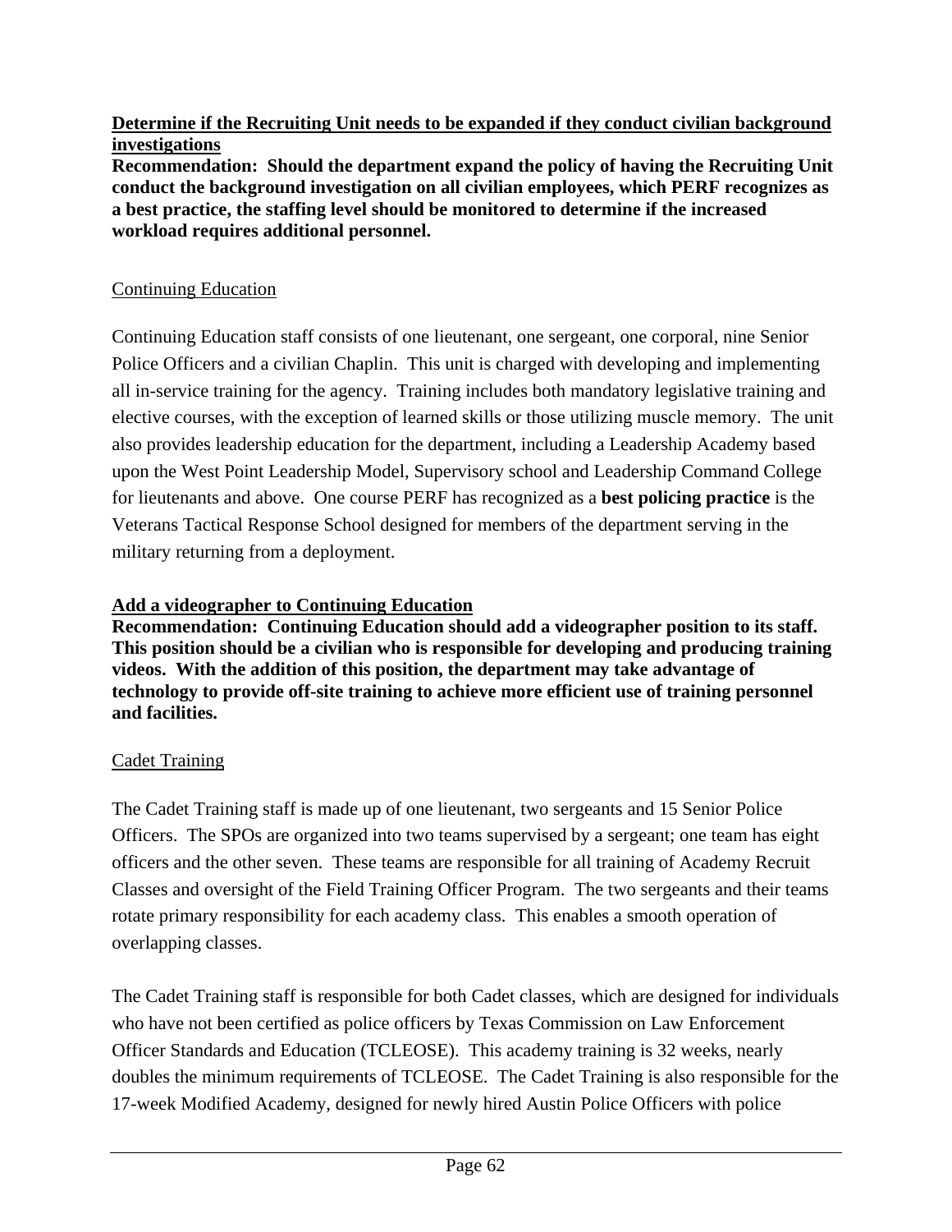**<u>Determine if the Recruiting Unit needs to be expanded if they conduct civilian background investigations</u>**
**Recommendation: Should the department expand the policy of having the Recruiting Unit conduct the background investigation on all civilian employees, which PERF recognizes as a best practice, the staffing level should be monitored to determine if the increased workload requires additional personnel.**

<u>Continuing Education</u>

Continuing Education staff consists of one lieutenant, one sergeant, one corporal, nine Senior Police Officers and a civilian Chaplin. This unit is charged with developing and implementing all in-service training for the agency. Training includes both mandatory legislative training and elective courses, with the exception of learned skills or those utilizing muscle memory. The unit also provides leadership education for the department, including a Leadership Academy based upon the West Point Leadership Model, Supervisory school and Leadership Command College for lieutenants and above. One course PERF has recognized as a **best policing practice** is the Veterans Tactical Response School designed for members of the department serving in the military returning from a deployment.

**<u>Add a videographer to Continuing Education</u>**
**Recommendation: Continuing Education should add a videographer position to its staff. This position should be a civilian who is responsible for developing and producing training videos. With the addition of this position, the department may take advantage of technology to provide off-site training to achieve more efficient use of training personnel and facilities.**

<u>Cadet Training</u>

The Cadet Training staff is made up of one lieutenant, two sergeants and 15 Senior Police Officers. The SPOs are organized into two teams supervised by a sergeant; one team has eight officers and the other seven. These teams are responsible for all training of Academy Recruit Classes and oversight of the Field Training Officer Program. The two sergeants and their teams rotate primary responsibility for each academy class. This enables a smooth operation of overlapping classes.

The Cadet Training staff is responsible for both Cadet classes, which are designed for individuals who have not been certified as police officers by Texas Commission on Law Enforcement Officer Standards and Education (TCLEOSE). This academy training is 32 weeks, nearly doubles the minimum requirements of TCLEOSE. The Cadet Training is also responsible for the 17-week Modified Academy, designed for newly hired Austin Police Officers with police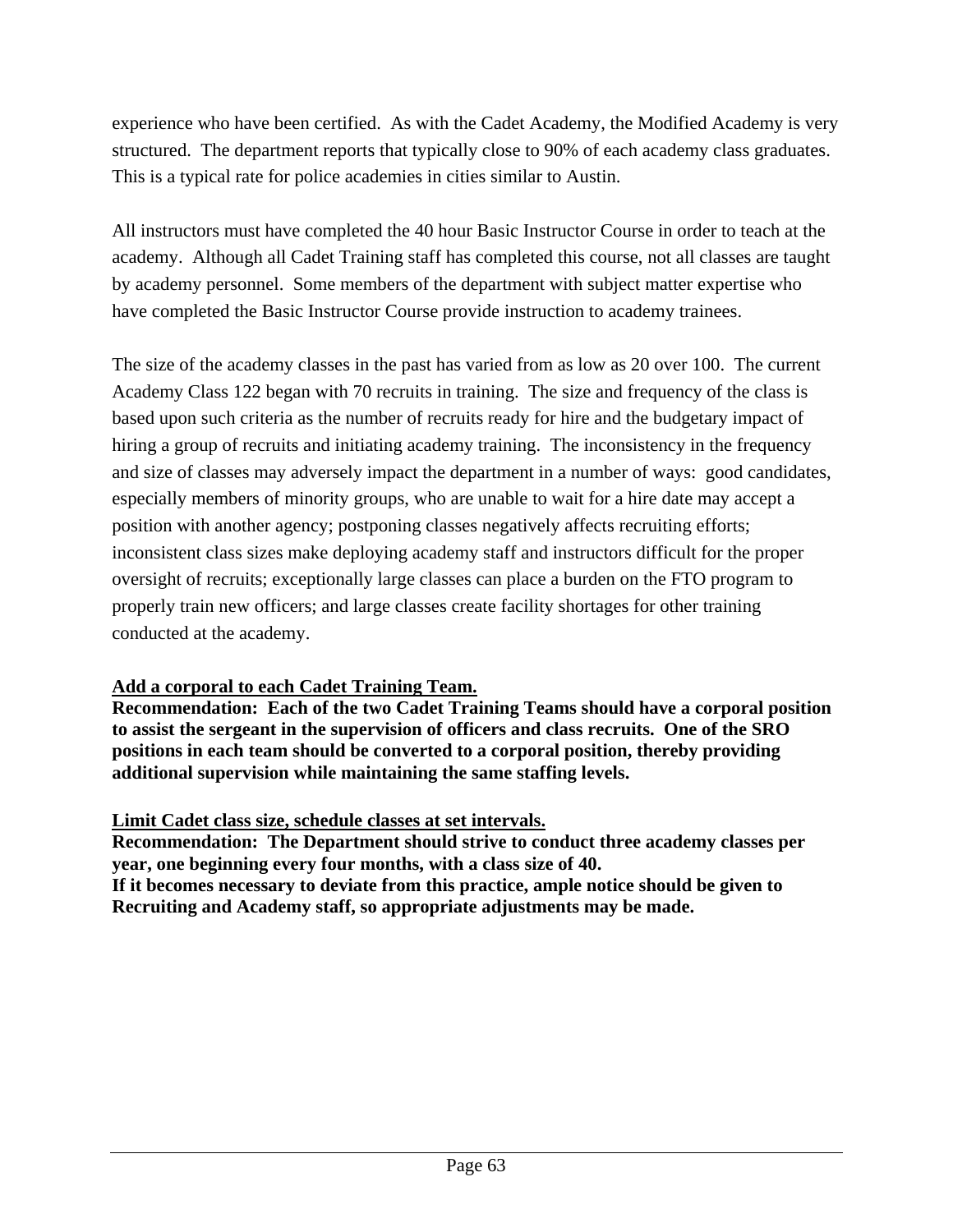experience who have been certified. As with the Cadet Academy, the Modified Academy is very structured. The department reports that typically close to 90% of each academy class graduates. This is a typical rate for police academies in cities similar to Austin.

All instructors must have completed the 40 hour Basic Instructor Course in order to teach at the academy. Although all Cadet Training staff has completed this course, not all classes are taught by academy personnel. Some members of the department with subject matter expertise who have completed the Basic Instructor Course provide instruction to academy trainees.

The size of the academy classes in the past has varied from as low as 20 over 100. The current Academy Class 122 began with 70 recruits in training. The size and frequency of the class is based upon such criteria as the number of recruits ready for hire and the budgetary impact of hiring a group of recruits and initiating academy training. The inconsistency in the frequency and size of classes may adversely impact the department in a number of ways: good candidates, especially members of minority groups, who are unable to wait for a hire date may accept a position with another agency; postponing classes negatively affects recruiting efforts; inconsistent class sizes make deploying academy staff and instructors difficult for the proper oversight of recruits; exceptionally large classes can place a burden on the FTO program to properly train new officers; and large classes create facility shortages for other training conducted at the academy.

**<u>Add a corporal to each Cadet Training Team.</u>**
**Recommendation: Each of the two Cadet Training Teams should have a corporal position to assist the sergeant in the supervision of officers and class recruits. One of the SRO positions in each team should be converted to a corporal position, thereby providing additional supervision while maintaining the same staffing levels.**

**<u>Limit Cadet class size, schedule classes at set intervals.</u>**
**Recommendation: The Department should strive to conduct three academy classes per year, one beginning every four months, with a class size of 40.**
**If it becomes necessary to deviate from this practice, ample notice should be given to Recruiting and Academy staff, so appropriate adjustments may be made.**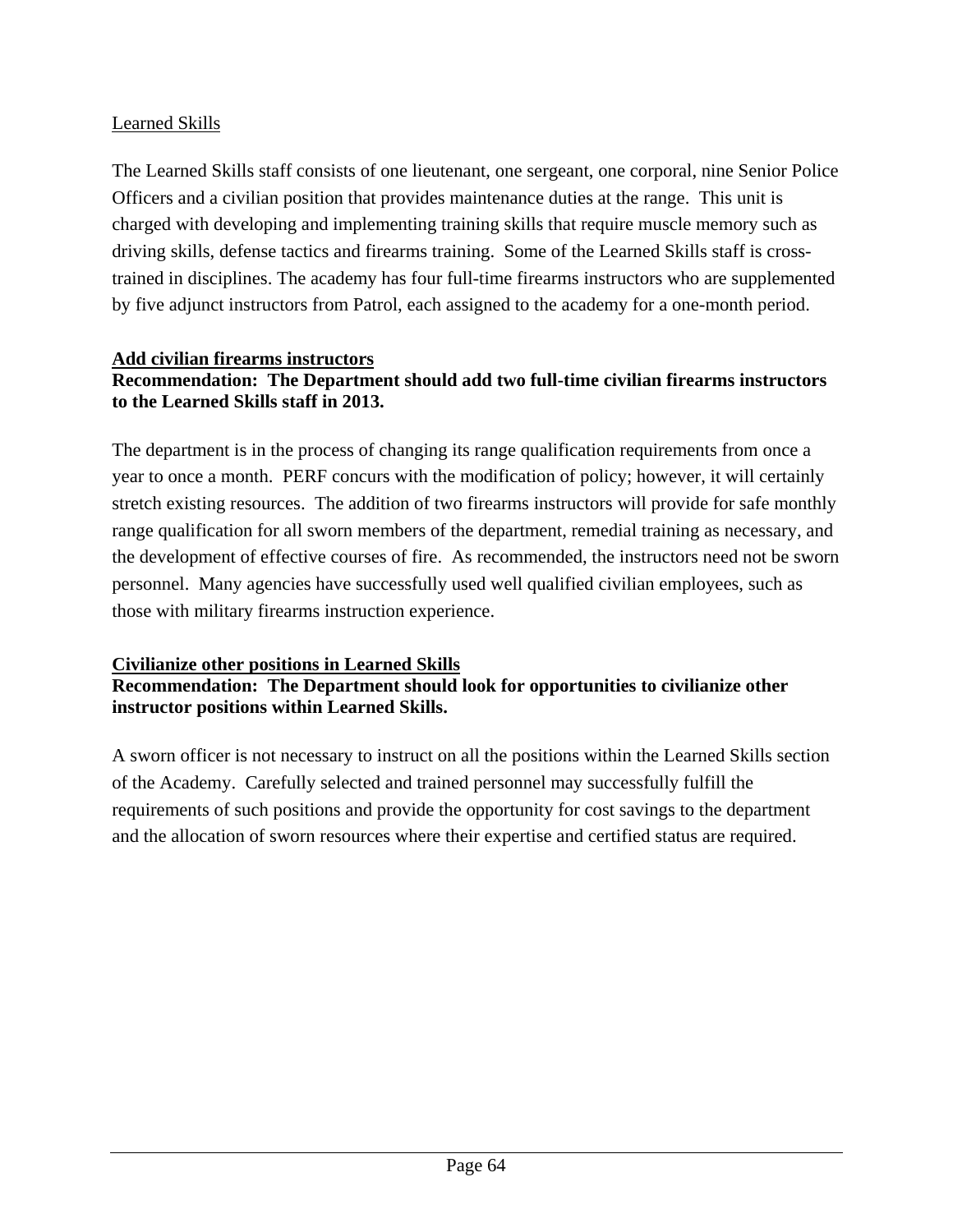Learned Skills

The Learned Skills staff consists of one lieutenant, one sergeant, one corporal, nine Senior Police Officers and a civilian position that provides maintenance duties at the range. This unit is charged with developing and implementing training skills that require muscle memory such as driving skills, defense tactics and firearms training. Some of the Learned Skills staff is cross-trained in disciplines. The academy has four full-time firearms instructors who are supplemented by five adjunct instructors from Patrol, each assigned to the academy for a one-month period.

**Add civilian firearms instructors**

**Recommendation: The Department should add two full-time civilian firearms instructors to the Learned Skills staff in 2013.**

The department is in the process of changing its range qualification requirements from once a year to once a month. PERF concurs with the modification of policy; however, it will certainly stretch existing resources. The addition of two firearms instructors will provide for safe monthly range qualification for all sworn members of the department, remedial training as necessary, and the development of effective courses of fire. As recommended, the instructors need not be sworn personnel. Many agencies have successfully used well qualified civilian employees, such as those with military firearms instruction experience.

**Civilianize other positions in Learned Skills**

**Recommendation: The Department should look for opportunities to civilianize other instructor positions within Learned Skills.**

A sworn officer is not necessary to instruct on all the positions within the Learned Skills section of the Academy. Carefully selected and trained personnel may successfully fulfill the requirements of such positions and provide the opportunity for cost savings to the department and the allocation of sworn resources where their expertise and certified status are required.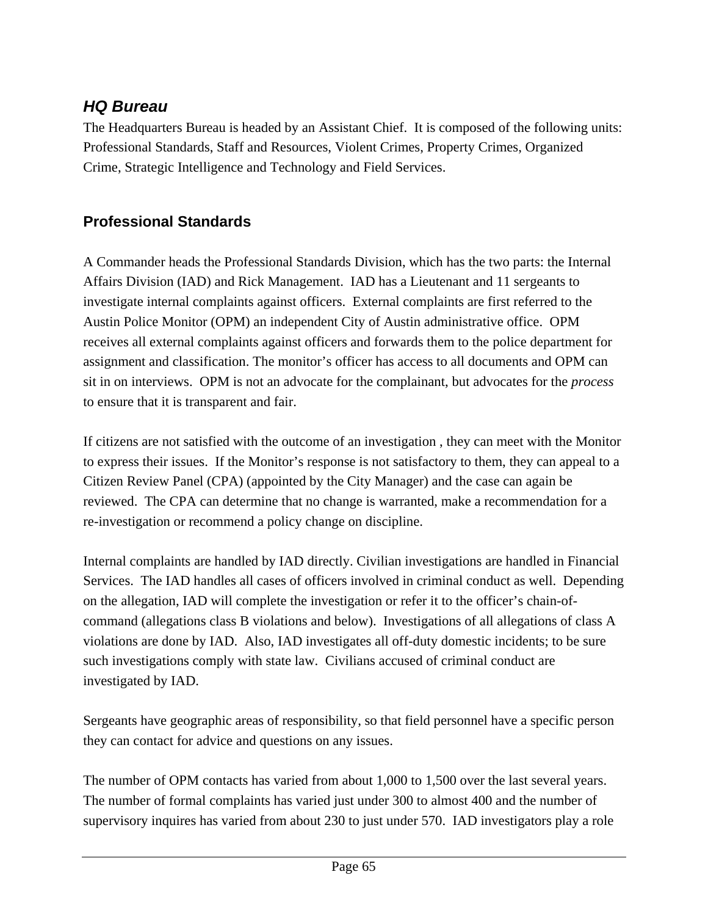## *HQ Bureau*

The Headquarters Bureau is headed by an Assistant Chief. It is composed of the following units: Professional Standards, Staff and Resources, Violent Crimes, Property Crimes, Organized Crime, Strategic Intelligence and Technology and Field Services.

### Professional Standards

A Commander heads the Professional Standards Division, which has the two parts: the Internal Affairs Division (IAD) and Rick Management. IAD has a Lieutenant and 11 sergeants to investigate internal complaints against officers. External complaints are first referred to the Austin Police Monitor (OPM) an independent City of Austin administrative office. OPM receives all external complaints against officers and forwards them to the police department for assignment and classification. The monitor's officer has access to all documents and OPM can sit in on interviews. OPM is not an advocate for the complainant, but advocates for the *process* to ensure that it is transparent and fair.

If citizens are not satisfied with the outcome of an investigation , they can meet with the Monitor to express their issues. If the Monitor's response is not satisfactory to them, they can appeal to a Citizen Review Panel (CPA) (appointed by the City Manager) and the case can again be reviewed. The CPA can determine that no change is warranted, make a recommendation for a re-investigation or recommend a policy change on discipline.

Internal complaints are handled by IAD directly. Civilian investigations are handled in Financial Services. The IAD handles all cases of officers involved in criminal conduct as well. Depending on the allegation, IAD will complete the investigation or refer it to the officer's chain-of-command (allegations class B violations and below). Investigations of all allegations of class A violations are done by IAD. Also, IAD investigates all off-duty domestic incidents; to be sure such investigations comply with state law. Civilians accused of criminal conduct are investigated by IAD.

Sergeants have geographic areas of responsibility, so that field personnel have a specific person they can contact for advice and questions on any issues.

The number of OPM contacts has varied from about 1,000 to 1,500 over the last several years. The number of formal complaints has varied just under 300 to almost 400 and the number of supervisory inquires has varied from about 230 to just under 570. IAD investigators play a role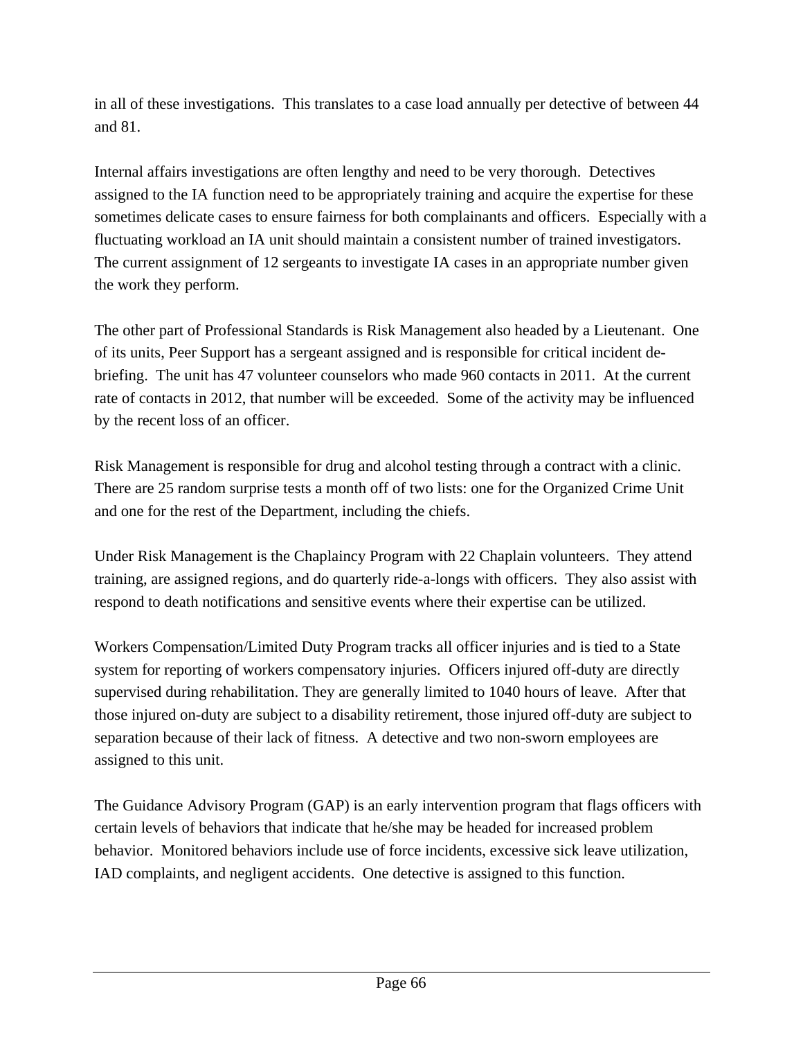in all of these investigations. This translates to a case load annually per detective of between 44 and 81.

Internal affairs investigations are often lengthy and need to be very thorough. Detectives assigned to the IA function need to be appropriately training and acquire the expertise for these sometimes delicate cases to ensure fairness for both complainants and officers. Especially with a fluctuating workload an IA unit should maintain a consistent number of trained investigators. The current assignment of 12 sergeants to investigate IA cases in an appropriate number given the work they perform.

The other part of Professional Standards is Risk Management also headed by a Lieutenant. One of its units, Peer Support has a sergeant assigned and is responsible for critical incident de-briefing. The unit has 47 volunteer counselors who made 960 contacts in 2011. At the current rate of contacts in 2012, that number will be exceeded. Some of the activity may be influenced by the recent loss of an officer.

Risk Management is responsible for drug and alcohol testing through a contract with a clinic. There are 25 random surprise tests a month off of two lists: one for the Organized Crime Unit and one for the rest of the Department, including the chiefs.

Under Risk Management is the Chaplaincy Program with 22 Chaplain volunteers. They attend training, are assigned regions, and do quarterly ride-a-longs with officers. They also assist with respond to death notifications and sensitive events where their expertise can be utilized.

Workers Compensation/Limited Duty Program tracks all officer injuries and is tied to a State system for reporting of workers compensatory injuries. Officers injured off-duty are directly supervised during rehabilitation. They are generally limited to 1040 hours of leave. After that those injured on-duty are subject to a disability retirement, those injured off-duty are subject to separation because of their lack of fitness. A detective and two non-sworn employees are assigned to this unit.

The Guidance Advisory Program (GAP) is an early intervention program that flags officers with certain levels of behaviors that indicate that he/she may be headed for increased problem behavior. Monitored behaviors include use of force incidents, excessive sick leave utilization, IAD complaints, and negligent accidents. One detective is assigned to this function.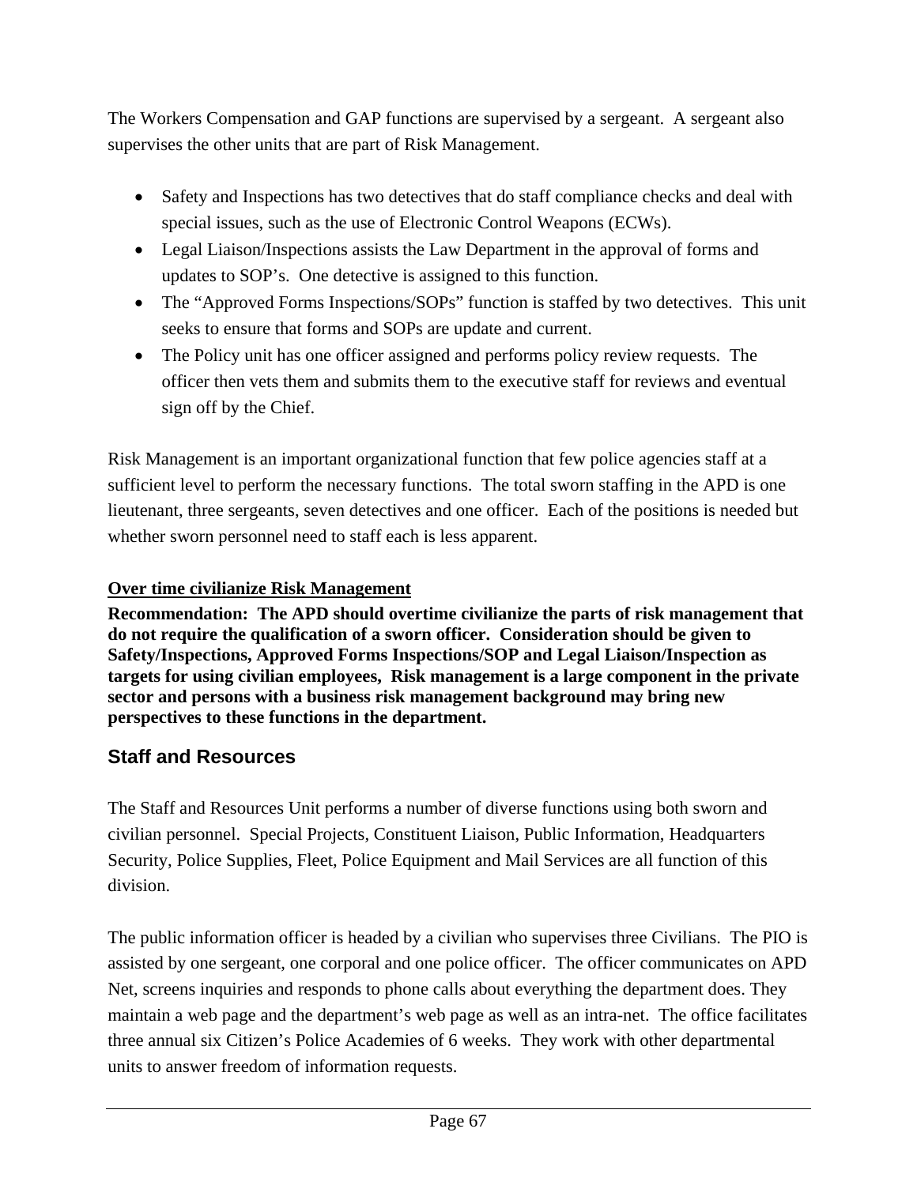The Workers Compensation and GAP functions are supervised by a sergeant. A sergeant also supervises the other units that are part of Risk Management.

- Safety and Inspections has two detectives that do staff compliance checks and deal with special issues, such as the use of Electronic Control Weapons (ECWs).
- Legal Liaison/Inspections assists the Law Department in the approval of forms and updates to SOP's. One detective is assigned to this function.
- The "Approved Forms Inspections/SOPs" function is staffed by two detectives. This unit seeks to ensure that forms and SOPs are update and current.
- The Policy unit has one officer assigned and performs policy review requests. The officer then vets them and submits them to the executive staff for reviews and eventual sign off by the Chief.

Risk Management is an important organizational function that few police agencies staff at a sufficient level to perform the necessary functions. The total sworn staffing in the APD is one lieutenant, three sergeants, seven detectives and one officer. Each of the positions is needed but whether sworn personnel need to staff each is less apparent.

**Over time civilianize Risk Management**

**Recommendation: The APD should overtime civilianize the parts of risk management that do not require the qualification of a sworn officer. Consideration should be given to Safety/Inspections, Approved Forms Inspections/SOP and Legal Liaison/Inspection as targets for using civilian employees, Risk management is a large component in the private sector and persons with a business risk management background may bring new perspectives to these functions in the department.**

## Staff and Resources

The Staff and Resources Unit performs a number of diverse functions using both sworn and civilian personnel. Special Projects, Constituent Liaison, Public Information, Headquarters Security, Police Supplies, Fleet, Police Equipment and Mail Services are all function of this division.

The public information officer is headed by a civilian who supervises three Civilians. The PIO is assisted by one sergeant, one corporal and one police officer. The officer communicates on APD Net, screens inquiries and responds to phone calls about everything the department does. They maintain a web page and the department's web page as well as an intra-net. The office facilitates three annual six Citizen's Police Academies of 6 weeks. They work with other departmental units to answer freedom of information requests.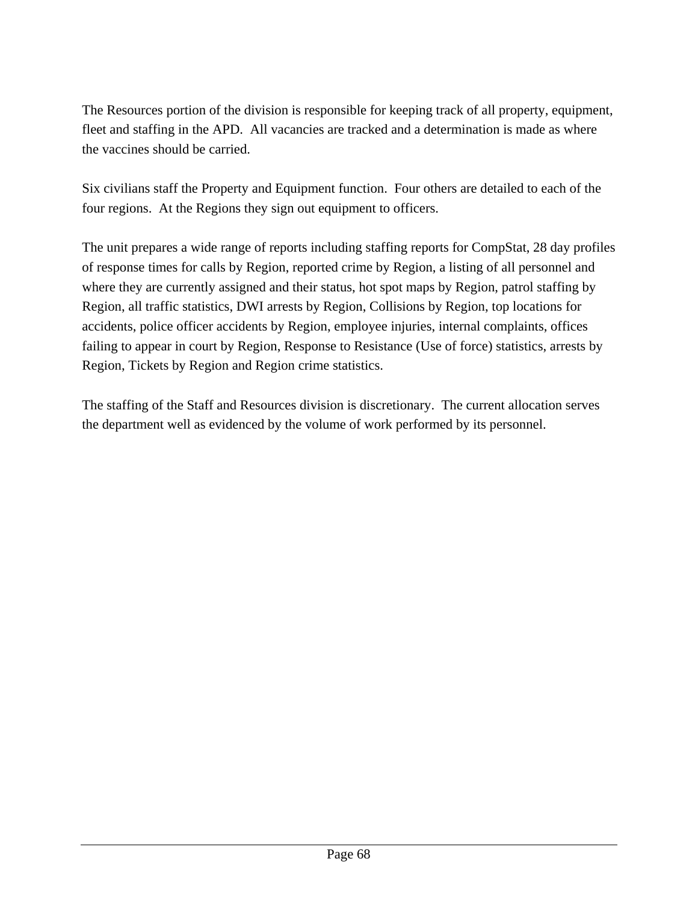The Resources portion of the division is responsible for keeping track of all property, equipment, fleet and staffing in the APD. All vacancies are tracked and a determination is made as where the vaccines should be carried.

Six civilians staff the Property and Equipment function. Four others are detailed to each of the four regions. At the Regions they sign out equipment to officers.

The unit prepares a wide range of reports including staffing reports for CompStat, 28 day profiles of response times for calls by Region, reported crime by Region, a listing of all personnel and where they are currently assigned and their status, hot spot maps by Region, patrol staffing by Region, all traffic statistics, DWI arrests by Region, Collisions by Region, top locations for accidents, police officer accidents by Region, employee injuries, internal complaints, offices failing to appear in court by Region, Response to Resistance (Use of force) statistics, arrests by Region, Tickets by Region and Region crime statistics.

The staffing of the Staff and Resources division is discretionary. The current allocation serves the department well as evidenced by the volume of work performed by its personnel.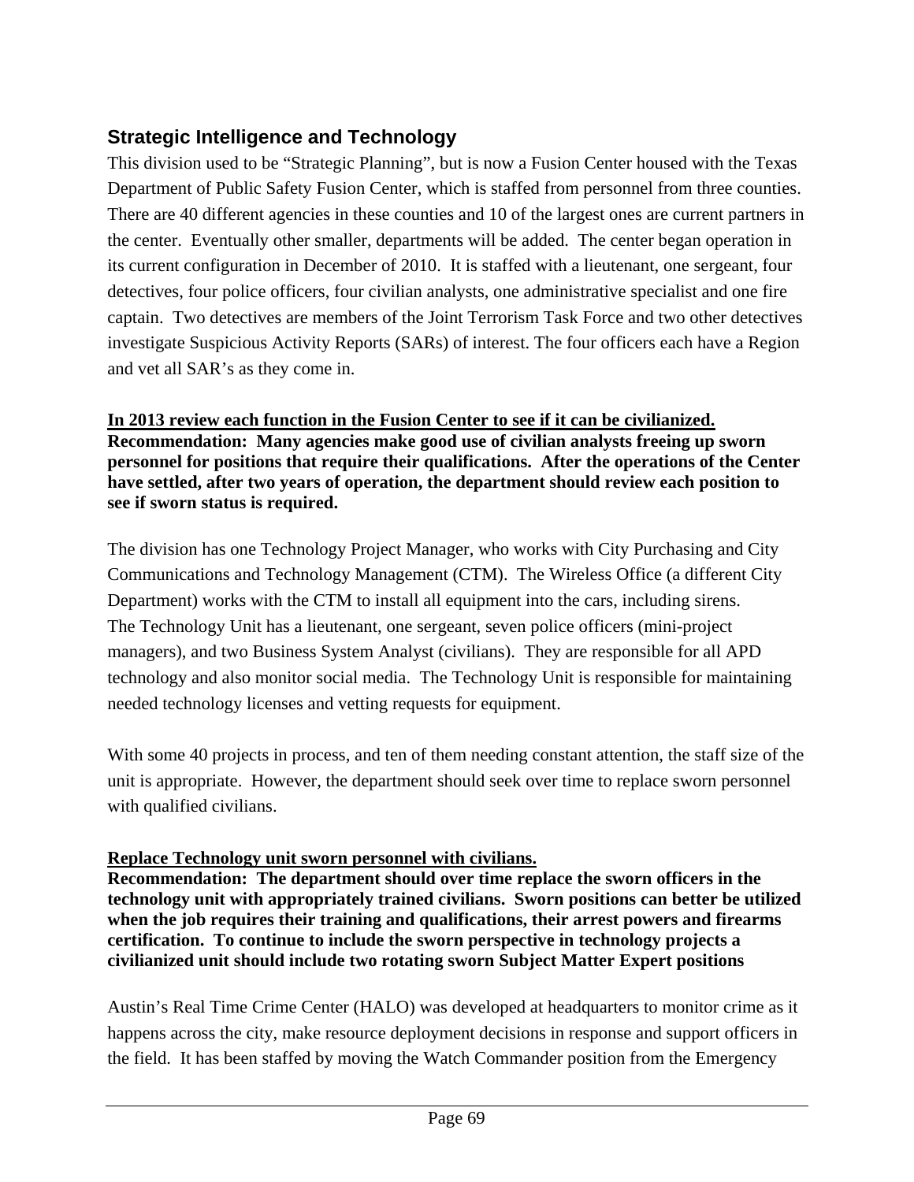## Strategic Intelligence and Technology

This division used to be "Strategic Planning", but is now a Fusion Center housed with the Texas Department of Public Safety Fusion Center, which is staffed from personnel from three counties. There are 40 different agencies in these counties and 10 of the largest ones are current partners in the center. Eventually other smaller, departments will be added. The center began operation in its current configuration in December of 2010. It is staffed with a lieutenant, one sergeant, four detectives, four police officers, four civilian analysts, one administrative specialist and one fire captain. Two detectives are members of the Joint Terrorism Task Force and two other detectives investigate Suspicious Activity Reports (SARs) of interest. The four officers each have a Region and vet all SAR's as they come in.

**<u>In 2013 review each function in the Fusion Center to see if it can be civilianized.</u>**
**Recommendation: Many agencies make good use of civilian analysts freeing up sworn personnel for positions that require their qualifications. After the operations of the Center have settled, after two years of operation, the department should review each position to see if sworn status is required.**

The division has one Technology Project Manager, who works with City Purchasing and City Communications and Technology Management (CTM). The Wireless Office (a different City Department) works with the CTM to install all equipment into the cars, including sirens. The Technology Unit has a lieutenant, one sergeant, seven police officers (mini-project managers), and two Business System Analyst (civilians). They are responsible for all APD technology and also monitor social media. The Technology Unit is responsible for maintaining needed technology licenses and vetting requests for equipment.

With some 40 projects in process, and ten of them needing constant attention, the staff size of the unit is appropriate. However, the department should seek over time to replace sworn personnel with qualified civilians.

**<u>Replace Technology unit sworn personnel with civilians.</u>**
**Recommendation: The department should over time replace the sworn officers in the technology unit with appropriately trained civilians. Sworn positions can better be utilized when the job requires their training and qualifications, their arrest powers and firearms certification. To continue to include the sworn perspective in technology projects a civilianized unit should include two rotating sworn Subject Matter Expert positions**

Austin's Real Time Crime Center (HALO) was developed at headquarters to monitor crime as it happens across the city, make resource deployment decisions in response and support officers in the field. It has been staffed by moving the Watch Commander position from the Emergency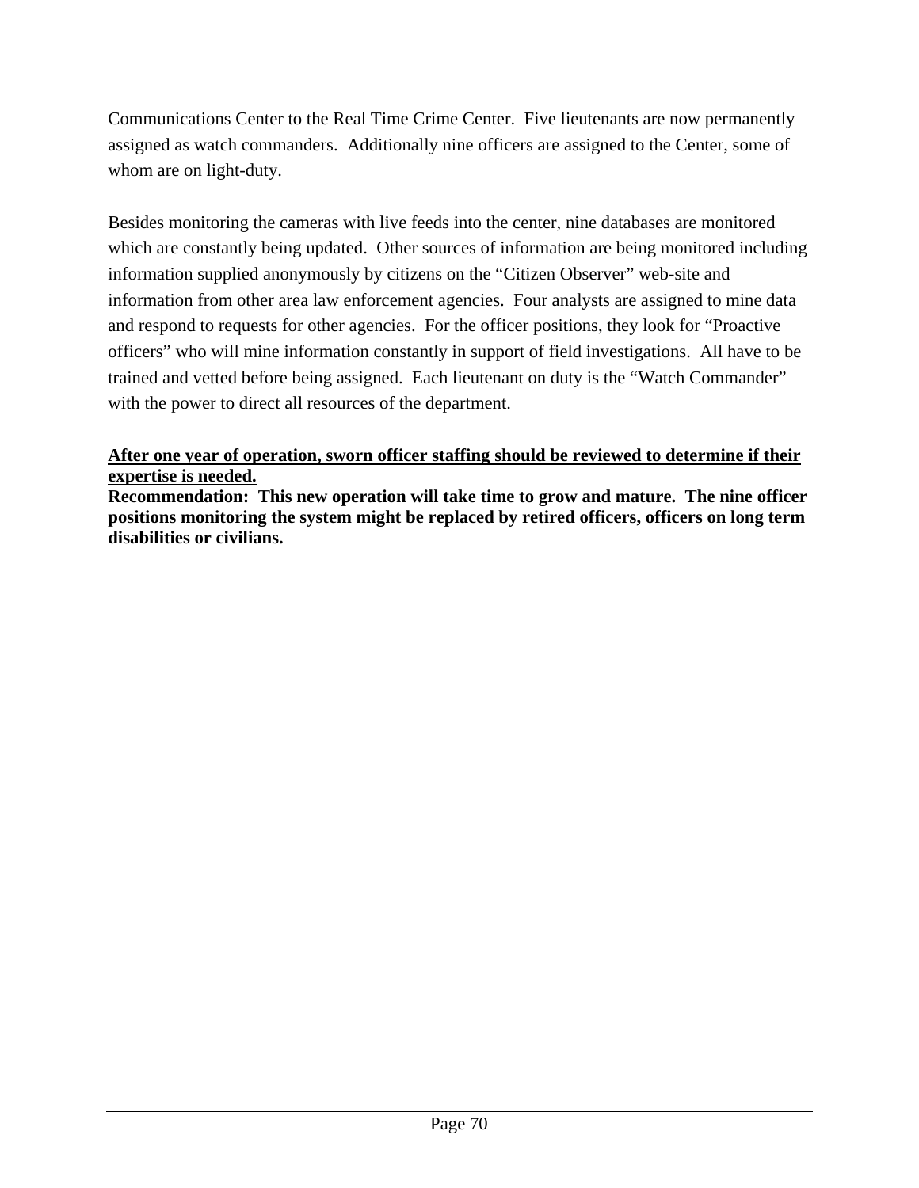Communications Center to the Real Time Crime Center. Five lieutenants are now permanently assigned as watch commanders. Additionally nine officers are assigned to the Center, some of whom are on light-duty.

Besides monitoring the cameras with live feeds into the center, nine databases are monitored which are constantly being updated. Other sources of information are being monitored including information supplied anonymously by citizens on the "Citizen Observer" web-site and information from other area law enforcement agencies. Four analysts are assigned to mine data and respond to requests for other agencies. For the officer positions, they look for "Proactive officers" who will mine information constantly in support of field investigations. All have to be trained and vetted before being assigned. Each lieutenant on duty is the "Watch Commander" with the power to direct all resources of the department.

<u>**After one year of operation, sworn officer staffing should be reviewed to determine if their expertise is needed.**</u>

**Recommendation: This new operation will take time to grow and mature. The nine officer positions monitoring the system might be replaced by retired officers, officers on long term disabilities or civilians.**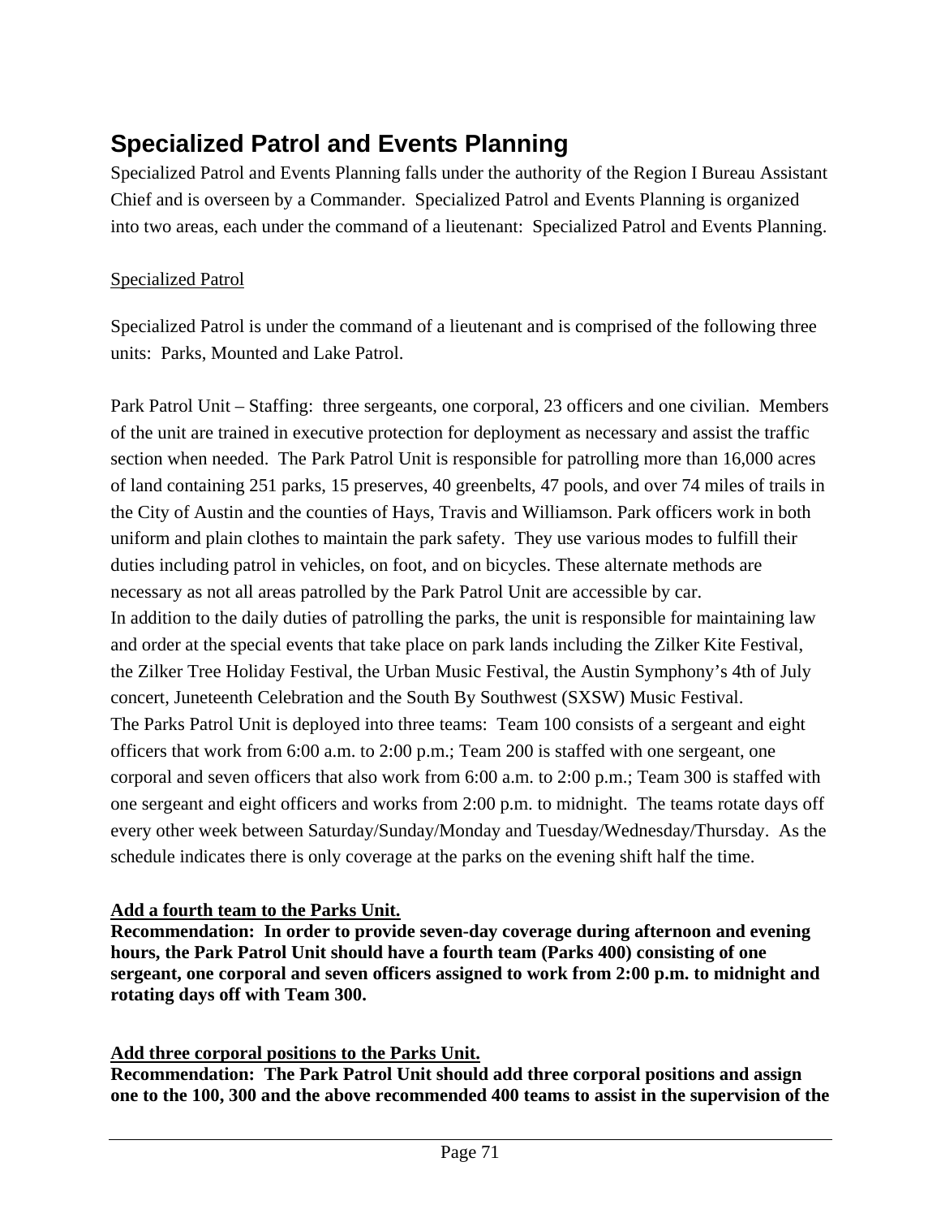## Specialized Patrol and Events Planning

Specialized Patrol and Events Planning falls under the authority of the Region I Bureau Assistant Chief and is overseen by a Commander. Specialized Patrol and Events Planning is organized into two areas, each under the command of a lieutenant: Specialized Patrol and Events Planning.

<u>Specialized Patrol</u>

Specialized Patrol is under the command of a lieutenant and is comprised of the following three units: Parks, Mounted and Lake Patrol.

Park Patrol Unit – Staffing: three sergeants, one corporal, 23 officers and one civilian. Members of the unit are trained in executive protection for deployment as necessary and assist the traffic section when needed. The Park Patrol Unit is responsible for patrolling more than 16,000 acres of land containing 251 parks, 15 preserves, 40 greenbelts, 47 pools, and over 74 miles of trails in the City of Austin and the counties of Hays, Travis and Williamson. Park officers work in both uniform and plain clothes to maintain the park safety. They use various modes to fulfill their duties including patrol in vehicles, on foot, and on bicycles. These alternate methods are necessary as not all areas patrolled by the Park Patrol Unit are accessible by car.
In addition to the daily duties of patrolling the parks, the unit is responsible for maintaining law and order at the special events that take place on park lands including the Zilker Kite Festival, the Zilker Tree Holiday Festival, the Urban Music Festival, the Austin Symphony's 4th of July concert, Juneteenth Celebration and the South By Southwest (SXSW) Music Festival.
The Parks Patrol Unit is deployed into three teams: Team 100 consists of a sergeant and eight officers that work from 6:00 a.m. to 2:00 p.m.; Team 200 is staffed with one sergeant, one corporal and seven officers that also work from 6:00 a.m. to 2:00 p.m.; Team 300 is staffed with one sergeant and eight officers and works from 2:00 p.m. to midnight. The teams rotate days off every other week between Saturday/Sunday/Monday and Tuesday/Wednesday/Thursday. As the schedule indicates there is only coverage at the parks on the evening shift half the time.

**<u>Add a fourth team to the Parks Unit.</u>**
**Recommendation: In order to provide seven-day coverage during afternoon and evening hours, the Park Patrol Unit should have a fourth team (Parks 400) consisting of one sergeant, one corporal and seven officers assigned to work from 2:00 p.m. to midnight and rotating days off with Team 300.**

**<u>Add three corporal positions to the Parks Unit.</u>**
**Recommendation: The Park Patrol Unit should add three corporal positions and assign one to the 100, 300 and the above recommended 400 teams to assist in the supervision of the**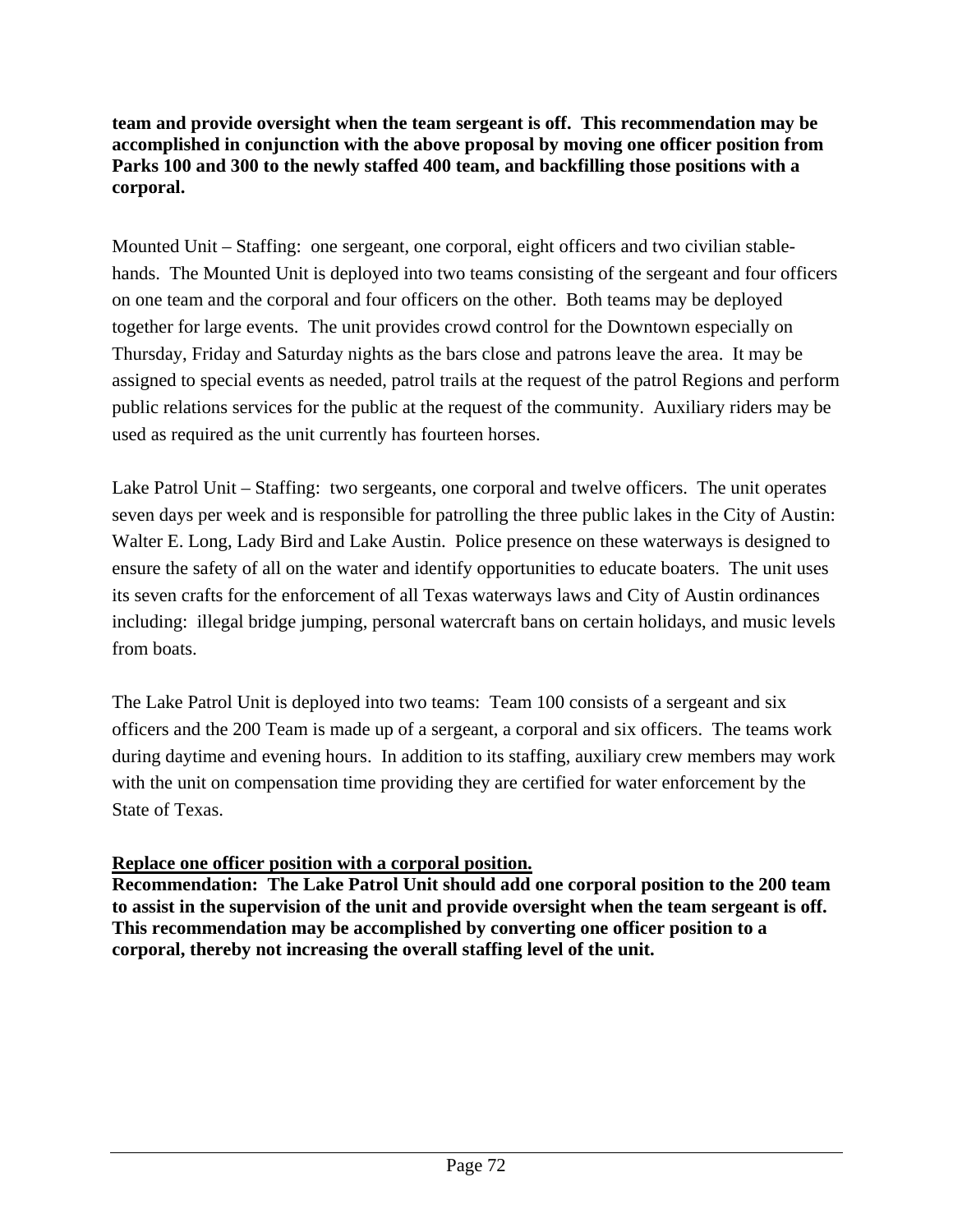**team and provide oversight when the team sergeant is off. This recommendation may be accomplished in conjunction with the above proposal by moving one officer position from Parks 100 and 300 to the newly staffed 400 team, and backfilling those positions with a corporal.**

Mounted Unit – Staffing: one sergeant, one corporal, eight officers and two civilian stable-hands. The Mounted Unit is deployed into two teams consisting of the sergeant and four officers on one team and the corporal and four officers on the other. Both teams may be deployed together for large events. The unit provides crowd control for the Downtown especially on Thursday, Friday and Saturday nights as the bars close and patrons leave the area. It may be assigned to special events as needed, patrol trails at the request of the patrol Regions and perform public relations services for the public at the request of the community. Auxiliary riders may be used as required as the unit currently has fourteen horses.

Lake Patrol Unit – Staffing: two sergeants, one corporal and twelve officers. The unit operates seven days per week and is responsible for patrolling the three public lakes in the City of Austin: Walter E. Long, Lady Bird and Lake Austin. Police presence on these waterways is designed to ensure the safety of all on the water and identify opportunities to educate boaters. The unit uses its seven crafts for the enforcement of all Texas waterways laws and City of Austin ordinances including: illegal bridge jumping, personal watercraft bans on certain holidays, and music levels from boats.

The Lake Patrol Unit is deployed into two teams: Team 100 consists of a sergeant and six officers and the 200 Team is made up of a sergeant, a corporal and six officers. The teams work during daytime and evening hours. In addition to its staffing, auxiliary crew members may work with the unit on compensation time providing they are certified for water enforcement by the State of Texas.

**<u>Replace one officer position with a corporal position.</u>**
**Recommendation: The Lake Patrol Unit should add one corporal position to the 200 team to assist in the supervision of the unit and provide oversight when the team sergeant is off. This recommendation may be accomplished by converting one officer position to a corporal, thereby not increasing the overall staffing level of the unit.**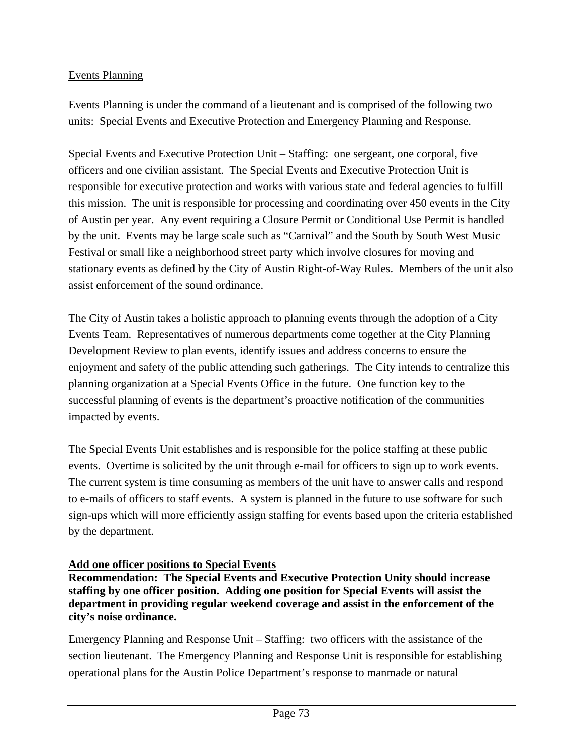Events Planning

Events Planning is under the command of a lieutenant and is comprised of the following two units: Special Events and Executive Protection and Emergency Planning and Response.

Special Events and Executive Protection Unit – Staffing: one sergeant, one corporal, five officers and one civilian assistant. The Special Events and Executive Protection Unit is responsible for executive protection and works with various state and federal agencies to fulfill this mission. The unit is responsible for processing and coordinating over 450 events in the City of Austin per year. Any event requiring a Closure Permit or Conditional Use Permit is handled by the unit. Events may be large scale such as "Carnival" and the South by South West Music Festival or small like a neighborhood street party which involve closures for moving and stationary events as defined by the City of Austin Right-of-Way Rules. Members of the unit also assist enforcement of the sound ordinance.

The City of Austin takes a holistic approach to planning events through the adoption of a City Events Team. Representatives of numerous departments come together at the City Planning Development Review to plan events, identify issues and address concerns to ensure the enjoyment and safety of the public attending such gatherings. The City intends to centralize this planning organization at a Special Events Office in the future. One function key to the successful planning of events is the department's proactive notification of the communities impacted by events.

The Special Events Unit establishes and is responsible for the police staffing at these public events. Overtime is solicited by the unit through e-mail for officers to sign up to work events. The current system is time consuming as members of the unit have to answer calls and respond to e-mails of officers to staff events. A system is planned in the future to use software for such sign-ups which will more efficiently assign staffing for events based upon the criteria established by the department.

**Add one officer positions to Special Events**

**Recommendation: The Special Events and Executive Protection Unity should increase staffing by one officer position. Adding one position for Special Events will assist the department in providing regular weekend coverage and assist in the enforcement of the city's noise ordinance.**

Emergency Planning and Response Unit – Staffing: two officers with the assistance of the section lieutenant. The Emergency Planning and Response Unit is responsible for establishing operational plans for the Austin Police Department's response to manmade or natural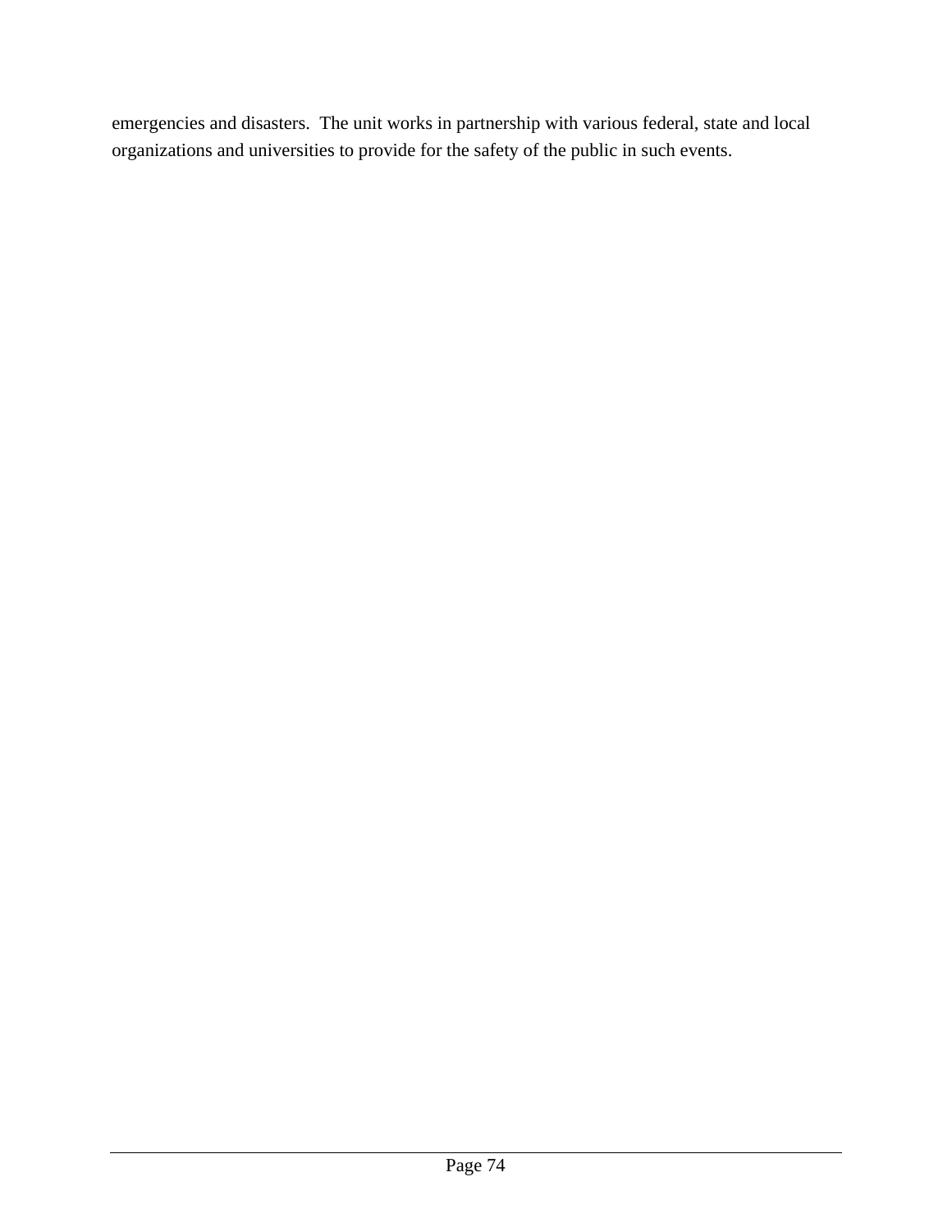emergencies and disasters. The unit works in partnership with various federal, state and local organizations and universities to provide for the safety of the public in such events.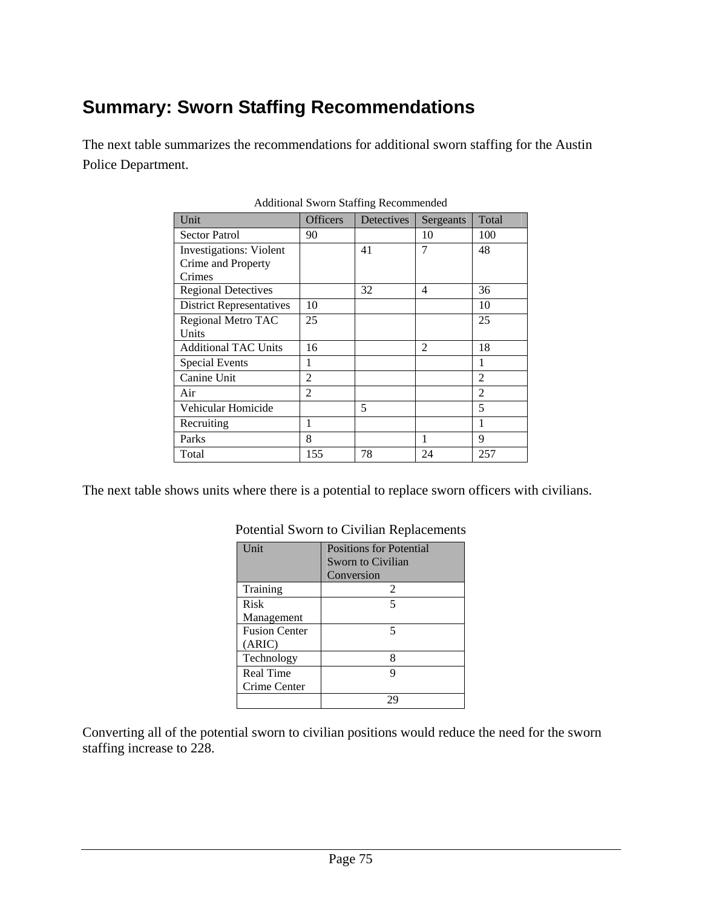## Summary: Sworn Staffing Recommendations

The next table summarizes the recommendations for additional sworn staffing for the Austin Police Department.

Additional Sworn Staffing Recommended

| Unit | Officers | Detectives | Sergeants | Total |
|---|---|---|---|---|
| Sector Patrol | 90 | | 10 | 100 |
| Investigations: Violent Crime and Property Crimes | | 41 | 7 | 48 |
| Regional Detectives | | 32 | 4 | 36 |
| District Representatives | 10 | | | 10 |
| Regional Metro TAC Units | 25 | | | 25 |
| Additional TAC Units | 16 | | 2 | 18 |
| Special Events | 1 | | | 1 |
| Canine Unit | 2 | | | 2 |
| Air | 2 | | | 2 |
| Vehicular Homicide | | 5 | | 5 |
| Recruiting | 1 | | | 1 |
| Parks | 8 | | 1 | 9 |
| Total | 155 | 78 | 24 | 257 |

The next table shows units where there is a potential to replace sworn officers with civilians.

Potential Sworn to Civilian Replacements

| Unit | Positions for Potential Sworn to Civilian Conversion |
|---|---|
| Training | 2 |
| Risk Management | 5 |
| Fusion Center (ARIC) | 5 |
| Technology | 8 |
| Real Time Crime Center | 9 |
| | 29 |

Converting all of the potential sworn to civilian positions would reduce the need for the sworn staffing increase to 228.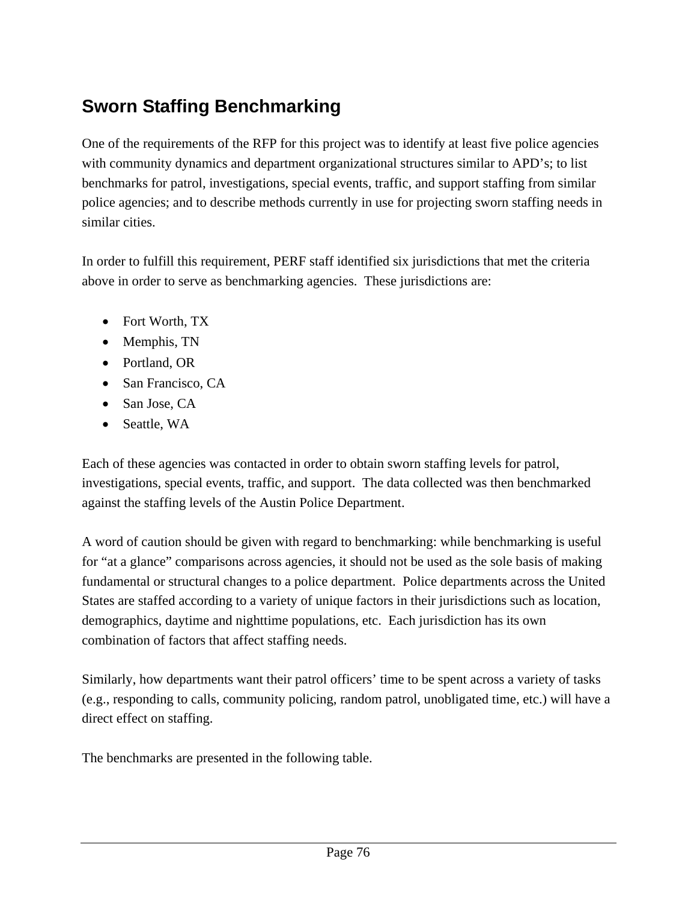## Sworn Staffing Benchmarking

One of the requirements of the RFP for this project was to identify at least five police agencies with community dynamics and department organizational structures similar to APD's; to list benchmarks for patrol, investigations, special events, traffic, and support staffing from similar police agencies; and to describe methods currently in use for projecting sworn staffing needs in similar cities.

In order to fulfill this requirement, PERF staff identified six jurisdictions that met the criteria above in order to serve as benchmarking agencies. These jurisdictions are:

- Fort Worth, TX
- Memphis, TN
- Portland, OR
- San Francisco, CA
- San Jose, CA
- Seattle, WA

Each of these agencies was contacted in order to obtain sworn staffing levels for patrol, investigations, special events, traffic, and support. The data collected was then benchmarked against the staffing levels of the Austin Police Department.

A word of caution should be given with regard to benchmarking: while benchmarking is useful for "at a glance" comparisons across agencies, it should not be used as the sole basis of making fundamental or structural changes to a police department. Police departments across the United States are staffed according to a variety of unique factors in their jurisdictions such as location, demographics, daytime and nighttime populations, etc. Each jurisdiction has its own combination of factors that affect staffing needs.

Similarly, how departments want their patrol officers' time to be spent across a variety of tasks (e.g., responding to calls, community policing, random patrol, unobligated time, etc.) will have a direct effect on staffing.

The benchmarks are presented in the following table.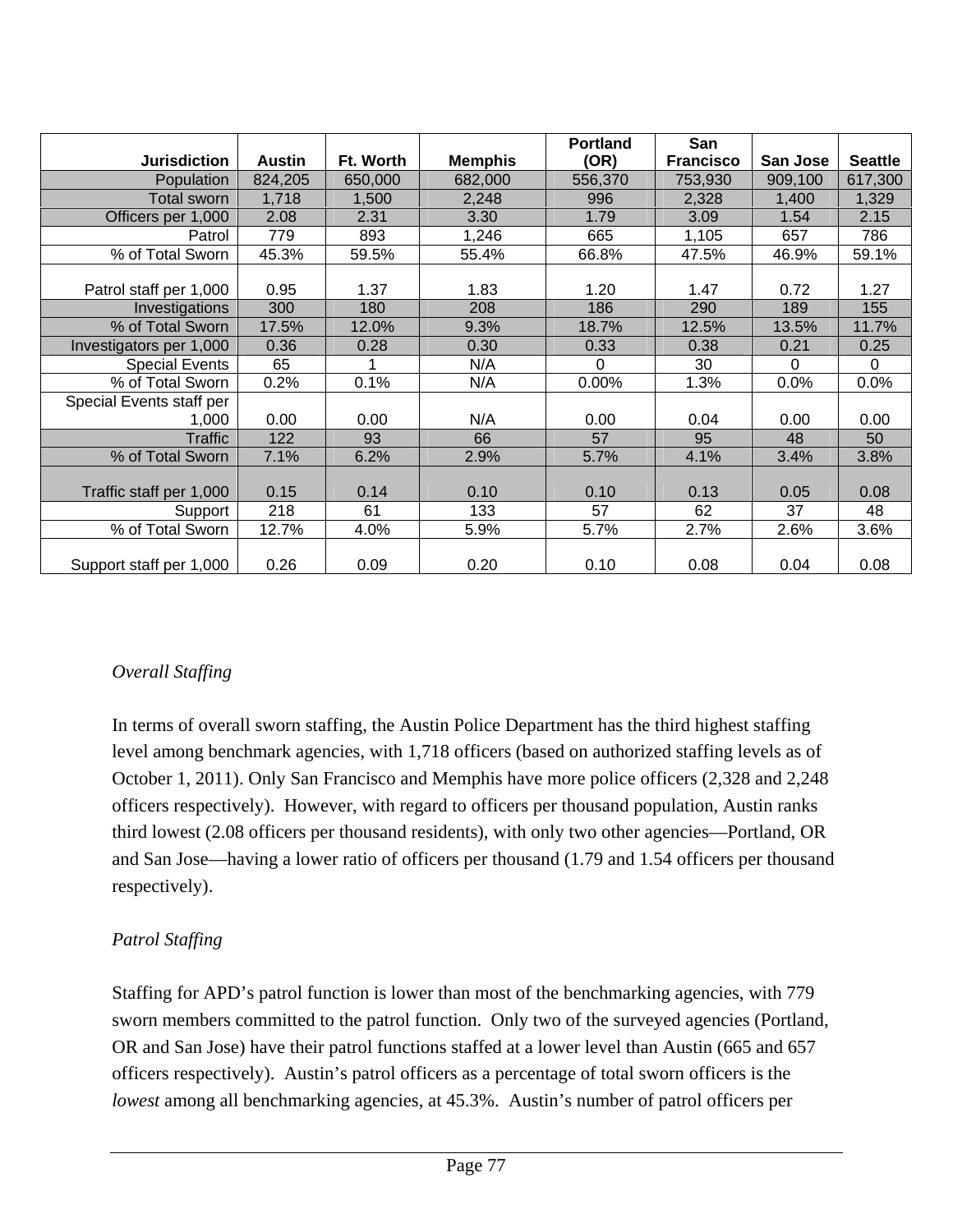| Jurisdiction | Austin | Ft. Worth | Memphis | Portland (OR) | San Francisco | San Jose | Seattle |
|---|---|---|---|---|---|---|---|
| Population | 824,205 | 650,000 | 682,000 | 556,370 | 753,930 | 909,100 | 617,300 |
| Total sworn | 1,718 | 1,500 | 2,248 | 996 | 2,328 | 1,400 | 1,329 |
| Officers per 1,000 | 2.08 | 2.31 | 3.30 | 1.79 | 3.09 | 1.54 | 2.15 |
| Patrol | 779 | 893 | 1,246 | 665 | 1,105 | 657 | 786 |
| % of Total Sworn | 45.3% | 59.5% | 55.4% | 66.8% | 47.5% | 46.9% | 59.1% |
| Patrol staff per 1,000 | 0.95 | 1.37 | 1.83 | 1.20 | 1.47 | 0.72 | 1.27 |
| Investigations | 300 | 180 | 208 | 186 | 290 | 189 | 155 |
| % of Total Sworn | 17.5% | 12.0% | 9.3% | 18.7% | 12.5% | 13.5% | 11.7% |
| Investigators per 1,000 | 0.36 | 0.28 | 0.30 | 0.33 | 0.38 | 0.21 | 0.25 |
| Special Events | 65 | 1 | N/A | 0 | 30 | 0 | 0 |
| % of Total Sworn | 0.2% | 0.1% | N/A | 0.00% | 1.3% | 0.0% | 0.0% |
| Special Events staff per 1,000 | 0.00 | 0.00 | N/A | 0.00 | 0.04 | 0.00 | 0.00 |
| Traffic | 122 | 93 | 66 | 57 | 95 | 48 | 50 |
| % of Total Sworn | 7.1% | 6.2% | 2.9% | 5.7% | 4.1% | 3.4% | 3.8% |
| Traffic staff per 1,000 | 0.15 | 0.14 | 0.10 | 0.10 | 0.13 | 0.05 | 0.08 |
| Support | 218 | 61 | 133 | 57 | 62 | 37 | 48 |
| % of Total Sworn | 12.7% | 4.0% | 5.9% | 5.7% | 2.7% | 2.6% | 3.6% |
| Support staff per 1,000 | 0.26 | 0.09 | 0.20 | 0.10 | 0.08 | 0.04 | 0.08 |

*Overall Staffing*

In terms of overall sworn staffing, the Austin Police Department has the third highest staffing level among benchmark agencies, with 1,718 officers (based on authorized staffing levels as of October 1, 2011). Only San Francisco and Memphis have more police officers (2,328 and 2,248 officers respectively). However, with regard to officers per thousand population, Austin ranks third lowest (2.08 officers per thousand residents), with only two other agencies—Portland, OR and San Jose—having a lower ratio of officers per thousand (1.79 and 1.54 officers per thousand respectively).

*Patrol Staffing*

Staffing for APD's patrol function is lower than most of the benchmarking agencies, with 779 sworn members committed to the patrol function. Only two of the surveyed agencies (Portland, OR and San Jose) have their patrol functions staffed at a lower level than Austin (665 and 657 officers respectively). Austin's patrol officers as a percentage of total sworn officers is the *lowest* among all benchmarking agencies, at 45.3%. Austin's number of patrol officers per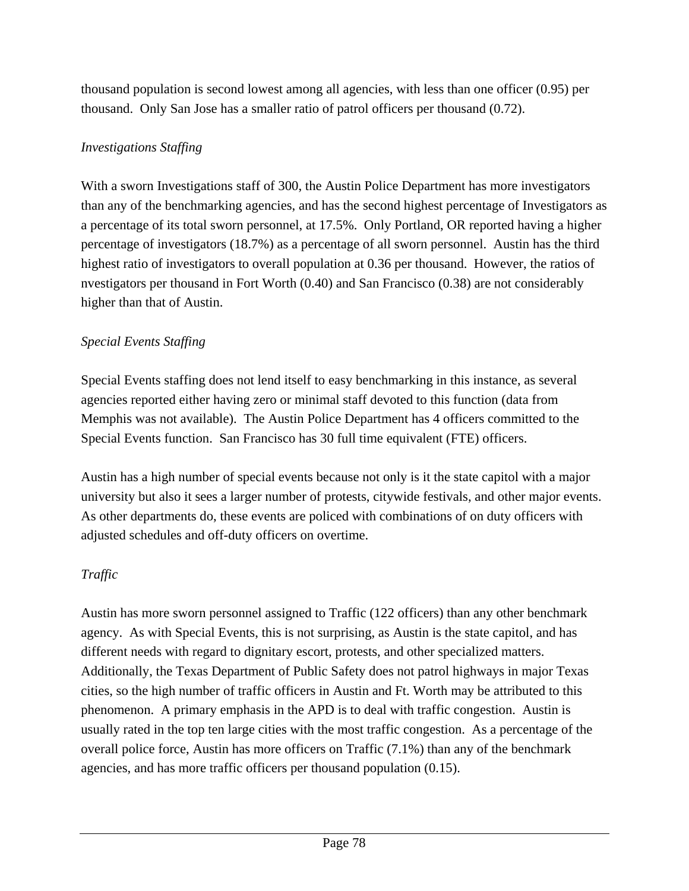thousand population is second lowest among all agencies, with less than one officer (0.95) per thousand. Only San Jose has a smaller ratio of patrol officers per thousand (0.72).

*Investigations Staffing*

With a sworn Investigations staff of 300, the Austin Police Department has more investigators than any of the benchmarking agencies, and has the second highest percentage of Investigators as a percentage of its total sworn personnel, at 17.5%. Only Portland, OR reported having a higher percentage of investigators (18.7%) as a percentage of all sworn personnel. Austin has the third highest ratio of investigators to overall population at 0.36 per thousand. However, the ratios of nvestigators per thousand in Fort Worth (0.40) and San Francisco (0.38) are not considerably higher than that of Austin.

*Special Events Staffing*

Special Events staffing does not lend itself to easy benchmarking in this instance, as several agencies reported either having zero or minimal staff devoted to this function (data from Memphis was not available). The Austin Police Department has 4 officers committed to the Special Events function. San Francisco has 30 full time equivalent (FTE) officers.

Austin has a high number of special events because not only is it the state capitol with a major university but also it sees a larger number of protests, citywide festivals, and other major events. As other departments do, these events are policed with combinations of on duty officers with adjusted schedules and off-duty officers on overtime.

*Traffic*

Austin has more sworn personnel assigned to Traffic (122 officers) than any other benchmark agency. As with Special Events, this is not surprising, as Austin is the state capitol, and has different needs with regard to dignitary escort, protests, and other specialized matters. Additionally, the Texas Department of Public Safety does not patrol highways in major Texas cities, so the high number of traffic officers in Austin and Ft. Worth may be attributed to this phenomenon. A primary emphasis in the APD is to deal with traffic congestion. Austin is usually rated in the top ten large cities with the most traffic congestion. As a percentage of the overall police force, Austin has more officers on Traffic (7.1%) than any of the benchmark agencies, and has more traffic officers per thousand population (0.15).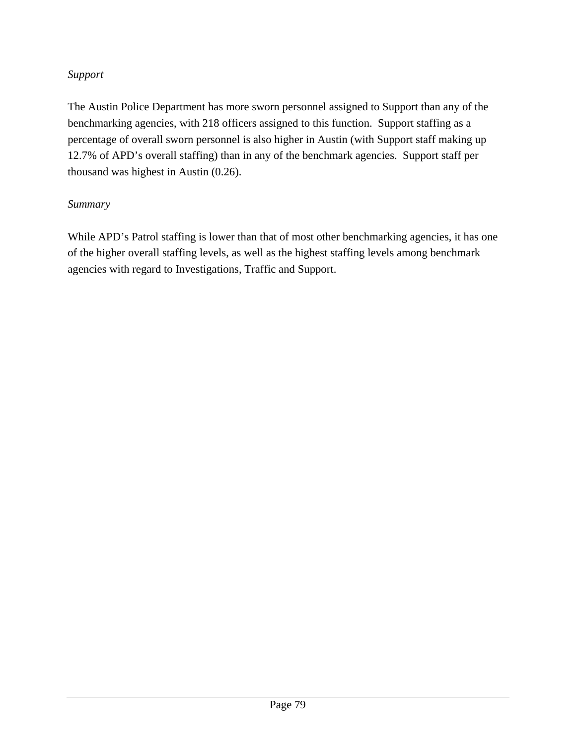*Support*

The Austin Police Department has more sworn personnel assigned to Support than any of the benchmarking agencies, with 218 officers assigned to this function. Support staffing as a percentage of overall sworn personnel is also higher in Austin (with Support staff making up 12.7% of APD's overall staffing) than in any of the benchmark agencies. Support staff per thousand was highest in Austin (0.26).

*Summary*

While APD's Patrol staffing is lower than that of most other benchmarking agencies, it has one of the higher overall staffing levels, as well as the highest staffing levels among benchmark agencies with regard to Investigations, Traffic and Support.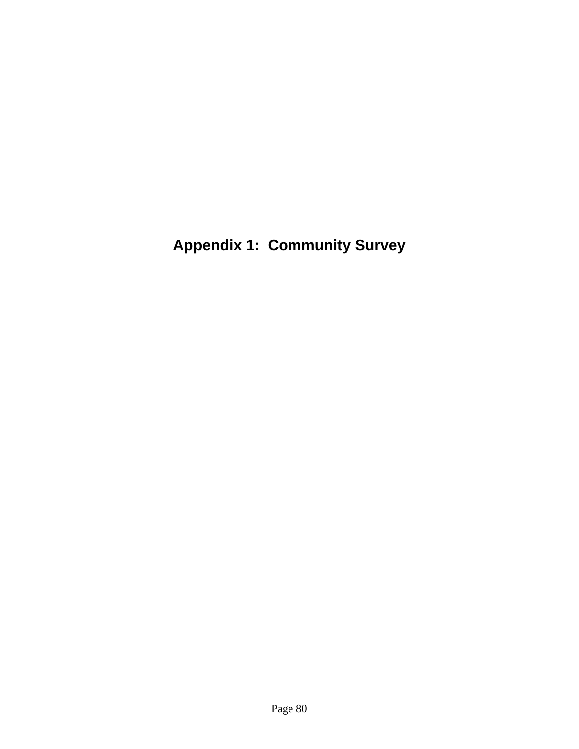# Appendix 1: Community Survey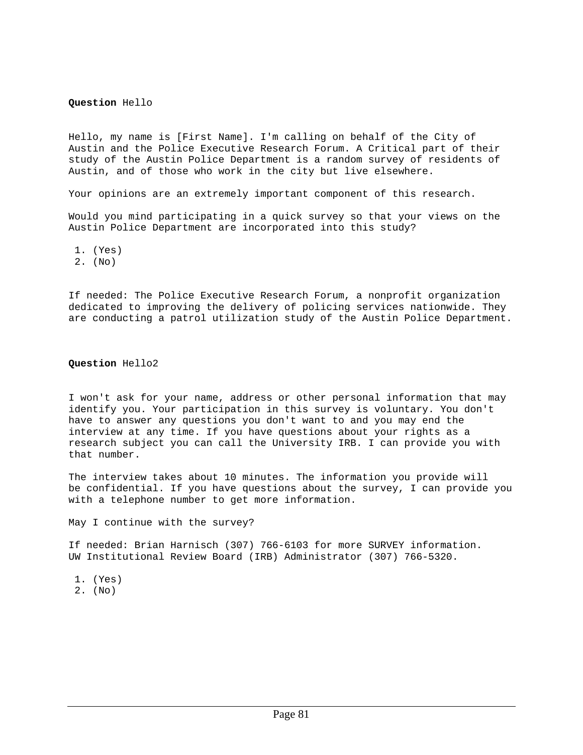**Question** Hello

Hello, my name is [First Name]. I'm calling on behalf of the City of Austin and the Police Executive Research Forum. A Critical part of their study of the Austin Police Department is a random survey of residents of Austin, and of those who work in the city but live elsewhere.

Your opinions are an extremely important component of this research.

Would you mind participating in a quick survey so that your views on the Austin Police Department are incorporated into this study?

1. (Yes)
2. (No)

If needed: The Police Executive Research Forum, a nonprofit organization dedicated to improving the delivery of policing services nationwide. They are conducting a patrol utilization study of the Austin Police Department.

**Question** Hello2

I won't ask for your name, address or other personal information that may identify you. Your participation in this survey is voluntary. You don't have to answer any questions you don't want to and you may end the interview at any time. If you have questions about your rights as a research subject you can call the University IRB. I can provide you with that number.

The interview takes about 10 minutes. The information you provide will be confidential. If you have questions about the survey, I can provide you with a telephone number to get more information.

May I continue with the survey?

If needed: Brian Harnisch (307) 766-6103 for more SURVEY information.
UW Institutional Review Board (IRB) Administrator (307) 766-5320.

1. (Yes)
2. (No)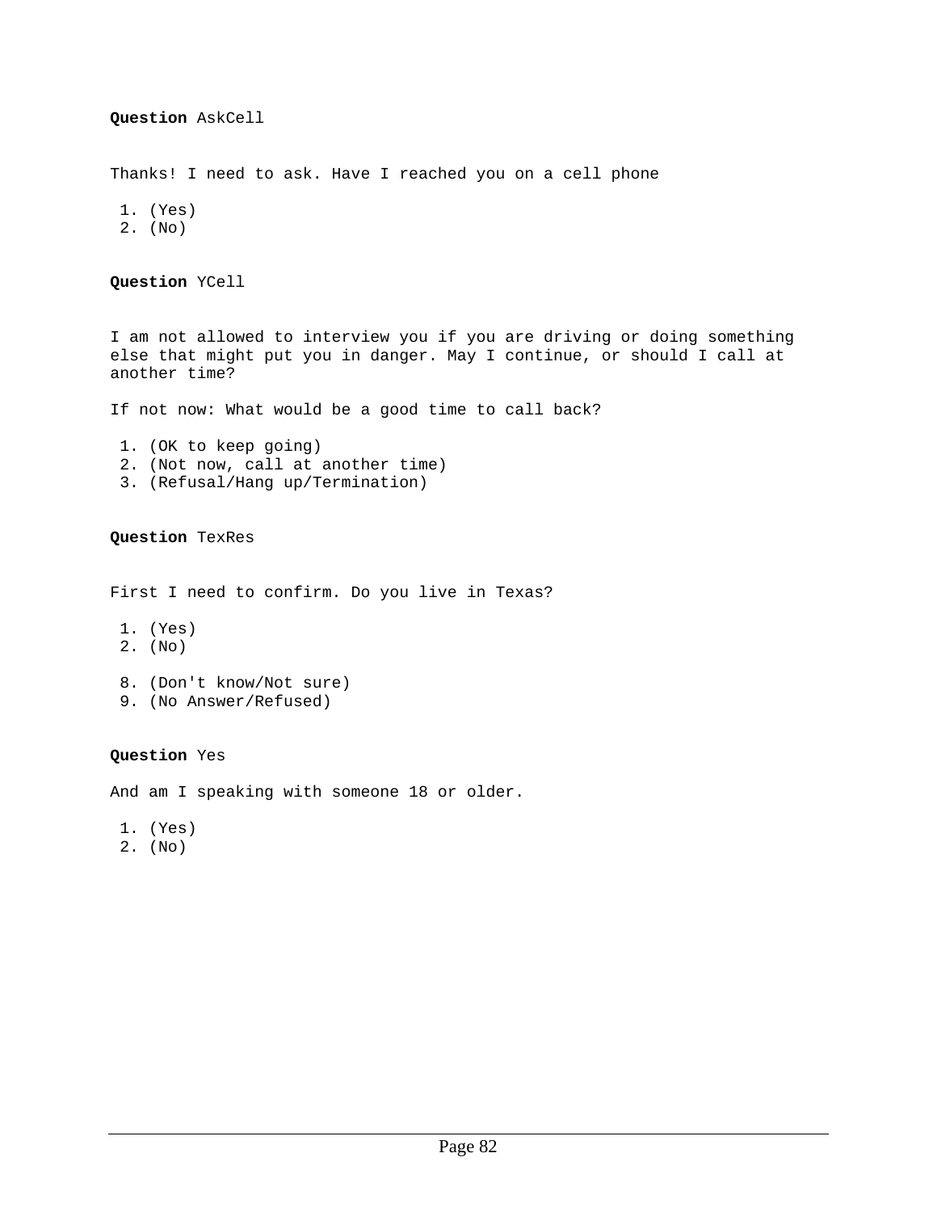**Question** AskCell

Thanks! I need to ask. Have I reached you on a cell phone

1. (Yes)
2. (No)

**Question** YCell

I am not allowed to interview you if you are driving or doing something else that might put you in danger. May I continue, or should I call at another time?

If not now: What would be a good time to call back?

1. (OK to keep going)
2. (Not now, call at another time)
3. (Refusal/Hang up/Termination)

**Question** TexRes

First I need to confirm. Do you live in Texas?

1. (Yes)
2. (No)

8. (Don't know/Not sure)
9. (No Answer/Refused)

**Question** Yes

And am I speaking with someone 18 or older.

1. (Yes)
2. (No)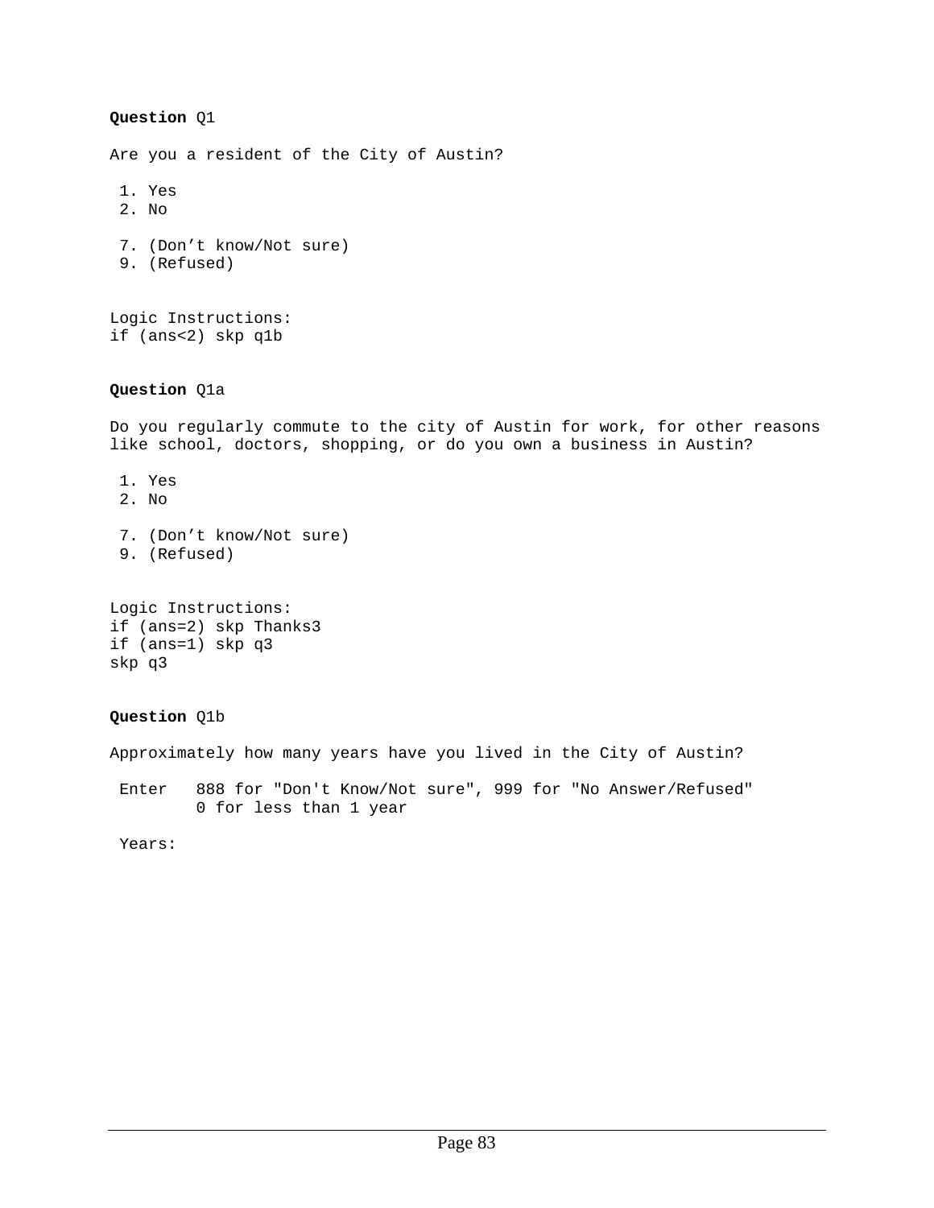**Question** Q1

Are you a resident of the City of Austin?

1. Yes
2. No

7. (Don't know/Not sure)
9. (Refused)

Logic Instructions:
if (ans<2) skp q1b

**Question** Q1a

Do you regularly commute to the city of Austin for work, for other reasons like school, doctors, shopping, or do you own a business in Austin?

1. Yes
2. No

7. (Don't know/Not sure)
9. (Refused)

Logic Instructions:
if (ans=2) skp Thanks3
if (ans=1) skp q3
skp q3

**Question** Q1b

Approximately how many years have you lived in the City of Austin?

Enter 888 for "Don't Know/Not sure", 999 for "No Answer/Refused"
0 for less than 1 year

Years: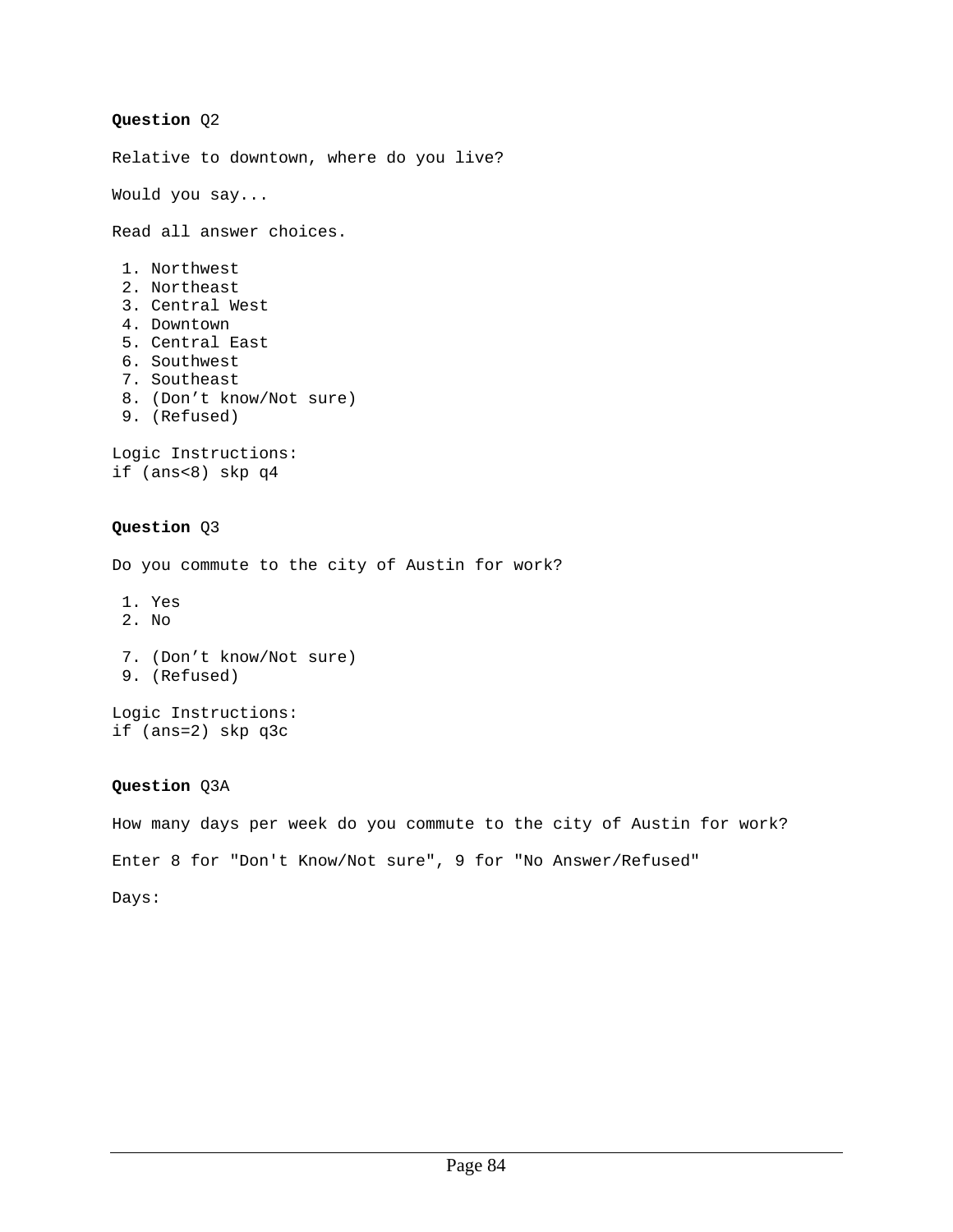**Question** Q2

Relative to downtown, where do you live?

Would you say...

Read all answer choices.

1. Northwest
2. Northeast
3. Central West
4. Downtown
5. Central East
6. Southwest
7. Southeast
8. (Don't know/Not sure)
9. (Refused)

Logic Instructions:
if (ans<8) skp q4

**Question** Q3

Do you commute to the city of Austin for work?

1. Yes
2. No

7. (Don't know/Not sure)
9. (Refused)

Logic Instructions:
if (ans=2) skp q3c

**Question** Q3A

How many days per week do you commute to the city of Austin for work?

Enter 8 for "Don't Know/Not sure", 9 for "No Answer/Refused"

Days: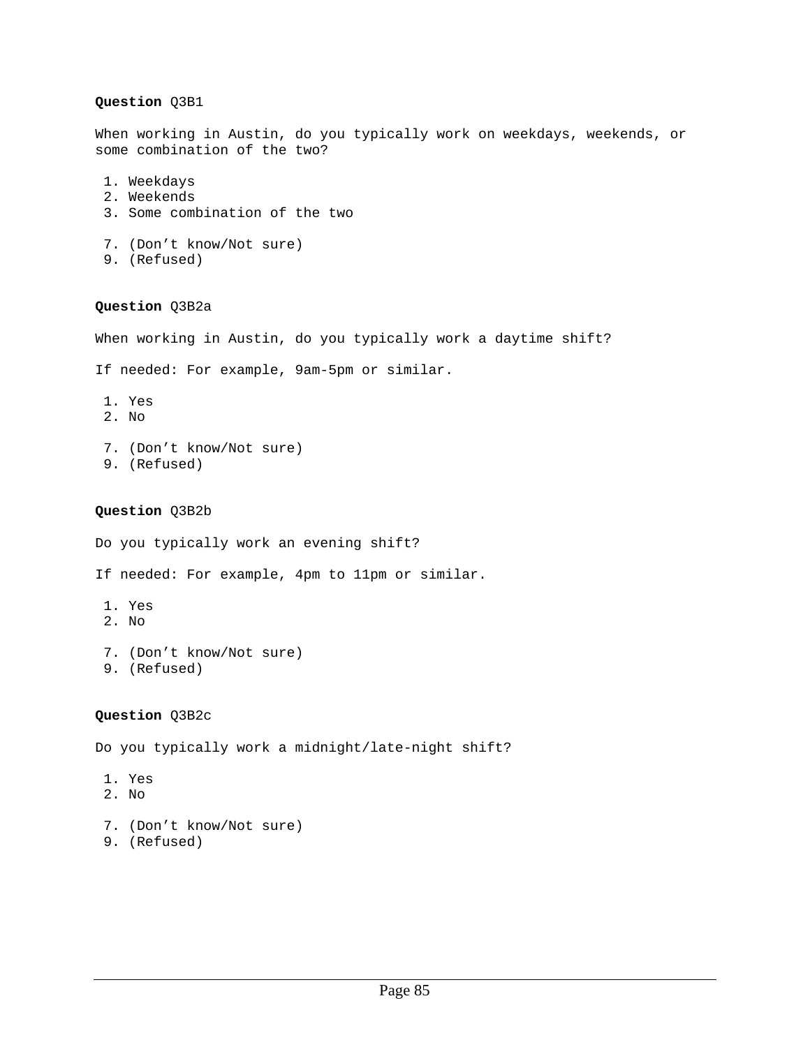**Question** Q3B1

When working in Austin, do you typically work on weekdays, weekends, or some combination of the two?

1. Weekdays
2. Weekends
3. Some combination of the two

7. (Don’t know/Not sure)
9. (Refused)

**Question** Q3B2a

When working in Austin, do you typically work a daytime shift?

If needed: For example, 9am-5pm or similar.

1. Yes
2. No

7. (Don’t know/Not sure)
9. (Refused)

**Question** Q3B2b

Do you typically work an evening shift?

If needed: For example, 4pm to 11pm or similar.

1. Yes
2. No

7. (Don’t know/Not sure)
9. (Refused)

**Question** Q3B2c

Do you typically work a midnight/late-night shift?

1. Yes
2. No

7. (Don’t know/Not sure)
9. (Refused)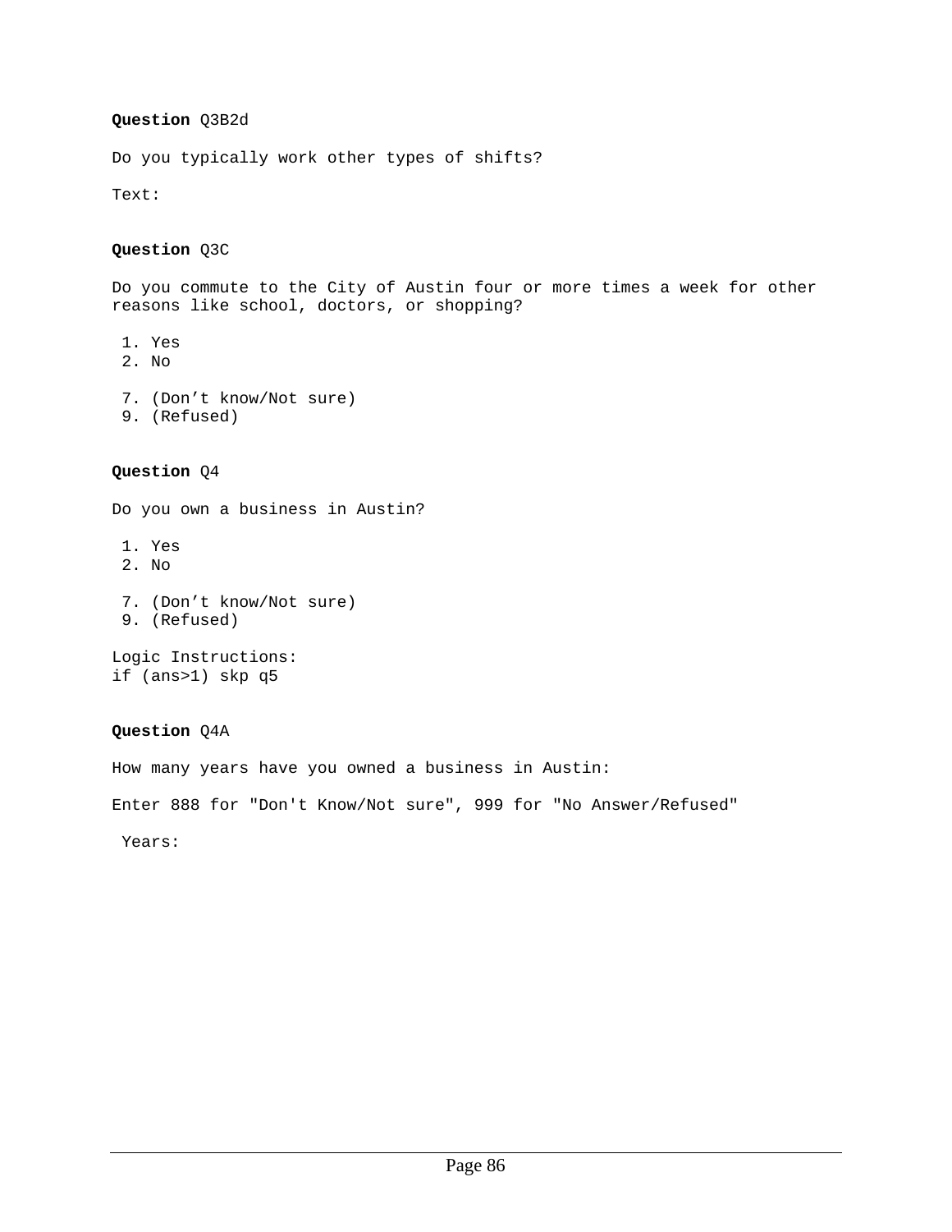**Question** Q3B2d

Do you typically work other types of shifts?

Text:

**Question** Q3C

Do you commute to the City of Austin four or more times a week for other reasons like school, doctors, or shopping?

1. Yes
2. No

7. (Don’t know/Not sure)
9. (Refused)

**Question** Q4

Do you own a business in Austin?

1. Yes
2. No

7. (Don’t know/Not sure)
9. (Refused)

Logic Instructions:
if (ans>1) skp q5

**Question** Q4A

How many years have you owned a business in Austin:

Enter 888 for "Don't Know/Not sure", 999 for "No Answer/Refused"

Years: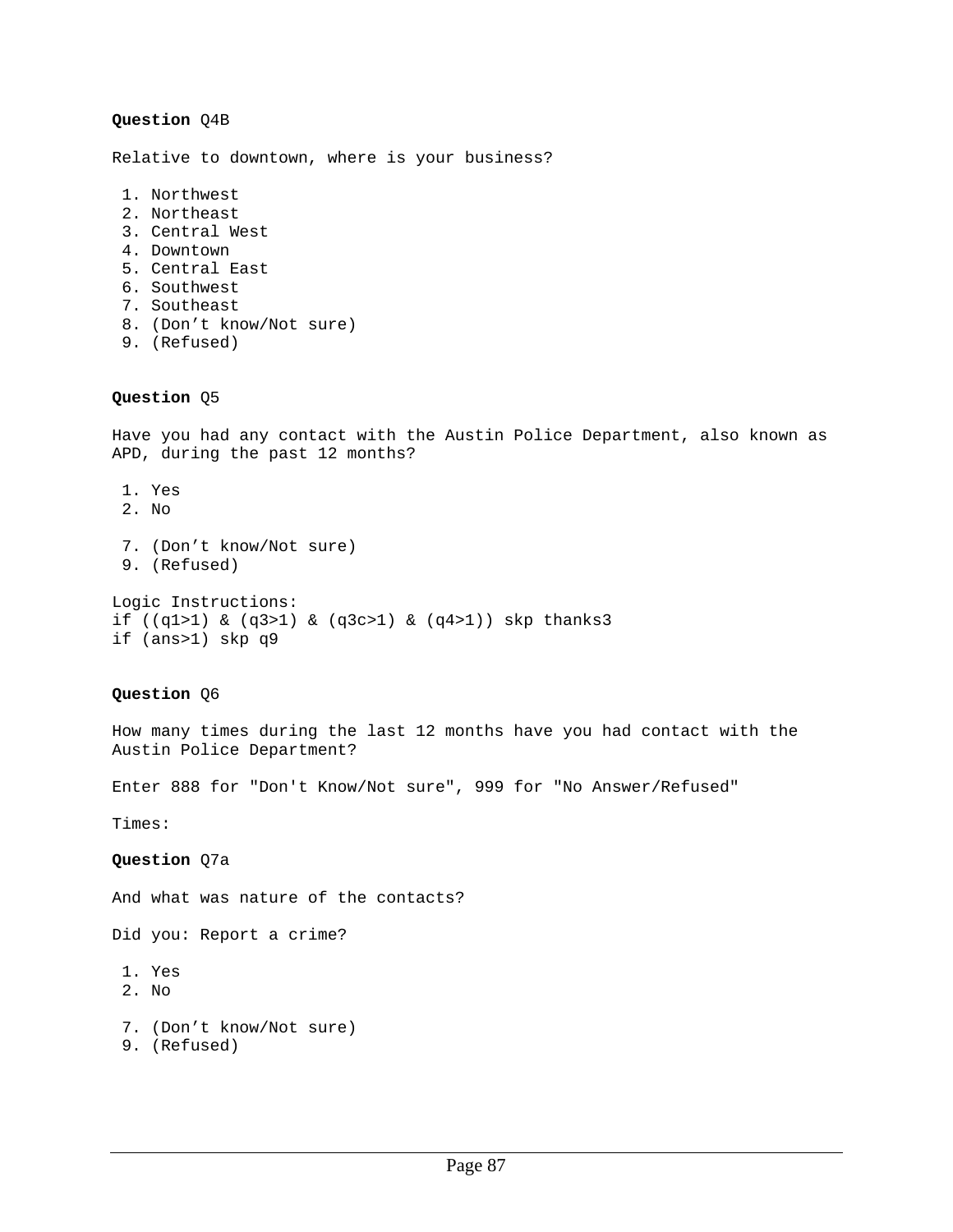**Question** Q4B

Relative to downtown, where is your business?

1. Northwest
2. Northeast
3. Central West
4. Downtown
5. Central East
6. Southwest
7. Southeast
8. (Don’t know/Not sure)
9. (Refused)

**Question** Q5

Have you had any contact with the Austin Police Department, also known as APD, during the past 12 months?

1. Yes
2. No

7. (Don’t know/Not sure)
9. (Refused)

Logic Instructions:
```
if ((q1>1) & (q3>1) & (q3c>1) & (q4>1)) skp thanks3
if (ans>1) skp q9
```

**Question** Q6

How many times during the last 12 months have you had contact with the Austin Police Department?

Enter 888 for "Don't Know/Not sure", 999 for "No Answer/Refused"

Times:

**Question** Q7a

And what was nature of the contacts?

Did you: Report a crime?

1. Yes
2. No

7. (Don’t know/Not sure)
9. (Refused)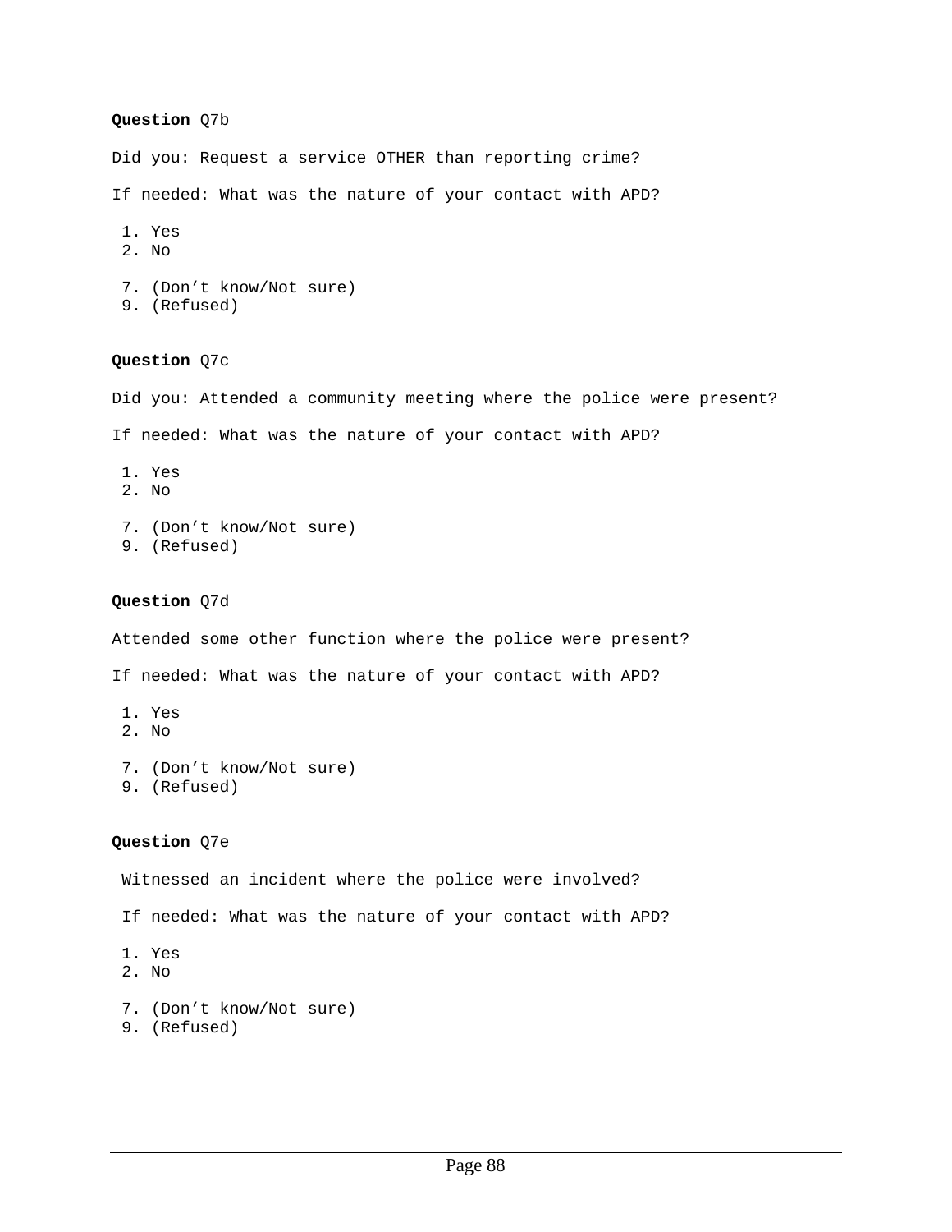**Question** Q7b

Did you: Request a service OTHER than reporting crime?

If needed: What was the nature of your contact with APD?

1. Yes
2. No

7. (Don’t know/Not sure)
9. (Refused)

**Question** Q7c

Did you: Attended a community meeting where the police were present?

If needed: What was the nature of your contact with APD?

1. Yes
2. No

7. (Don’t know/Not sure)
9. (Refused)

**Question** Q7d

Attended some other function where the police were present?

If needed: What was the nature of your contact with APD?

1. Yes
2. No

7. (Don’t know/Not sure)
9. (Refused)

**Question** Q7e

Witnessed an incident where the police were involved?

If needed: What was the nature of your contact with APD?

1. Yes
2. No

7. (Don’t know/Not sure)
9. (Refused)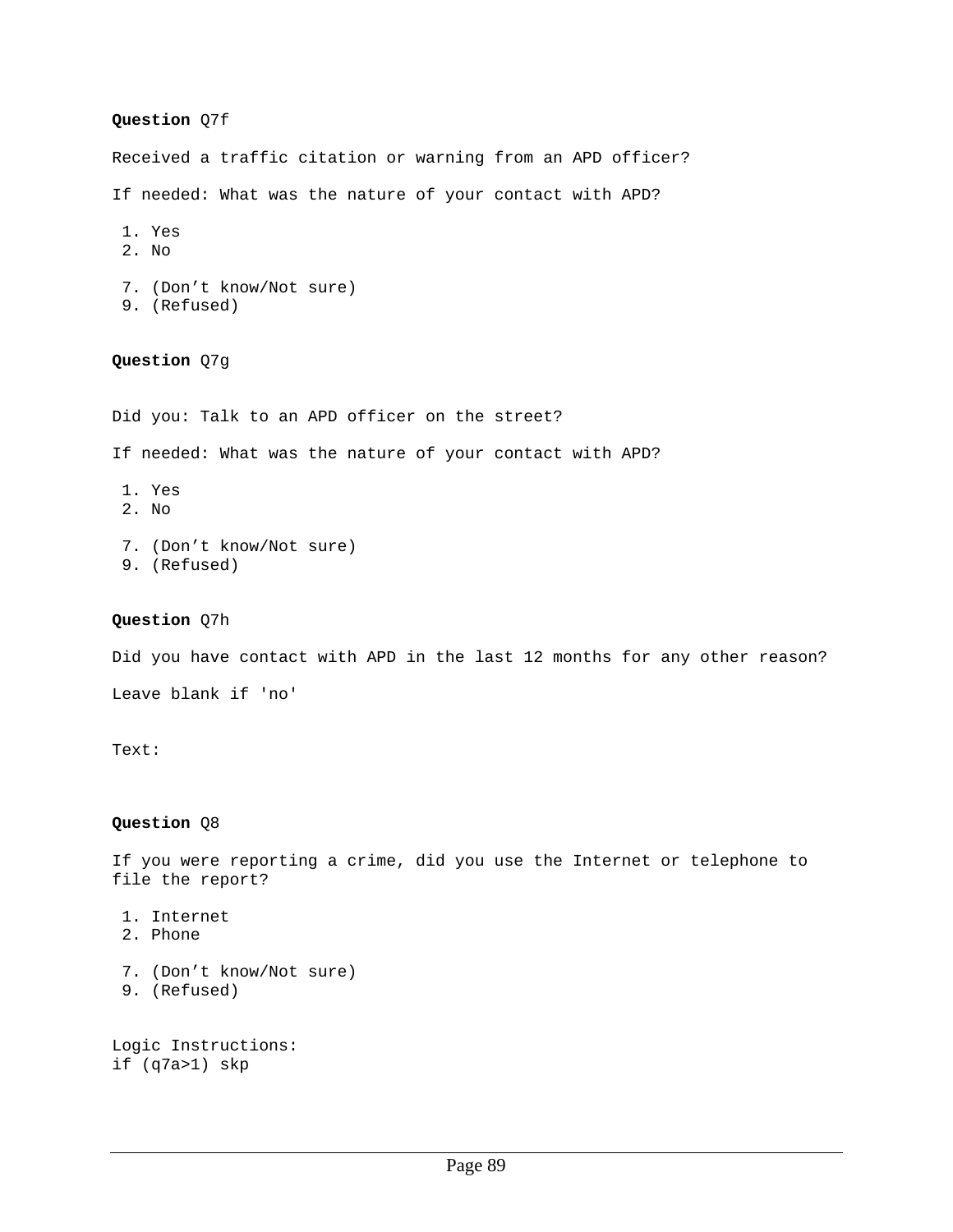**Question** Q7f

Received a traffic citation or warning from an APD officer?

If needed: What was the nature of your contact with APD?

1. Yes
2. No

7. (Don’t know/Not sure)
9. (Refused)

**Question** Q7g

Did you: Talk to an APD officer on the street?

If needed: What was the nature of your contact with APD?

1. Yes
2. No

7. (Don’t know/Not sure)
9. (Refused)

**Question** Q7h

Did you have contact with APD in the last 12 months for any other reason?

Leave blank if 'no'

Text:

**Question** Q8

If you were reporting a crime, did you use the Internet or telephone to file the report?

1. Internet
2. Phone

7. (Don’t know/Not sure)
9. (Refused)

Logic Instructions:
if (q7a>1) skp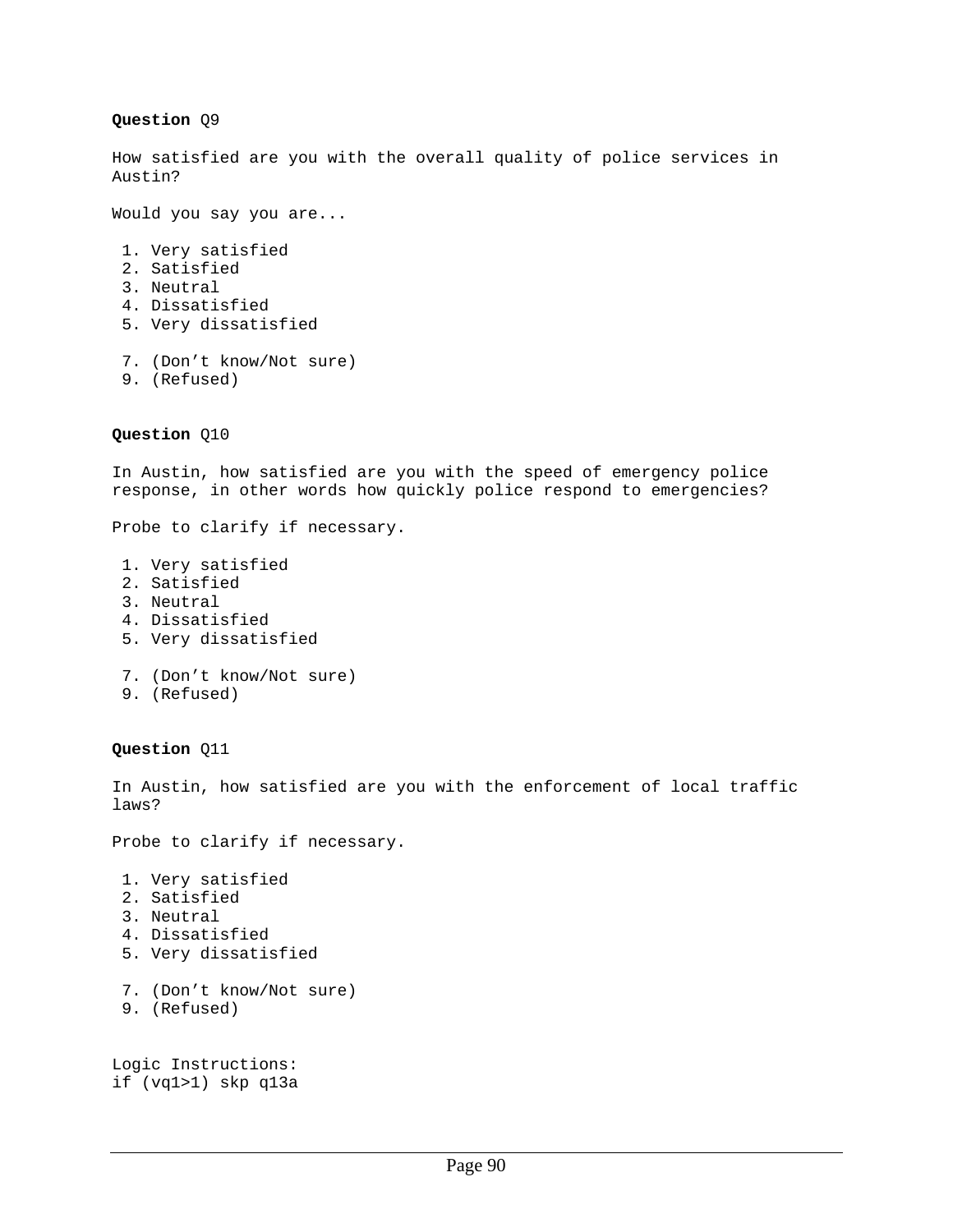**Question** Q9

How satisfied are you with the overall quality of police services in Austin?

Would you say you are...

1. Very satisfied
2. Satisfied
3. Neutral
4. Dissatisfied
5. Very dissatisfied

7. (Don’t know/Not sure)
9. (Refused)

**Question** Q10

In Austin, how satisfied are you with the speed of emergency police response, in other words how quickly police respond to emergencies?

Probe to clarify if necessary.

1. Very satisfied
2. Satisfied
3. Neutral
4. Dissatisfied
5. Very dissatisfied

7. (Don’t know/Not sure)
9. (Refused)

**Question** Q11

In Austin, how satisfied are you with the enforcement of local traffic laws?

Probe to clarify if necessary.

1. Very satisfied
2. Satisfied
3. Neutral
4. Dissatisfied
5. Very dissatisfied

7. (Don’t know/Not sure)
9. (Refused)

Logic Instructions:
if (vq1>1) skp q13a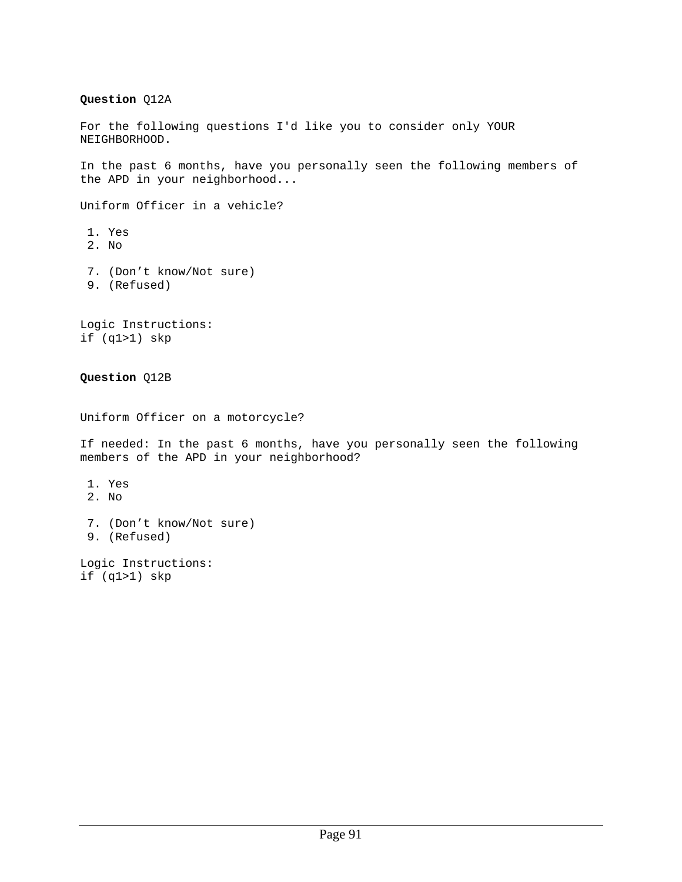**Question** Q12A

For the following questions I'd like you to consider only YOUR NEIGHBORHOOD.

In the past 6 months, have you personally seen the following members of the APD in your neighborhood...

Uniform Officer in a vehicle?

1. Yes
2. No

7. (Don't know/Not sure)
9. (Refused)

Logic Instructions:
if (q1>1) skp

**Question** Q12B

Uniform Officer on a motorcycle?

If needed: In the past 6 months, have you personally seen the following members of the APD in your neighborhood?

1. Yes
2. No

7. (Don't know/Not sure)
9. (Refused)

Logic Instructions:
if (q1>1) skp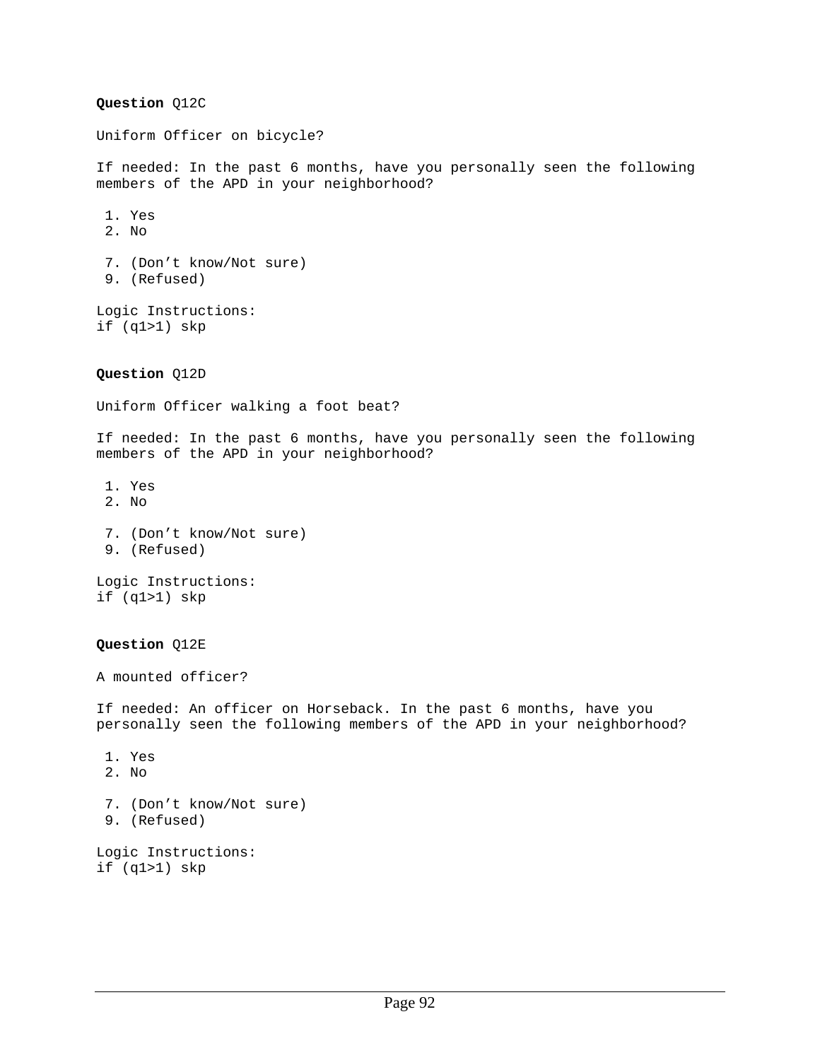**Question** Q12C

Uniform Officer on bicycle?

If needed: In the past 6 months, have you personally seen the following members of the APD in your neighborhood?

1. Yes
2. No

7. (Don’t know/Not sure)
9. (Refused)

Logic Instructions:
if (q1>1) skp

**Question** Q12D

Uniform Officer walking a foot beat?

If needed: In the past 6 months, have you personally seen the following members of the APD in your neighborhood?

1. Yes
2. No

7. (Don’t know/Not sure)
9. (Refused)

Logic Instructions:
if (q1>1) skp

**Question** Q12E

A mounted officer?

If needed: An officer on Horseback. In the past 6 months, have you personally seen the following members of the APD in your neighborhood?

1. Yes
2. No

7. (Don’t know/Not sure)
9. (Refused)

Logic Instructions:
if (q1>1) skp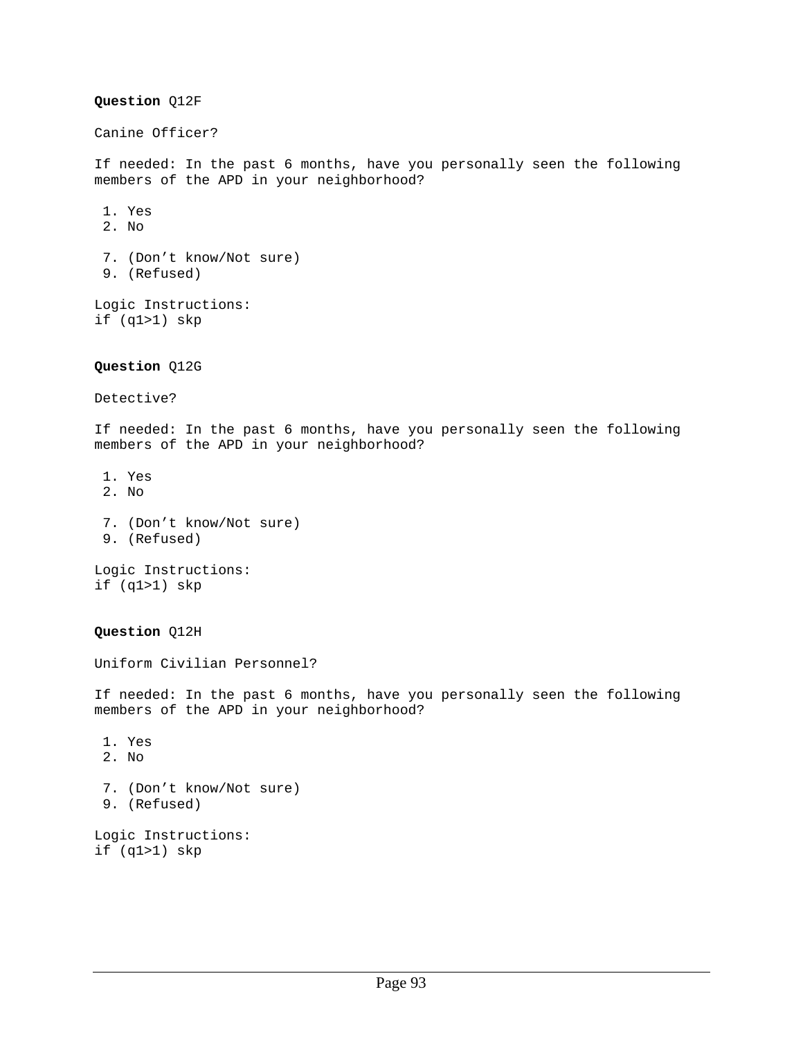**Question** Q12F

Canine Officer?

If needed: In the past 6 months, have you personally seen the following members of the APD in your neighborhood?

1. Yes
2. No

7. (Don't know/Not sure)
9. (Refused)

Logic Instructions:
if (q1>1) skp

**Question** Q12G

Detective?

If needed: In the past 6 months, have you personally seen the following members of the APD in your neighborhood?

1. Yes
2. No

7. (Don't know/Not sure)
9. (Refused)

Logic Instructions:
if (q1>1) skp

**Question** Q12H

Uniform Civilian Personnel?

If needed: In the past 6 months, have you personally seen the following members of the APD in your neighborhood?

1. Yes
2. No

7. (Don't know/Not sure)
9. (Refused)

Logic Instructions:
if (q1>1) skp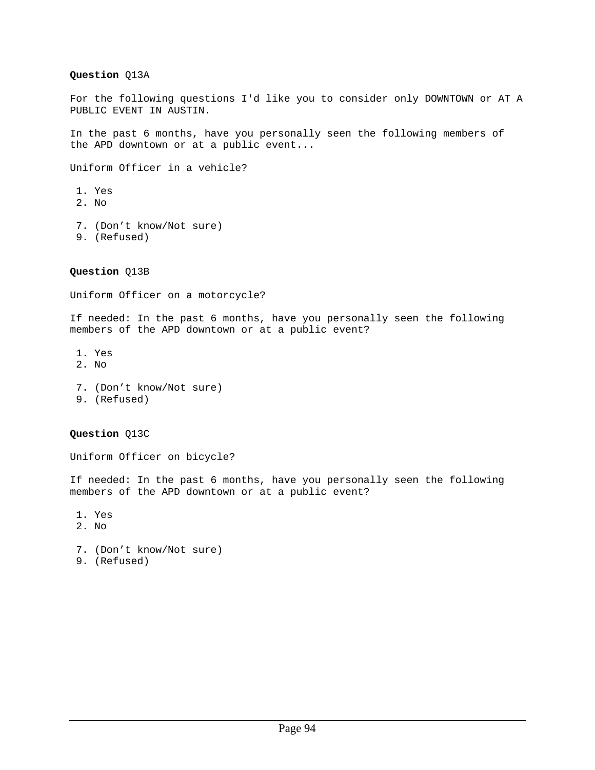**Question** Q13A

For the following questions I'd like you to consider only DOWNTOWN or AT A PUBLIC EVENT IN AUSTIN.

In the past 6 months, have you personally seen the following members of the APD downtown or at a public event...

Uniform Officer in a vehicle?

1. Yes
2. No

7. (Don't know/Not sure)
9. (Refused)

**Question** Q13B

Uniform Officer on a motorcycle?

If needed: In the past 6 months, have you personally seen the following members of the APD downtown or at a public event?

1. Yes
2. No

7. (Don't know/Not sure)
9. (Refused)

**Question** Q13C

Uniform Officer on bicycle?

If needed: In the past 6 months, have you personally seen the following members of the APD downtown or at a public event?

1. Yes
2. No

7. (Don't know/Not sure)
9. (Refused)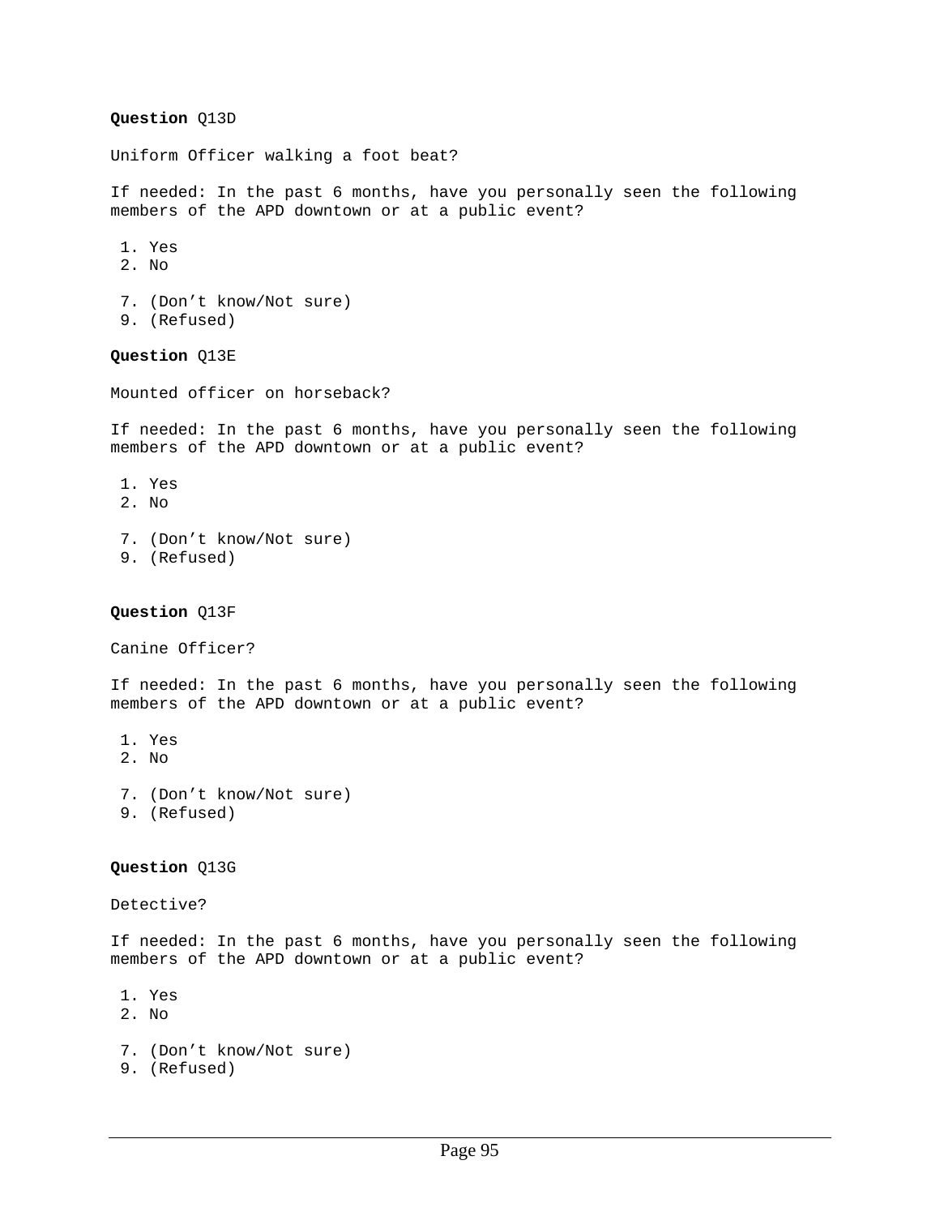**Question** Q13D

Uniform Officer walking a foot beat?

If needed: In the past 6 months, have you personally seen the following members of the APD downtown or at a public event?

1. Yes
2. No

7. (Don’t know/Not sure)
9. (Refused)

**Question** Q13E

Mounted officer on horseback?

If needed: In the past 6 months, have you personally seen the following members of the APD downtown or at a public event?

1. Yes
2. No

7. (Don’t know/Not sure)
9. (Refused)

**Question** Q13F

Canine Officer?

If needed: In the past 6 months, have you personally seen the following members of the APD downtown or at a public event?

1. Yes
2. No

7. (Don’t know/Not sure)
9. (Refused)

**Question** Q13G

Detective?

If needed: In the past 6 months, have you personally seen the following members of the APD downtown or at a public event?

1. Yes
2. No

7. (Don’t know/Not sure)
9. (Refused)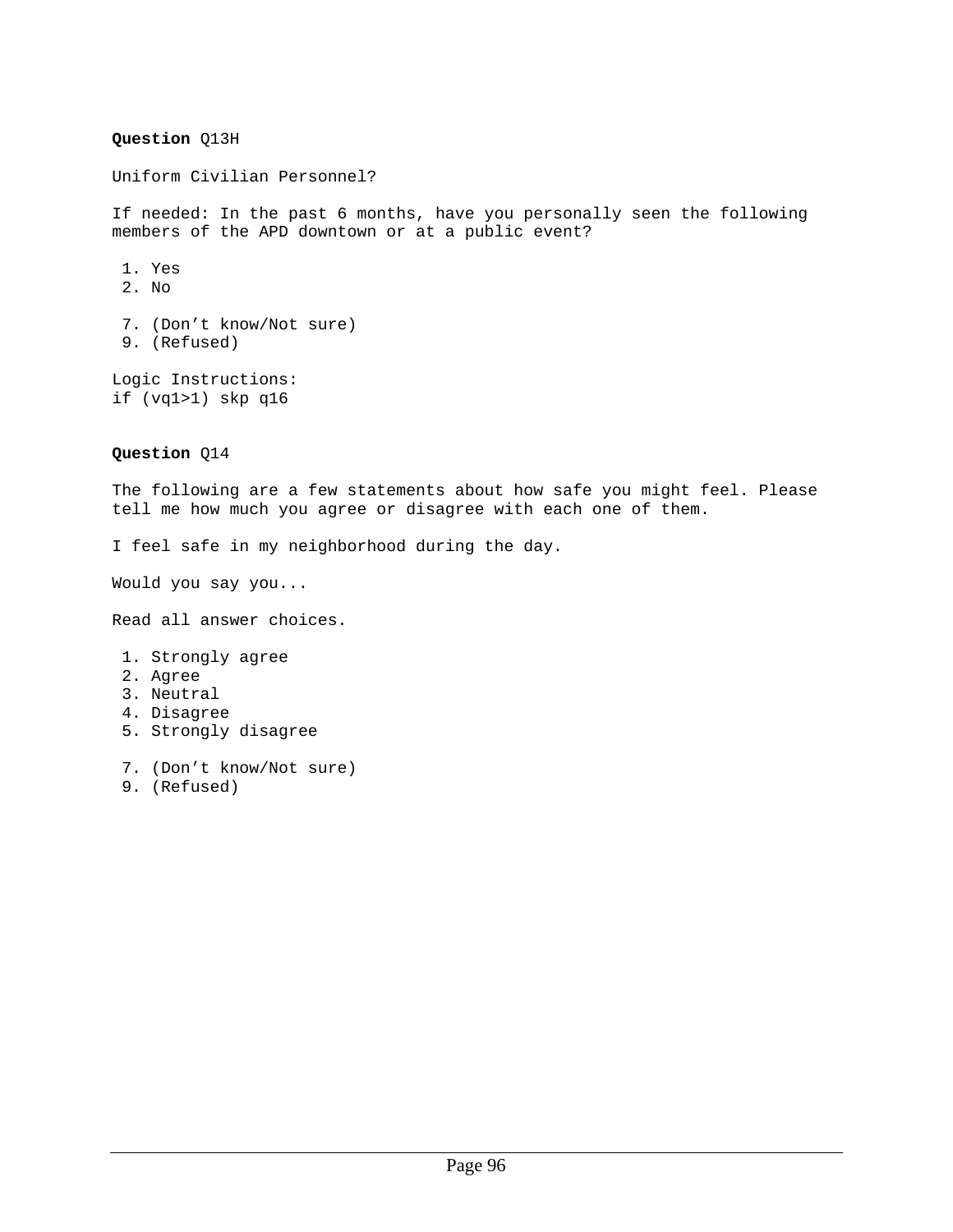**Question** Q13H

Uniform Civilian Personnel?

If needed: In the past 6 months, have you personally seen the following members of the APD downtown or at a public event?

1. Yes
2. No

7. (Don’t know/Not sure)
9. (Refused)

Logic Instructions:
if (vq1>1) skp q16

**Question** Q14

The following are a few statements about how safe you might feel. Please tell me how much you agree or disagree with each one of them.

I feel safe in my neighborhood during the day.

Would you say you...

Read all answer choices.

1. Strongly agree
2. Agree
3. Neutral
4. Disagree
5. Strongly disagree

7. (Don’t know/Not sure)
9. (Refused)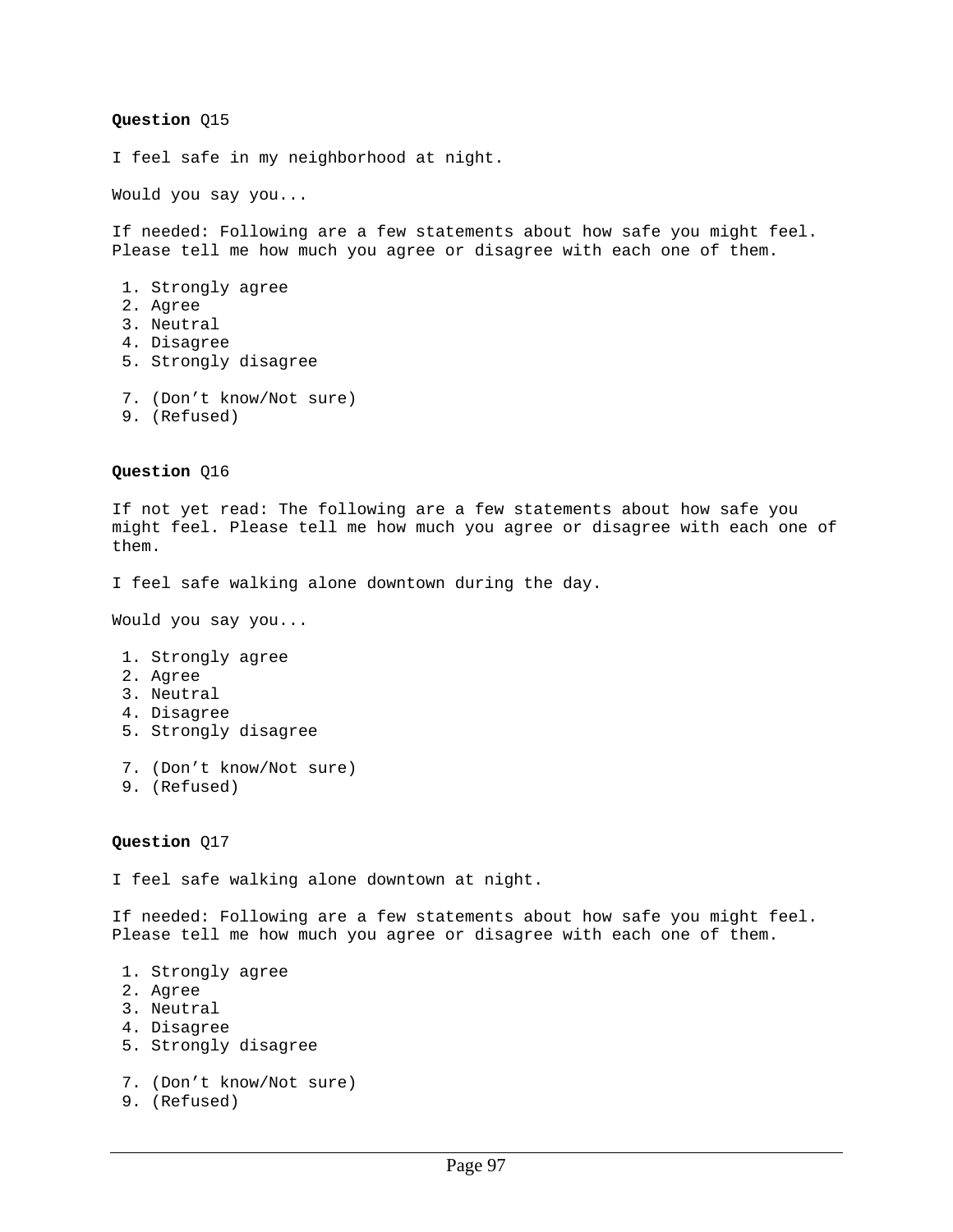**Question** Q15

I feel safe in my neighborhood at night.

Would you say you...

If needed: Following are a few statements about how safe you might feel. Please tell me how much you agree or disagree with each one of them.

1. Strongly agree
2. Agree
3. Neutral
4. Disagree
5. Strongly disagree

7. (Don’t know/Not sure)
9. (Refused)

**Question** Q16

If not yet read: The following are a few statements about how safe you might feel. Please tell me how much you agree or disagree with each one of them.

I feel safe walking alone downtown during the day.

Would you say you...

1. Strongly agree
2. Agree
3. Neutral
4. Disagree
5. Strongly disagree

7. (Don’t know/Not sure)
9. (Refused)

**Question** Q17

I feel safe walking alone downtown at night.

If needed: Following are a few statements about how safe you might feel. Please tell me how much you agree or disagree with each one of them.

1. Strongly agree
2. Agree
3. Neutral
4. Disagree
5. Strongly disagree

7. (Don’t know/Not sure)
9. (Refused)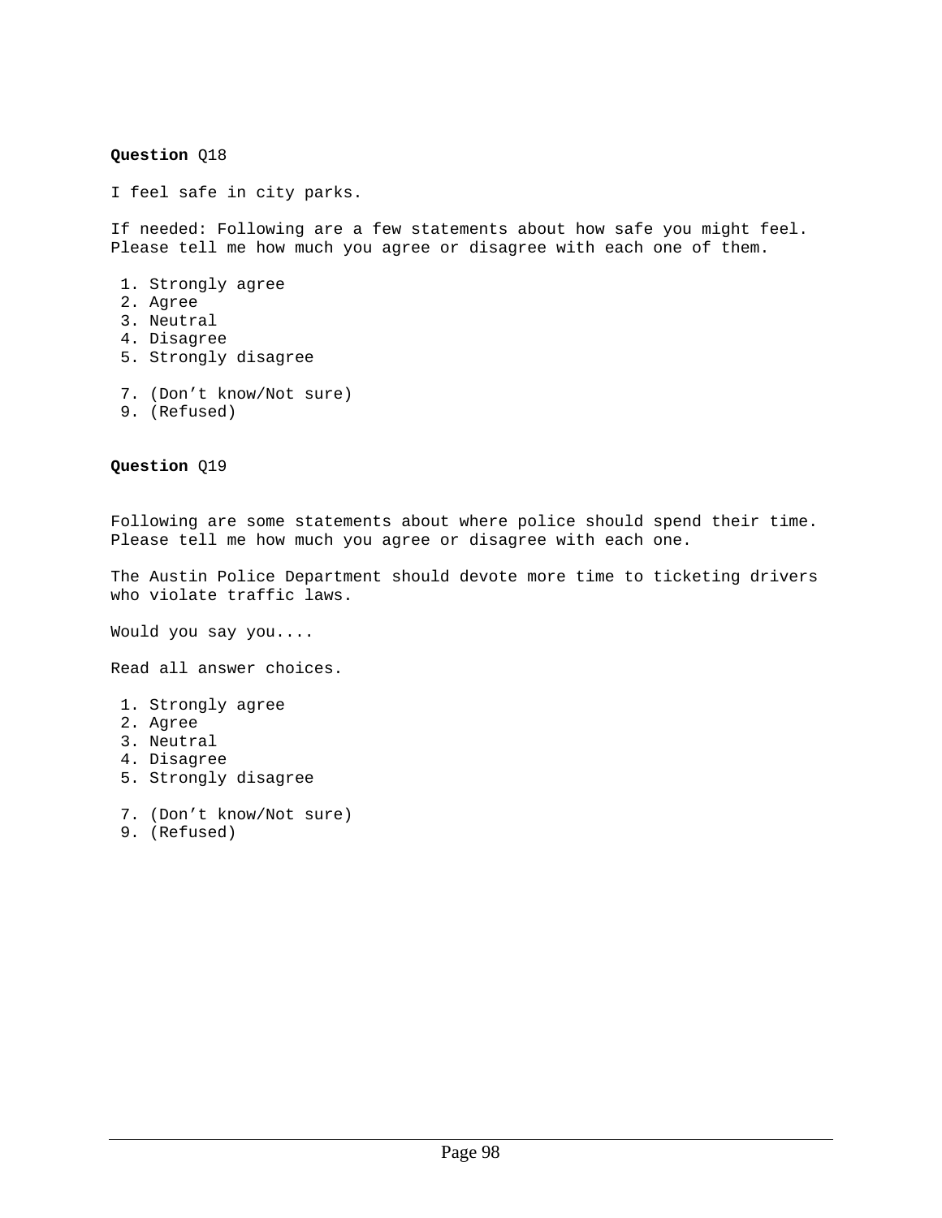**Question** Q18

I feel safe in city parks.

If needed: Following are a few statements about how safe you might feel. Please tell me how much you agree or disagree with each one of them.

1. Strongly agree
2. Agree
3. Neutral
4. Disagree
5. Strongly disagree

7. (Don't know/Not sure)
9. (Refused)

**Question** Q19

Following are some statements about where police should spend their time. Please tell me how much you agree or disagree with each one.

The Austin Police Department should devote more time to ticketing drivers who violate traffic laws.

Would you say you....

Read all answer choices.

1. Strongly agree
2. Agree
3. Neutral
4. Disagree
5. Strongly disagree

7. (Don't know/Not sure)
9. (Refused)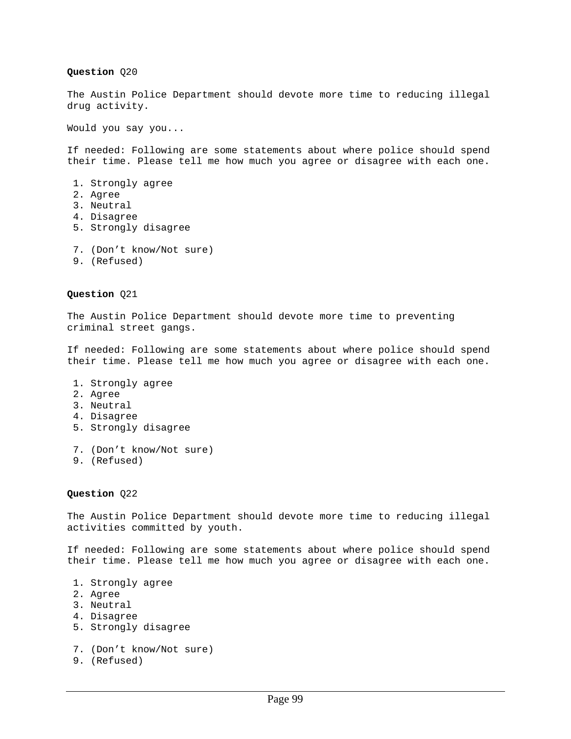**Question** Q20

The Austin Police Department should devote more time to reducing illegal drug activity.

Would you say you...

If needed: Following are some statements about where police should spend their time. Please tell me how much you agree or disagree with each one.

1. Strongly agree
2. Agree
3. Neutral
4. Disagree
5. Strongly disagree

7. (Don’t know/Not sure)
9. (Refused)

**Question** Q21

The Austin Police Department should devote more time to preventing criminal street gangs.

If needed: Following are some statements about where police should spend their time. Please tell me how much you agree or disagree with each one.

1. Strongly agree
2. Agree
3. Neutral
4. Disagree
5. Strongly disagree

7. (Don’t know/Not sure)
9. (Refused)

**Question** Q22

The Austin Police Department should devote more time to reducing illegal activities committed by youth.

If needed: Following are some statements about where police should spend their time. Please tell me how much you agree or disagree with each one.

1. Strongly agree
2. Agree
3. Neutral
4. Disagree
5. Strongly disagree

7. (Don’t know/Not sure)
9. (Refused)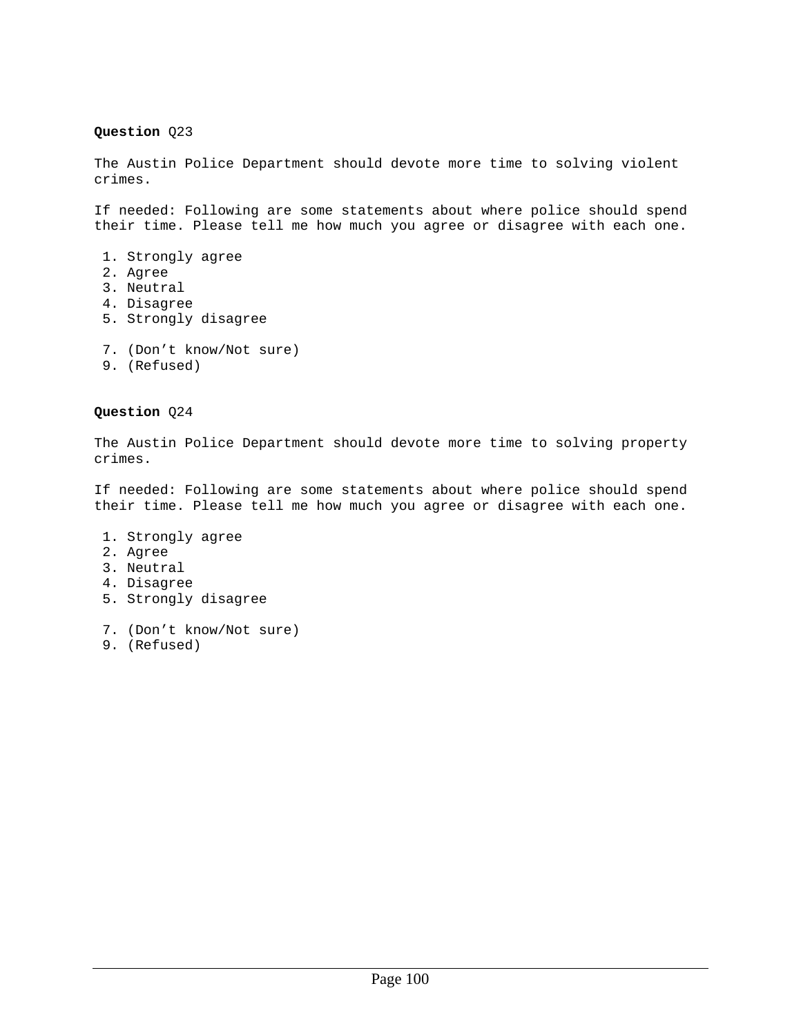**Question** Q23

The Austin Police Department should devote more time to solving violent crimes.

If needed: Following are some statements about where police should spend their time. Please tell me how much you agree or disagree with each one.

1. Strongly agree
2. Agree
3. Neutral
4. Disagree
5. Strongly disagree

7. (Don't know/Not sure)
9. (Refused)

**Question** Q24

The Austin Police Department should devote more time to solving property crimes.

If needed: Following are some statements about where police should spend their time. Please tell me how much you agree or disagree with each one.

1. Strongly agree
2. Agree
3. Neutral
4. Disagree
5. Strongly disagree

7. (Don't know/Not sure)
9. (Refused)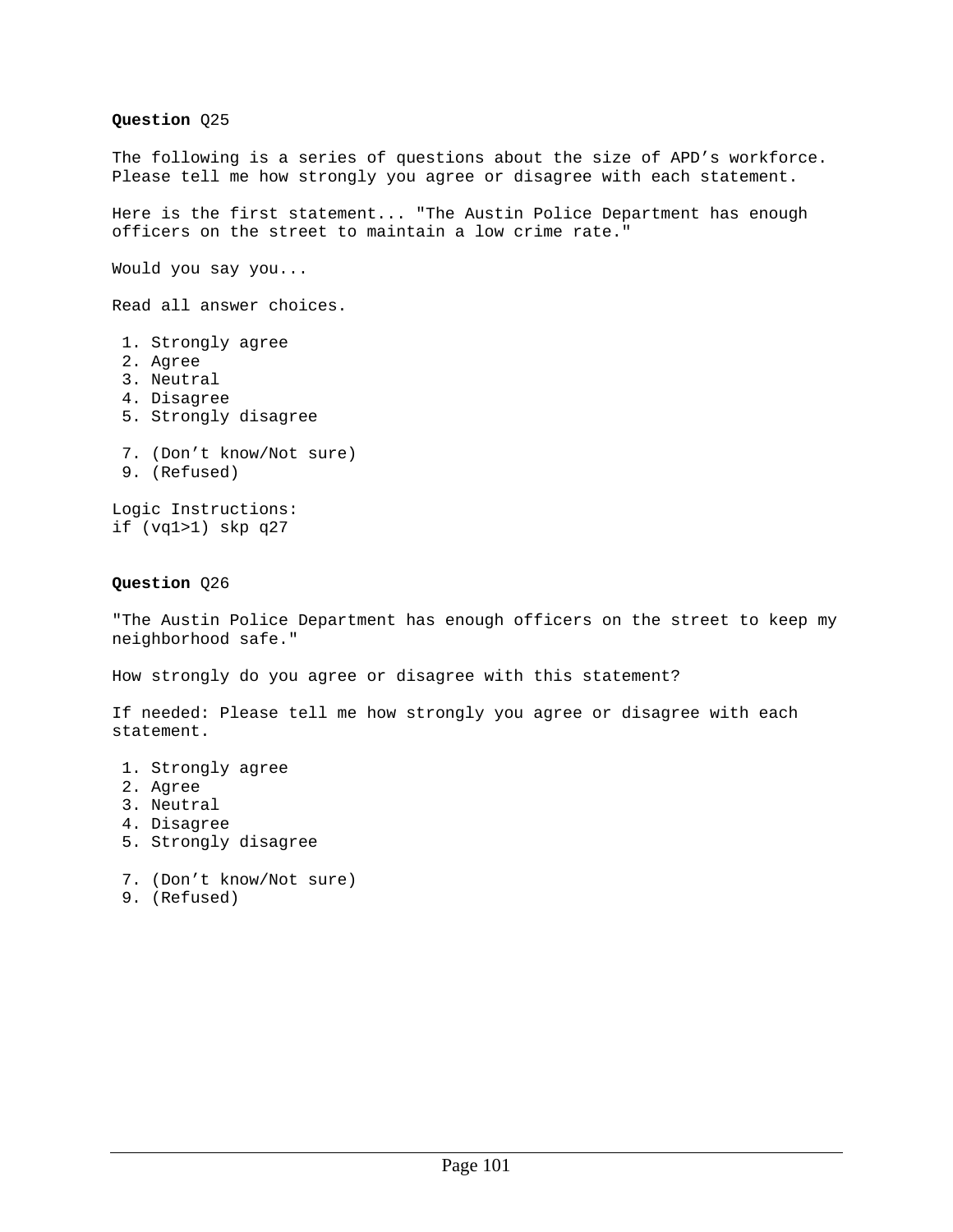**Question** Q25

The following is a series of questions about the size of APD’s workforce. Please tell me how strongly you agree or disagree with each statement.

Here is the first statement... "The Austin Police Department has enough officers on the street to maintain a low crime rate."

Would you say you...

Read all answer choices.

1. Strongly agree
2. Agree
3. Neutral
4. Disagree
5. Strongly disagree

7. (Don’t know/Not sure)
9. (Refused)

Logic Instructions:
if (vq1>1) skp q27

**Question** Q26

"The Austin Police Department has enough officers on the street to keep my neighborhood safe."

How strongly do you agree or disagree with this statement?

If needed: Please tell me how strongly you agree or disagree with each statement.

1. Strongly agree
2. Agree
3. Neutral
4. Disagree
5. Strongly disagree

7. (Don’t know/Not sure)
9. (Refused)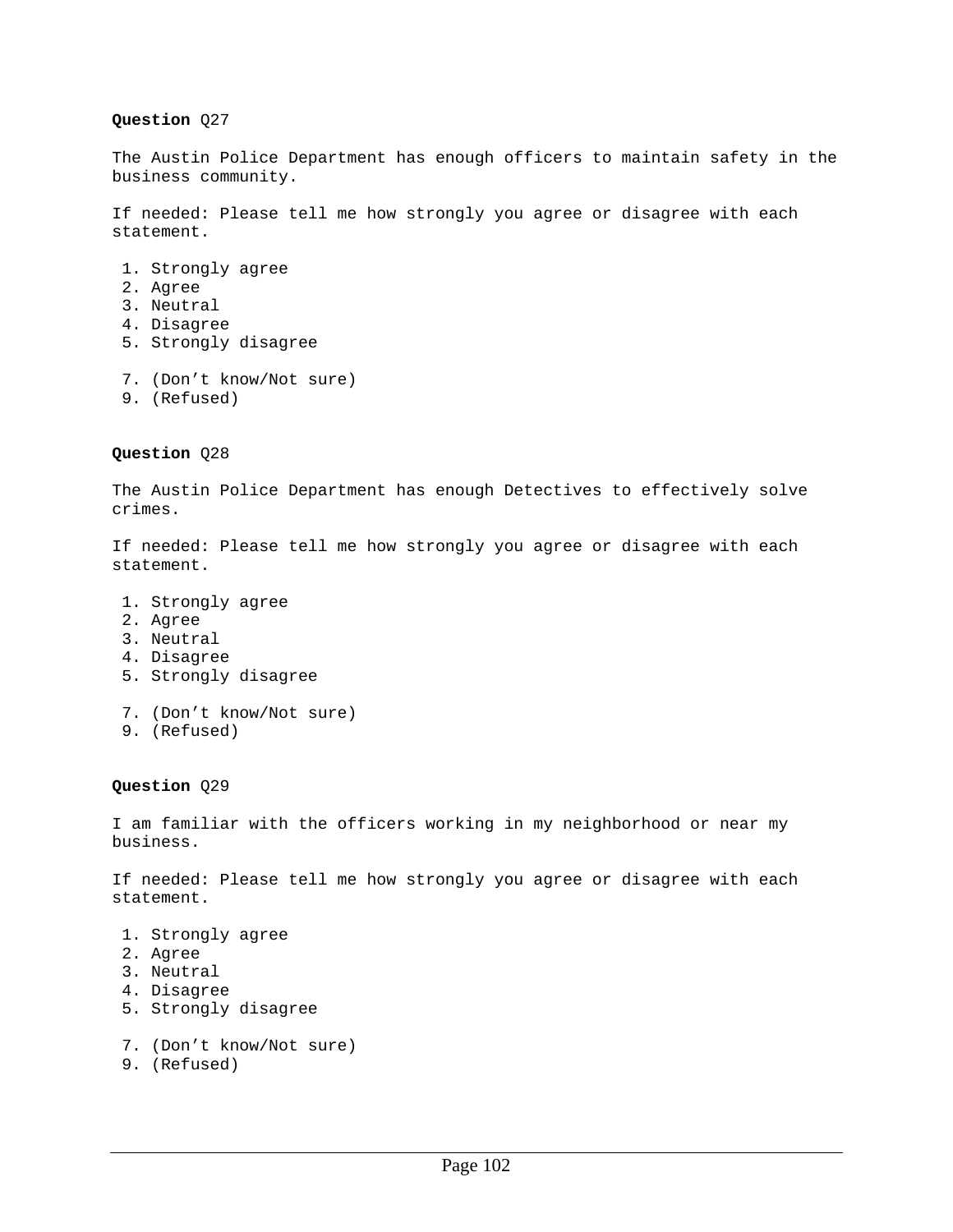**Question** Q27

The Austin Police Department has enough officers to maintain safety in the business community.

If needed: Please tell me how strongly you agree or disagree with each statement.

1. Strongly agree
2. Agree
3. Neutral
4. Disagree
5. Strongly disagree

7. (Don't know/Not sure)
9. (Refused)

**Question** Q28

The Austin Police Department has enough Detectives to effectively solve crimes.

If needed: Please tell me how strongly you agree or disagree with each statement.

1. Strongly agree
2. Agree
3. Neutral
4. Disagree
5. Strongly disagree

7. (Don't know/Not sure)
9. (Refused)

**Question** Q29

I am familiar with the officers working in my neighborhood or near my business.

If needed: Please tell me how strongly you agree or disagree with each statement.

1. Strongly agree
2. Agree
3. Neutral
4. Disagree
5. Strongly disagree

7. (Don't know/Not sure)
9. (Refused)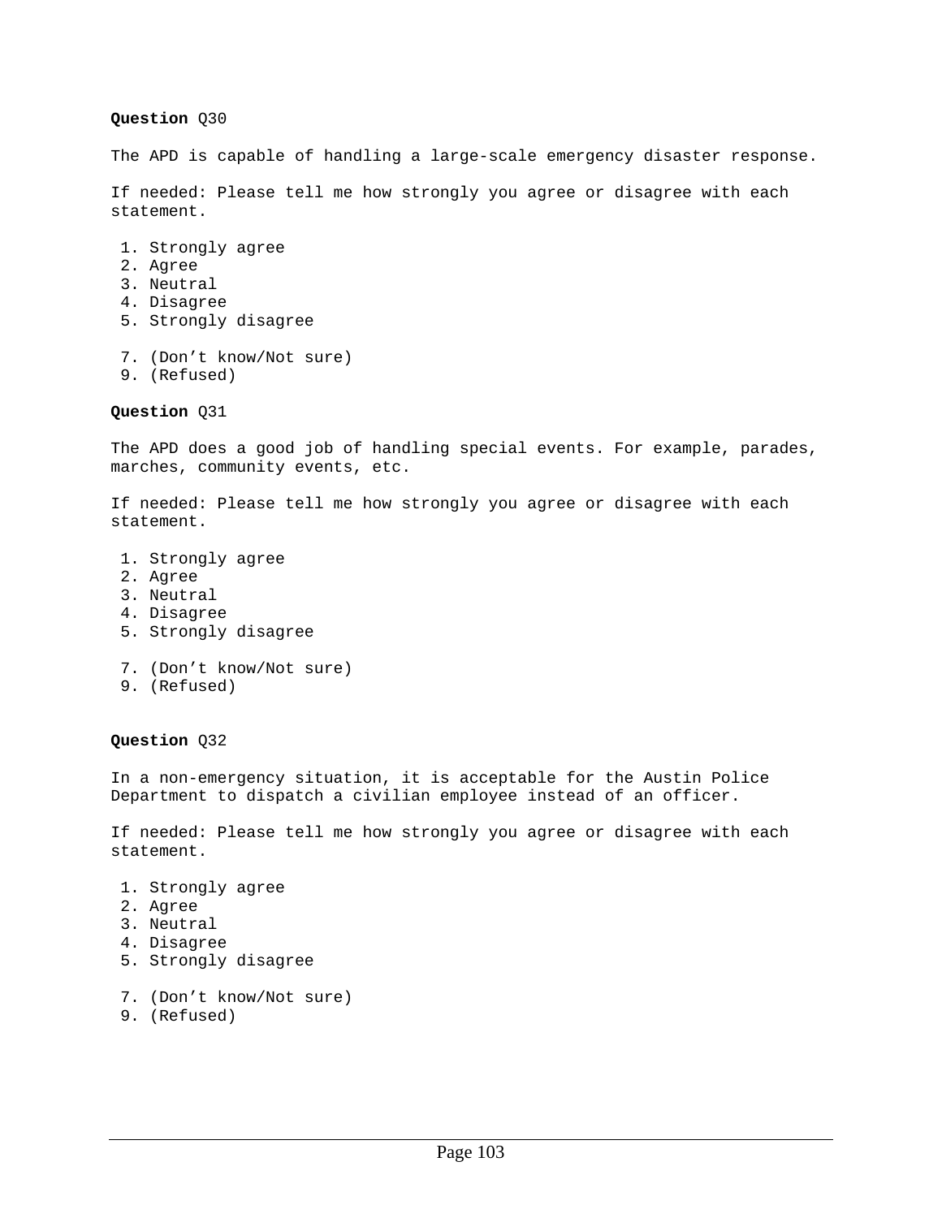**Question** Q30

The APD is capable of handling a large-scale emergency disaster response.

If needed: Please tell me how strongly you agree or disagree with each statement.

1. Strongly agree
2. Agree
3. Neutral
4. Disagree
5. Strongly disagree

7. (Don't know/Not sure)
9. (Refused)

**Question** Q31

The APD does a good job of handling special events. For example, parades, marches, community events, etc.

If needed: Please tell me how strongly you agree or disagree with each statement.

1. Strongly agree
2. Agree
3. Neutral
4. Disagree
5. Strongly disagree

7. (Don't know/Not sure)
9. (Refused)

**Question** Q32

In a non-emergency situation, it is acceptable for the Austin Police Department to dispatch a civilian employee instead of an officer.

If needed: Please tell me how strongly you agree or disagree with each statement.

1. Strongly agree
2. Agree
3. Neutral
4. Disagree
5. Strongly disagree

7. (Don't know/Not sure)
9. (Refused)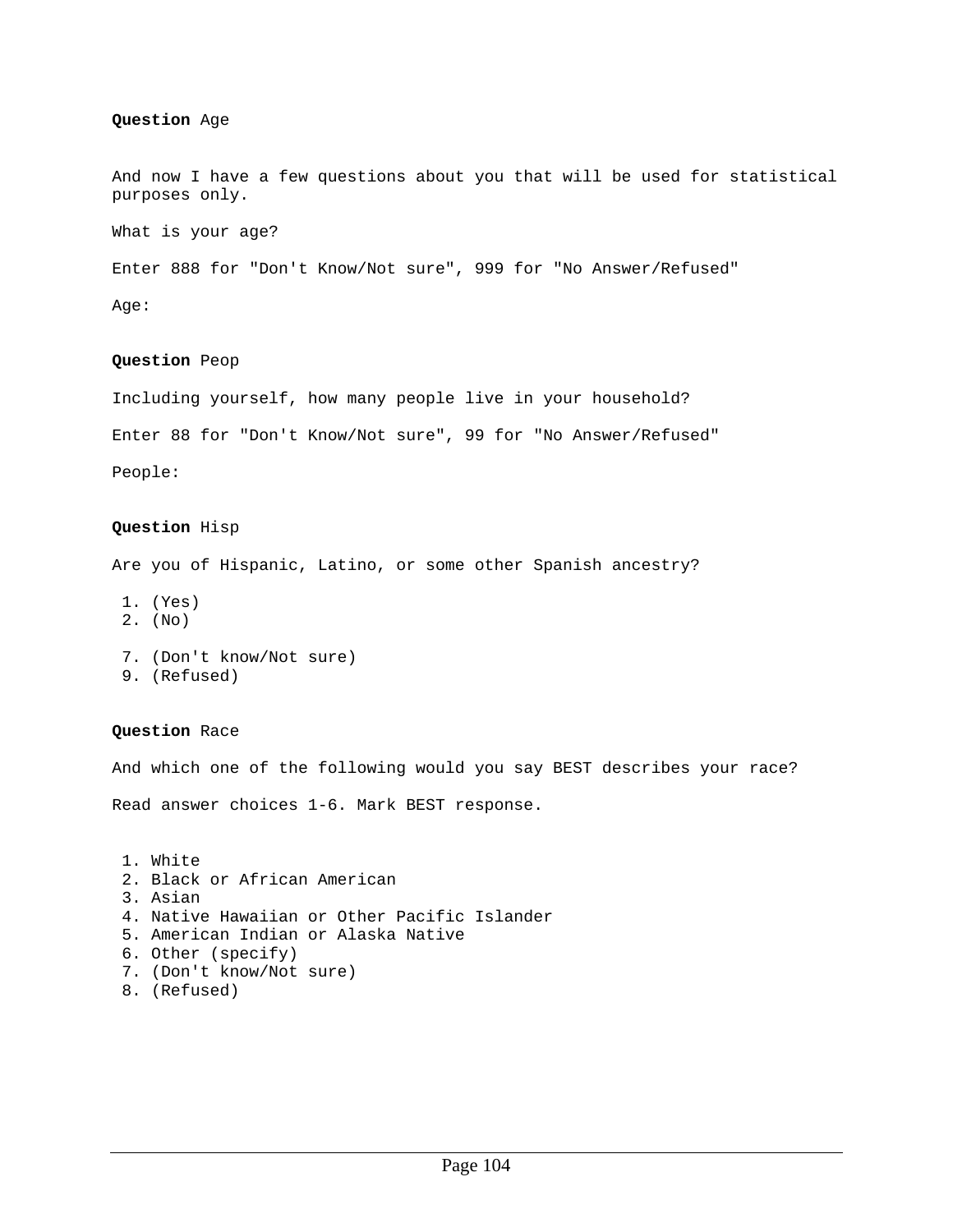**Question** Age

And now I have a few questions about you that will be used for statistical purposes only.

What is your age?

Enter 888 for "Don't Know/Not sure", 999 for "No Answer/Refused"

Age:

**Question** Peop

Including yourself, how many people live in your household?

Enter 88 for "Don't Know/Not sure", 99 for "No Answer/Refused"

People:

**Question** Hisp

Are you of Hispanic, Latino, or some other Spanish ancestry?

1. (Yes)
2. (No)

7. (Don't know/Not sure)
9. (Refused)

**Question** Race

And which one of the following would you say BEST describes your race?

Read answer choices 1-6. Mark BEST response.

1. White
2. Black or African American
3. Asian
4. Native Hawaiian or Other Pacific Islander
5. American Indian or Alaska Native
6. Other (specify)
7. (Don't know/Not sure)
8. (Refused)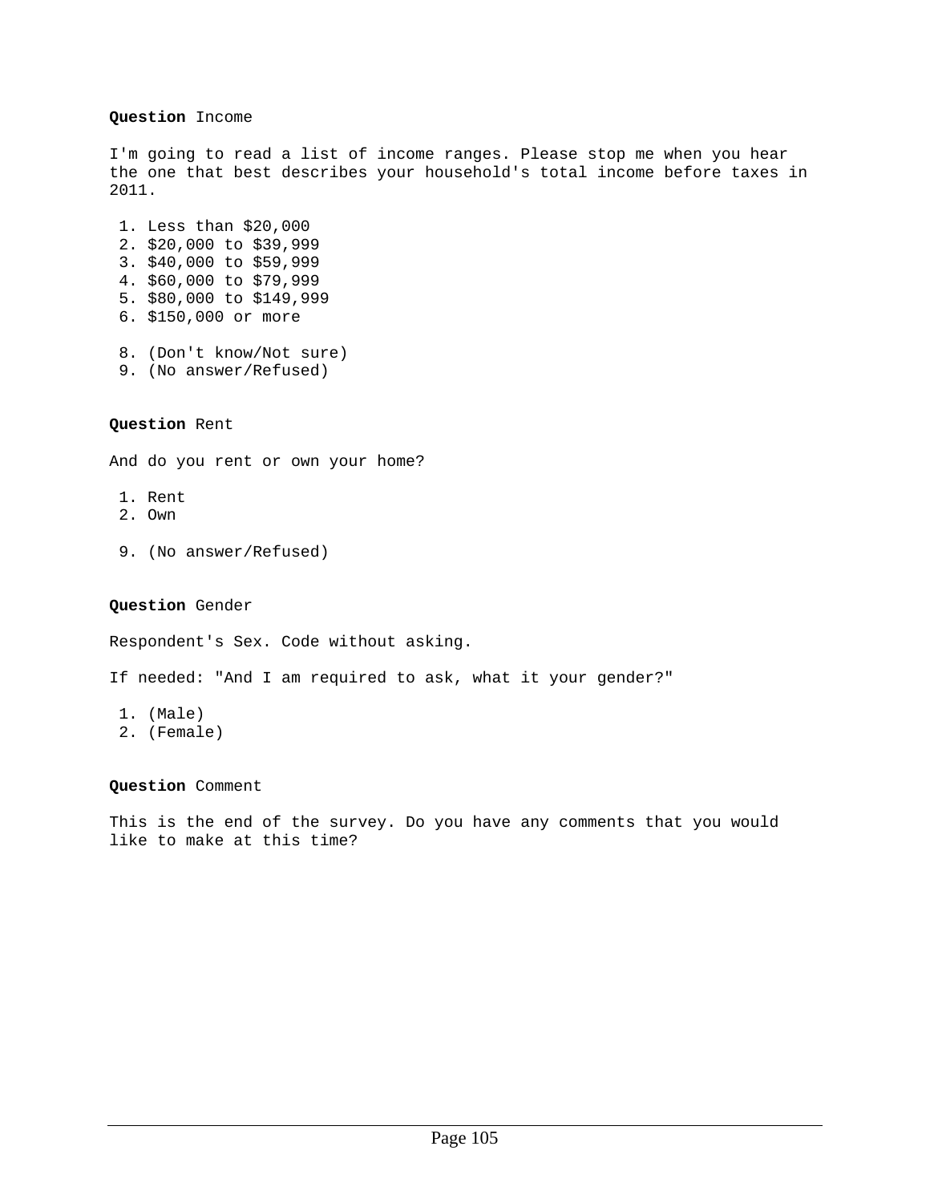**Question** Income

I'm going to read a list of income ranges. Please stop me when you hear the one that best describes your household's total income before taxes in 2011.

1. Less than $20,000
2. $20,000 to $39,999
3. $40,000 to $59,999
4. $60,000 to $79,999
5. $80,000 to $149,999
6. $150,000 or more

8. (Don't know/Not sure)
9. (No answer/Refused)

**Question** Rent

And do you rent or own your home?

1. Rent
2. Own

9. (No answer/Refused)

**Question** Gender

Respondent's Sex. Code without asking.

If needed: "And I am required to ask, what it your gender?"

1. (Male)
2. (Female)

**Question** Comment

This is the end of the survey. Do you have any comments that you would like to make at this time?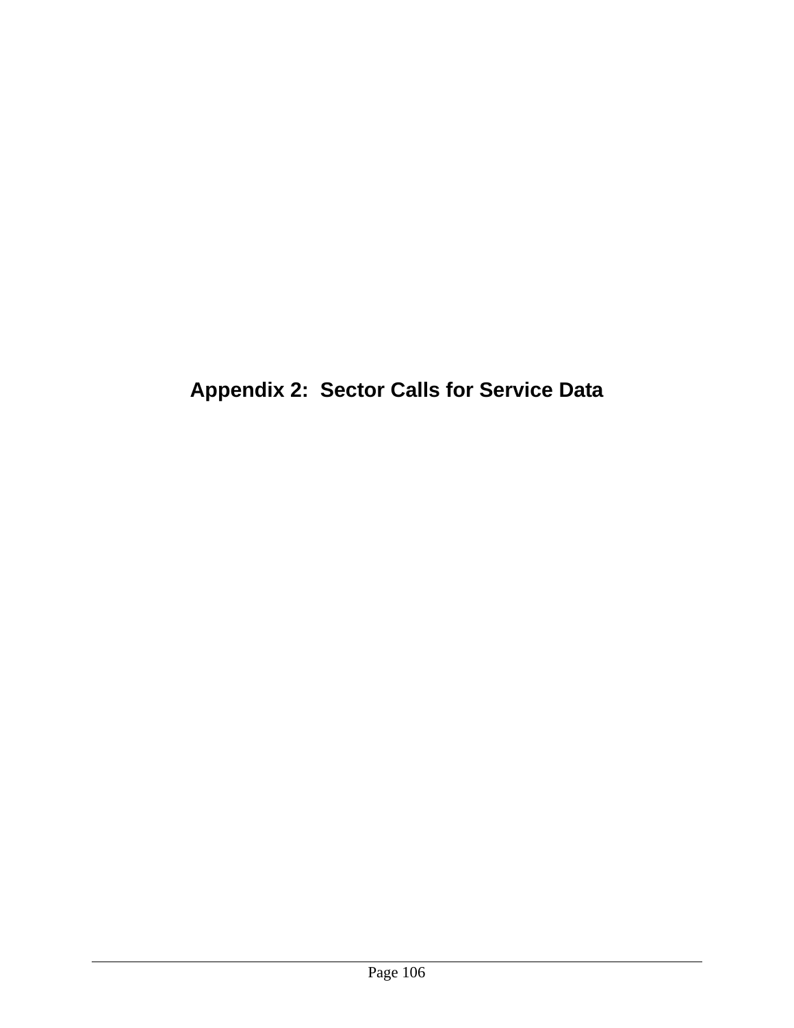# Appendix 2: Sector Calls for Service Data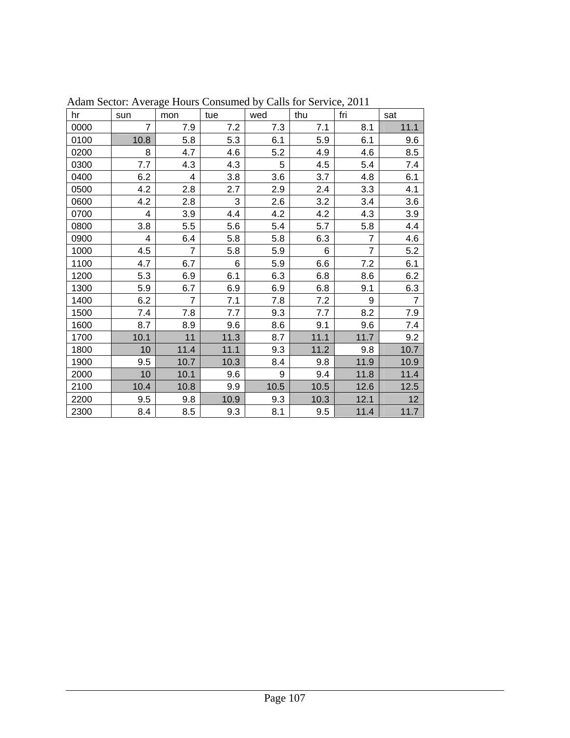Adam Sector: Average Hours Consumed by Calls for Service, 2011

| hr | sun | mon | tue | wed | thu | fri | sat |
|---|---|---|---|---|---|---|---|
| 0000 | 7 | 7.9 | 7.2 | 7.3 | 7.1 | 8.1 | 11.1 |
| 0100 | 10.8 | 5.8 | 5.3 | 6.1 | 5.9 | 6.1 | 9.6 |
| 0200 | 8 | 4.7 | 4.6 | 5.2 | 4.9 | 4.6 | 8.5 |
| 0300 | 7.7 | 4.3 | 4.3 | 5 | 4.5 | 5.4 | 7.4 |
| 0400 | 6.2 | 4 | 3.8 | 3.6 | 3.7 | 4.8 | 6.1 |
| 0500 | 4.2 | 2.8 | 2.7 | 2.9 | 2.4 | 3.3 | 4.1 |
| 0600 | 4.2 | 2.8 | 3 | 2.6 | 3.2 | 3.4 | 3.6 |
| 0700 | 4 | 3.9 | 4.4 | 4.2 | 4.2 | 4.3 | 3.9 |
| 0800 | 3.8 | 5.5 | 5.6 | 5.4 | 5.7 | 5.8 | 4.4 |
| 0900 | 4 | 6.4 | 5.8 | 5.8 | 6.3 | 7 | 4.6 |
| 1000 | 4.5 | 7 | 5.8 | 5.9 | 6 | 7 | 5.2 |
| 1100 | 4.7 | 6.7 | 6 | 5.9 | 6.6 | 7.2 | 6.1 |
| 1200 | 5.3 | 6.9 | 6.1 | 6.3 | 6.8 | 8.6 | 6.2 |
| 1300 | 5.9 | 6.7 | 6.9 | 6.9 | 6.8 | 9.1 | 6.3 |
| 1400 | 6.2 | 7 | 7.1 | 7.8 | 7.2 | 9 | 7 |
| 1500 | 7.4 | 7.8 | 7.7 | 9.3 | 7.7 | 8.2 | 7.9 |
| 1600 | 8.7 | 8.9 | 9.6 | 8.6 | 9.1 | 9.6 | 7.4 |
| 1700 | 10.1 | 11 | 11.3 | 8.7 | 11.1 | 11.7 | 9.2 |
| 1800 | 10 | 11.4 | 11.1 | 9.3 | 11.2 | 9.8 | 10.7 |
| 1900 | 9.5 | 10.7 | 10.3 | 8.4 | 9.8 | 11.9 | 10.9 |
| 2000 | 10 | 10.1 | 9.6 | 9 | 9.4 | 11.8 | 11.4 |
| 2100 | 10.4 | 10.8 | 9.9 | 10.5 | 10.5 | 12.6 | 12.5 |
| 2200 | 9.5 | 9.8 | 10.9 | 9.3 | 10.3 | 12.1 | 12 |
| 2300 | 8.4 | 8.5 | 9.3 | 8.1 | 9.5 | 11.4 | 11.7 |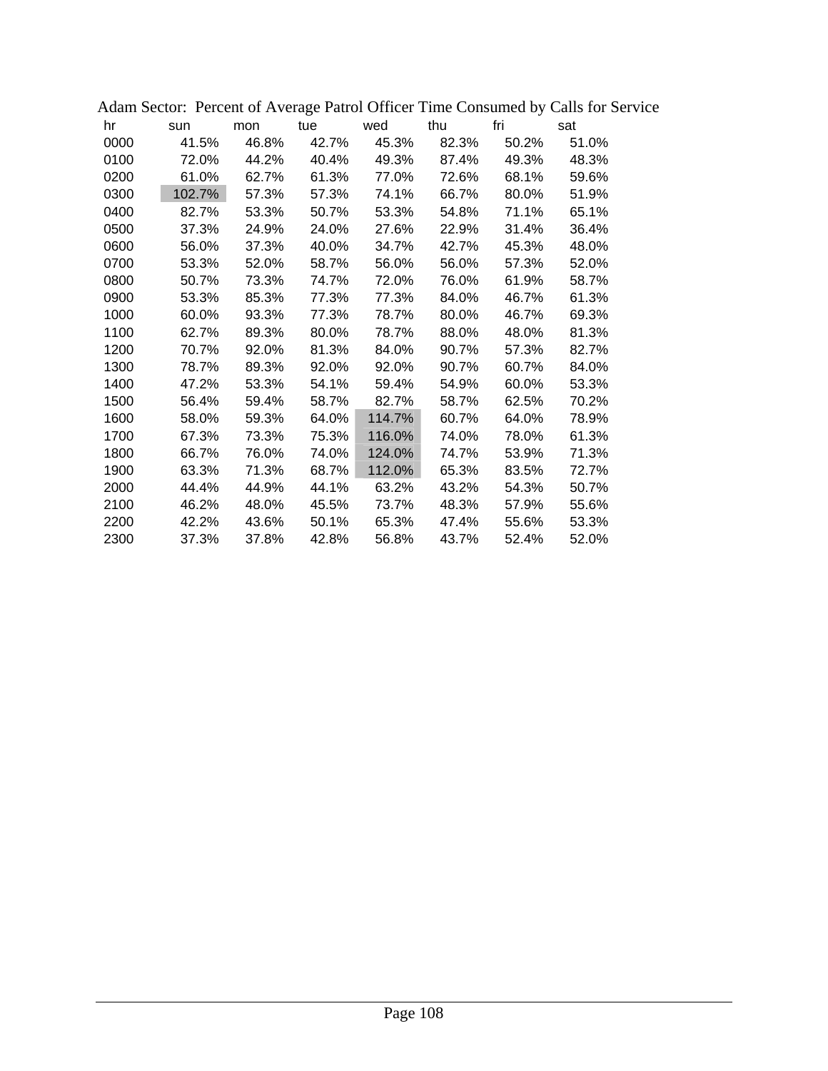Adam Sector:  Percent of Average Patrol Officer Time Consumed by Calls for Service

| hr | sun | mon | tue | wed | thu | fri | sat |
|---|---|---|---|---|---|---|---|
| 0000 | 41.5% | 46.8% | 42.7% | 45.3% | 82.3% | 50.2% | 51.0% |
| 0100 | 72.0% | 44.2% | 40.4% | 49.3% | 87.4% | 49.3% | 48.3% |
| 0200 | 61.0% | 62.7% | 61.3% | 77.0% | 72.6% | 68.1% | 59.6% |
| 0300 | 102.7% | 57.3% | 57.3% | 74.1% | 66.7% | 80.0% | 51.9% |
| 0400 | 82.7% | 53.3% | 50.7% | 53.3% | 54.8% | 71.1% | 65.1% |
| 0500 | 37.3% | 24.9% | 24.0% | 27.6% | 22.9% | 31.4% | 36.4% |
| 0600 | 56.0% | 37.3% | 40.0% | 34.7% | 42.7% | 45.3% | 48.0% |
| 0700 | 53.3% | 52.0% | 58.7% | 56.0% | 56.0% | 57.3% | 52.0% |
| 0800 | 50.7% | 73.3% | 74.7% | 72.0% | 76.0% | 61.9% | 58.7% |
| 0900 | 53.3% | 85.3% | 77.3% | 77.3% | 84.0% | 46.7% | 61.3% |
| 1000 | 60.0% | 93.3% | 77.3% | 78.7% | 80.0% | 46.7% | 69.3% |
| 1100 | 62.7% | 89.3% | 80.0% | 78.7% | 88.0% | 48.0% | 81.3% |
| 1200 | 70.7% | 92.0% | 81.3% | 84.0% | 90.7% | 57.3% | 82.7% |
| 1300 | 78.7% | 89.3% | 92.0% | 92.0% | 90.7% | 60.7% | 84.0% |
| 1400 | 47.2% | 53.3% | 54.1% | 59.4% | 54.9% | 60.0% | 53.3% |
| 1500 | 56.4% | 59.4% | 58.7% | 82.7% | 58.7% | 62.5% | 70.2% |
| 1600 | 58.0% | 59.3% | 64.0% | 114.7% | 60.7% | 64.0% | 78.9% |
| 1700 | 67.3% | 73.3% | 75.3% | 116.0% | 74.0% | 78.0% | 61.3% |
| 1800 | 66.7% | 76.0% | 74.0% | 124.0% | 74.7% | 53.9% | 71.3% |
| 1900 | 63.3% | 71.3% | 68.7% | 112.0% | 65.3% | 83.5% | 72.7% |
| 2000 | 44.4% | 44.9% | 44.1% | 63.2% | 43.2% | 54.3% | 50.7% |
| 2100 | 46.2% | 48.0% | 45.5% | 73.7% | 48.3% | 57.9% | 55.6% |
| 2200 | 42.2% | 43.6% | 50.1% | 65.3% | 47.4% | 55.6% | 53.3% |
| 2300 | 37.3% | 37.8% | 42.8% | 56.8% | 43.7% | 52.4% | 52.0% |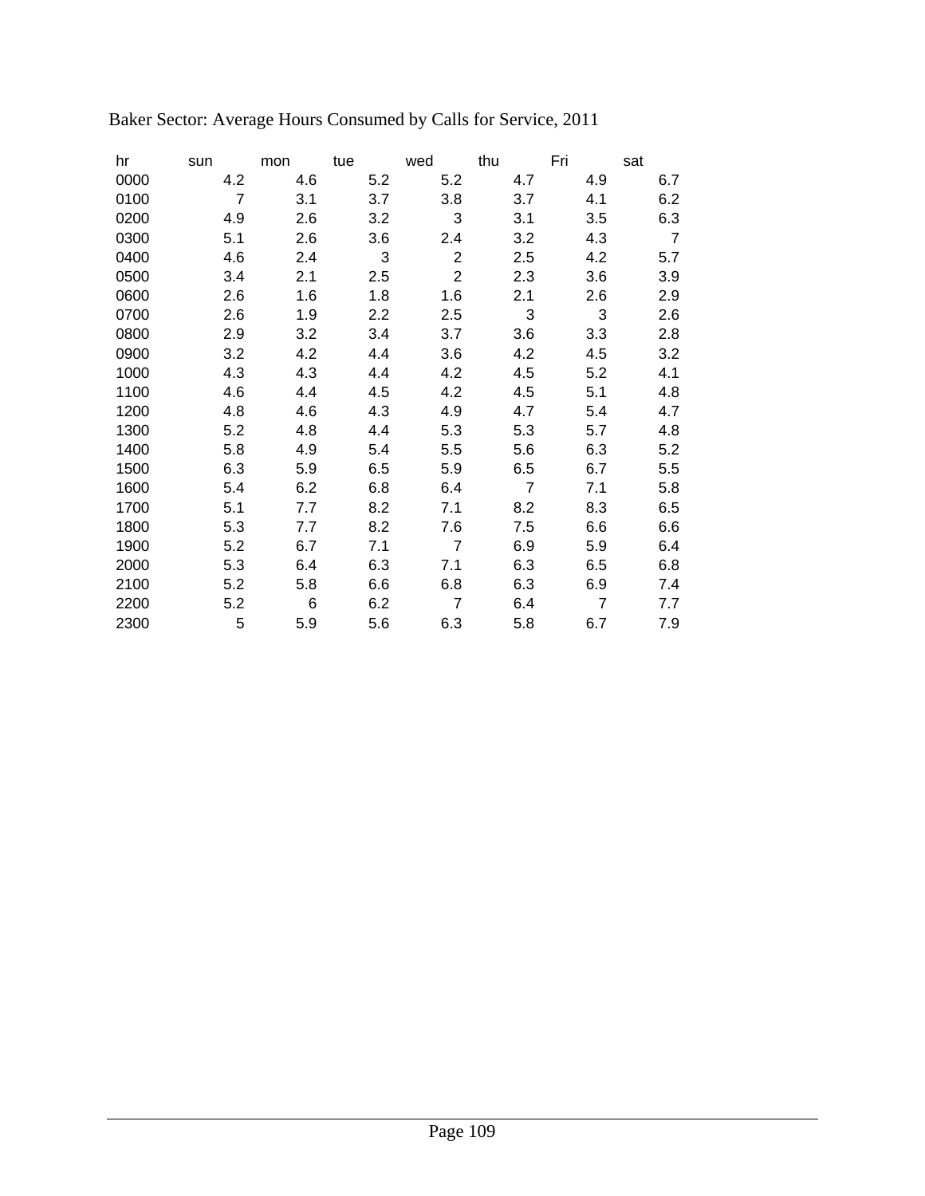Baker Sector: Average Hours Consumed by Calls for Service, 2011

| hr | sun | mon | tue | wed | thu | Fri | sat |
|---|---|---|---|---|---|---|---|
| 0000 | 4.2 | 4.6 | 5.2 | 5.2 | 4.7 | 4.9 | 6.7 |
| 0100 | 7 | 3.1 | 3.7 | 3.8 | 3.7 | 4.1 | 6.2 |
| 0200 | 4.9 | 2.6 | 3.2 | 3 | 3.1 | 3.5 | 6.3 |
| 0300 | 5.1 | 2.6 | 3.6 | 2.4 | 3.2 | 4.3 | 7 |
| 0400 | 4.6 | 2.4 | 3 | 2 | 2.5 | 4.2 | 5.7 |
| 0500 | 3.4 | 2.1 | 2.5 | 2 | 2.3 | 3.6 | 3.9 |
| 0600 | 2.6 | 1.6 | 1.8 | 1.6 | 2.1 | 2.6 | 2.9 |
| 0700 | 2.6 | 1.9 | 2.2 | 2.5 | 3 | 3 | 2.6 |
| 0800 | 2.9 | 3.2 | 3.4 | 3.7 | 3.6 | 3.3 | 2.8 |
| 0900 | 3.2 | 4.2 | 4.4 | 3.6 | 4.2 | 4.5 | 3.2 |
| 1000 | 4.3 | 4.3 | 4.4 | 4.2 | 4.5 | 5.2 | 4.1 |
| 1100 | 4.6 | 4.4 | 4.5 | 4.2 | 4.5 | 5.1 | 4.8 |
| 1200 | 4.8 | 4.6 | 4.3 | 4.9 | 4.7 | 5.4 | 4.7 |
| 1300 | 5.2 | 4.8 | 4.4 | 5.3 | 5.3 | 5.7 | 4.8 |
| 1400 | 5.8 | 4.9 | 5.4 | 5.5 | 5.6 | 6.3 | 5.2 |
| 1500 | 6.3 | 5.9 | 6.5 | 5.9 | 6.5 | 6.7 | 5.5 |
| 1600 | 5.4 | 6.2 | 6.8 | 6.4 | 7 | 7.1 | 5.8 |
| 1700 | 5.1 | 7.7 | 8.2 | 7.1 | 8.2 | 8.3 | 6.5 |
| 1800 | 5.3 | 7.7 | 8.2 | 7.6 | 7.5 | 6.6 | 6.6 |
| 1900 | 5.2 | 6.7 | 7.1 | 7 | 6.9 | 5.9 | 6.4 |
| 2000 | 5.3 | 6.4 | 6.3 | 7.1 | 6.3 | 6.5 | 6.8 |
| 2100 | 5.2 | 5.8 | 6.6 | 6.8 | 6.3 | 6.9 | 7.4 |
| 2200 | 5.2 | 6 | 6.2 | 7 | 6.4 | 7 | 7.7 |
| 2300 | 5 | 5.9 | 5.6 | 6.3 | 5.8 | 6.7 | 7.9 |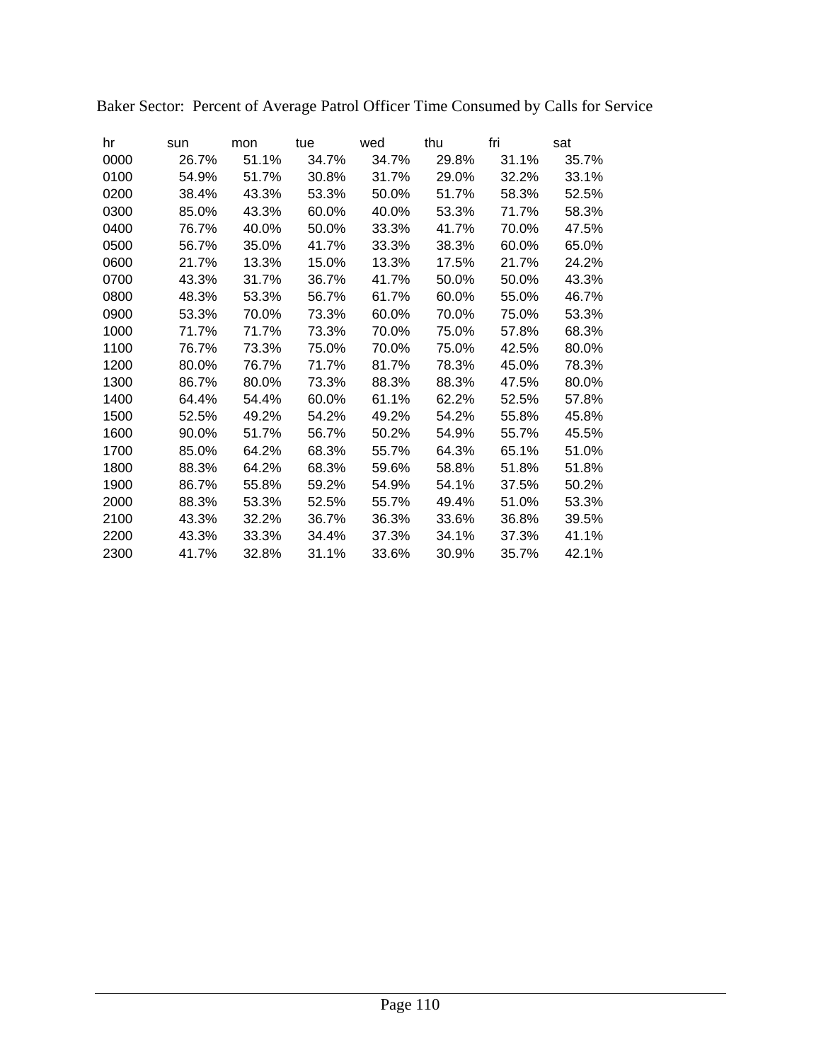Baker Sector: Percent of Average Patrol Officer Time Consumed by Calls for Service

| hr | sun | mon | tue | wed | thu | fri | sat |
|---|---|---|---|---|---|---|---|
| 0000 | 26.7% | 51.1% | 34.7% | 34.7% | 29.8% | 31.1% | 35.7% |
| 0100 | 54.9% | 51.7% | 30.8% | 31.7% | 29.0% | 32.2% | 33.1% |
| 0200 | 38.4% | 43.3% | 53.3% | 50.0% | 51.7% | 58.3% | 52.5% |
| 0300 | 85.0% | 43.3% | 60.0% | 40.0% | 53.3% | 71.7% | 58.3% |
| 0400 | 76.7% | 40.0% | 50.0% | 33.3% | 41.7% | 70.0% | 47.5% |
| 0500 | 56.7% | 35.0% | 41.7% | 33.3% | 38.3% | 60.0% | 65.0% |
| 0600 | 21.7% | 13.3% | 15.0% | 13.3% | 17.5% | 21.7% | 24.2% |
| 0700 | 43.3% | 31.7% | 36.7% | 41.7% | 50.0% | 50.0% | 43.3% |
| 0800 | 48.3% | 53.3% | 56.7% | 61.7% | 60.0% | 55.0% | 46.7% |
| 0900 | 53.3% | 70.0% | 73.3% | 60.0% | 70.0% | 75.0% | 53.3% |
| 1000 | 71.7% | 71.7% | 73.3% | 70.0% | 75.0% | 57.8% | 68.3% |
| 1100 | 76.7% | 73.3% | 75.0% | 70.0% | 75.0% | 42.5% | 80.0% |
| 1200 | 80.0% | 76.7% | 71.7% | 81.7% | 78.3% | 45.0% | 78.3% |
| 1300 | 86.7% | 80.0% | 73.3% | 88.3% | 88.3% | 47.5% | 80.0% |
| 1400 | 64.4% | 54.4% | 60.0% | 61.1% | 62.2% | 52.5% | 57.8% |
| 1500 | 52.5% | 49.2% | 54.2% | 49.2% | 54.2% | 55.8% | 45.8% |
| 1600 | 90.0% | 51.7% | 56.7% | 50.2% | 54.9% | 55.7% | 45.5% |
| 1700 | 85.0% | 64.2% | 68.3% | 55.7% | 64.3% | 65.1% | 51.0% |
| 1800 | 88.3% | 64.2% | 68.3% | 59.6% | 58.8% | 51.8% | 51.8% |
| 1900 | 86.7% | 55.8% | 59.2% | 54.9% | 54.1% | 37.5% | 50.2% |
| 2000 | 88.3% | 53.3% | 52.5% | 55.7% | 49.4% | 51.0% | 53.3% |
| 2100 | 43.3% | 32.2% | 36.7% | 36.3% | 33.6% | 36.8% | 39.5% |
| 2200 | 43.3% | 33.3% | 34.4% | 37.3% | 34.1% | 37.3% | 41.1% |
| 2300 | 41.7% | 32.8% | 31.1% | 33.6% | 30.9% | 35.7% | 42.1% |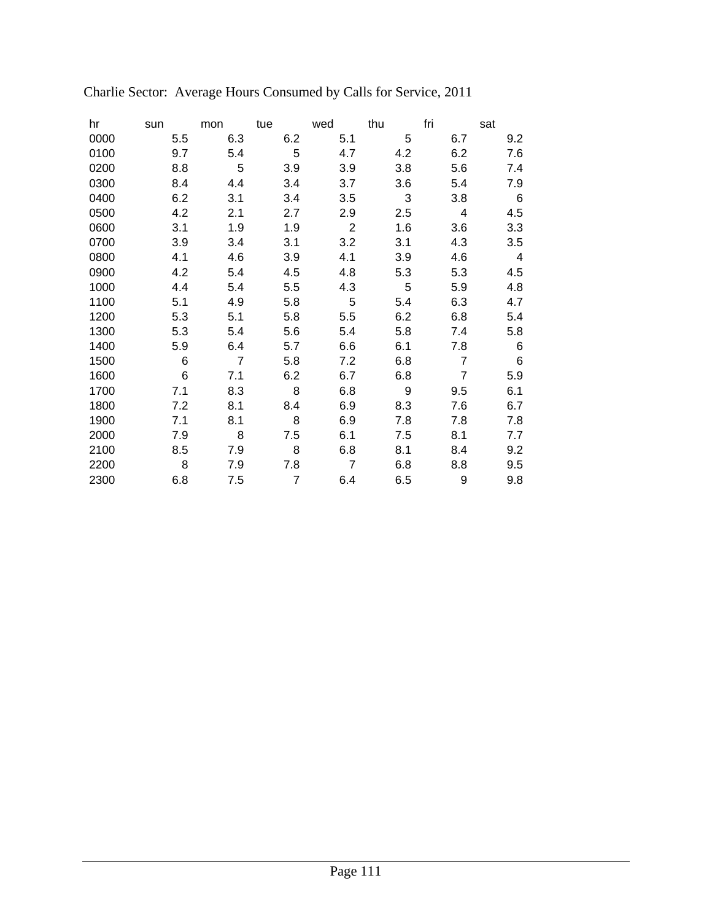Charlie Sector:  Average Hours Consumed by Calls for Service, 2011

| hr | sun | mon | tue | wed | thu | fri | sat |
|---|---|---|---|---|---|---|---|
| 0000 | 5.5 | 6.3 | 6.2 | 5.1 | 5 | 6.7 | 9.2 |
| 0100 | 9.7 | 5.4 | 5 | 4.7 | 4.2 | 6.2 | 7.6 |
| 0200 | 8.8 | 5 | 3.9 | 3.9 | 3.8 | 5.6 | 7.4 |
| 0300 | 8.4 | 4.4 | 3.4 | 3.7 | 3.6 | 5.4 | 7.9 |
| 0400 | 6.2 | 3.1 | 3.4 | 3.5 | 3 | 3.8 | 6 |
| 0500 | 4.2 | 2.1 | 2.7 | 2.9 | 2.5 | 4 | 4.5 |
| 0600 | 3.1 | 1.9 | 1.9 | 2 | 1.6 | 3.6 | 3.3 |
| 0700 | 3.9 | 3.4 | 3.1 | 3.2 | 3.1 | 4.3 | 3.5 |
| 0800 | 4.1 | 4.6 | 3.9 | 4.1 | 3.9 | 4.6 | 4 |
| 0900 | 4.2 | 5.4 | 4.5 | 4.8 | 5.3 | 5.3 | 4.5 |
| 1000 | 4.4 | 5.4 | 5.5 | 4.3 | 5 | 5.9 | 4.8 |
| 1100 | 5.1 | 4.9 | 5.8 | 5 | 5.4 | 6.3 | 4.7 |
| 1200 | 5.3 | 5.1 | 5.8 | 5.5 | 6.2 | 6.8 | 5.4 |
| 1300 | 5.3 | 5.4 | 5.6 | 5.4 | 5.8 | 7.4 | 5.8 |
| 1400 | 5.9 | 6.4 | 5.7 | 6.6 | 6.1 | 7.8 | 6 |
| 1500 | 6 | 7 | 5.8 | 7.2 | 6.8 | 7 | 6 |
| 1600 | 6 | 7.1 | 6.2 | 6.7 | 6.8 | 7 | 5.9 |
| 1700 | 7.1 | 8.3 | 8 | 6.8 | 9 | 9.5 | 6.1 |
| 1800 | 7.2 | 8.1 | 8.4 | 6.9 | 8.3 | 7.6 | 6.7 |
| 1900 | 7.1 | 8.1 | 8 | 6.9 | 7.8 | 7.8 | 7.8 |
| 2000 | 7.9 | 8 | 7.5 | 6.1 | 7.5 | 8.1 | 7.7 |
| 2100 | 8.5 | 7.9 | 8 | 6.8 | 8.1 | 8.4 | 9.2 |
| 2200 | 8 | 7.9 | 7.8 | 7 | 6.8 | 8.8 | 9.5 |
| 2300 | 6.8 | 7.5 | 7 | 6.4 | 6.5 | 9 | 9.8 |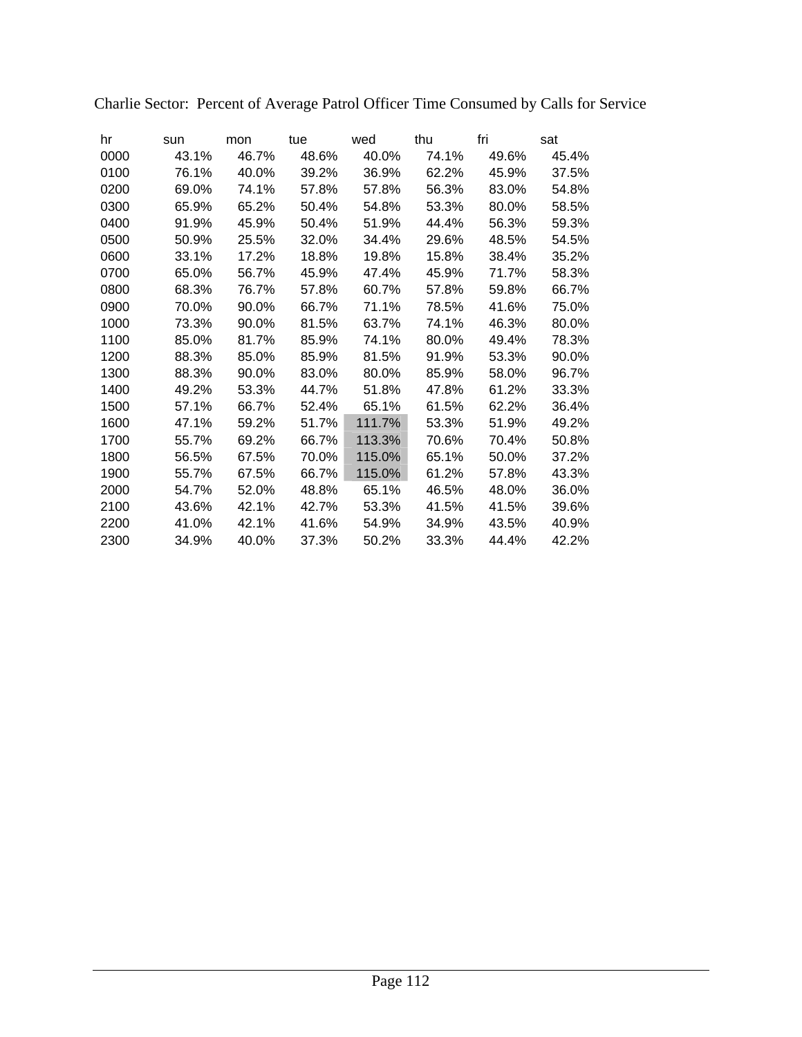Charlie Sector: Percent of Average Patrol Officer Time Consumed by Calls for Service

| hr | sun | mon | tue | wed | thu | fri | sat |
|---|---|---|---|---|---|---|---|
| 0000 | 43.1% | 46.7% | 48.6% | 40.0% | 74.1% | 49.6% | 45.4% |
| 0100 | 76.1% | 40.0% | 39.2% | 36.9% | 62.2% | 45.9% | 37.5% |
| 0200 | 69.0% | 74.1% | 57.8% | 57.8% | 56.3% | 83.0% | 54.8% |
| 0300 | 65.9% | 65.2% | 50.4% | 54.8% | 53.3% | 80.0% | 58.5% |
| 0400 | 91.9% | 45.9% | 50.4% | 51.9% | 44.4% | 56.3% | 59.3% |
| 0500 | 50.9% | 25.5% | 32.0% | 34.4% | 29.6% | 48.5% | 54.5% |
| 0600 | 33.1% | 17.2% | 18.8% | 19.8% | 15.8% | 38.4% | 35.2% |
| 0700 | 65.0% | 56.7% | 45.9% | 47.4% | 45.9% | 71.7% | 58.3% |
| 0800 | 68.3% | 76.7% | 57.8% | 60.7% | 57.8% | 59.8% | 66.7% |
| 0900 | 70.0% | 90.0% | 66.7% | 71.1% | 78.5% | 41.6% | 75.0% |
| 1000 | 73.3% | 90.0% | 81.5% | 63.7% | 74.1% | 46.3% | 80.0% |
| 1100 | 85.0% | 81.7% | 85.9% | 74.1% | 80.0% | 49.4% | 78.3% |
| 1200 | 88.3% | 85.0% | 85.9% | 81.5% | 91.9% | 53.3% | 90.0% |
| 1300 | 88.3% | 90.0% | 83.0% | 80.0% | 85.9% | 58.0% | 96.7% |
| 1400 | 49.2% | 53.3% | 44.7% | 51.8% | 47.8% | 61.2% | 33.3% |
| 1500 | 57.1% | 66.7% | 52.4% | 65.1% | 61.5% | 62.2% | 36.4% |
| 1600 | 47.1% | 59.2% | 51.7% | 111.7% | 53.3% | 51.9% | 49.2% |
| 1700 | 55.7% | 69.2% | 66.7% | 113.3% | 70.6% | 70.4% | 50.8% |
| 1800 | 56.5% | 67.5% | 70.0% | 115.0% | 65.1% | 50.0% | 37.2% |
| 1900 | 55.7% | 67.5% | 66.7% | 115.0% | 61.2% | 57.8% | 43.3% |
| 2000 | 54.7% | 52.0% | 48.8% | 65.1% | 46.5% | 48.0% | 36.0% |
| 2100 | 43.6% | 42.1% | 42.7% | 53.3% | 41.5% | 41.5% | 39.6% |
| 2200 | 41.0% | 42.1% | 41.6% | 54.9% | 34.9% | 43.5% | 40.9% |
| 2300 | 34.9% | 40.0% | 37.3% | 50.2% | 33.3% | 44.4% | 42.2% |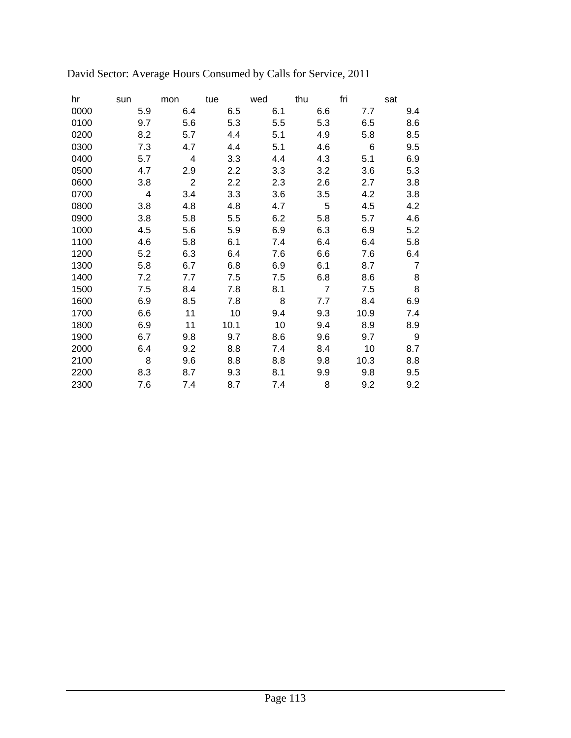David Sector: Average Hours Consumed by Calls for Service, 2011

| hr | sun | mon | tue | wed | thu | fri | sat |
|---|---|---|---|---|---|---|---|
| 0000 | 5.9 | 6.4 | 6.5 | 6.1 | 6.6 | 7.7 | 9.4 |
| 0100 | 9.7 | 5.6 | 5.3 | 5.5 | 5.3 | 6.5 | 8.6 |
| 0200 | 8.2 | 5.7 | 4.4 | 5.1 | 4.9 | 5.8 | 8.5 |
| 0300 | 7.3 | 4.7 | 4.4 | 5.1 | 4.6 | 6 | 9.5 |
| 0400 | 5.7 | 4 | 3.3 | 4.4 | 4.3 | 5.1 | 6.9 |
| 0500 | 4.7 | 2.9 | 2.2 | 3.3 | 3.2 | 3.6 | 5.3 |
| 0600 | 3.8 | 2 | 2.2 | 2.3 | 2.6 | 2.7 | 3.8 |
| 0700 | 4 | 3.4 | 3.3 | 3.6 | 3.5 | 4.2 | 3.8 |
| 0800 | 3.8 | 4.8 | 4.8 | 4.7 | 5 | 4.5 | 4.2 |
| 0900 | 3.8 | 5.8 | 5.5 | 6.2 | 5.8 | 5.7 | 4.6 |
| 1000 | 4.5 | 5.6 | 5.9 | 6.9 | 6.3 | 6.9 | 5.2 |
| 1100 | 4.6 | 5.8 | 6.1 | 7.4 | 6.4 | 6.4 | 5.8 |
| 1200 | 5.2 | 6.3 | 6.4 | 7.6 | 6.6 | 7.6 | 6.4 |
| 1300 | 5.8 | 6.7 | 6.8 | 6.9 | 6.1 | 8.7 | 7 |
| 1400 | 7.2 | 7.7 | 7.5 | 7.5 | 6.8 | 8.6 | 8 |
| 1500 | 7.5 | 8.4 | 7.8 | 8.1 | 7 | 7.5 | 8 |
| 1600 | 6.9 | 8.5 | 7.8 | 8 | 7.7 | 8.4 | 6.9 |
| 1700 | 6.6 | 11 | 10 | 9.4 | 9.3 | 10.9 | 7.4 |
| 1800 | 6.9 | 11 | 10.1 | 10 | 9.4 | 8.9 | 8.9 |
| 1900 | 6.7 | 9.8 | 9.7 | 8.6 | 9.6 | 9.7 | 9 |
| 2000 | 6.4 | 9.2 | 8.8 | 7.4 | 8.4 | 10 | 8.7 |
| 2100 | 8 | 9.6 | 8.8 | 8.8 | 9.8 | 10.3 | 8.8 |
| 2200 | 8.3 | 8.7 | 9.3 | 8.1 | 9.9 | 9.8 | 9.5 |
| 2300 | 7.6 | 7.4 | 8.7 | 7.4 | 8 | 9.2 | 9.2 |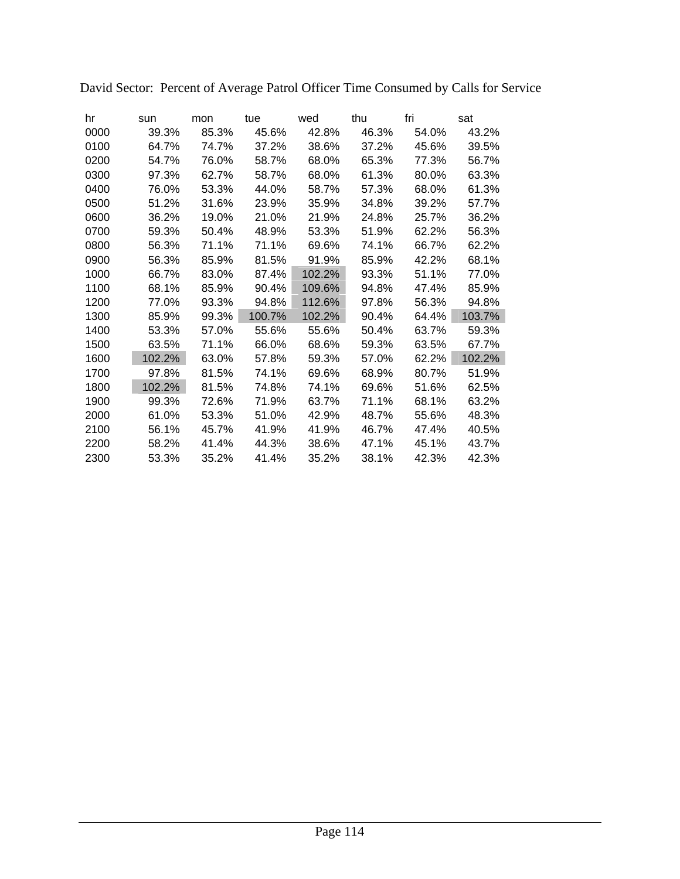David Sector: Percent of Average Patrol Officer Time Consumed by Calls for Service

| hr | sun | mon | tue | wed | thu | fri | sat |
|---|---|---|---|---|---|---|---|
| 0000 | 39.3% | 85.3% | 45.6% | 42.8% | 46.3% | 54.0% | 43.2% |
| 0100 | 64.7% | 74.7% | 37.2% | 38.6% | 37.2% | 45.6% | 39.5% |
| 0200 | 54.7% | 76.0% | 58.7% | 68.0% | 65.3% | 77.3% | 56.7% |
| 0300 | 97.3% | 62.7% | 58.7% | 68.0% | 61.3% | 80.0% | 63.3% |
| 0400 | 76.0% | 53.3% | 44.0% | 58.7% | 57.3% | 68.0% | 61.3% |
| 0500 | 51.2% | 31.6% | 23.9% | 35.9% | 34.8% | 39.2% | 57.7% |
| 0600 | 36.2% | 19.0% | 21.0% | 21.9% | 24.8% | 25.7% | 36.2% |
| 0700 | 59.3% | 50.4% | 48.9% | 53.3% | 51.9% | 62.2% | 56.3% |
| 0800 | 56.3% | 71.1% | 71.1% | 69.6% | 74.1% | 66.7% | 62.2% |
| 0900 | 56.3% | 85.9% | 81.5% | 91.9% | 85.9% | 42.2% | 68.1% |
| 1000 | 66.7% | 83.0% | 87.4% | 102.2% | 93.3% | 51.1% | 77.0% |
| 1100 | 68.1% | 85.9% | 90.4% | 109.6% | 94.8% | 47.4% | 85.9% |
| 1200 | 77.0% | 93.3% | 94.8% | 112.6% | 97.8% | 56.3% | 94.8% |
| 1300 | 85.9% | 99.3% | 100.7% | 102.2% | 90.4% | 64.4% | 103.7% |
| 1400 | 53.3% | 57.0% | 55.6% | 55.6% | 50.4% | 63.7% | 59.3% |
| 1500 | 63.5% | 71.1% | 66.0% | 68.6% | 59.3% | 63.5% | 67.7% |
| 1600 | 102.2% | 63.0% | 57.8% | 59.3% | 57.0% | 62.2% | 102.2% |
| 1700 | 97.8% | 81.5% | 74.1% | 69.6% | 68.9% | 80.7% | 51.9% |
| 1800 | 102.2% | 81.5% | 74.8% | 74.1% | 69.6% | 51.6% | 62.5% |
| 1900 | 99.3% | 72.6% | 71.9% | 63.7% | 71.1% | 68.1% | 63.2% |
| 2000 | 61.0% | 53.3% | 51.0% | 42.9% | 48.7% | 55.6% | 48.3% |
| 2100 | 56.1% | 45.7% | 41.9% | 41.9% | 46.7% | 47.4% | 40.5% |
| 2200 | 58.2% | 41.4% | 44.3% | 38.6% | 47.1% | 45.1% | 43.7% |
| 2300 | 53.3% | 35.2% | 41.4% | 35.2% | 38.1% | 42.3% | 42.3% |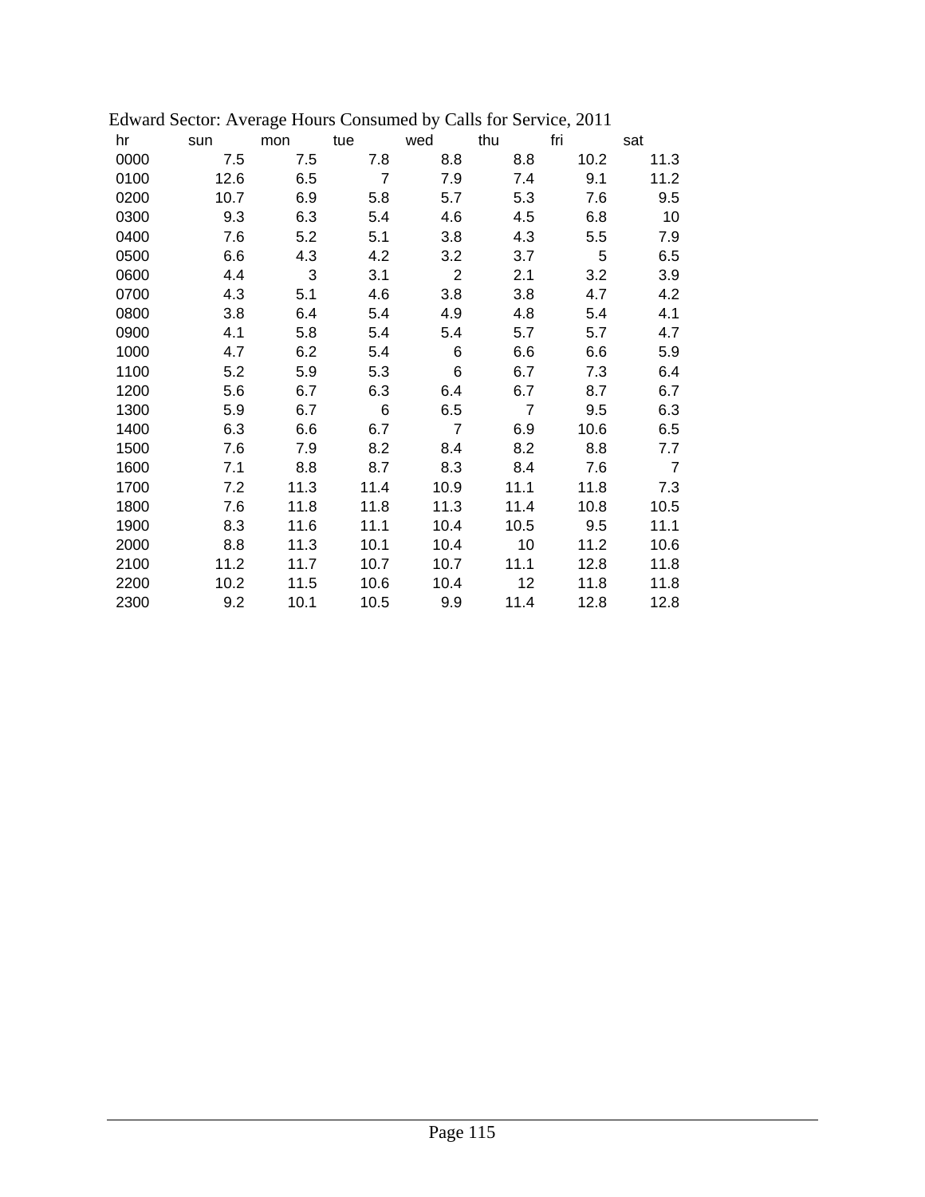Edward Sector: Average Hours Consumed by Calls for Service, 2011

| hr | sun | mon | tue | wed | thu | fri | sat |
|---|---|---|---|---|---|---|---|
| 0000 | 7.5 | 7.5 | 7.8 | 8.8 | 8.8 | 10.2 | 11.3 |
| 0100 | 12.6 | 6.5 | 7 | 7.9 | 7.4 | 9.1 | 11.2 |
| 0200 | 10.7 | 6.9 | 5.8 | 5.7 | 5.3 | 7.6 | 9.5 |
| 0300 | 9.3 | 6.3 | 5.4 | 4.6 | 4.5 | 6.8 | 10 |
| 0400 | 7.6 | 5.2 | 5.1 | 3.8 | 4.3 | 5.5 | 7.9 |
| 0500 | 6.6 | 4.3 | 4.2 | 3.2 | 3.7 | 5 | 6.5 |
| 0600 | 4.4 | 3 | 3.1 | 2 | 2.1 | 3.2 | 3.9 |
| 0700 | 4.3 | 5.1 | 4.6 | 3.8 | 3.8 | 4.7 | 4.2 |
| 0800 | 3.8 | 6.4 | 5.4 | 4.9 | 4.8 | 5.4 | 4.1 |
| 0900 | 4.1 | 5.8 | 5.4 | 5.4 | 5.7 | 5.7 | 4.7 |
| 1000 | 4.7 | 6.2 | 5.4 | 6 | 6.6 | 6.6 | 5.9 |
| 1100 | 5.2 | 5.9 | 5.3 | 6 | 6.7 | 7.3 | 6.4 |
| 1200 | 5.6 | 6.7 | 6.3 | 6.4 | 6.7 | 8.7 | 6.7 |
| 1300 | 5.9 | 6.7 | 6 | 6.5 | 7 | 9.5 | 6.3 |
| 1400 | 6.3 | 6.6 | 6.7 | 7 | 6.9 | 10.6 | 6.5 |
| 1500 | 7.6 | 7.9 | 8.2 | 8.4 | 8.2 | 8.8 | 7.7 |
| 1600 | 7.1 | 8.8 | 8.7 | 8.3 | 8.4 | 7.6 | 7 |
| 1700 | 7.2 | 11.3 | 11.4 | 10.9 | 11.1 | 11.8 | 7.3 |
| 1800 | 7.6 | 11.8 | 11.8 | 11.3 | 11.4 | 10.8 | 10.5 |
| 1900 | 8.3 | 11.6 | 11.1 | 10.4 | 10.5 | 9.5 | 11.1 |
| 2000 | 8.8 | 11.3 | 10.1 | 10.4 | 10 | 11.2 | 10.6 |
| 2100 | 11.2 | 11.7 | 10.7 | 10.7 | 11.1 | 12.8 | 11.8 |
| 2200 | 10.2 | 11.5 | 10.6 | 10.4 | 12 | 11.8 | 11.8 |
| 2300 | 9.2 | 10.1 | 10.5 | 9.9 | 11.4 | 12.8 | 12.8 |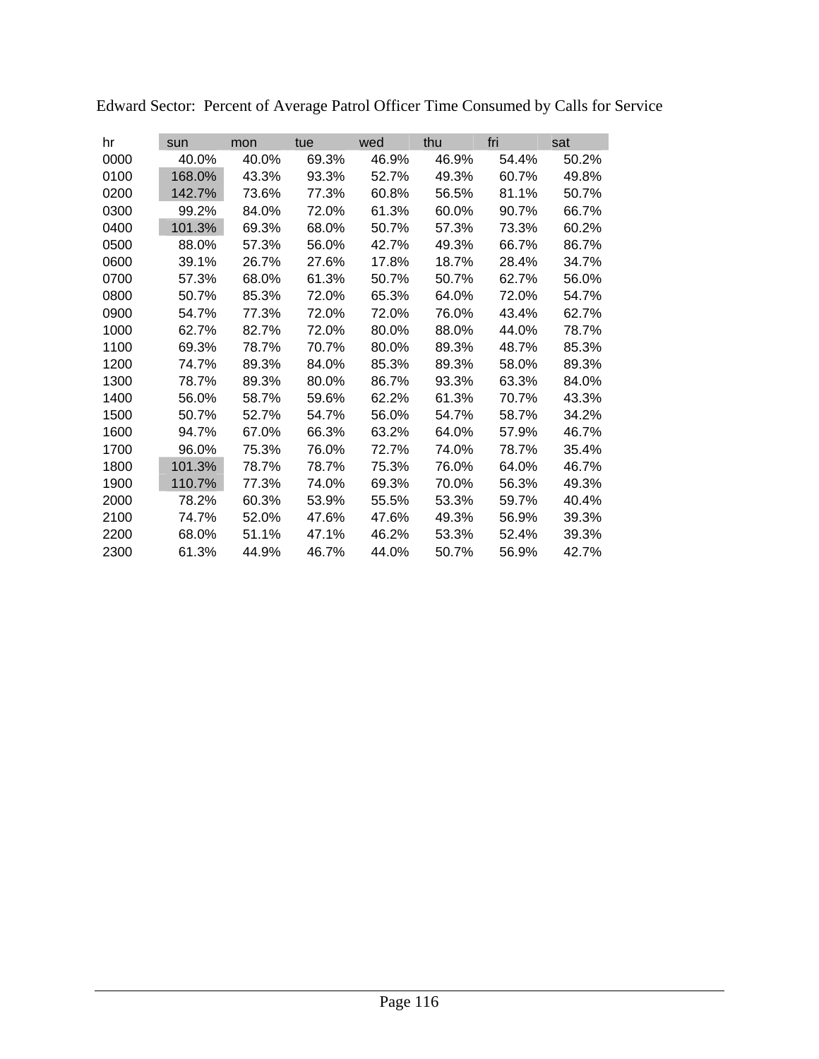Edward Sector: Percent of Average Patrol Officer Time Consumed by Calls for Service

| hr | sun | mon | tue | wed | thu | fri | sat |
|---|---|---|---|---|---|---|---|
| 0000 | 40.0% | 40.0% | 69.3% | 46.9% | 46.9% | 54.4% | 50.2% |
| 0100 | 168.0% | 43.3% | 93.3% | 52.7% | 49.3% | 60.7% | 49.8% |
| 0200 | 142.7% | 73.6% | 77.3% | 60.8% | 56.5% | 81.1% | 50.7% |
| 0300 | 99.2% | 84.0% | 72.0% | 61.3% | 60.0% | 90.7% | 66.7% |
| 0400 | 101.3% | 69.3% | 68.0% | 50.7% | 57.3% | 73.3% | 60.2% |
| 0500 | 88.0% | 57.3% | 56.0% | 42.7% | 49.3% | 66.7% | 86.7% |
| 0600 | 39.1% | 26.7% | 27.6% | 17.8% | 18.7% | 28.4% | 34.7% |
| 0700 | 57.3% | 68.0% | 61.3% | 50.7% | 50.7% | 62.7% | 56.0% |
| 0800 | 50.7% | 85.3% | 72.0% | 65.3% | 64.0% | 72.0% | 54.7% |
| 0900 | 54.7% | 77.3% | 72.0% | 72.0% | 76.0% | 43.4% | 62.7% |
| 1000 | 62.7% | 82.7% | 72.0% | 80.0% | 88.0% | 44.0% | 78.7% |
| 1100 | 69.3% | 78.7% | 70.7% | 80.0% | 89.3% | 48.7% | 85.3% |
| 1200 | 74.7% | 89.3% | 84.0% | 85.3% | 89.3% | 58.0% | 89.3% |
| 1300 | 78.7% | 89.3% | 80.0% | 86.7% | 93.3% | 63.3% | 84.0% |
| 1400 | 56.0% | 58.7% | 59.6% | 62.2% | 61.3% | 70.7% | 43.3% |
| 1500 | 50.7% | 52.7% | 54.7% | 56.0% | 54.7% | 58.7% | 34.2% |
| 1600 | 94.7% | 67.0% | 66.3% | 63.2% | 64.0% | 57.9% | 46.7% |
| 1700 | 96.0% | 75.3% | 76.0% | 72.7% | 74.0% | 78.7% | 35.4% |
| 1800 | 101.3% | 78.7% | 78.7% | 75.3% | 76.0% | 64.0% | 46.7% |
| 1900 | 110.7% | 77.3% | 74.0% | 69.3% | 70.0% | 56.3% | 49.3% |
| 2000 | 78.2% | 60.3% | 53.9% | 55.5% | 53.3% | 59.7% | 40.4% |
| 2100 | 74.7% | 52.0% | 47.6% | 47.6% | 49.3% | 56.9% | 39.3% |
| 2200 | 68.0% | 51.1% | 47.1% | 46.2% | 53.3% | 52.4% | 39.3% |
| 2300 | 61.3% | 44.9% | 46.7% | 44.0% | 50.7% | 56.9% | 42.7% |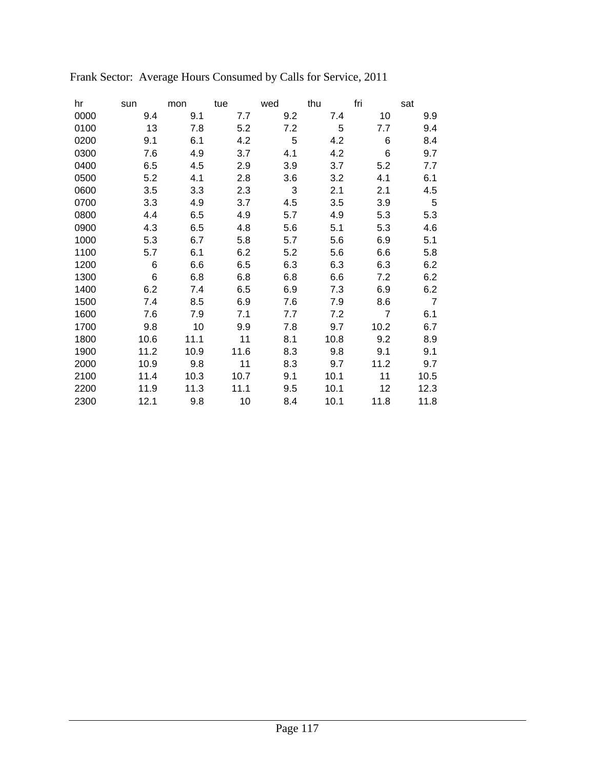Frank Sector:  Average Hours Consumed by Calls for Service, 2011

| hr | sun | mon | tue | wed | thu | fri | sat |
|---|---|---|---|---|---|---|---|
| 0000 | 9.4 | 9.1 | 7.7 | 9.2 | 7.4 | 10 | 9.9 |
| 0100 | 13 | 7.8 | 5.2 | 7.2 | 5 | 7.7 | 9.4 |
| 0200 | 9.1 | 6.1 | 4.2 | 5 | 4.2 | 6 | 8.4 |
| 0300 | 7.6 | 4.9 | 3.7 | 4.1 | 4.2 | 6 | 9.7 |
| 0400 | 6.5 | 4.5 | 2.9 | 3.9 | 3.7 | 5.2 | 7.7 |
| 0500 | 5.2 | 4.1 | 2.8 | 3.6 | 3.2 | 4.1 | 6.1 |
| 0600 | 3.5 | 3.3 | 2.3 | 3 | 2.1 | 2.1 | 4.5 |
| 0700 | 3.3 | 4.9 | 3.7 | 4.5 | 3.5 | 3.9 | 5 |
| 0800 | 4.4 | 6.5 | 4.9 | 5.7 | 4.9 | 5.3 | 5.3 |
| 0900 | 4.3 | 6.5 | 4.8 | 5.6 | 5.1 | 5.3 | 4.6 |
| 1000 | 5.3 | 6.7 | 5.8 | 5.7 | 5.6 | 6.9 | 5.1 |
| 1100 | 5.7 | 6.1 | 6.2 | 5.2 | 5.6 | 6.6 | 5.8 |
| 1200 | 6 | 6.6 | 6.5 | 6.3 | 6.3 | 6.3 | 6.2 |
| 1300 | 6 | 6.8 | 6.8 | 6.8 | 6.6 | 7.2 | 6.2 |
| 1400 | 6.2 | 7.4 | 6.5 | 6.9 | 7.3 | 6.9 | 6.2 |
| 1500 | 7.4 | 8.5 | 6.9 | 7.6 | 7.9 | 8.6 | 7 |
| 1600 | 7.6 | 7.9 | 7.1 | 7.7 | 7.2 | 7 | 6.1 |
| 1700 | 9.8 | 10 | 9.9 | 7.8 | 9.7 | 10.2 | 6.7 |
| 1800 | 10.6 | 11.1 | 11 | 8.1 | 10.8 | 9.2 | 8.9 |
| 1900 | 11.2 | 10.9 | 11.6 | 8.3 | 9.8 | 9.1 | 9.1 |
| 2000 | 10.9 | 9.8 | 11 | 8.3 | 9.7 | 11.2 | 9.7 |
| 2100 | 11.4 | 10.3 | 10.7 | 9.1 | 10.1 | 11 | 10.5 |
| 2200 | 11.9 | 11.3 | 11.1 | 9.5 | 10.1 | 12 | 12.3 |
| 2300 | 12.1 | 9.8 | 10 | 8.4 | 10.1 | 11.8 | 11.8 |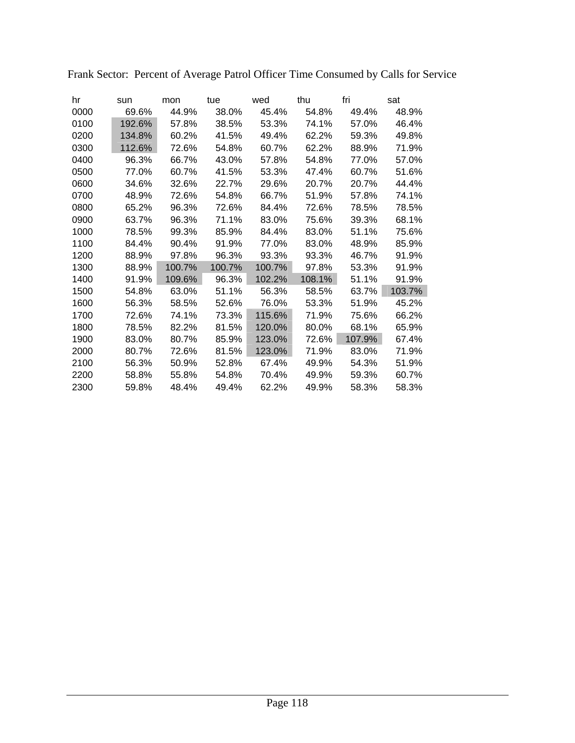Frank Sector: Percent of Average Patrol Officer Time Consumed by Calls for Service

| hr | sun | mon | tue | wed | thu | fri | sat |
|---|---|---|---|---|---|---|---|
| 0000 | 69.6% | 44.9% | 38.0% | 45.4% | 54.8% | 49.4% | 48.9% |
| 0100 | 192.6% | 57.8% | 38.5% | 53.3% | 74.1% | 57.0% | 46.4% |
| 0200 | 134.8% | 60.2% | 41.5% | 49.4% | 62.2% | 59.3% | 49.8% |
| 0300 | 112.6% | 72.6% | 54.8% | 60.7% | 62.2% | 88.9% | 71.9% |
| 0400 | 96.3% | 66.7% | 43.0% | 57.8% | 54.8% | 77.0% | 57.0% |
| 0500 | 77.0% | 60.7% | 41.5% | 53.3% | 47.4% | 60.7% | 51.6% |
| 0600 | 34.6% | 32.6% | 22.7% | 29.6% | 20.7% | 20.7% | 44.4% |
| 0700 | 48.9% | 72.6% | 54.8% | 66.7% | 51.9% | 57.8% | 74.1% |
| 0800 | 65.2% | 96.3% | 72.6% | 84.4% | 72.6% | 78.5% | 78.5% |
| 0900 | 63.7% | 96.3% | 71.1% | 83.0% | 75.6% | 39.3% | 68.1% |
| 1000 | 78.5% | 99.3% | 85.9% | 84.4% | 83.0% | 51.1% | 75.6% |
| 1100 | 84.4% | 90.4% | 91.9% | 77.0% | 83.0% | 48.9% | 85.9% |
| 1200 | 88.9% | 97.8% | 96.3% | 93.3% | 93.3% | 46.7% | 91.9% |
| 1300 | 88.9% | 100.7% | 100.7% | 100.7% | 97.8% | 53.3% | 91.9% |
| 1400 | 91.9% | 109.6% | 96.3% | 102.2% | 108.1% | 51.1% | 91.9% |
| 1500 | 54.8% | 63.0% | 51.1% | 56.3% | 58.5% | 63.7% | 103.7% |
| 1600 | 56.3% | 58.5% | 52.6% | 76.0% | 53.3% | 51.9% | 45.2% |
| 1700 | 72.6% | 74.1% | 73.3% | 115.6% | 71.9% | 75.6% | 66.2% |
| 1800 | 78.5% | 82.2% | 81.5% | 120.0% | 80.0% | 68.1% | 65.9% |
| 1900 | 83.0% | 80.7% | 85.9% | 123.0% | 72.6% | 107.9% | 67.4% |
| 2000 | 80.7% | 72.6% | 81.5% | 123.0% | 71.9% | 83.0% | 71.9% |
| 2100 | 56.3% | 50.9% | 52.8% | 67.4% | 49.9% | 54.3% | 51.9% |
| 2200 | 58.8% | 55.8% | 54.8% | 70.4% | 49.9% | 59.3% | 60.7% |
| 2300 | 59.8% | 48.4% | 49.4% | 62.2% | 49.9% | 58.3% | 58.3% |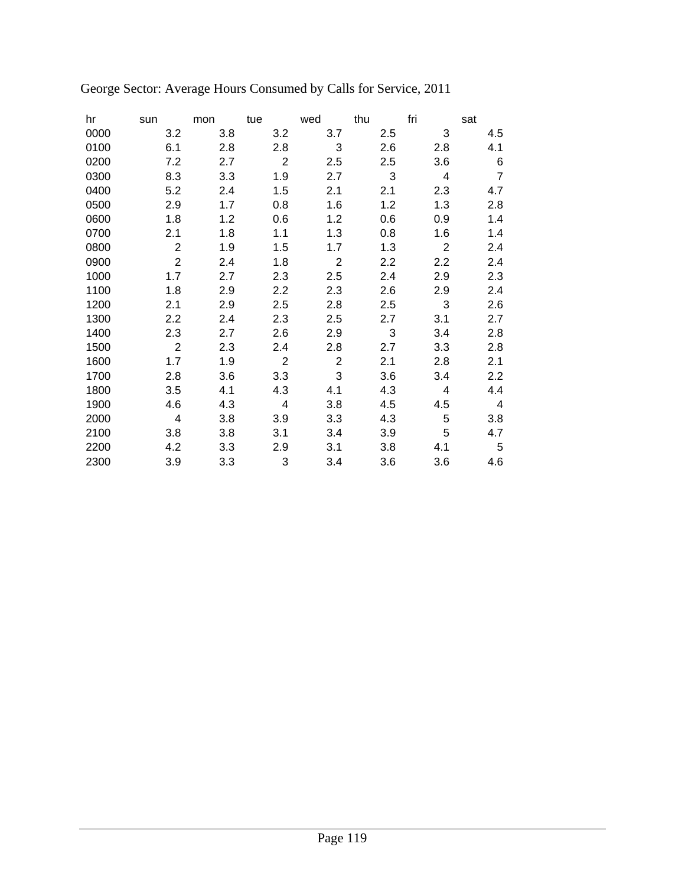George Sector: Average Hours Consumed by Calls for Service, 2011

| hr | sun | mon | tue | wed | thu | fri | sat |
|---|---|---|---|---|---|---|---|
| 0000 | 3.2 | 3.8 | 3.2 | 3.7 | 2.5 | 3 | 4.5 |
| 0100 | 6.1 | 2.8 | 2.8 | 3 | 2.6 | 2.8 | 4.1 |
| 0200 | 7.2 | 2.7 | 2 | 2.5 | 2.5 | 3.6 | 6 |
| 0300 | 8.3 | 3.3 | 1.9 | 2.7 | 3 | 4 | 7 |
| 0400 | 5.2 | 2.4 | 1.5 | 2.1 | 2.1 | 2.3 | 4.7 |
| 0500 | 2.9 | 1.7 | 0.8 | 1.6 | 1.2 | 1.3 | 2.8 |
| 0600 | 1.8 | 1.2 | 0.6 | 1.2 | 0.6 | 0.9 | 1.4 |
| 0700 | 2.1 | 1.8 | 1.1 | 1.3 | 0.8 | 1.6 | 1.4 |
| 0800 | 2 | 1.9 | 1.5 | 1.7 | 1.3 | 2 | 2.4 |
| 0900 | 2 | 2.4 | 1.8 | 2 | 2.2 | 2.2 | 2.4 |
| 1000 | 1.7 | 2.7 | 2.3 | 2.5 | 2.4 | 2.9 | 2.3 |
| 1100 | 1.8 | 2.9 | 2.2 | 2.3 | 2.6 | 2.9 | 2.4 |
| 1200 | 2.1 | 2.9 | 2.5 | 2.8 | 2.5 | 3 | 2.6 |
| 1300 | 2.2 | 2.4 | 2.3 | 2.5 | 2.7 | 3.1 | 2.7 |
| 1400 | 2.3 | 2.7 | 2.6 | 2.9 | 3 | 3.4 | 2.8 |
| 1500 | 2 | 2.3 | 2.4 | 2.8 | 2.7 | 3.3 | 2.8 |
| 1600 | 1.7 | 1.9 | 2 | 2 | 2.1 | 2.8 | 2.1 |
| 1700 | 2.8 | 3.6 | 3.3 | 3 | 3.6 | 3.4 | 2.2 |
| 1800 | 3.5 | 4.1 | 4.3 | 4.1 | 4.3 | 4 | 4.4 |
| 1900 | 4.6 | 4.3 | 4 | 3.8 | 4.5 | 4.5 | 4 |
| 2000 | 4 | 3.8 | 3.9 | 3.3 | 4.3 | 5 | 3.8 |
| 2100 | 3.8 | 3.8 | 3.1 | 3.4 | 3.9 | 5 | 4.7 |
| 2200 | 4.2 | 3.3 | 2.9 | 3.1 | 3.8 | 4.1 | 5 |
| 2300 | 3.9 | 3.3 | 3 | 3.4 | 3.6 | 3.6 | 4.6 |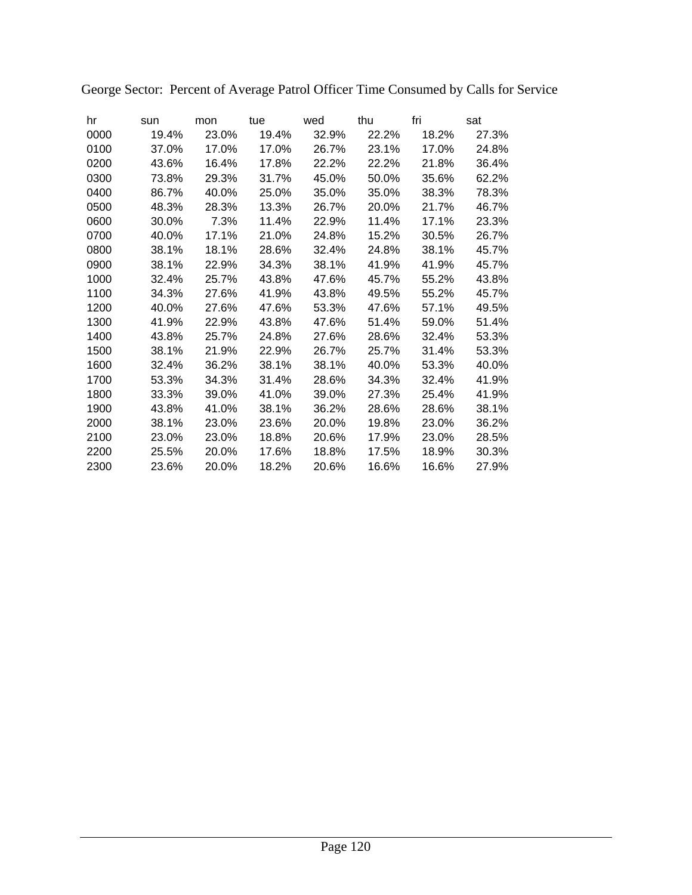George Sector: Percent of Average Patrol Officer Time Consumed by Calls for Service

| hr | sun | mon | tue | wed | thu | fri | sat |
|---|---|---|---|---|---|---|---|
| 0000 | 19.4% | 23.0% | 19.4% | 32.9% | 22.2% | 18.2% | 27.3% |
| 0100 | 37.0% | 17.0% | 17.0% | 26.7% | 23.1% | 17.0% | 24.8% |
| 0200 | 43.6% | 16.4% | 17.8% | 22.2% | 22.2% | 21.8% | 36.4% |
| 0300 | 73.8% | 29.3% | 31.7% | 45.0% | 50.0% | 35.6% | 62.2% |
| 0400 | 86.7% | 40.0% | 25.0% | 35.0% | 35.0% | 38.3% | 78.3% |
| 0500 | 48.3% | 28.3% | 13.3% | 26.7% | 20.0% | 21.7% | 46.7% |
| 0600 | 30.0% | 7.3% | 11.4% | 22.9% | 11.4% | 17.1% | 23.3% |
| 0700 | 40.0% | 17.1% | 21.0% | 24.8% | 15.2% | 30.5% | 26.7% |
| 0800 | 38.1% | 18.1% | 28.6% | 32.4% | 24.8% | 38.1% | 45.7% |
| 0900 | 38.1% | 22.9% | 34.3% | 38.1% | 41.9% | 41.9% | 45.7% |
| 1000 | 32.4% | 25.7% | 43.8% | 47.6% | 45.7% | 55.2% | 43.8% |
| 1100 | 34.3% | 27.6% | 41.9% | 43.8% | 49.5% | 55.2% | 45.7% |
| 1200 | 40.0% | 27.6% | 47.6% | 53.3% | 47.6% | 57.1% | 49.5% |
| 1300 | 41.9% | 22.9% | 43.8% | 47.6% | 51.4% | 59.0% | 51.4% |
| 1400 | 43.8% | 25.7% | 24.8% | 27.6% | 28.6% | 32.4% | 53.3% |
| 1500 | 38.1% | 21.9% | 22.9% | 26.7% | 25.7% | 31.4% | 53.3% |
| 1600 | 32.4% | 36.2% | 38.1% | 38.1% | 40.0% | 53.3% | 40.0% |
| 1700 | 53.3% | 34.3% | 31.4% | 28.6% | 34.3% | 32.4% | 41.9% |
| 1800 | 33.3% | 39.0% | 41.0% | 39.0% | 27.3% | 25.4% | 41.9% |
| 1900 | 43.8% | 41.0% | 38.1% | 36.2% | 28.6% | 28.6% | 38.1% |
| 2000 | 38.1% | 23.0% | 23.6% | 20.0% | 19.8% | 23.0% | 36.2% |
| 2100 | 23.0% | 23.0% | 18.8% | 20.6% | 17.9% | 23.0% | 28.5% |
| 2200 | 25.5% | 20.0% | 17.6% | 18.8% | 17.5% | 18.9% | 30.3% |
| 2300 | 23.6% | 20.0% | 18.2% | 20.6% | 16.6% | 16.6% | 27.9% |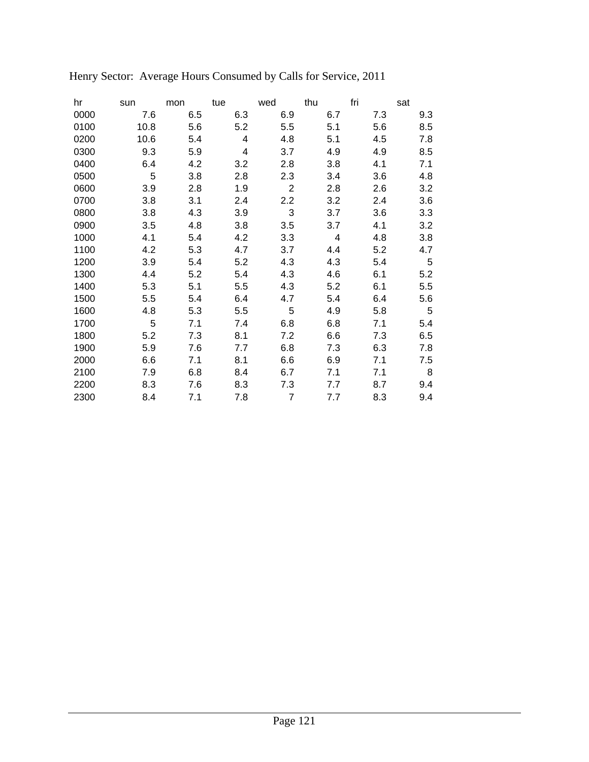Henry Sector: Average Hours Consumed by Calls for Service, 2011

| hr | sun | mon | tue | wed | thu | fri | sat |
|---|---|---|---|---|---|---|---|
| 0000 | 7.6 | 6.5 | 6.3 | 6.9 | 6.7 | 7.3 | 9.3 |
| 0100 | 10.8 | 5.6 | 5.2 | 5.5 | 5.1 | 5.6 | 8.5 |
| 0200 | 10.6 | 5.4 | 4 | 4.8 | 5.1 | 4.5 | 7.8 |
| 0300 | 9.3 | 5.9 | 4 | 3.7 | 4.9 | 4.9 | 8.5 |
| 0400 | 6.4 | 4.2 | 3.2 | 2.8 | 3.8 | 4.1 | 7.1 |
| 0500 | 5 | 3.8 | 2.8 | 2.3 | 3.4 | 3.6 | 4.8 |
| 0600 | 3.9 | 2.8 | 1.9 | 2 | 2.8 | 2.6 | 3.2 |
| 0700 | 3.8 | 3.1 | 2.4 | 2.2 | 3.2 | 2.4 | 3.6 |
| 0800 | 3.8 | 4.3 | 3.9 | 3 | 3.7 | 3.6 | 3.3 |
| 0900 | 3.5 | 4.8 | 3.8 | 3.5 | 3.7 | 4.1 | 3.2 |
| 1000 | 4.1 | 5.4 | 4.2 | 3.3 | 4 | 4.8 | 3.8 |
| 1100 | 4.2 | 5.3 | 4.7 | 3.7 | 4.4 | 5.2 | 4.7 |
| 1200 | 3.9 | 5.4 | 5.2 | 4.3 | 4.3 | 5.4 | 5 |
| 1300 | 4.4 | 5.2 | 5.4 | 4.3 | 4.6 | 6.1 | 5.2 |
| 1400 | 5.3 | 5.1 | 5.5 | 4.3 | 5.2 | 6.1 | 5.5 |
| 1500 | 5.5 | 5.4 | 6.4 | 4.7 | 5.4 | 6.4 | 5.6 |
| 1600 | 4.8 | 5.3 | 5.5 | 5 | 4.9 | 5.8 | 5 |
| 1700 | 5 | 7.1 | 7.4 | 6.8 | 6.8 | 7.1 | 5.4 |
| 1800 | 5.2 | 7.3 | 8.1 | 7.2 | 6.6 | 7.3 | 6.5 |
| 1900 | 5.9 | 7.6 | 7.7 | 6.8 | 7.3 | 6.3 | 7.8 |
| 2000 | 6.6 | 7.1 | 8.1 | 6.6 | 6.9 | 7.1 | 7.5 |
| 2100 | 7.9 | 6.8 | 8.4 | 6.7 | 7.1 | 7.1 | 8 |
| 2200 | 8.3 | 7.6 | 8.3 | 7.3 | 7.7 | 8.7 | 9.4 |
| 2300 | 8.4 | 7.1 | 7.8 | 7 | 7.7 | 8.3 | 9.4 |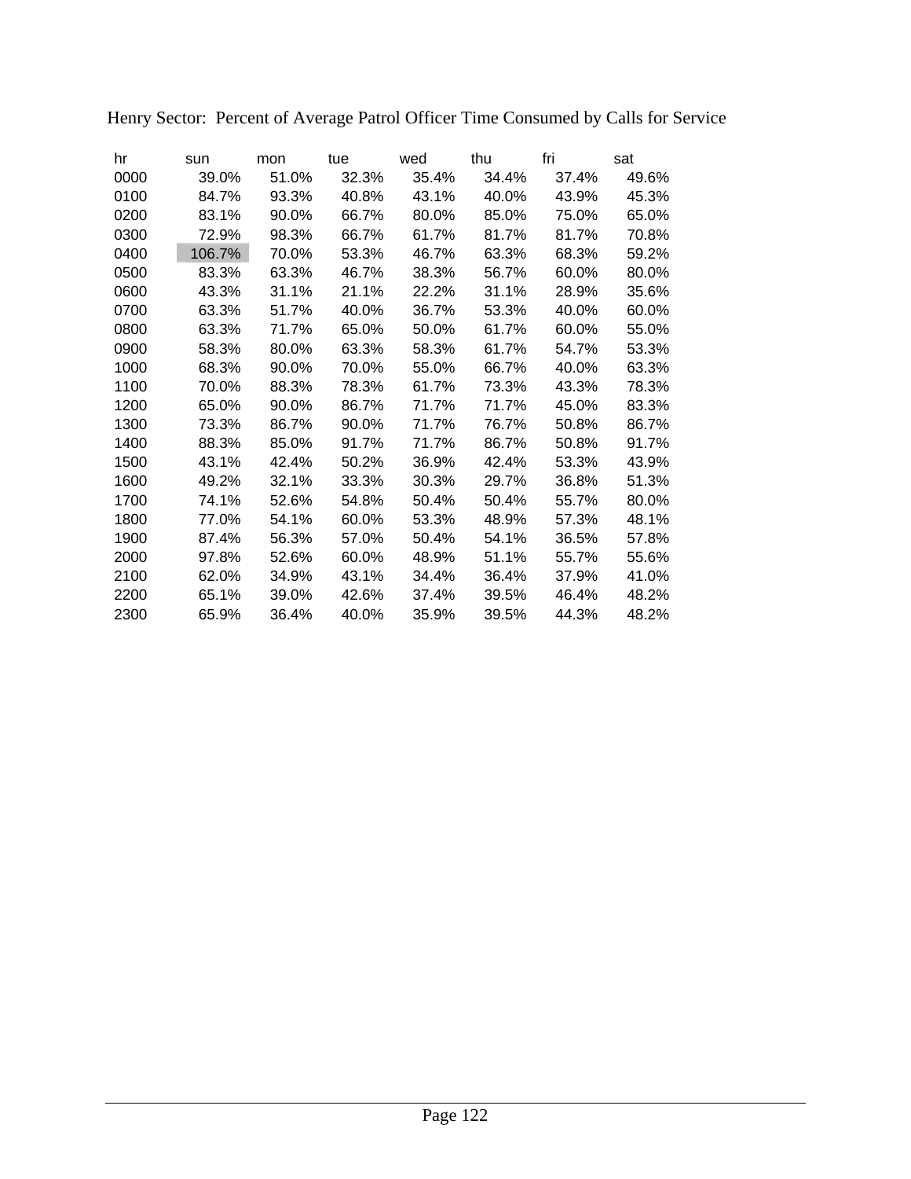Henry Sector: Percent of Average Patrol Officer Time Consumed by Calls for Service

| hr | sun | mon | tue | wed | thu | fri | sat |
|---|---|---|---|---|---|---|---|
| 0000 | 39.0% | 51.0% | 32.3% | 35.4% | 34.4% | 37.4% | 49.6% |
| 0100 | 84.7% | 93.3% | 40.8% | 43.1% | 40.0% | 43.9% | 45.3% |
| 0200 | 83.1% | 90.0% | 66.7% | 80.0% | 85.0% | 75.0% | 65.0% |
| 0300 | 72.9% | 98.3% | 66.7% | 61.7% | 81.7% | 81.7% | 70.8% |
| 0400 | 106.7% | 70.0% | 53.3% | 46.7% | 63.3% | 68.3% | 59.2% |
| 0500 | 83.3% | 63.3% | 46.7% | 38.3% | 56.7% | 60.0% | 80.0% |
| 0600 | 43.3% | 31.1% | 21.1% | 22.2% | 31.1% | 28.9% | 35.6% |
| 0700 | 63.3% | 51.7% | 40.0% | 36.7% | 53.3% | 40.0% | 60.0% |
| 0800 | 63.3% | 71.7% | 65.0% | 50.0% | 61.7% | 60.0% | 55.0% |
| 0900 | 58.3% | 80.0% | 63.3% | 58.3% | 61.7% | 54.7% | 53.3% |
| 1000 | 68.3% | 90.0% | 70.0% | 55.0% | 66.7% | 40.0% | 63.3% |
| 1100 | 70.0% | 88.3% | 78.3% | 61.7% | 73.3% | 43.3% | 78.3% |
| 1200 | 65.0% | 90.0% | 86.7% | 71.7% | 71.7% | 45.0% | 83.3% |
| 1300 | 73.3% | 86.7% | 90.0% | 71.7% | 76.7% | 50.8% | 86.7% |
| 1400 | 88.3% | 85.0% | 91.7% | 71.7% | 86.7% | 50.8% | 91.7% |
| 1500 | 43.1% | 42.4% | 50.2% | 36.9% | 42.4% | 53.3% | 43.9% |
| 1600 | 49.2% | 32.1% | 33.3% | 30.3% | 29.7% | 36.8% | 51.3% |
| 1700 | 74.1% | 52.6% | 54.8% | 50.4% | 50.4% | 55.7% | 80.0% |
| 1800 | 77.0% | 54.1% | 60.0% | 53.3% | 48.9% | 57.3% | 48.1% |
| 1900 | 87.4% | 56.3% | 57.0% | 50.4% | 54.1% | 36.5% | 57.8% |
| 2000 | 97.8% | 52.6% | 60.0% | 48.9% | 51.1% | 55.7% | 55.6% |
| 2100 | 62.0% | 34.9% | 43.1% | 34.4% | 36.4% | 37.9% | 41.0% |
| 2200 | 65.1% | 39.0% | 42.6% | 37.4% | 39.5% | 46.4% | 48.2% |
| 2300 | 65.9% | 36.4% | 40.0% | 35.9% | 39.5% | 44.3% | 48.2% |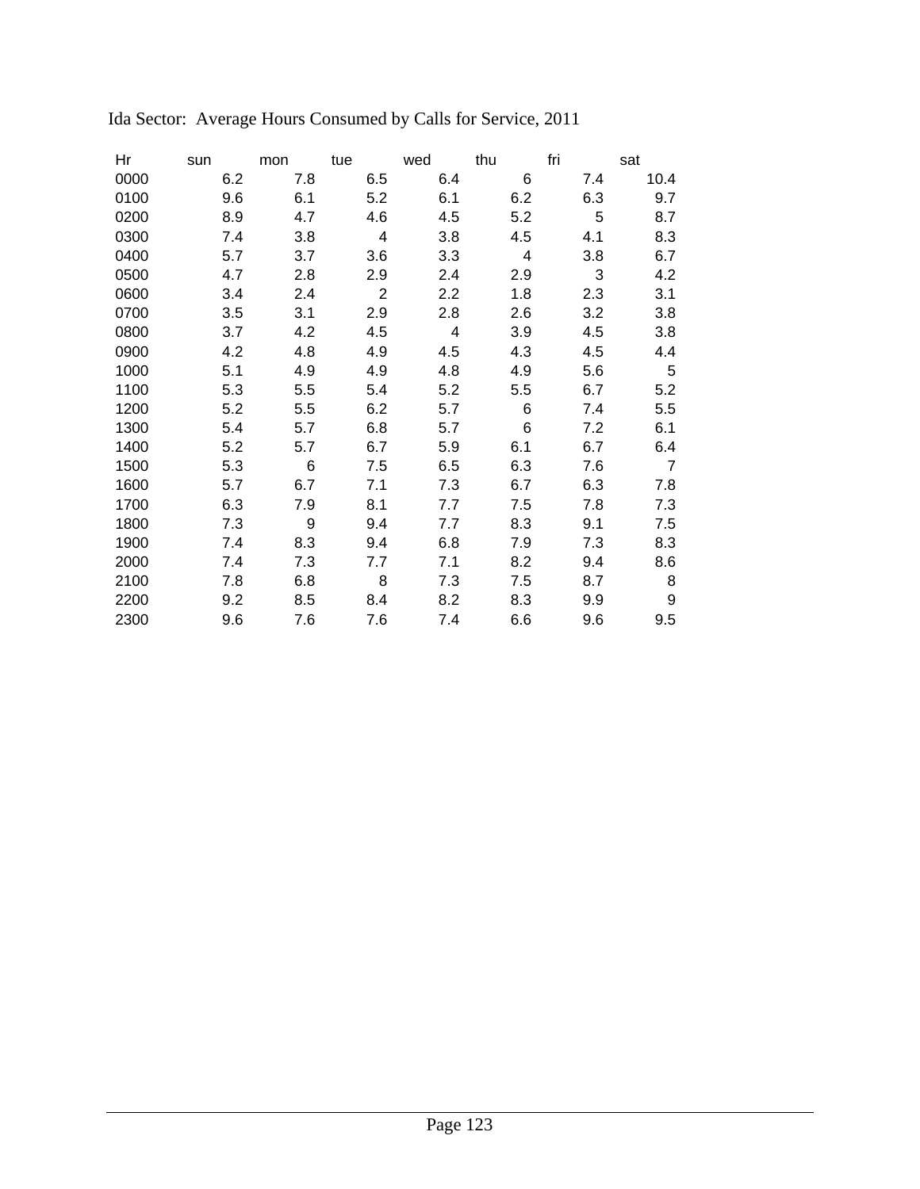Ida Sector:  Average Hours Consumed by Calls for Service, 2011

| Hr | sun | mon | tue | wed | thu | fri | sat |
|---|---|---|---|---|---|---|---|
| 0000 | 6.2 | 7.8 | 6.5 | 6.4 | 6 | 7.4 | 10.4 |
| 0100 | 9.6 | 6.1 | 5.2 | 6.1 | 6.2 | 6.3 | 9.7 |
| 0200 | 8.9 | 4.7 | 4.6 | 4.5 | 5.2 | 5 | 8.7 |
| 0300 | 7.4 | 3.8 | 4 | 3.8 | 4.5 | 4.1 | 8.3 |
| 0400 | 5.7 | 3.7 | 3.6 | 3.3 | 4 | 3.8 | 6.7 |
| 0500 | 4.7 | 2.8 | 2.9 | 2.4 | 2.9 | 3 | 4.2 |
| 0600 | 3.4 | 2.4 | 2 | 2.2 | 1.8 | 2.3 | 3.1 |
| 0700 | 3.5 | 3.1 | 2.9 | 2.8 | 2.6 | 3.2 | 3.8 |
| 0800 | 3.7 | 4.2 | 4.5 | 4 | 3.9 | 4.5 | 3.8 |
| 0900 | 4.2 | 4.8 | 4.9 | 4.5 | 4.3 | 4.5 | 4.4 |
| 1000 | 5.1 | 4.9 | 4.9 | 4.8 | 4.9 | 5.6 | 5 |
| 1100 | 5.3 | 5.5 | 5.4 | 5.2 | 5.5 | 6.7 | 5.2 |
| 1200 | 5.2 | 5.5 | 6.2 | 5.7 | 6 | 7.4 | 5.5 |
| 1300 | 5.4 | 5.7 | 6.8 | 5.7 | 6 | 7.2 | 6.1 |
| 1400 | 5.2 | 5.7 | 6.7 | 5.9 | 6.1 | 6.7 | 6.4 |
| 1500 | 5.3 | 6 | 7.5 | 6.5 | 6.3 | 7.6 | 7 |
| 1600 | 5.7 | 6.7 | 7.1 | 7.3 | 6.7 | 6.3 | 7.8 |
| 1700 | 6.3 | 7.9 | 8.1 | 7.7 | 7.5 | 7.8 | 7.3 |
| 1800 | 7.3 | 9 | 9.4 | 7.7 | 8.3 | 9.1 | 7.5 |
| 1900 | 7.4 | 8.3 | 9.4 | 6.8 | 7.9 | 7.3 | 8.3 |
| 2000 | 7.4 | 7.3 | 7.7 | 7.1 | 8.2 | 9.4 | 8.6 |
| 2100 | 7.8 | 6.8 | 8 | 7.3 | 7.5 | 8.7 | 8 |
| 2200 | 9.2 | 8.5 | 8.4 | 8.2 | 8.3 | 9.9 | 9 |
| 2300 | 9.6 | 7.6 | 7.6 | 7.4 | 6.6 | 9.6 | 9.5 |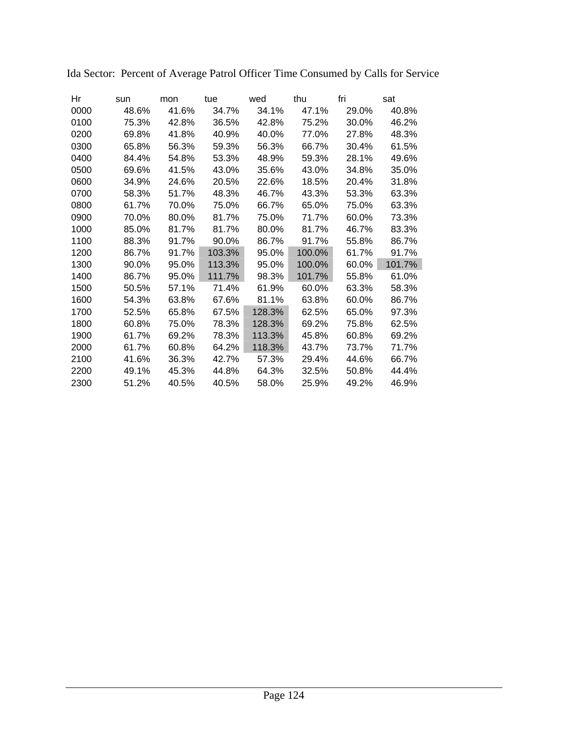Ida Sector: Percent of Average Patrol Officer Time Consumed by Calls for Service

| Hr | sun | mon | tue | wed | thu | fri | sat |
|---|---|---|---|---|---|---|---|
| 0000 | 48.6% | 41.6% | 34.7% | 34.1% | 47.1% | 29.0% | 40.8% |
| 0100 | 75.3% | 42.8% | 36.5% | 42.8% | 75.2% | 30.0% | 46.2% |
| 0200 | 69.8% | 41.8% | 40.9% | 40.0% | 77.0% | 27.8% | 48.3% |
| 0300 | 65.8% | 56.3% | 59.3% | 56.3% | 66.7% | 30.4% | 61.5% |
| 0400 | 84.4% | 54.8% | 53.3% | 48.9% | 59.3% | 28.1% | 49.6% |
| 0500 | 69.6% | 41.5% | 43.0% | 35.6% | 43.0% | 34.8% | 35.0% |
| 0600 | 34.9% | 24.6% | 20.5% | 22.6% | 18.5% | 20.4% | 31.8% |
| 0700 | 58.3% | 51.7% | 48.3% | 46.7% | 43.3% | 53.3% | 63.3% |
| 0800 | 61.7% | 70.0% | 75.0% | 66.7% | 65.0% | 75.0% | 63.3% |
| 0900 | 70.0% | 80.0% | 81.7% | 75.0% | 71.7% | 60.0% | 73.3% |
| 1000 | 85.0% | 81.7% | 81.7% | 80.0% | 81.7% | 46.7% | 83.3% |
| 1100 | 88.3% | 91.7% | 90.0% | 86.7% | 91.7% | 55.8% | 86.7% |
| 1200 | 86.7% | 91.7% | 103.3% | 95.0% | 100.0% | 61.7% | 91.7% |
| 1300 | 90.0% | 95.0% | 113.3% | 95.0% | 100.0% | 60.0% | 101.7% |
| 1400 | 86.7% | 95.0% | 111.7% | 98.3% | 101.7% | 55.8% | 61.0% |
| 1500 | 50.5% | 57.1% | 71.4% | 61.9% | 60.0% | 63.3% | 58.3% |
| 1600 | 54.3% | 63.8% | 67.6% | 81.1% | 63.8% | 60.0% | 86.7% |
| 1700 | 52.5% | 65.8% | 67.5% | 128.3% | 62.5% | 65.0% | 97.3% |
| 1800 | 60.8% | 75.0% | 78.3% | 128.3% | 69.2% | 75.8% | 62.5% |
| 1900 | 61.7% | 69.2% | 78.3% | 113.3% | 45.8% | 60.8% | 69.2% |
| 2000 | 61.7% | 60.8% | 64.2% | 118.3% | 43.7% | 73.7% | 71.7% |
| 2100 | 41.6% | 36.3% | 42.7% | 57.3% | 29.4% | 44.6% | 66.7% |
| 2200 | 49.1% | 45.3% | 44.8% | 64.3% | 32.5% | 50.8% | 44.4% |
| 2300 | 51.2% | 40.5% | 40.5% | 58.0% | 25.9% | 49.2% | 46.9% |